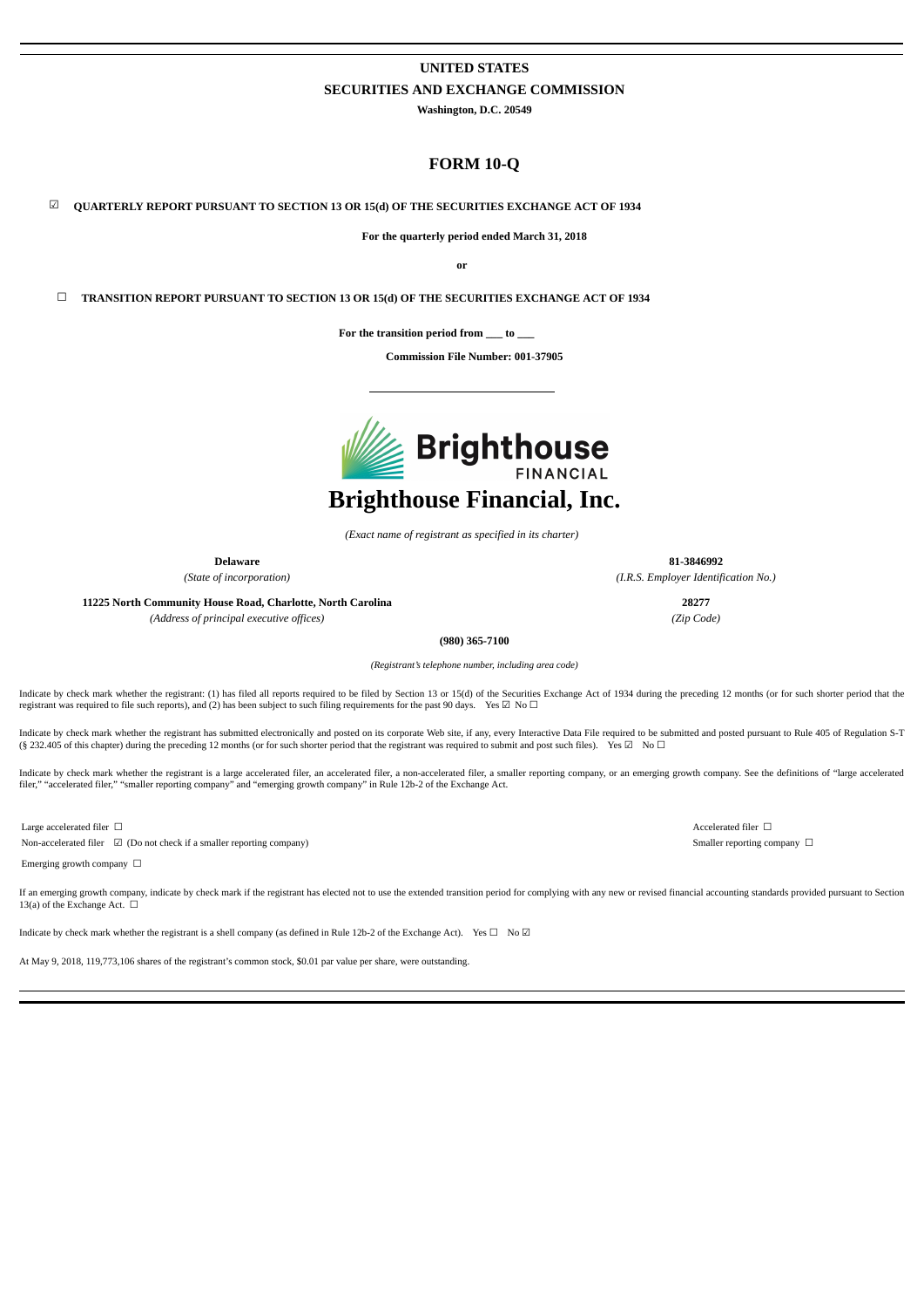# UNITED STATES
## SECURITIES AND EXCHANGE COMMISSION

**Washington, D.C. 20549**

# FORM 10-Q

☑ **QUARTERLY REPORT PURSUANT TO SECTION 13 OR 15(d) OF THE SECURITIES EXCHANGE ACT OF 1934**

**For the quarterly period ended March 31, 2018**

**or**

☐ **TRANSITION REPORT PURSUANT TO SECTION 13 OR 15(d) OF THE SECURITIES EXCHANGE ACT OF 1934**

**For the transition period from \_\_\_ to \_\_\_**

**Commission File Number: 001-37905**

---

# Brighthouse Financial, Inc.

*(Exact name of registrant as specified in its charter)*

| **Delaware** | **81-3846992** |
|---|---|
| *(State of incorporation)* | *(I.R.S. Employer Identification No.)* |
| **11225 North Community House Road, Charlotte, North Carolina** | **28277** |
| *(Address of principal executive offices)* | *(Zip Code)* |

**(980) 365-7100**

*(Registrant's telephone number, including area code)*

Indicate by check mark whether the registrant: (1) has filed all reports required to be filed by Section 13 or 15(d) of the Securities Exchange Act of 1934 during the preceding 12 months (or for such shorter period that the registrant was required to file such reports), and (2) has been subject to such filing requirements for the past 90 days. Yes ☑ No ☐

Indicate by check mark whether the registrant has submitted electronically and posted on its corporate Web site, if any, every Interactive Data File required to be submitted and posted pursuant to Rule 405 of Regulation S-T (§ 232.405 of this chapter) during the preceding 12 months (or for such shorter period that the registrant was required to submit and post such files). Yes ☑ No ☐

Indicate by check mark whether the registrant is a large accelerated filer, an accelerated filer, a non-accelerated filer, a smaller reporting company, or an emerging growth company. See the definitions of "large accelerated filer," "accelerated filer," "smaller reporting company" and "emerging growth company" in Rule 12b-2 of the Exchange Act.

| | |
|---|---|
| Large accelerated filer ☐ | Accelerated filer ☐ |
| Non-accelerated filer ☑ (Do not check if a smaller reporting company) | Smaller reporting company ☐ |
| Emerging growth company ☐ | |

If an emerging growth company, indicate by check mark if the registrant has elected not to use the extended transition period for complying with any new or revised financial accounting standards provided pursuant to Section 13(a) of the Exchange Act. ☐

Indicate by check mark whether the registrant is a shell company (as defined in Rule 12b-2 of the Exchange Act). Yes ☐ No ☑

At May 9, 2018, 119,773,106 shares of the registrant's common stock, $0.01 par value per share, were outstanding.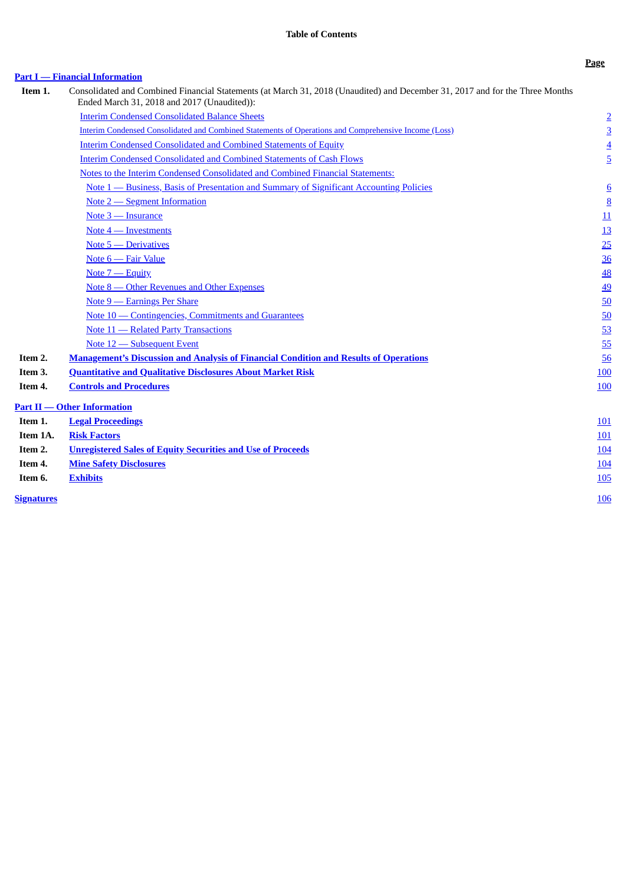# Table of Contents

| | | Page |
|---|---|---|
| **Part I — Financial Information** | | |
| **Item 1.** | Consolidated and Combined Financial Statements (at March 31, 2018 (Unaudited) and December 31, 2017 and for the Three Months Ended March 31, 2018 and 2017 (Unaudited)): | |
| | Interim Condensed Consolidated Balance Sheets | 2 |
| | Interim Condensed Consolidated and Combined Statements of Operations and Comprehensive Income (Loss) | 3 |
| | Interim Condensed Consolidated and Combined Statements of Equity | 4 |
| | Interim Condensed Consolidated and Combined Statements of Cash Flows | 5 |
| | Notes to the Interim Condensed Consolidated and Combined Financial Statements: | |
| | Note 1 — Business, Basis of Presentation and Summary of Significant Accounting Policies | 6 |
| | Note 2 — Segment Information | 8 |
| | Note 3 — Insurance | 11 |
| | Note 4 — Investments | 13 |
| | Note 5 — Derivatives | 25 |
| | Note 6 — Fair Value | 36 |
| | Note 7 — Equity | 48 |
| | Note 8 — Other Revenues and Other Expenses | 49 |
| | Note 9 — Earnings Per Share | 50 |
| | Note 10 — Contingencies, Commitments and Guarantees | 50 |
| | Note 11 — Related Party Transactions | 53 |
| | Note 12 — Subsequent Event | 55 |
| **Item 2.** | **Management's Discussion and Analysis of Financial Condition and Results of Operations** | 56 |
| **Item 3.** | **Quantitative and Qualitative Disclosures About Market Risk** | 100 |
| **Item 4.** | **Controls and Procedures** | 100 |
| **Part II — Other Information** | | |
| **Item 1.** | **Legal Proceedings** | 101 |
| **Item 1A.** | **Risk Factors** | 101 |
| **Item 2.** | **Unregistered Sales of Equity Securities and Use of Proceeds** | 104 |
| **Item 4.** | **Mine Safety Disclosures** | 104 |
| **Item 6.** | **Exhibits** | 105 |
| **Signatures** | | 106 |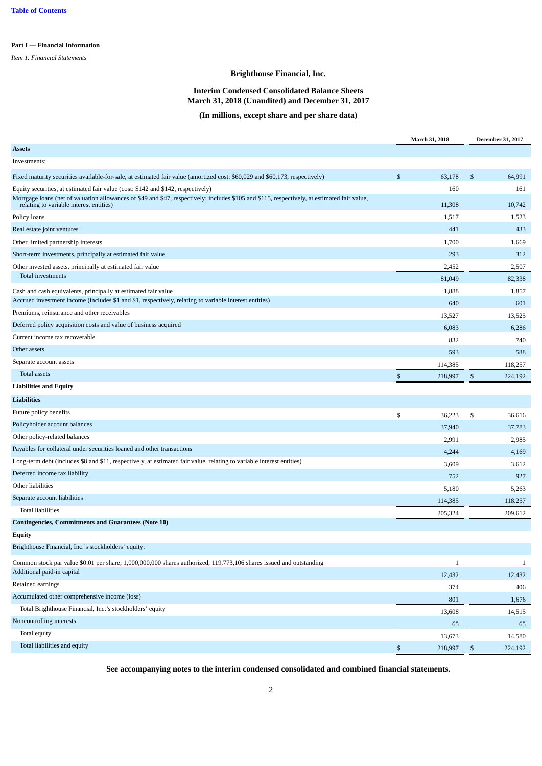**Part I — Financial Information**

*Item 1. Financial Statements*

## Brighthouse Financial, Inc.

### Interim Condensed Consolidated Balance Sheets
### March 31, 2018 (Unaudited) and December 31, 2017

### (In millions, except share and per share data)

| | March 31, 2018 | December 31, 2017 |
|---|---|---|
| **Assets** | | |
| Investments: | | |
| Fixed maturity securities available-for-sale, at estimated fair value (amortized cost: $60,029 and $60,173, respectively) | $ 63,178 | $ 64,991 |
| Equity securities, at estimated fair value (cost: $142 and $142, respectively) | 160 | 161 |
| Mortgage loans (net of valuation allowances of $49 and $47, respectively; includes $105 and $115, respectively, at estimated fair value, relating to variable interest entities) | 11,308 | 10,742 |
| Policy loans | 1,517 | 1,523 |
| Real estate joint ventures | 441 | 433 |
| Other limited partnership interests | 1,700 | 1,669 |
| Short-term investments, principally at estimated fair value | 293 | 312 |
| Other invested assets, principally at estimated fair value | 2,452 | 2,507 |
| Total investments | 81,049 | 82,338 |
| Cash and cash equivalents, principally at estimated fair value | 1,888 | 1,857 |
| Accrued investment income (includes $1 and $1, respectively, relating to variable interest entities) | 640 | 601 |
| Premiums, reinsurance and other receivables | 13,527 | 13,525 |
| Deferred policy acquisition costs and value of business acquired | 6,083 | 6,286 |
| Current income tax recoverable | 832 | 740 |
| Other assets | 593 | 588 |
| Separate account assets | 114,385 | 118,257 |
| Total assets | $ 218,997 | $ 224,192 |
| **Liabilities and Equity** | | |
| **Liabilities** | | |
| Future policy benefits | $ 36,223 | $ 36,616 |
| Policyholder account balances | 37,940 | 37,783 |
| Other policy-related balances | 2,991 | 2,985 |
| Payables for collateral under securities loaned and other transactions | 4,244 | 4,169 |
| Long-term debt (includes $8 and $11, respectively, at estimated fair value, relating to variable interest entities) | 3,609 | 3,612 |
| Deferred income tax liability | 752 | 927 |
| Other liabilities | 5,180 | 5,263 |
| Separate account liabilities | 114,385 | 118,257 |
| Total liabilities | 205,324 | 209,612 |
| **Contingencies, Commitments and Guarantees (Note 10)** | | |
| **Equity** | | |
| Brighthouse Financial, Inc.'s stockholders' equity: | | |
| Common stock par value $0.01 per share; 1,000,000,000 shares authorized; 119,773,106 shares issued and outstanding | 1 | 1 |
| Additional paid-in capital | 12,432 | 12,432 |
| Retained earnings | 374 | 406 |
| Accumulated other comprehensive income (loss) | 801 | 1,676 |
| Total Brighthouse Financial, Inc.'s stockholders' equity | 13,608 | 14,515 |
| Noncontrolling interests | 65 | 65 |
| Total equity | 13,673 | 14,580 |
| Total liabilities and equity | $ 218,997 | $ 224,192 |

**See accompanying notes to the interim condensed consolidated and combined financial statements.**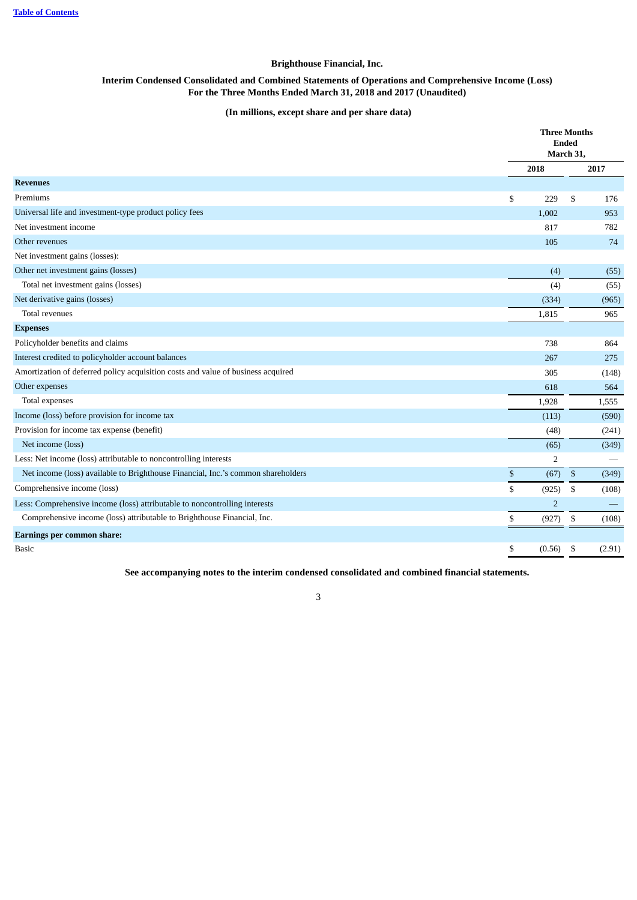**Brighthouse Financial, Inc.**

**Interim Condensed Consolidated and Combined Statements of Operations and Comprehensive Income (Loss)**
**For the Three Months Ended March 31, 2018 and 2017 (Unaudited)**

**(In millions, except share and per share data)**

| | Three Months Ended March 31, | |
|---|---|---|
| | 2018 | 2017 |
| **Revenues** | | |
| Premiums | $ 229 | $ 176 |
| Universal life and investment-type product policy fees | 1,002 | 953 |
| Net investment income | 817 | 782 |
| Other revenues | 105 | 74 |
| Net investment gains (losses): | | |
| Other net investment gains (losses) | (4) | (55) |
| Total net investment gains (losses) | (4) | (55) |
| Net derivative gains (losses) | (334) | (965) |
| Total revenues | 1,815 | 965 |
| **Expenses** | | |
| Policyholder benefits and claims | 738 | 864 |
| Interest credited to policyholder account balances | 267 | 275 |
| Amortization of deferred policy acquisition costs and value of business acquired | 305 | (148) |
| Other expenses | 618 | 564 |
| Total expenses | 1,928 | 1,555 |
| Income (loss) before provision for income tax | (113) | (590) |
| Provision for income tax expense (benefit) | (48) | (241) |
| Net income (loss) | (65) | (349) |
| Less: Net income (loss) attributable to noncontrolling interests | 2 | — |
| Net income (loss) available to Brighthouse Financial, Inc.'s common shareholders | $ (67) | $ (349) |
| Comprehensive income (loss) | $ (925) | $ (108) |
| Less: Comprehensive income (loss) attributable to noncontrolling interests | 2 | — |
| Comprehensive income (loss) attributable to Brighthouse Financial, Inc. | $ (927) | $ (108) |
| **Earnings per common share:** | | |
| Basic | $ (0.56) | $ (2.91) |

**See accompanying notes to the interim condensed consolidated and combined financial statements.**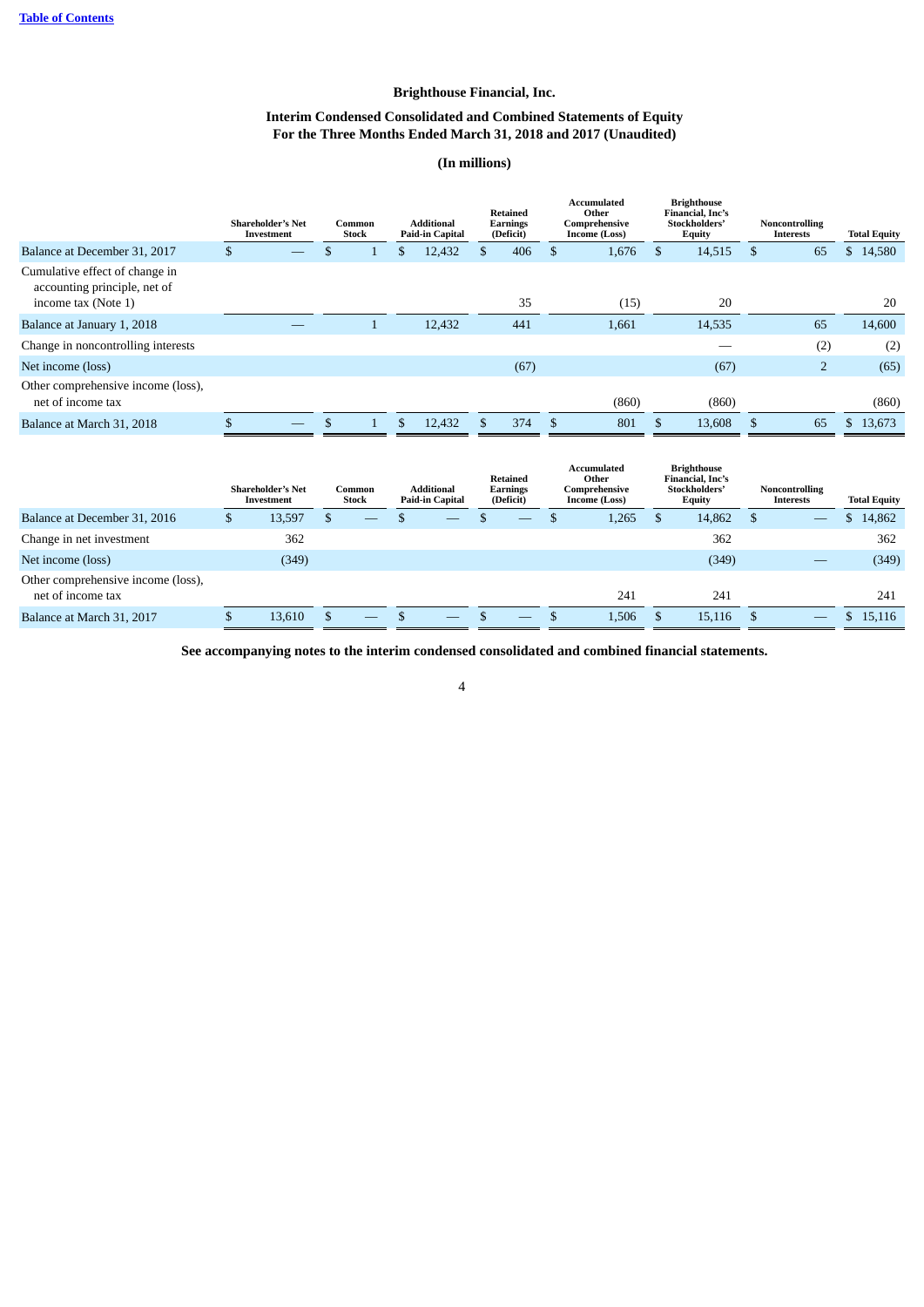Brighthouse Financial, Inc.

Interim Condensed Consolidated and Combined Statements of Equity
For the Three Months Ended March 31, 2018 and 2017 (Unaudited)

(In millions)

| | Shareholder's Net Investment | Common Stock | Additional Paid-in Capital | Retained Earnings (Deficit) | Accumulated Other Comprehensive Income (Loss) | Brighthouse Financial, Inc's Stockholders' Equity | Noncontrolling Interests | Total Equity |
|---|---|---|---|---|---|---|---|---|
| Balance at December 31, 2017 | $ — | $ 1 | $ 12,432 | $ 406 | $ 1,676 | $ 14,515 | $ 65 | $ 14,580 |
| Cumulative effect of change in accounting principle, net of income tax (Note 1) | | | | 35 | (15) | 20 | | 20 |
| Balance at January 1, 2018 | — | 1 | 12,432 | 441 | 1,661 | 14,535 | 65 | 14,600 |
| Change in noncontrolling interests | | | | | | — | (2) | (2) |
| Net income (loss) | | | | (67) | | (67) | 2 | (65) |
| Other comprehensive income (loss), net of income tax | | | | | (860) | (860) | | (860) |
| Balance at March 31, 2018 | $ — | $ 1 | $ 12,432 | $ 374 | $ 801 | $ 13,608 | $ 65 | $ 13,673 |

| | Shareholder's Net Investment | Common Stock | Additional Paid-in Capital | Retained Earnings (Deficit) | Accumulated Other Comprehensive Income (Loss) | Brighthouse Financial, Inc's Stockholders' Equity | Noncontrolling Interests | Total Equity |
|---|---|---|---|---|---|---|---|---|
| Balance at December 31, 2016 | $ 13,597 | $ — | $ — | $ — | $ 1,265 | $ 14,862 | $ — | $ 14,862 |
| Change in net investment | 362 | | | | | 362 | | 362 |
| Net income (loss) | (349) | | | | | (349) | — | (349) |
| Other comprehensive income (loss), net of income tax | | | | | 241 | 241 | | 241 |
| Balance at March 31, 2017 | $ 13,610 | $ — | $ — | $ — | $ 1,506 | $ 15,116 | $ — | $ 15,116 |

**See accompanying notes to the interim condensed consolidated and combined financial statements.**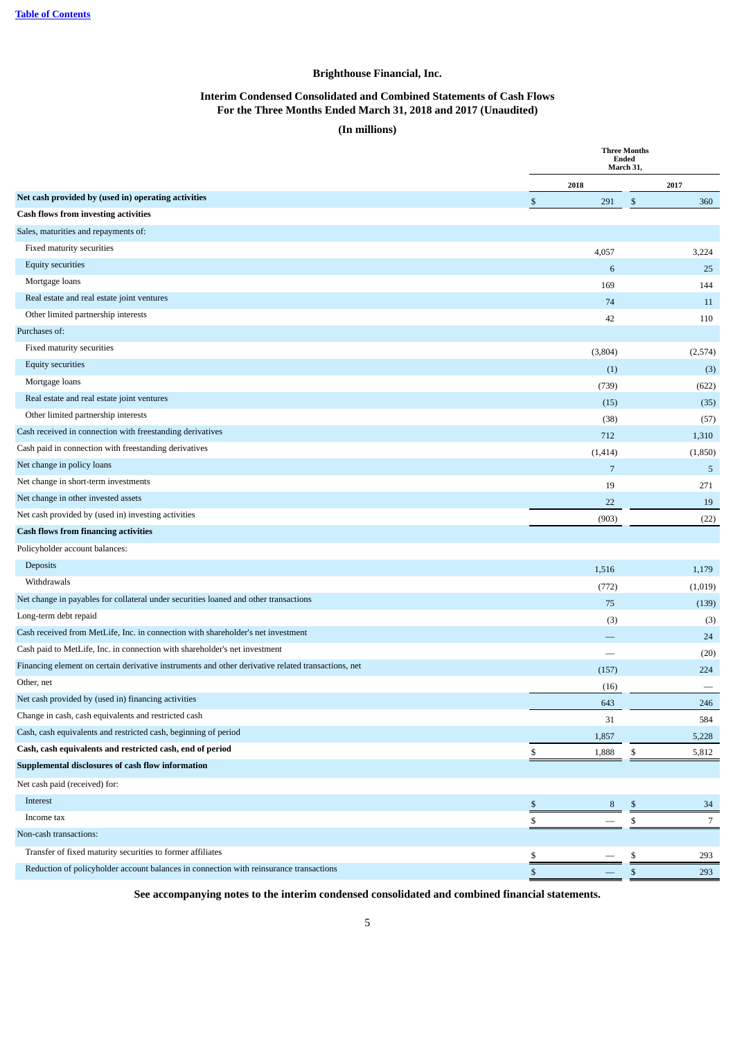**Brighthouse Financial, Inc.**

**Interim Condensed Consolidated and Combined Statements of Cash Flows**
**For the Three Months Ended March 31, 2018 and 2017 (Unaudited)**

**(In millions)**

| | Three Months Ended March 31, | |
|---|---|---|
| | 2018 | 2017 |
| **Net cash provided by (used in) operating activities** | $ 291 | $ 360 |
| **Cash flows from investing activities** | | |
| Sales, maturities and repayments of: | | |
| Fixed maturity securities | 4,057 | 3,224 |
| Equity securities | 6 | 25 |
| Mortgage loans | 169 | 144 |
| Real estate and real estate joint ventures | 74 | 11 |
| Other limited partnership interests | 42 | 110 |
| Purchases of: | | |
| Fixed maturity securities | (3,804) | (2,574) |
| Equity securities | (1) | (3) |
| Mortgage loans | (739) | (622) |
| Real estate and real estate joint ventures | (15) | (35) |
| Other limited partnership interests | (38) | (57) |
| Cash received in connection with freestanding derivatives | 712 | 1,310 |
| Cash paid in connection with freestanding derivatives | (1,414) | (1,850) |
| Net change in policy loans | 7 | 5 |
| Net change in short-term investments | 19 | 271 |
| Net change in other invested assets | 22 | 19 |
| Net cash provided by (used in) investing activities | (903) | (22) |
| **Cash flows from financing activities** | | |
| Policyholder account balances: | | |
| Deposits | 1,516 | 1,179 |
| Withdrawals | (772) | (1,019) |
| Net change in payables for collateral under securities loaned and other transactions | 75 | (139) |
| Long-term debt repaid | (3) | (3) |
| Cash received from MetLife, Inc. in connection with shareholder's net investment | — | 24 |
| Cash paid to MetLife, Inc. in connection with shareholder's net investment | — | (20) |
| Financing element on certain derivative instruments and other derivative related transactions, net | (157) | 224 |
| Other, net | (16) | — |
| Net cash provided by (used in) financing activities | 643 | 246 |
| Change in cash, cash equivalents and restricted cash | 31 | 584 |
| Cash, cash equivalents and restricted cash, beginning of period | 1,857 | 5,228 |
| **Cash, cash equivalents and restricted cash, end of period** | $ 1,888 | $ 5,812 |
| **Supplemental disclosures of cash flow information** | | |
| Net cash paid (received) for: | | |
| Interest | $ 8 | $ 34 |
| Income tax | $ — | $ 7 |
| Non-cash transactions: | | |
| Transfer of fixed maturity securities to former affiliates | $ — | $ 293 |
| Reduction of policyholder account balances in connection with reinsurance transactions | $ — | $ 293 |

**See accompanying notes to the interim condensed consolidated and combined financial statements.**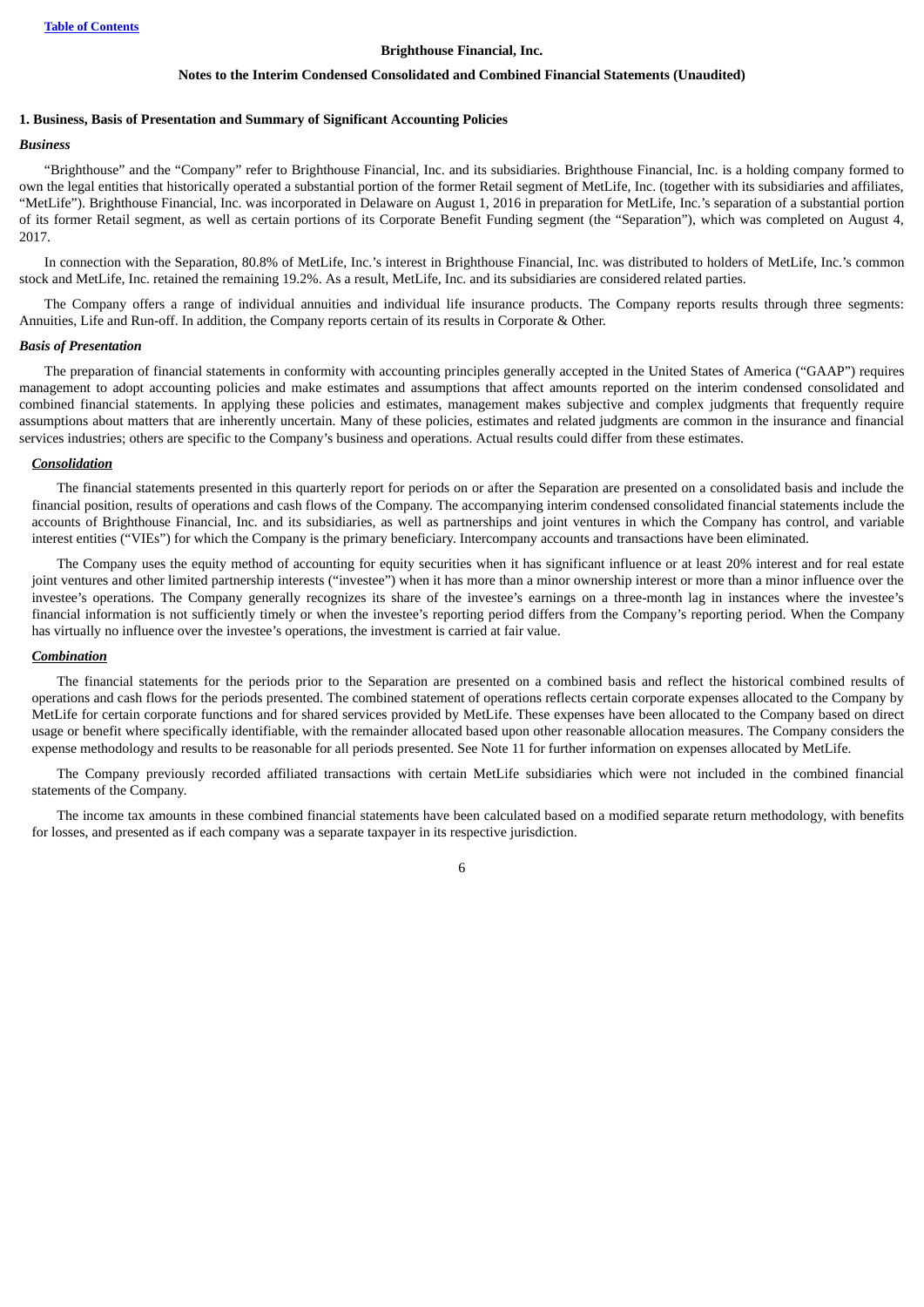## Brighthouse Financial, Inc.

### Notes to the Interim Condensed Consolidated and Combined Financial Statements (Unaudited)

### 1. Business, Basis of Presentation and Summary of Significant Accounting Policies

#### *Business*

"Brighthouse" and the "Company" refer to Brighthouse Financial, Inc. and its subsidiaries. Brighthouse Financial, Inc. is a holding company formed to own the legal entities that historically operated a substantial portion of the former Retail segment of MetLife, Inc. (together with its subsidiaries and affiliates, "MetLife"). Brighthouse Financial, Inc. was incorporated in Delaware on August 1, 2016 in preparation for MetLife, Inc.'s separation of a substantial portion of its former Retail segment, as well as certain portions of its Corporate Benefit Funding segment (the "Separation"), which was completed on August 4, 2017.

In connection with the Separation, 80.8% of MetLife, Inc.'s interest in Brighthouse Financial, Inc. was distributed to holders of MetLife, Inc.'s common stock and MetLife, Inc. retained the remaining 19.2%. As a result, MetLife, Inc. and its subsidiaries are considered related parties.

The Company offers a range of individual annuities and individual life insurance products. The Company reports results through three segments: Annuities, Life and Run-off. In addition, the Company reports certain of its results in Corporate & Other.

#### *Basis of Presentation*

The preparation of financial statements in conformity with accounting principles generally accepted in the United States of America ("GAAP") requires management to adopt accounting policies and make estimates and assumptions that affect amounts reported on the interim condensed consolidated and combined financial statements. In applying these policies and estimates, management makes subjective and complex judgments that frequently require assumptions about matters that are inherently uncertain. Many of these policies, estimates and related judgments are common in the insurance and financial services industries; others are specific to the Company's business and operations. Actual results could differ from these estimates.

***Consolidation***

The financial statements presented in this quarterly report for periods on or after the Separation are presented on a consolidated basis and include the financial position, results of operations and cash flows of the Company. The accompanying interim condensed consolidated financial statements include the accounts of Brighthouse Financial, Inc. and its subsidiaries, as well as partnerships and joint ventures in which the Company has control, and variable interest entities ("VIEs") for which the Company is the primary beneficiary. Intercompany accounts and transactions have been eliminated.

The Company uses the equity method of accounting for equity securities when it has significant influence or at least 20% interest and for real estate joint ventures and other limited partnership interests ("investee") when it has more than a minor ownership interest or more than a minor influence over the investee's operations. The Company generally recognizes its share of the investee's earnings on a three-month lag in instances where the investee's financial information is not sufficiently timely or when the investee's reporting period differs from the Company's reporting period. When the Company has virtually no influence over the investee's operations, the investment is carried at fair value.

***Combination***

The financial statements for the periods prior to the Separation are presented on a combined basis and reflect the historical combined results of operations and cash flows for the periods presented. The combined statement of operations reflects certain corporate expenses allocated to the Company by MetLife for certain corporate functions and for shared services provided by MetLife. These expenses have been allocated to the Company based on direct usage or benefit where specifically identifiable, with the remainder allocated based upon other reasonable allocation measures. The Company considers the expense methodology and results to be reasonable for all periods presented. See Note 11 for further information on expenses allocated by MetLife.

The Company previously recorded affiliated transactions with certain MetLife subsidiaries which were not included in the combined financial statements of the Company.

The income tax amounts in these combined financial statements have been calculated based on a modified separate return methodology, with benefits for losses, and presented as if each company was a separate taxpayer in its respective jurisdiction.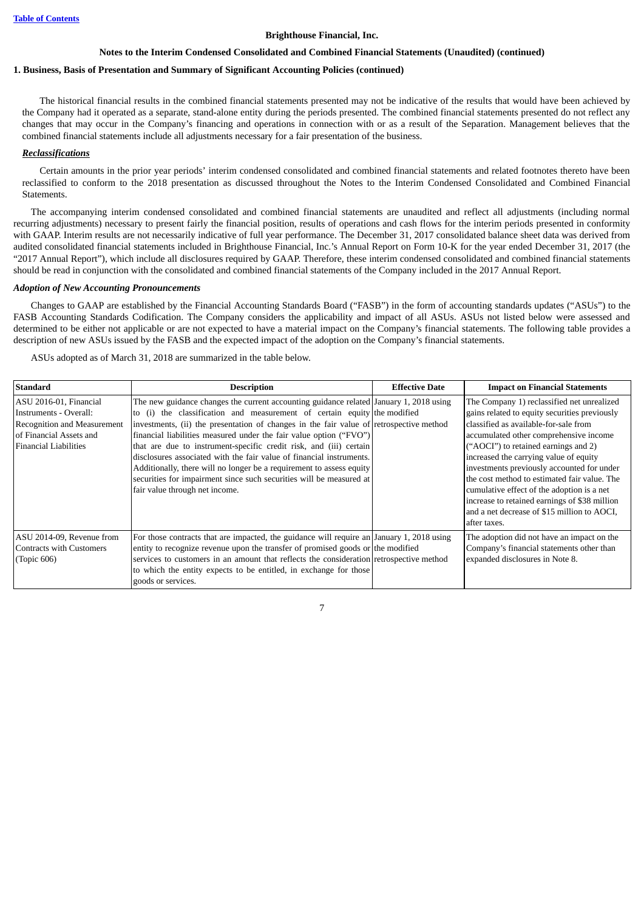**Brighthouse Financial, Inc.**

**Notes to the Interim Condensed Consolidated and Combined Financial Statements (Unaudited) (continued)**

**1. Business, Basis of Presentation and Summary of Significant Accounting Policies (continued)**

The historical financial results in the combined financial statements presented may not be indicative of the results that would have been achieved by the Company had it operated as a separate, stand-alone entity during the periods presented. The combined financial statements presented do not reflect any changes that may occur in the Company's financing and operations in connection with or as a result of the Separation. Management believes that the combined financial statements include all adjustments necessary for a fair presentation of the business.

***Reclassifications***

Certain amounts in the prior year periods' interim condensed consolidated and combined financial statements and related footnotes thereto have been reclassified to conform to the 2018 presentation as discussed throughout the Notes to the Interim Condensed Consolidated and Combined Financial Statements.

The accompanying interim condensed consolidated and combined financial statements are unaudited and reflect all adjustments (including normal recurring adjustments) necessary to present fairly the financial position, results of operations and cash flows for the interim periods presented in conformity with GAAP. Interim results are not necessarily indicative of full year performance. The December 31, 2017 consolidated balance sheet data was derived from audited consolidated financial statements included in Brighthouse Financial, Inc.'s Annual Report on Form 10-K for the year ended December 31, 2017 (the "2017 Annual Report"), which include all disclosures required by GAAP. Therefore, these interim condensed consolidated and combined financial statements should be read in conjunction with the consolidated and combined financial statements of the Company included in the 2017 Annual Report.

***Adoption of New Accounting Pronouncements***

Changes to GAAP are established by the Financial Accounting Standards Board ("FASB") in the form of accounting standards updates ("ASUs") to the FASB Accounting Standards Codification. The Company considers the applicability and impact of all ASUs. ASUs not listed below were assessed and determined to be either not applicable or are not expected to have a material impact on the Company's financial statements. The following table provides a description of new ASUs issued by the FASB and the expected impact of the adoption on the Company's financial statements.

ASUs adopted as of March 31, 2018 are summarized in the table below.

| Standard | Description | Effective Date | Impact on Financial Statements |
|---|---|---|---|
| ASU 2016-01, Financial Instruments - Overall: Recognition and Measurement of Financial Assets and Financial Liabilities | The new guidance changes the current accounting guidance related to (i) the classification and measurement of certain equity investments, (ii) the presentation of changes in the fair value of financial liabilities measured under the fair value option ("FVO") that are due to instrument-specific credit risk, and (iii) certain disclosures associated with the fair value of financial instruments. Additionally, there will no longer be a requirement to assess equity securities for impairment since such securities will be measured at fair value through net income. | January 1, 2018 using the modified retrospective method | The Company 1) reclassified net unrealized gains related to equity securities previously classified as available-for-sale from accumulated other comprehensive income ("AOCI") to retained earnings and 2) increased the carrying value of equity investments previously accounted for under the cost method to estimated fair value. The cumulative effect of the adoption is a net increase to retained earnings of $38 million and a net decrease of $15 million to AOCI, after taxes. |
| ASU 2014-09, Revenue from Contracts with Customers (Topic 606) | For those contracts that are impacted, the guidance will require an entity to recognize revenue upon the transfer of promised goods or services to customers in an amount that reflects the consideration to which the entity expects to be entitled, in exchange for those goods or services. | January 1, 2018 using the modified retrospective method | The adoption did not have an impact on the Company's financial statements other than expanded disclosures in Note 8. |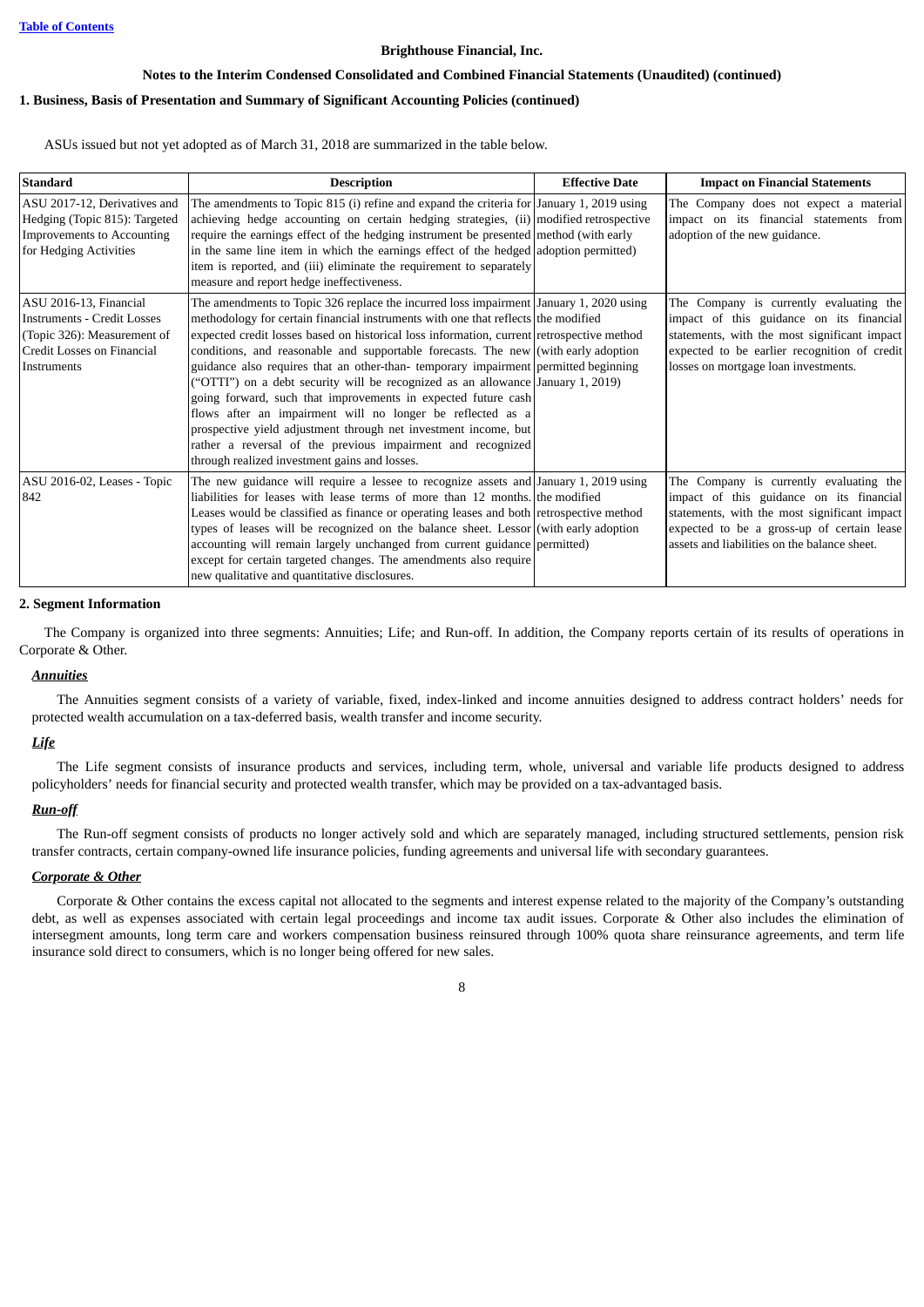Brighthouse Financial, Inc.

Notes to the Interim Condensed Consolidated and Combined Financial Statements (Unaudited) (continued)

## 1. Business, Basis of Presentation and Summary of Significant Accounting Policies (continued)

ASUs issued but not yet adopted as of March 31, 2018 are summarized in the table below.

| Standard | Description | Effective Date | Impact on Financial Statements |
|---|---|---|---|
| ASU 2017-12, Derivatives and Hedging (Topic 815): Targeted Improvements to Accounting for Hedging Activities | The amendments to Topic 815 (i) refine and expand the criteria for achieving hedge accounting on certain hedging strategies, (ii) require the earnings effect of the hedging instrument be presented in the same line item in which the earnings effect of the hedged item is reported, and (iii) eliminate the requirement to separately measure and report hedge ineffectiveness. | January 1, 2019 using modified retrospective method (with early adoption permitted) | The Company does not expect a material impact on its financial statements from adoption of the new guidance. |
| ASU 2016-13, Financial Instruments - Credit Losses (Topic 326): Measurement of Credit Losses on Financial Instruments | The amendments to Topic 326 replace the incurred loss impairment methodology for certain financial instruments with one that reflects expected credit losses based on historical loss information, current conditions, and reasonable and supportable forecasts. The new guidance also requires that an other-than- temporary impairment ("OTTI") on a debt security will be recognized as an allowance going forward, such that improvements in expected future cash flows after an impairment will no longer be reflected as a prospective yield adjustment through net investment income, but rather a reversal of the previous impairment and recognized through realized investment gains and losses. | January 1, 2020 using the modified retrospective method (with early adoption permitted beginning January 1, 2019) | The Company is currently evaluating the impact of this guidance on its financial statements, with the most significant impact expected to be the earlier recognition of credit losses on mortgage loan investments. |
| ASU 2016-02, Leases - Topic 842 | The new guidance will require a lessee to recognize assets and liabilities for leases with lease terms of more than 12 months. Leases would be classified as finance or operating leases and both types of leases will be recognized on the balance sheet. Lessor accounting will remain largely unchanged from current guidance except for certain targeted changes. The amendments also require new qualitative and quantitative disclosures. | January 1, 2019 using the modified retrospective method (with early adoption permitted) | The Company is currently evaluating the impact of this guidance on its financial statements, with the most significant impact expected to be a gross-up of certain lease assets and liabilities on the balance sheet. |

## 2. Segment Information

The Company is organized into three segments: Annuities; Life; and Run-off. In addition, the Company reports certain of its results of operations in Corporate & Other.

### *Annuities*

The Annuities segment consists of a variety of variable, fixed, index-linked and income annuities designed to address contract holders' needs for protected wealth accumulation on a tax-deferred basis, wealth transfer and income security.

### *Life*

The Life segment consists of insurance products and services, including term, whole, universal and variable life products designed to address policyholders' needs for financial security and protected wealth transfer, which may be provided on a tax-advantaged basis.

### *Run-off*

The Run-off segment consists of products no longer actively sold and which are separately managed, including structured settlements, pension risk transfer contracts, certain company-owned life insurance policies, funding agreements and universal life with secondary guarantees.

### *Corporate & Other*

Corporate & Other contains the excess capital not allocated to the segments and interest expense related to the majority of the Company's outstanding debt, as well as expenses associated with certain legal proceedings and income tax audit issues. Corporate & Other also includes the elimination of intersegment amounts, long term care and workers compensation business reinsured through 100% quota share reinsurance agreements, and term life insurance sold direct to consumers, which is no longer being offered for new sales.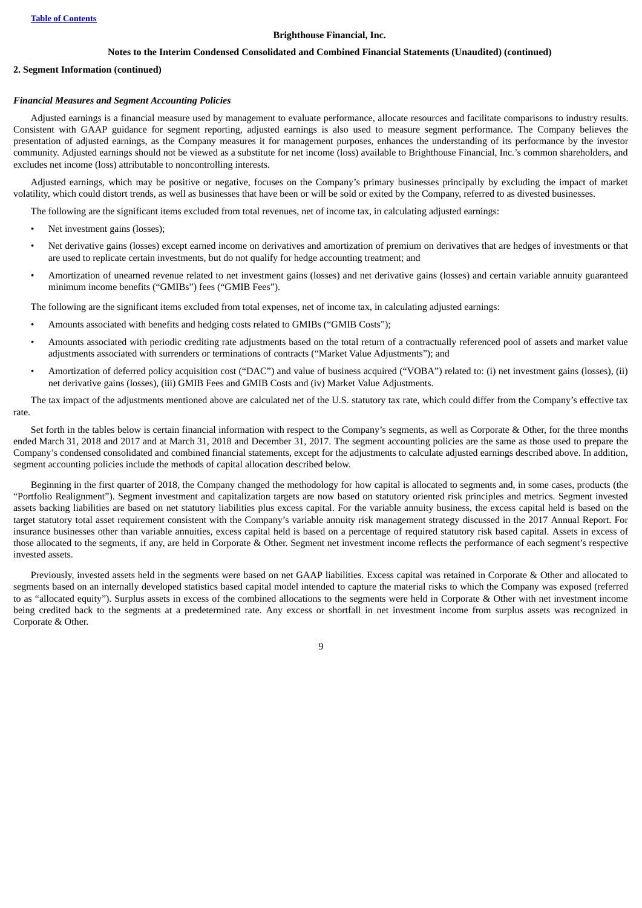**Brighthouse Financial, Inc.**

**Notes to the Interim Condensed Consolidated and Combined Financial Statements (Unaudited) (continued)**

**2. Segment Information (continued)**

***Financial Measures and Segment Accounting Policies***

Adjusted earnings is a financial measure used by management to evaluate performance, allocate resources and facilitate comparisons to industry results. Consistent with GAAP guidance for segment reporting, adjusted earnings is also used to measure segment performance. The Company believes the presentation of adjusted earnings, as the Company measures it for management purposes, enhances the understanding of its performance by the investor community. Adjusted earnings should not be viewed as a substitute for net income (loss) available to Brighthouse Financial, Inc.'s common shareholders, and excludes net income (loss) attributable to noncontrolling interests.

Adjusted earnings, which may be positive or negative, focuses on the Company's primary businesses principally by excluding the impact of market volatility, which could distort trends, as well as businesses that have been or will be sold or exited by the Company, referred to as divested businesses.

The following are the significant items excluded from total revenues, net of income tax, in calculating adjusted earnings:

- Net investment gains (losses);
- Net derivative gains (losses) except earned income on derivatives and amortization of premium on derivatives that are hedges of investments or that are used to replicate certain investments, but do not qualify for hedge accounting treatment; and
- Amortization of unearned revenue related to net investment gains (losses) and net derivative gains (losses) and certain variable annuity guaranteed minimum income benefits ("GMIBs") fees ("GMIB Fees").

The following are the significant items excluded from total expenses, net of income tax, in calculating adjusted earnings:

- Amounts associated with benefits and hedging costs related to GMIBs ("GMIB Costs");
- Amounts associated with periodic crediting rate adjustments based on the total return of a contractually referenced pool of assets and market value adjustments associated with surrenders or terminations of contracts ("Market Value Adjustments"); and
- Amortization of deferred policy acquisition cost ("DAC") and value of business acquired ("VOBA") related to: (i) net investment gains (losses), (ii) net derivative gains (losses), (iii) GMIB Fees and GMIB Costs and (iv) Market Value Adjustments.

The tax impact of the adjustments mentioned above are calculated net of the U.S. statutory tax rate, which could differ from the Company's effective tax rate.

Set forth in the tables below is certain financial information with respect to the Company's segments, as well as Corporate & Other, for the three months ended March 31, 2018 and 2017 and at March 31, 2018 and December 31, 2017. The segment accounting policies are the same as those used to prepare the Company's condensed consolidated and combined financial statements, except for the adjustments to calculate adjusted earnings described above. In addition, segment accounting policies include the methods of capital allocation described below.

Beginning in the first quarter of 2018, the Company changed the methodology for how capital is allocated to segments and, in some cases, products (the "Portfolio Realignment"). Segment investment and capitalization targets are now based on statutory oriented risk principles and metrics. Segment invested assets backing liabilities are based on net statutory liabilities plus excess capital. For the variable annuity business, the excess capital held is based on the target statutory total asset requirement consistent with the Company's variable annuity risk management strategy discussed in the 2017 Annual Report. For insurance businesses other than variable annuities, excess capital held is based on a percentage of required statutory risk based capital. Assets in excess of those allocated to the segments, if any, are held in Corporate & Other. Segment net investment income reflects the performance of each segment's respective invested assets.

Previously, invested assets held in the segments were based on net GAAP liabilities. Excess capital was retained in Corporate & Other and allocated to segments based on an internally developed statistics based capital model intended to capture the material risks to which the Company was exposed (referred to as "allocated equity"). Surplus assets in excess of the combined allocations to the segments were held in Corporate & Other with net investment income being credited back to the segments at a predetermined rate. Any excess or shortfall in net investment income from surplus assets was recognized in Corporate & Other.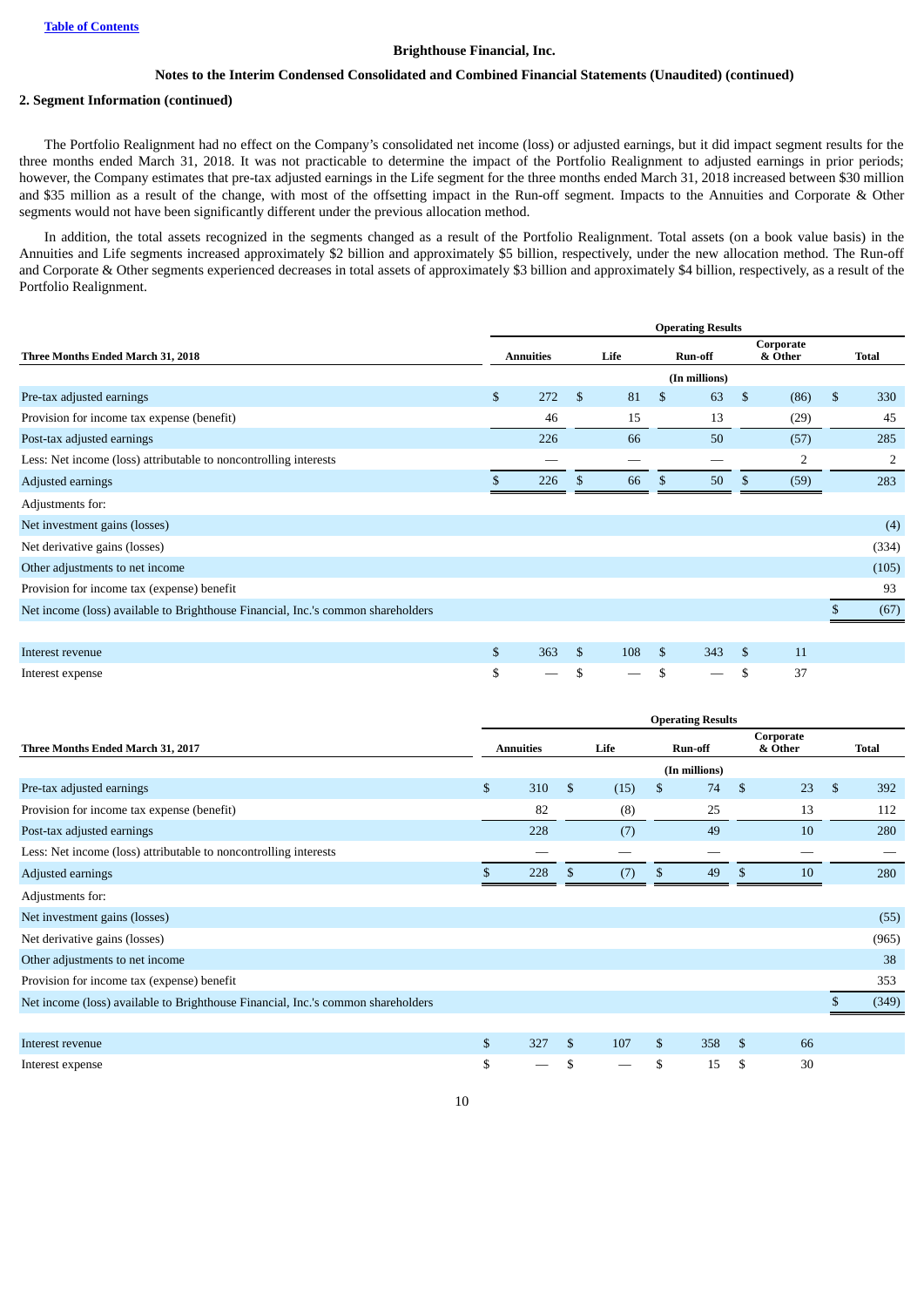Brighthouse Financial, Inc.

Notes to the Interim Condensed Consolidated and Combined Financial Statements (Unaudited) (continued)

## 2. Segment Information (continued)

The Portfolio Realignment had no effect on the Company's consolidated net income (loss) or adjusted earnings, but it did impact segment results for the three months ended March 31, 2018. It was not practicable to determine the impact of the Portfolio Realignment to adjusted earnings in prior periods; however, the Company estimates that pre-tax adjusted earnings in the Life segment for the three months ended March 31, 2018 increased between $30 million and $35 million as a result of the change, with most of the offsetting impact in the Run-off segment. Impacts to the Annuities and Corporate & Other segments would not have been significantly different under the previous allocation method.

In addition, the total assets recognized in the segments changed as a result of the Portfolio Realignment. Total assets (on a book value basis) in the Annuities and Life segments increased approximately $2 billion and approximately $5 billion, respectively, under the new allocation method. The Run-off and Corporate & Other segments experienced decreases in total assets of approximately $3 billion and approximately $4 billion, respectively, as a result of the Portfolio Realignment.

| | Operating Results | | | | |
|---|---|---|---|---|---|
| **Three Months Ended March 31, 2018** | **Annuities** | **Life** | **Run-off** | **Corporate & Other** | **Total** |
| | | | (In millions) | | |
| Pre-tax adjusted earnings | $ 272 | $ 81 | $ 63 | $ (86) | $ 330 |
| Provision for income tax expense (benefit) | 46 | 15 | 13 | (29) | 45 |
| Post-tax adjusted earnings | 226 | 66 | 50 | (57) | 285 |
| Less: Net income (loss) attributable to noncontrolling interests | — | — | — | 2 | 2 |
| Adjusted earnings | $ 226 | $ 66 | $ 50 | $ (59) | 283 |
| Adjustments for: | | | | | |
| Net investment gains (losses) | | | | | (4) |
| Net derivative gains (losses) | | | | | (334) |
| Other adjustments to net income | | | | | (105) |
| Provision for income tax (expense) benefit | | | | | 93 |
| Net income (loss) available to Brighthouse Financial, Inc.'s common shareholders | | | | | $ (67) |
| | | | | | |
| Interest revenue | $ 363 | $ 108 | $ 343 | $ 11 | |
| Interest expense | $ — | $ — | $ — | $ 37 | |

| | Operating Results | | | | |
|---|---|---|---|---|---|
| **Three Months Ended March 31, 2017** | **Annuities** | **Life** | **Run-off** | **Corporate & Other** | **Total** |
| | | | (In millions) | | |
| Pre-tax adjusted earnings | $ 310 | $ (15) | $ 74 | $ 23 | $ 392 |
| Provision for income tax expense (benefit) | 82 | (8) | 25 | 13 | 112 |
| Post-tax adjusted earnings | 228 | (7) | 49 | 10 | 280 |
| Less: Net income (loss) attributable to noncontrolling interests | — | — | — | — | — |
| Adjusted earnings | $ 228 | $ (7) | $ 49 | $ 10 | 280 |
| Adjustments for: | | | | | |
| Net investment gains (losses) | | | | | (55) |
| Net derivative gains (losses) | | | | | (965) |
| Other adjustments to net income | | | | | 38 |
| Provision for income tax (expense) benefit | | | | | 353 |
| Net income (loss) available to Brighthouse Financial, Inc.'s common shareholders | | | | | $ (349) |
| | | | | | |
| Interest revenue | $ 327 | $ 107 | $ 358 | $ 66 | |
| Interest expense | $ — | $ — | $ 15 | $ 30 | |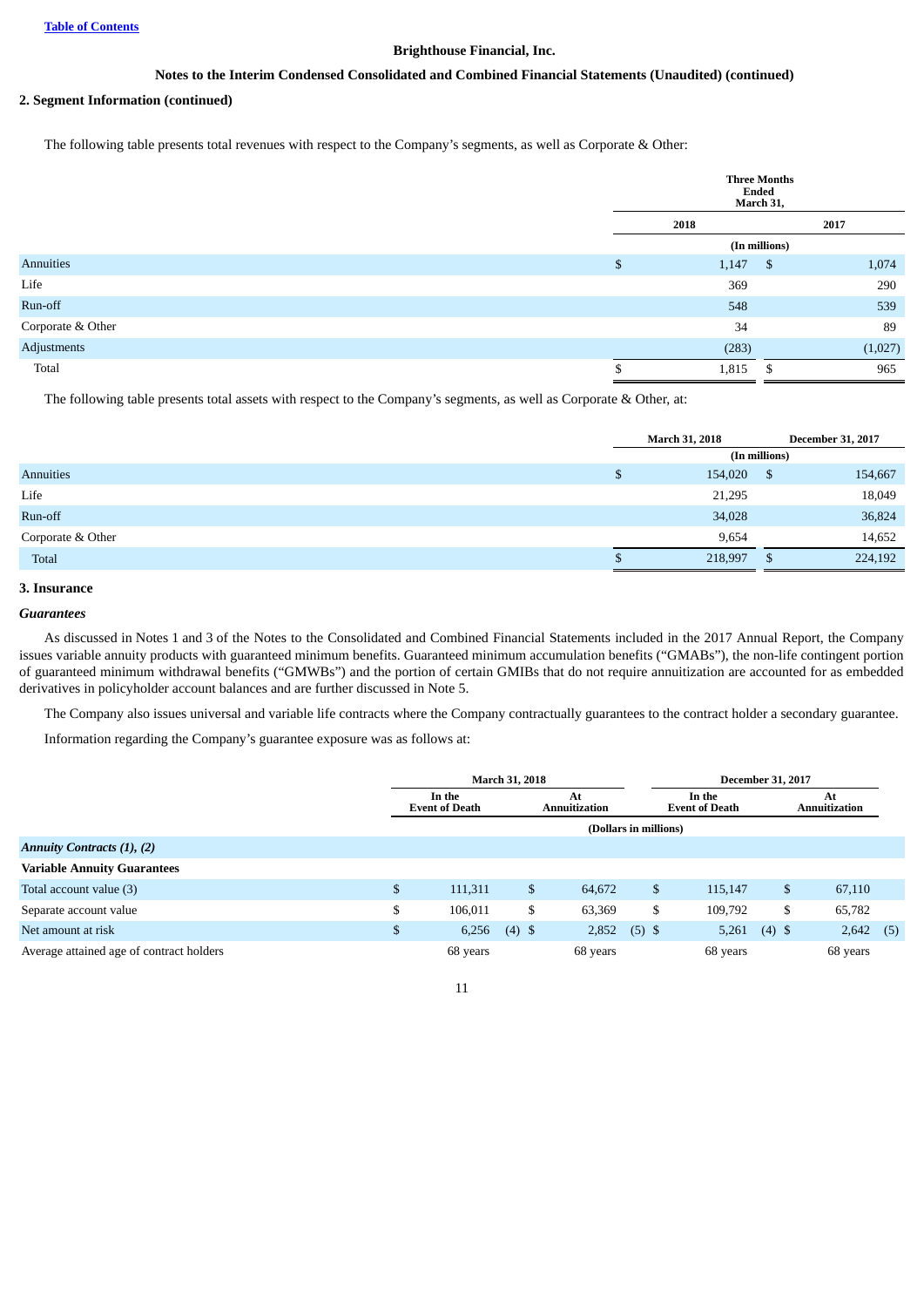**Brighthouse Financial, Inc.**

**Notes to the Interim Condensed Consolidated and Combined Financial Statements (Unaudited) (continued)**

**2. Segment Information (continued)**

The following table presents total revenues with respect to the Company's segments, as well as Corporate & Other:

| | Three Months Ended March 31, | |
|---|---|---|
| | 2018 | 2017 |
| | (In millions) | |
| Annuities | $ 1,147 | $ 1,074 |
| Life | 369 | 290 |
| Run-off | 548 | 539 |
| Corporate & Other | 34 | 89 |
| Adjustments | (283) | (1,027) |
| Total | $ 1,815 | $ 965 |

The following table presents total assets with respect to the Company's segments, as well as Corporate & Other, at:

| | March 31, 2018 | December 31, 2017 |
|---|---|---|
| | (In millions) | |
| Annuities | $ 154,020 | $ 154,667 |
| Life | 21,295 | 18,049 |
| Run-off | 34,028 | 36,824 |
| Corporate & Other | 9,654 | 14,652 |
| Total | $ 218,997 | $ 224,192 |

**3. Insurance**

***Guarantees***

As discussed in Notes 1 and 3 of the Notes to the Consolidated and Combined Financial Statements included in the 2017 Annual Report, the Company issues variable annuity products with guaranteed minimum benefits. Guaranteed minimum accumulation benefits ("GMABs"), the non-life contingent portion of guaranteed minimum withdrawal benefits ("GMWBs") and the portion of certain GMIBs that do not require annuitization are accounted for as embedded derivatives in policyholder account balances and are further discussed in Note 5.

The Company also issues universal and variable life contracts where the Company contractually guarantees to the contract holder a secondary guarantee.

Information regarding the Company's guarantee exposure was as follows at:

| | March 31, 2018 | | December 31, 2017 | |
|---|---|---|---|---|
| | In the Event of Death | At Annuitization | In the Event of Death | At Annuitization |
| | (Dollars in millions) | | | |
| ***Annuity Contracts (1), (2)*** | | | | |
| **Variable Annuity Guarantees** | | | | |
| Total account value (3) | $ 111,311 | $ 64,672 | $ 115,147 | $ 67,110 |
| Separate account value | $ 106,011 | $ 63,369 | $ 109,792 | $ 65,782 |
| Net amount at risk | $ 6,256 (4) | $ 2,852 (5) | $ 5,261 (4) | $ 2,642 (5) |
| Average attained age of contract holders | 68 years | 68 years | 68 years | 68 years |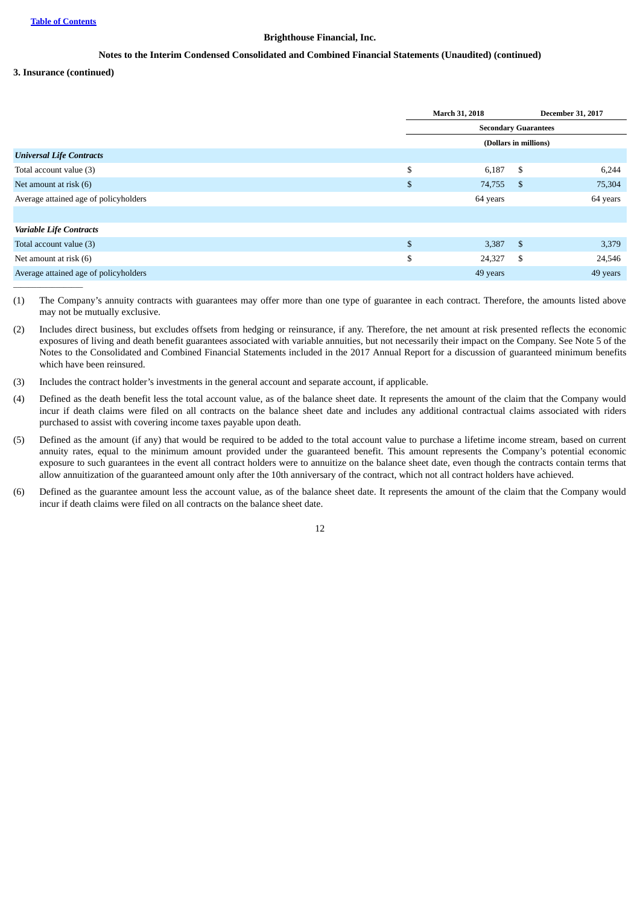**Brighthouse Financial, Inc.**

**Notes to the Interim Condensed Consolidated and Combined Financial Statements (Unaudited) (continued)**

**3. Insurance (continued)**

| | March 31, 2018 | December 31, 2017 |
|---|---|---|
| | Secondary Guarantees | |
| | (Dollars in millions) | |
| ***Universal Life Contracts*** | | |
| Total account value (3) | $ 6,187 | $ 6,244 |
| Net amount at risk (6) | $ 74,755 | $ 75,304 |
| Average attained age of policyholders | 64 years | 64 years |
| | | |
| ***Variable Life Contracts*** | | |
| Total account value (3) | $ 3,387 | $ 3,379 |
| Net amount at risk (6) | $ 24,327 | $ 24,546 |
| Average attained age of policyholders | 49 years | 49 years |

(1) The Company's annuity contracts with guarantees may offer more than one type of guarantee in each contract. Therefore, the amounts listed above may not be mutually exclusive.

(2) Includes direct business, but excludes offsets from hedging or reinsurance, if any. Therefore, the net amount at risk presented reflects the economic exposures of living and death benefit guarantees associated with variable annuities, but not necessarily their impact on the Company. See Note 5 of the Notes to the Consolidated and Combined Financial Statements included in the 2017 Annual Report for a discussion of guaranteed minimum benefits which have been reinsured.

(3) Includes the contract holder's investments in the general account and separate account, if applicable.

(4) Defined as the death benefit less the total account value, as of the balance sheet date. It represents the amount of the claim that the Company would incur if death claims were filed on all contracts on the balance sheet date and includes any additional contractual claims associated with riders purchased to assist with covering income taxes payable upon death.

(5) Defined as the amount (if any) that would be required to be added to the total account value to purchase a lifetime income stream, based on current annuity rates, equal to the minimum amount provided under the guaranteed benefit. This amount represents the Company's potential economic exposure to such guarantees in the event all contract holders were to annuitize on the balance sheet date, even though the contracts contain terms that allow annuitization of the guaranteed amount only after the 10th anniversary of the contract, which not all contract holders have achieved.

(6) Defined as the guarantee amount less the account value, as of the balance sheet date. It represents the amount of the claim that the Company would incur if death claims were filed on all contracts on the balance sheet date.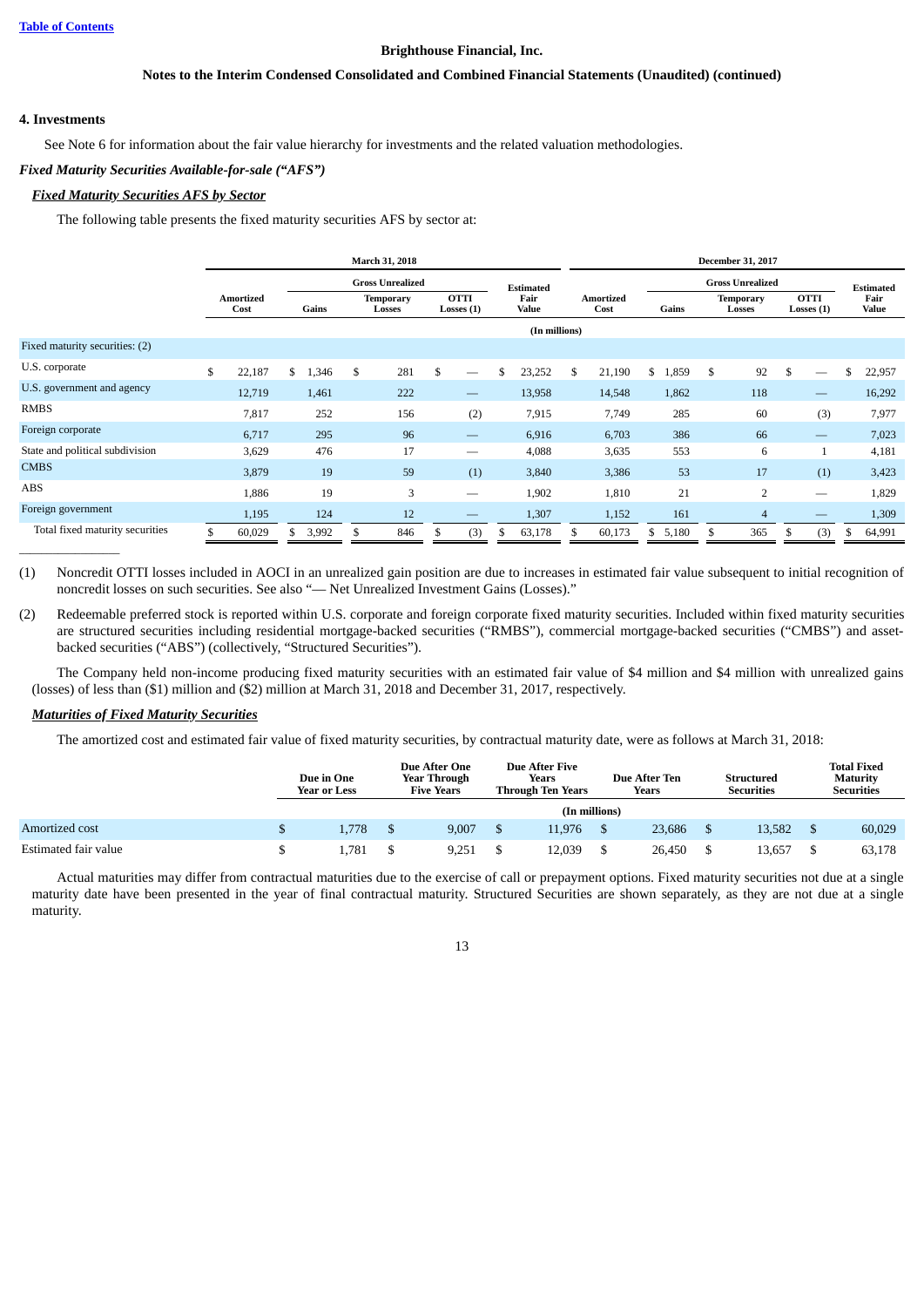**Brighthouse Financial, Inc.**

**Notes to the Interim Condensed Consolidated and Combined Financial Statements (Unaudited) (continued)**

## 4. Investments

See Note 6 for information about the fair value hierarchy for investments and the related valuation methodologies.

### *Fixed Maturity Securities Available-for-sale ("AFS")*

#### ***Fixed Maturity Securities AFS by Sector***

The following table presents the fixed maturity securities AFS by sector at:

| | March 31, 2018 | | | | | December 31, 2017 | | | | |
|---|---|---|---|---|---|---|---|---|---|---|
| | | Gross Unrealized | | | | | Gross Unrealized | | | |
| | Amortized Cost | Gains | Temporary Losses | OTTI Losses (1) | Estimated Fair Value | Amortized Cost | Gains | Temporary Losses | OTTI Losses (1) | Estimated Fair Value |
| | (In millions) | | | | | | | | | |
| Fixed maturity securities: (2) | | | | | | | | | | |
| U.S. corporate | $ 22,187 | $ 1,346 | $ 281 | $ — | $ 23,252 | $ 21,190 | $ 1,859 | $ 92 | $ — | $ 22,957 |
| U.S. government and agency | 12,719 | 1,461 | 222 | — | 13,958 | 14,548 | 1,862 | 118 | — | 16,292 |
| RMBS | 7,817 | 252 | 156 | (2) | 7,915 | 7,749 | 285 | 60 | (3) | 7,977 |
| Foreign corporate | 6,717 | 295 | 96 | — | 6,916 | 6,703 | 386 | 66 | — | 7,023 |
| State and political subdivision | 3,629 | 476 | 17 | — | 4,088 | 3,635 | 553 | 6 | 1 | 4,181 |
| CMBS | 3,879 | 19 | 59 | (1) | 3,840 | 3,386 | 53 | 17 | (1) | 3,423 |
| ABS | 1,886 | 19 | 3 | — | 1,902 | 1,810 | 21 | 2 | — | 1,829 |
| Foreign government | 1,195 | 124 | 12 | — | 1,307 | 1,152 | 161 | 4 | — | 1,309 |
| Total fixed maturity securities | $ 60,029 | $ 3,992 | $ 846 | $ (3) | $ 63,178 | $ 60,173 | $ 5,180 | $ 365 | $ (3) | $ 64,991 |

(1) Noncredit OTTI losses included in AOCI in an unrealized gain position are due to increases in estimated fair value subsequent to initial recognition of noncredit losses on such securities. See also "— Net Unrealized Investment Gains (Losses)."

(2) Redeemable preferred stock is reported within U.S. corporate and foreign corporate fixed maturity securities. Included within fixed maturity securities are structured securities including residential mortgage-backed securities ("RMBS"), commercial mortgage-backed securities ("CMBS") and asset-backed securities ("ABS") (collectively, "Structured Securities").

The Company held non-income producing fixed maturity securities with an estimated fair value of $4 million and $4 million with unrealized gains (losses) of less than ($1) million and ($2) million at March 31, 2018 and December 31, 2017, respectively.

#### ***Maturities of Fixed Maturity Securities***

The amortized cost and estimated fair value of fixed maturity securities, by contractual maturity date, were as follows at March 31, 2018:

| | Due in One Year or Less | Due After One Year Through Five Years | Due After Five Years Through Ten Years | Due After Ten Years | Structured Securities | Total Fixed Maturity Securities |
|---|---|---|---|---|---|---|
| | (In millions) | | | | | |
| Amortized cost | $ 1,778 | $ 9,007 | $ 11,976 | $ 23,686 | $ 13,582 | $ 60,029 |
| Estimated fair value | $ 1,781 | $ 9,251 | $ 12,039 | $ 26,450 | $ 13,657 | $ 63,178 |

Actual maturities may differ from contractual maturities due to the exercise of call or prepayment options. Fixed maturity securities not due at a single maturity date have been presented in the year of final contractual maturity. Structured Securities are shown separately, as they are not due at a single maturity.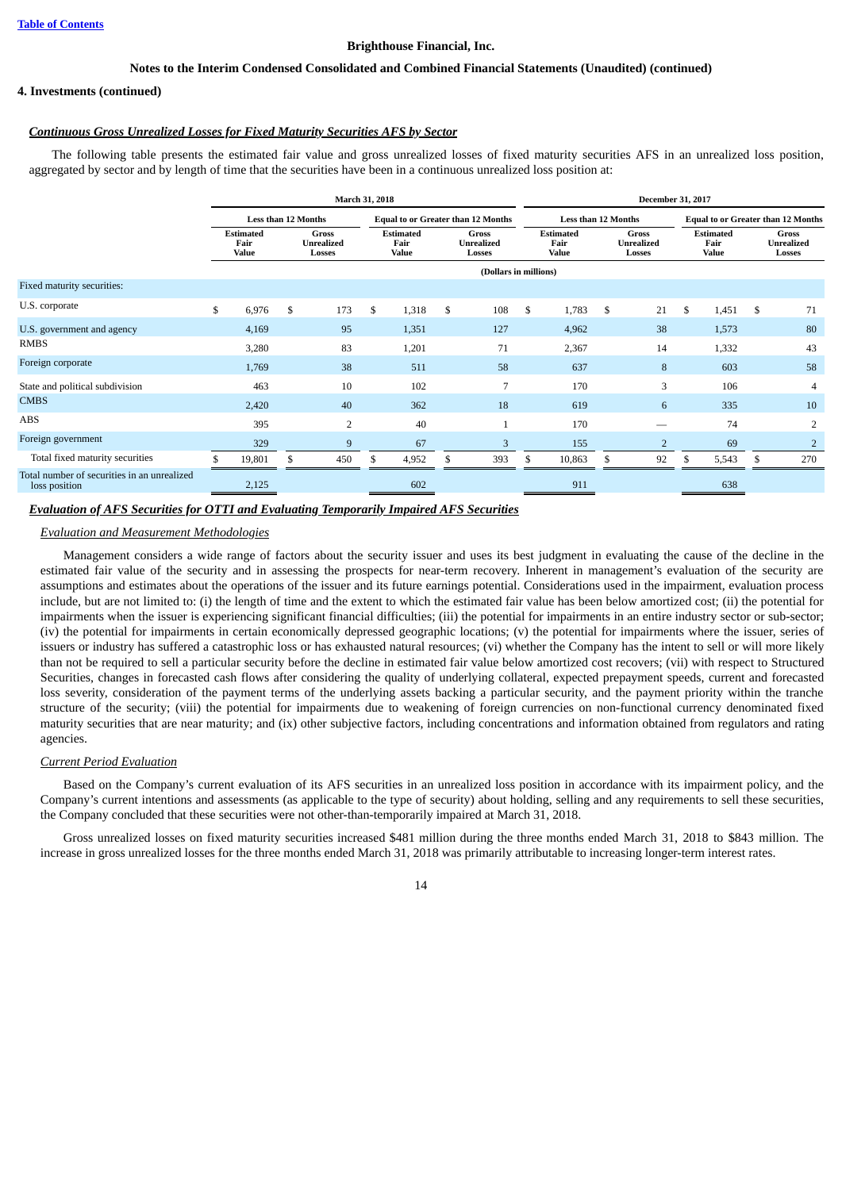Brighthouse Financial, Inc.

Notes to the Interim Condensed Consolidated and Combined Financial Statements (Unaudited) (continued)

**4. Investments (continued)**

***Continuous Gross Unrealized Losses for Fixed Maturity Securities AFS by Sector***

The following table presents the estimated fair value and gross unrealized losses of fixed maturity securities AFS in an unrealized loss position, aggregated by sector and by length of time that the securities have been in a continuous unrealized loss position at:

| | March 31, 2018 | | | | December 31, 2017 | | | |
|---|---|---|---|---|---|---|---|---|
| | Less than 12 Months | | Equal to or Greater than 12 Months | | Less than 12 Months | | Equal to or Greater than 12 Months | |
| | Estimated Fair Value | Gross Unrealized Losses | Estimated Fair Value | Gross Unrealized Losses | Estimated Fair Value | Gross Unrealized Losses | Estimated Fair Value | Gross Unrealized Losses |
| | (Dollars in millions) | | | | | | | |
| Fixed maturity securities: | | | | | | | | |
| U.S. corporate | $ 6,976 | $ 173 | $ 1,318 | $ 108 | $ 1,783 | $ 21 | $ 1,451 | $ 71 |
| U.S. government and agency | 4,169 | 95 | 1,351 | 127 | 4,962 | 38 | 1,573 | 80 |
| RMBS | 3,280 | 83 | 1,201 | 71 | 2,367 | 14 | 1,332 | 43 |
| Foreign corporate | 1,769 | 38 | 511 | 58 | 637 | 8 | 603 | 58 |
| State and political subdivision | 463 | 10 | 102 | 7 | 170 | 3 | 106 | 4 |
| CMBS | 2,420 | 40 | 362 | 18 | 619 | 6 | 335 | 10 |
| ABS | 395 | 2 | 40 | 1 | 170 | — | 74 | 2 |
| Foreign government | 329 | 9 | 67 | 3 | 155 | 2 | 69 | 2 |
| Total fixed maturity securities | $ 19,801 | $ 450 | $ 4,952 | $ 393 | $ 10,863 | $ 92 | $ 5,543 | $ 270 |
| Total number of securities in an unrealized loss position | 2,125 | | 602 | | 911 | | 638 | |

***Evaluation of AFS Securities for OTTI and Evaluating Temporarily Impaired AFS Securities***

*Evaluation and Measurement Methodologies*

Management considers a wide range of factors about the security issuer and uses its best judgment in evaluating the cause of the decline in the estimated fair value of the security and in assessing the prospects for near-term recovery. Inherent in management's evaluation of the security are assumptions and estimates about the operations of the issuer and its future earnings potential. Considerations used in the impairment, evaluation process include, but are not limited to: (i) the length of time and the extent to which the estimated fair value has been below amortized cost; (ii) the potential for impairments when the issuer is experiencing significant financial difficulties; (iii) the potential for impairments in an entire industry sector or sub-sector; (iv) the potential for impairments in certain economically depressed geographic locations; (v) the potential for impairments where the issuer, series of issuers or industry has suffered a catastrophic loss or has exhausted natural resources; (vi) whether the Company has the intent to sell or will more likely than not be required to sell a particular security before the decline in estimated fair value below amortized cost recovers; (vii) with respect to Structured Securities, changes in forecasted cash flows after considering the quality of underlying collateral, expected prepayment speeds, current and forecasted loss severity, consideration of the payment terms of the underlying assets backing a particular security, and the payment priority within the tranche structure of the security; (viii) the potential for impairments due to weakening of foreign currencies on non-functional currency denominated fixed maturity securities that are near maturity; and (ix) other subjective factors, including concentrations and information obtained from regulators and rating agencies.

*Current Period Evaluation*

Based on the Company's current evaluation of its AFS securities in an unrealized loss position in accordance with its impairment policy, and the Company's current intentions and assessments (as applicable to the type of security) about holding, selling and any requirements to sell these securities, the Company concluded that these securities were not other-than-temporarily impaired at March 31, 2018.

Gross unrealized losses on fixed maturity securities increased $481 million during the three months ended March 31, 2018 to $843 million. The increase in gross unrealized losses for the three months ended March 31, 2018 was primarily attributable to increasing longer-term interest rates.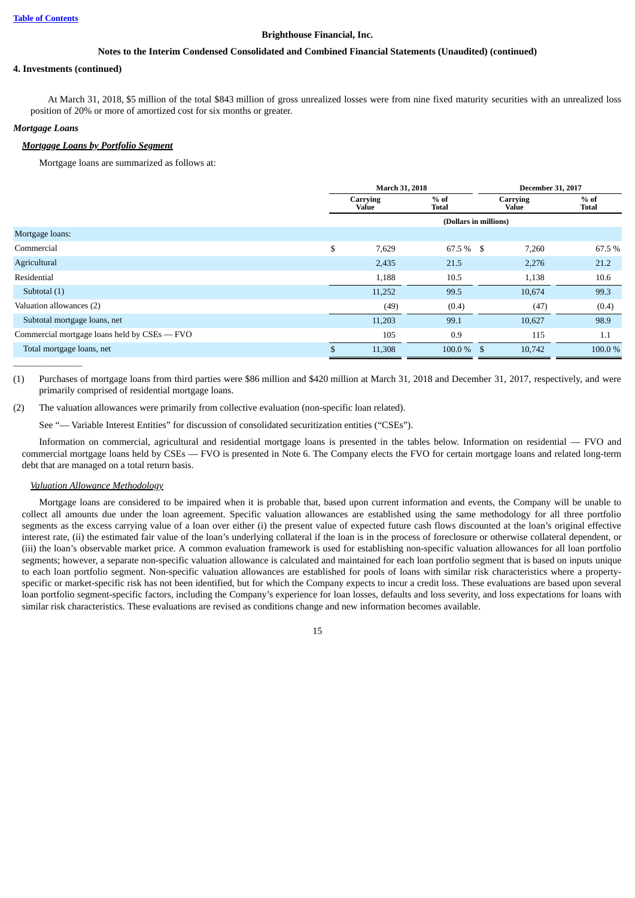**Brighthouse Financial, Inc.**

**Notes to the Interim Condensed Consolidated and Combined Financial Statements (Unaudited) (continued)**

**4. Investments (continued)**

At March 31, 2018, $5 million of the total $843 million of gross unrealized losses were from nine fixed maturity securities with an unrealized loss position of 20% or more of amortized cost for six months or greater.

*Mortgage Loans*

***Mortgage Loans by Portfolio Segment***

Mortgage loans are summarized as follows at:

| | March 31, 2018 | | December 31, 2017 | |
|---|---|---|---|---|
| | Carrying Value | % of Total | Carrying Value | % of Total |
| | (Dollars in millions) | | | |
| Mortgage loans: | | | | |
| Commercial | $ 7,629 | 67.5 % | $ 7,260 | 67.5 % |
| Agricultural | 2,435 | 21.5 | 2,276 | 21.2 |
| Residential | 1,188 | 10.5 | 1,138 | 10.6 |
| Subtotal (1) | 11,252 | 99.5 | 10,674 | 99.3 |
| Valuation allowances (2) | (49) | (0.4) | (47) | (0.4) |
| Subtotal mortgage loans, net | 11,203 | 99.1 | 10,627 | 98.9 |
| Commercial mortgage loans held by CSEs — FVO | 105 | 0.9 | 115 | 1.1 |
| Total mortgage loans, net | $ 11,308 | 100.0 % | $ 10,742 | 100.0 % |

(1) Purchases of mortgage loans from third parties were $86 million and $420 million at March 31, 2018 and December 31, 2017, respectively, and were primarily comprised of residential mortgage loans.

(2) The valuation allowances were primarily from collective evaluation (non-specific loan related).

See "— Variable Interest Entities" for discussion of consolidated securitization entities ("CSEs").

Information on commercial, agricultural and residential mortgage loans is presented in the tables below. Information on residential — FVO and commercial mortgage loans held by CSEs — FVO is presented in Note 6. The Company elects the FVO for certain mortgage loans and related long-term debt that are managed on a total return basis.

*Valuation Allowance Methodology*

Mortgage loans are considered to be impaired when it is probable that, based upon current information and events, the Company will be unable to collect all amounts due under the loan agreement. Specific valuation allowances are established using the same methodology for all three portfolio segments as the excess carrying value of a loan over either (i) the present value of expected future cash flows discounted at the loan's original effective interest rate, (ii) the estimated fair value of the loan's underlying collateral if the loan is in the process of foreclosure or otherwise collateral dependent, or (iii) the loan's observable market price. A common evaluation framework is used for establishing non-specific valuation allowances for all loan portfolio segments; however, a separate non-specific valuation allowance is calculated and maintained for each loan portfolio segment that is based on inputs unique to each loan portfolio segment. Non-specific valuation allowances are established for pools of loans with similar risk characteristics where a property-specific or market-specific risk has not been identified, but for which the Company expects to incur a credit loss. These evaluations are based upon several loan portfolio segment-specific factors, including the Company's experience for loan losses, defaults and loss severity, and loss expectations for loans with similar risk characteristics. These evaluations are revised as conditions change and new information becomes available.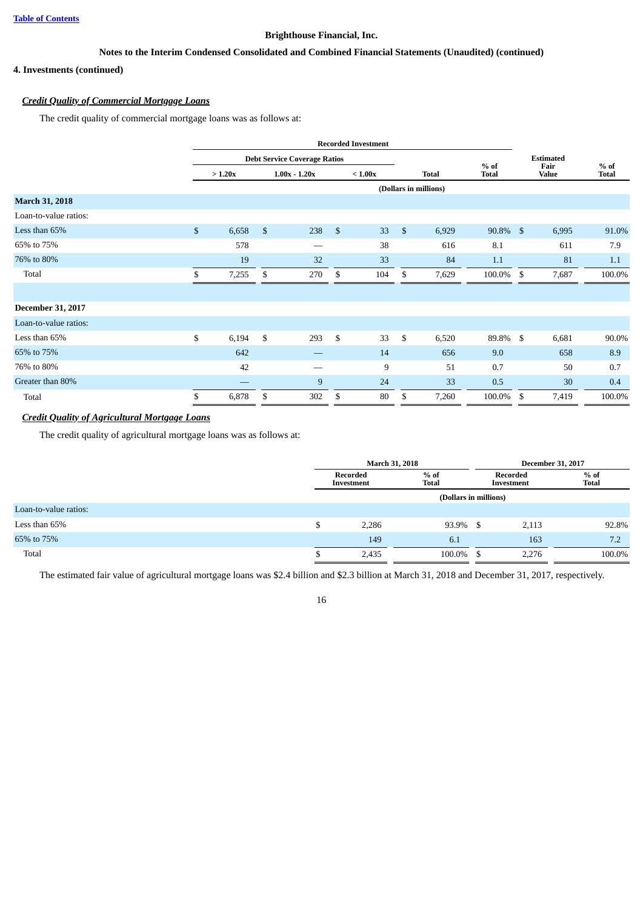Brighthouse Financial, Inc.

Notes to the Interim Condensed Consolidated and Combined Financial Statements (Unaudited) (continued)

## 4. Investments (continued)

### *Credit Quality of Commercial Mortgage Loans*

The credit quality of commercial mortgage loans was as follows at:

| | Recorded Investment | | | | | | |
|---|---|---|---|---|---|---|---|
| | Debt Service Coverage Ratios | | | | | | |
| | > 1.20x | 1.00x - 1.20x | < 1.00x | Total | % of Total | Estimated Fair Value | % of Total |
| | (Dollars in millions) | | | | | | |
| **March 31, 2018** | | | | | | | |
| Loan-to-value ratios: | | | | | | | |
| Less than 65% | $ 6,658 | $ 238 | $ 33 | $ 6,929 | 90.8% | $ 6,995 | 91.0% |
| 65% to 75% | 578 | — | 38 | 616 | 8.1 | 611 | 7.9 |
| 76% to 80% | 19 | 32 | 33 | 84 | 1.1 | 81 | 1.1 |
| Total | $ 7,255 | $ 270 | $ 104 | $ 7,629 | 100.0% | $ 7,687 | 100.0% |
| | | | | | | | |
| **December 31, 2017** | | | | | | | |
| Loan-to-value ratios: | | | | | | | |
| Less than 65% | $ 6,194 | $ 293 | $ 33 | $ 6,520 | 89.8% | $ 6,681 | 90.0% |
| 65% to 75% | 642 | — | 14 | 656 | 9.0 | 658 | 8.9 |
| 76% to 80% | 42 | — | 9 | 51 | 0.7 | 50 | 0.7 |
| Greater than 80% | — | 9 | 24 | 33 | 0.5 | 30 | 0.4 |
| Total | $ 6,878 | $ 302 | $ 80 | $ 7,260 | 100.0% | $ 7,419 | 100.0% |

### *Credit Quality of Agricultural Mortgage Loans*

The credit quality of agricultural mortgage loans was as follows at:

| | March 31, 2018 | | December 31, 2017 | |
|---|---|---|---|---|
| | Recorded Investment | % of Total | Recorded Investment | % of Total |
| | (Dollars in millions) | | | |
| Loan-to-value ratios: | | | | |
| Less than 65% | $ 2,286 | 93.9% | $ 2,113 | 92.8% |
| 65% to 75% | 149 | 6.1 | 163 | 7.2 |
| Total | $ 2,435 | 100.0% | $ 2,276 | 100.0% |

The estimated fair value of agricultural mortgage loans was $2.4 billion and $2.3 billion at March 31, 2018 and December 31, 2017, respectively.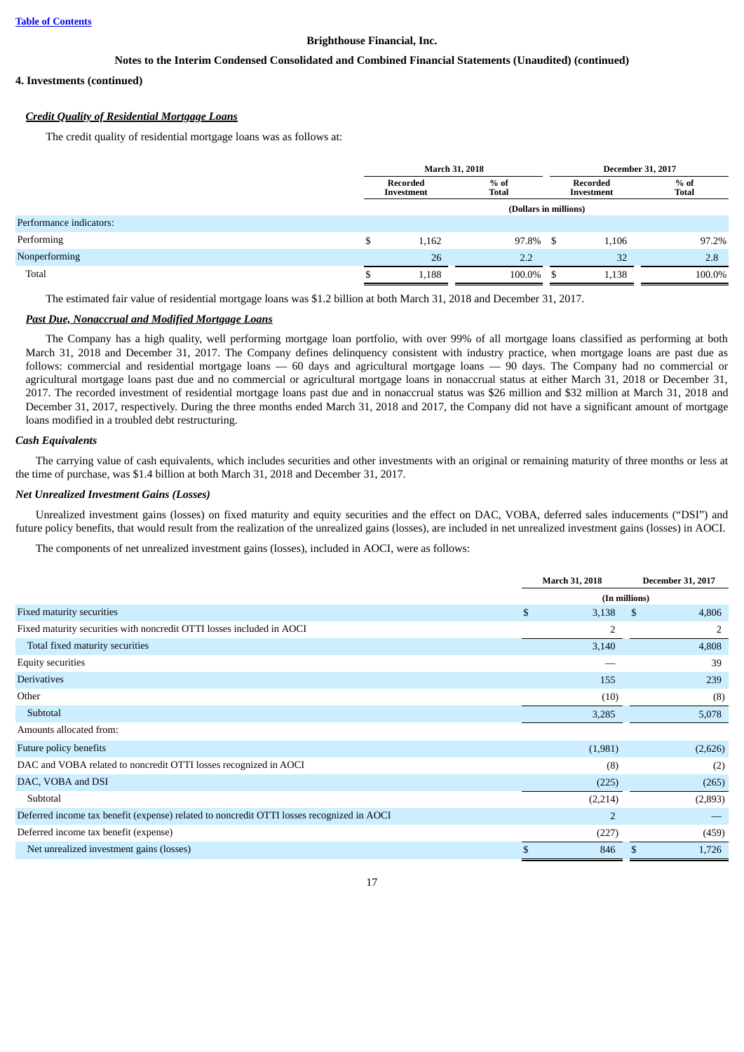**Brighthouse Financial, Inc.**

**Notes to the Interim Condensed Consolidated and Combined Financial Statements (Unaudited) (continued)**

**4. Investments (continued)**

***Credit Quality of Residential Mortgage Loans***

The credit quality of residential mortgage loans was as follows at:

| | March 31, 2018 | | December 31, 2017 | |
|---|---|---|---|---|
| | Recorded Investment | % of Total | Recorded Investment | % of Total |
| | (Dollars in millions) | | | |
| Performance indicators: | | | | |
| Performing | $ 1,162 | 97.8% | $ 1,106 | 97.2% |
| Nonperforming | 26 | 2.2 | 32 | 2.8 |
| Total | $ 1,188 | 100.0% | $ 1,138 | 100.0% |

The estimated fair value of residential mortgage loans was $1.2 billion at both March 31, 2018 and December 31, 2017.

***Past Due, Nonaccrual and Modified Mortgage Loans***

The Company has a high quality, well performing mortgage loan portfolio, with over 99% of all mortgage loans classified as performing at both March 31, 2018 and December 31, 2017. The Company defines delinquency consistent with industry practice, when mortgage loans are past due as follows: commercial and residential mortgage loans — 60 days and agricultural mortgage loans — 90 days. The Company had no commercial or agricultural mortgage loans past due and no commercial or agricultural mortgage loans in nonaccrual status at either March 31, 2018 or December 31, 2017. The recorded investment of residential mortgage loans past due and in nonaccrual status was $26 million and $32 million at March 31, 2018 and December 31, 2017, respectively. During the three months ended March 31, 2018 and 2017, the Company did not have a significant amount of mortgage loans modified in a troubled debt restructuring.

***Cash Equivalents***

The carrying value of cash equivalents, which includes securities and other investments with an original or remaining maturity of three months or less at the time of purchase, was $1.4 billion at both March 31, 2018 and December 31, 2017.

***Net Unrealized Investment Gains (Losses)***

Unrealized investment gains (losses) on fixed maturity and equity securities and the effect on DAC, VOBA, deferred sales inducements ("DSI") and future policy benefits, that would result from the realization of the unrealized gains (losses), are included in net unrealized investment gains (losses) in AOCI.

The components of net unrealized investment gains (losses), included in AOCI, were as follows:

| | March 31, 2018 | December 31, 2017 |
|---|---|---|
| | (In millions) | |
| Fixed maturity securities | $ 3,138 | $ 4,806 |
| Fixed maturity securities with noncredit OTTI losses included in AOCI | 2 | 2 |
| Total fixed maturity securities | 3,140 | 4,808 |
| Equity securities | — | 39 |
| Derivatives | 155 | 239 |
| Other | (10) | (8) |
| Subtotal | 3,285 | 5,078 |
| Amounts allocated from: | | |
| Future policy benefits | (1,981) | (2,626) |
| DAC and VOBA related to noncredit OTTI losses recognized in AOCI | (8) | (2) |
| DAC, VOBA and DSI | (225) | (265) |
| Subtotal | (2,214) | (2,893) |
| Deferred income tax benefit (expense) related to noncredit OTTI losses recognized in AOCI | 2 | — |
| Deferred income tax benefit (expense) | (227) | (459) |
| Net unrealized investment gains (losses) | $ 846 | $ 1,726 |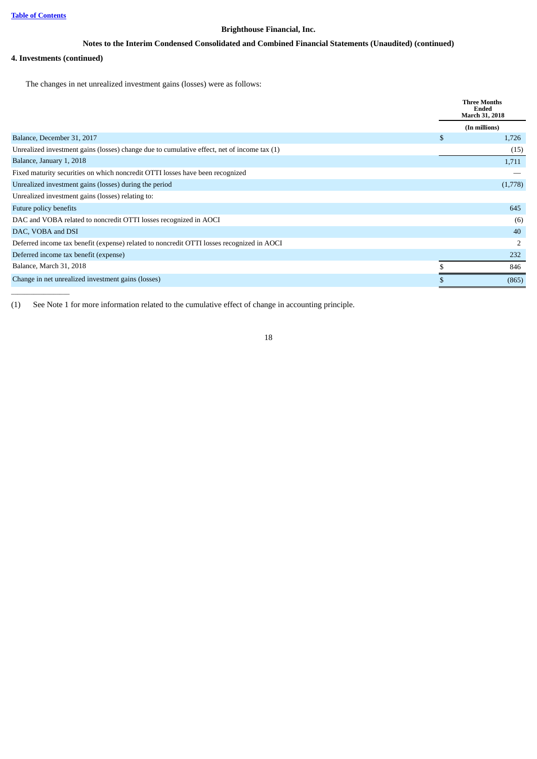**Brighthouse Financial, Inc.**

**Notes to the Interim Condensed Consolidated and Combined Financial Statements (Unaudited) (continued)**

**4. Investments (continued)**

The changes in net unrealized investment gains (losses) were as follows:

| | Three Months Ended March 31, 2018 |
|---|---|
| | (In millions) |
| Balance, December 31, 2017 | $ 1,726 |
| Unrealized investment gains (losses) change due to cumulative effect, net of income tax (1) | (15) |
| Balance, January 1, 2018 | 1,711 |
| Fixed maturity securities on which noncredit OTTI losses have been recognized | — |
| Unrealized investment gains (losses) during the period | (1,778) |
| Unrealized investment gains (losses) relating to: | |
| Future policy benefits | 645 |
| DAC and VOBA related to noncredit OTTI losses recognized in AOCI | (6) |
| DAC, VOBA and DSI | 40 |
| Deferred income tax benefit (expense) related to noncredit OTTI losses recognized in AOCI | 2 |
| Deferred income tax benefit (expense) | 232 |
| Balance, March 31, 2018 | $ 846 |
| Change in net unrealized investment gains (losses) | $ (865) |

(1) See Note 1 for more information related to the cumulative effect of change in accounting principle.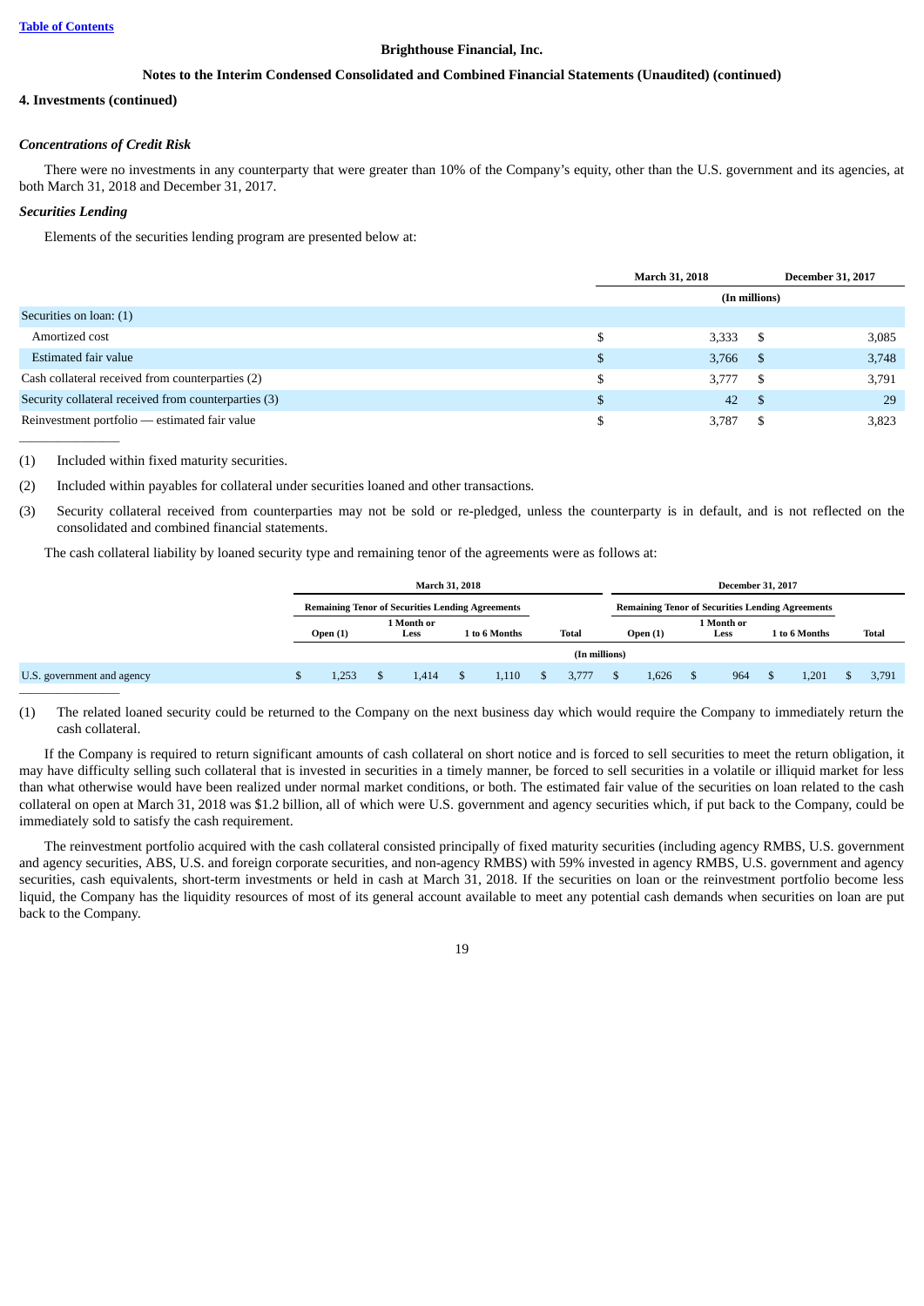**Brighthouse Financial, Inc.**

**Notes to the Interim Condensed Consolidated and Combined Financial Statements (Unaudited) (continued)**

**4. Investments (continued)**

***Concentrations of Credit Risk***

There were no investments in any counterparty that were greater than 10% of the Company's equity, other than the U.S. government and its agencies, at both March 31, 2018 and December 31, 2017.

***Securities Lending***

Elements of the securities lending program are presented below at:

| | March 31, 2018 | December 31, 2017 |
|---|---|---|
| | (In millions) | |
| Securities on loan: (1) | | |
| Amortized cost | $ 3,333 | $ 3,085 |
| Estimated fair value | $ 3,766 | $ 3,748 |
| Cash collateral received from counterparties (2) | $ 3,777 | $ 3,791 |
| Security collateral received from counterparties (3) | $ 42 | $ 29 |
| Reinvestment portfolio — estimated fair value | $ 3,787 | $ 3,823 |

(1) Included within fixed maturity securities.

(2) Included within payables for collateral under securities loaned and other transactions.

(3) Security collateral received from counterparties may not be sold or re-pledged, unless the counterparty is in default, and is not reflected on the consolidated and combined financial statements.

The cash collateral liability by loaned security type and remaining tenor of the agreements were as follows at:

| | March 31, 2018 | | | | December 31, 2017 | | | |
|---|---|---|---|---|---|---|---|---|
| | Remaining Tenor of Securities Lending Agreements | | | | Remaining Tenor of Securities Lending Agreements | | | |
| | Open (1) | 1 Month or Less | 1 to 6 Months | Total | Open (1) | 1 Month or Less | 1 to 6 Months | Total |
| | (In millions) | | | | | | | |
| U.S. government and agency | $ 1,253 | $ 1,414 | $ 1,110 | $ 3,777 | $ 1,626 | $ 964 | $ 1,201 | $ 3,791 |

(1) The related loaned security could be returned to the Company on the next business day which would require the Company to immediately return the cash collateral.

If the Company is required to return significant amounts of cash collateral on short notice and is forced to sell securities to meet the return obligation, it may have difficulty selling such collateral that is invested in securities in a timely manner, be forced to sell securities in a volatile or illiquid market for less than what otherwise would have been realized under normal market conditions, or both. The estimated fair value of the securities on loan related to the cash collateral on open at March 31, 2018 was $1.2 billion, all of which were U.S. government and agency securities which, if put back to the Company, could be immediately sold to satisfy the cash requirement.

The reinvestment portfolio acquired with the cash collateral consisted principally of fixed maturity securities (including agency RMBS, U.S. government and agency securities, ABS, U.S. and foreign corporate securities, and non-agency RMBS) with 59% invested in agency RMBS, U.S. government and agency securities, cash equivalents, short-term investments or held in cash at March 31, 2018. If the securities on loan or the reinvestment portfolio become less liquid, the Company has the liquidity resources of most of its general account available to meet any potential cash demands when securities on loan are put back to the Company.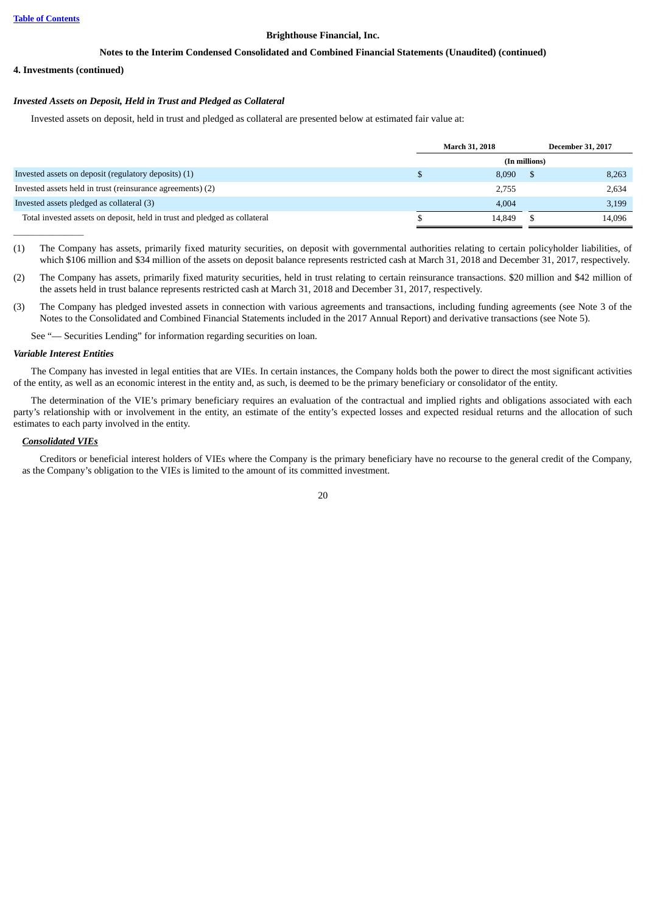**Brighthouse Financial, Inc.**

**Notes to the Interim Condensed Consolidated and Combined Financial Statements (Unaudited) (continued)**

**4. Investments (continued)**

***Invested Assets on Deposit, Held in Trust and Pledged as Collateral***

Invested assets on deposit, held in trust and pledged as collateral are presented below at estimated fair value at:

| | March 31, 2018 | December 31, 2017 |
|---|---|---|
| | (In millions) | |
| Invested assets on deposit (regulatory deposits) (1) | $ 8,090 | $ 8,263 |
| Invested assets held in trust (reinsurance agreements) (2) | 2,755 | 2,634 |
| Invested assets pledged as collateral (3) | 4,004 | 3,199 |
| Total invested assets on deposit, held in trust and pledged as collateral | $ 14,849 | $ 14,096 |

______________

(1) The Company has assets, primarily fixed maturity securities, on deposit with governmental authorities relating to certain policyholder liabilities, of which $106 million and $34 million of the assets on deposit balance represents restricted cash at March 31, 2018 and December 31, 2017, respectively.

(2) The Company has assets, primarily fixed maturity securities, held in trust relating to certain reinsurance transactions. $20 million and $42 million of the assets held in trust balance represents restricted cash at March 31, 2018 and December 31, 2017, respectively.

(3) The Company has pledged invested assets in connection with various agreements and transactions, including funding agreements (see Note 3 of the Notes to the Consolidated and Combined Financial Statements included in the 2017 Annual Report) and derivative transactions (see Note 5).

See "— Securities Lending" for information regarding securities on loan.

***Variable Interest Entities***

The Company has invested in legal entities that are VIEs. In certain instances, the Company holds both the power to direct the most significant activities of the entity, as well as an economic interest in the entity and, as such, is deemed to be the primary beneficiary or consolidator of the entity.

The determination of the VIE's primary beneficiary requires an evaluation of the contractual and implied rights and obligations associated with each party's relationship with or involvement in the entity, an estimate of the entity's expected losses and expected residual returns and the allocation of such estimates to each party involved in the entity.

***Consolidated VIEs***

Creditors or beneficial interest holders of VIEs where the Company is the primary beneficiary have no recourse to the general credit of the Company, as the Company's obligation to the VIEs is limited to the amount of its committed investment.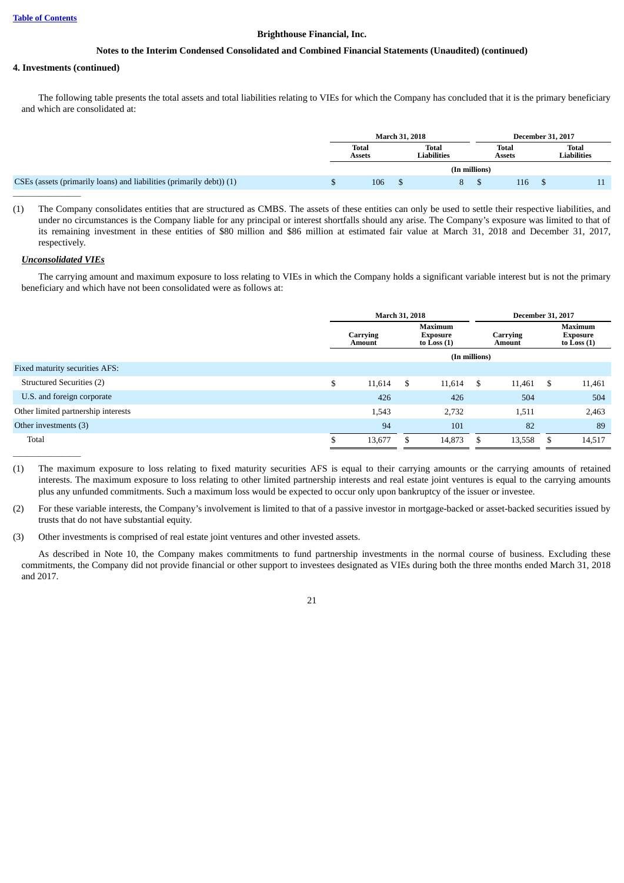**Brighthouse Financial, Inc.**

**Notes to the Interim Condensed Consolidated and Combined Financial Statements (Unaudited) (continued)**

**4. Investments (continued)**

The following table presents the total assets and total liabilities relating to VIEs for which the Company has concluded that it is the primary beneficiary and which are consolidated at:

| | March 31, 2018 | | December 31, 2017 | |
|---|---|---|---|---|
| | Total Assets | Total Liabilities | Total Assets | Total Liabilities |
| | (In millions) | | | |
| CSEs (assets (primarily loans) and liabilities (primarily debt)) (1) | $ 106 | $ 8 | $ 116 | $ 11 |

(1) The Company consolidates entities that are structured as CMBS. The assets of these entities can only be used to settle their respective liabilities, and under no circumstances is the Company liable for any principal or interest shortfalls should any arise. The Company's exposure was limited to that of its remaining investment in these entities of $80 million and $86 million at estimated fair value at March 31, 2018 and December 31, 2017, respectively.

***Unconsolidated VIEs***

The carrying amount and maximum exposure to loss relating to VIEs in which the Company holds a significant variable interest but is not the primary beneficiary and which have not been consolidated were as follows at:

| | March 31, 2018 | | December 31, 2017 | |
|---|---|---|---|---|
| | Carrying Amount | Maximum Exposure to Loss (1) | Carrying Amount | Maximum Exposure to Loss (1) |
| | (In millions) | | | |
| Fixed maturity securities AFS: | | | | |
| Structured Securities (2) | $ 11,614 | $ 11,614 | $ 11,461 | $ 11,461 |
| U.S. and foreign corporate | 426 | 426 | 504 | 504 |
| Other limited partnership interests | 1,543 | 2,732 | 1,511 | 2,463 |
| Other investments (3) | 94 | 101 | 82 | 89 |
| Total | $ 13,677 | $ 14,873 | $ 13,558 | $ 14,517 |

(1) The maximum exposure to loss relating to fixed maturity securities AFS is equal to their carrying amounts or the carrying amounts of retained interests. The maximum exposure to loss relating to other limited partnership interests and real estate joint ventures is equal to the carrying amounts plus any unfunded commitments. Such a maximum loss would be expected to occur only upon bankruptcy of the issuer or investee.

(2) For these variable interests, the Company's involvement is limited to that of a passive investor in mortgage-backed or asset-backed securities issued by trusts that do not have substantial equity.

(3) Other investments is comprised of real estate joint ventures and other invested assets.

As described in Note 10, the Company makes commitments to fund partnership investments in the normal course of business. Excluding these commitments, the Company did not provide financial or other support to investees designated as VIEs during both the three months ended March 31, 2018 and 2017.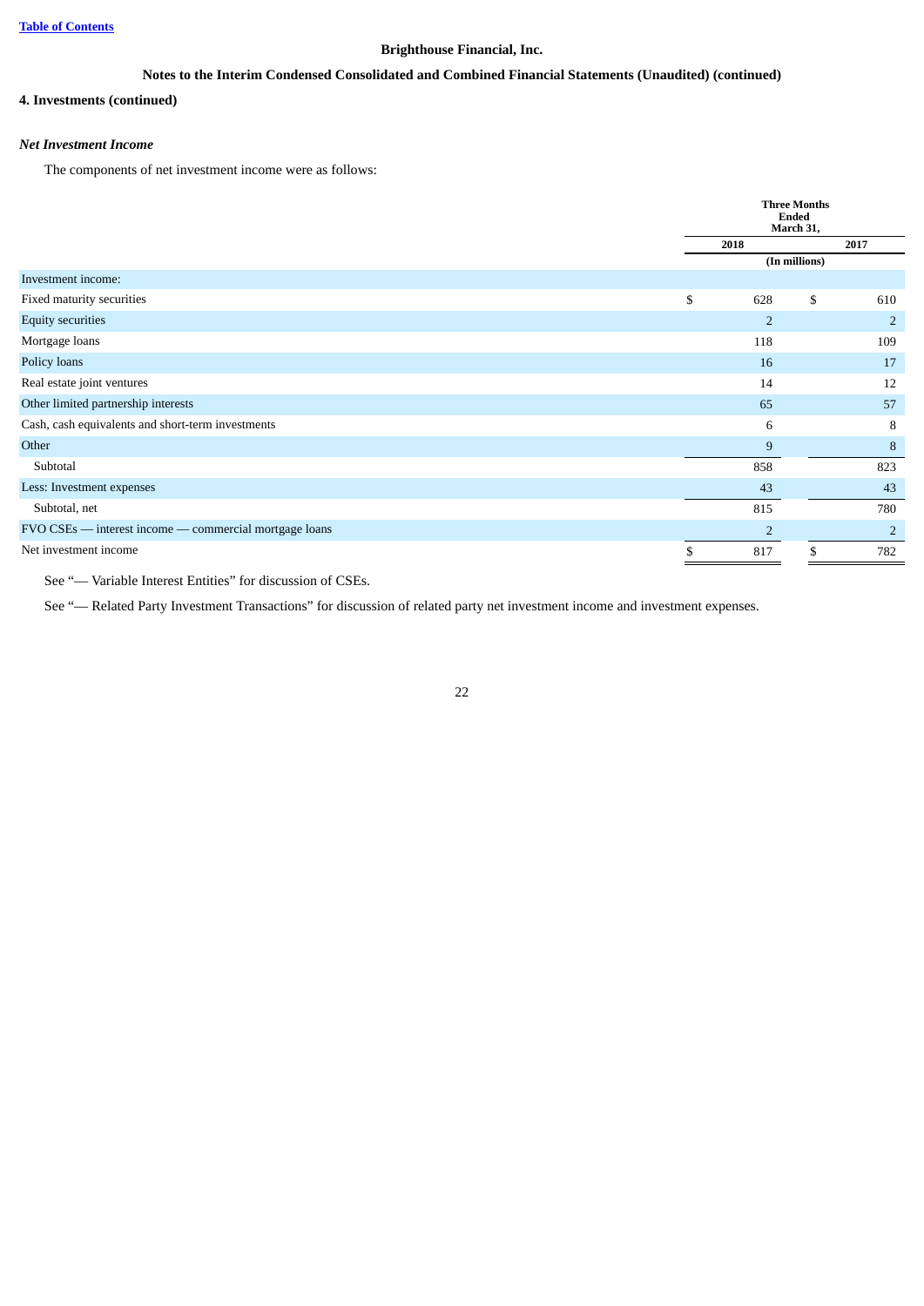Brighthouse Financial, Inc.

Notes to the Interim Condensed Consolidated and Combined Financial Statements (Unaudited) (continued)

**4. Investments (continued)**

***Net Investment Income***

The components of net investment income were as follows:

| | Three Months Ended March 31, | |
|---|---|---|
| | 2018 | 2017 |
| | (In millions) | |
| Investment income: | | |
| Fixed maturity securities | $ 628 | $ 610 |
| Equity securities | 2 | 2 |
| Mortgage loans | 118 | 109 |
| Policy loans | 16 | 17 |
| Real estate joint ventures | 14 | 12 |
| Other limited partnership interests | 65 | 57 |
| Cash, cash equivalents and short-term investments | 6 | 8 |
| Other | 9 | 8 |
| Subtotal | 858 | 823 |
| Less: Investment expenses | 43 | 43 |
| Subtotal, net | 815 | 780 |
| FVO CSEs — interest income — commercial mortgage loans | 2 | 2 |
| Net investment income | $ 817 | $ 782 |

See "— Variable Interest Entities" for discussion of CSEs.

See "— Related Party Investment Transactions" for discussion of related party net investment income and investment expenses.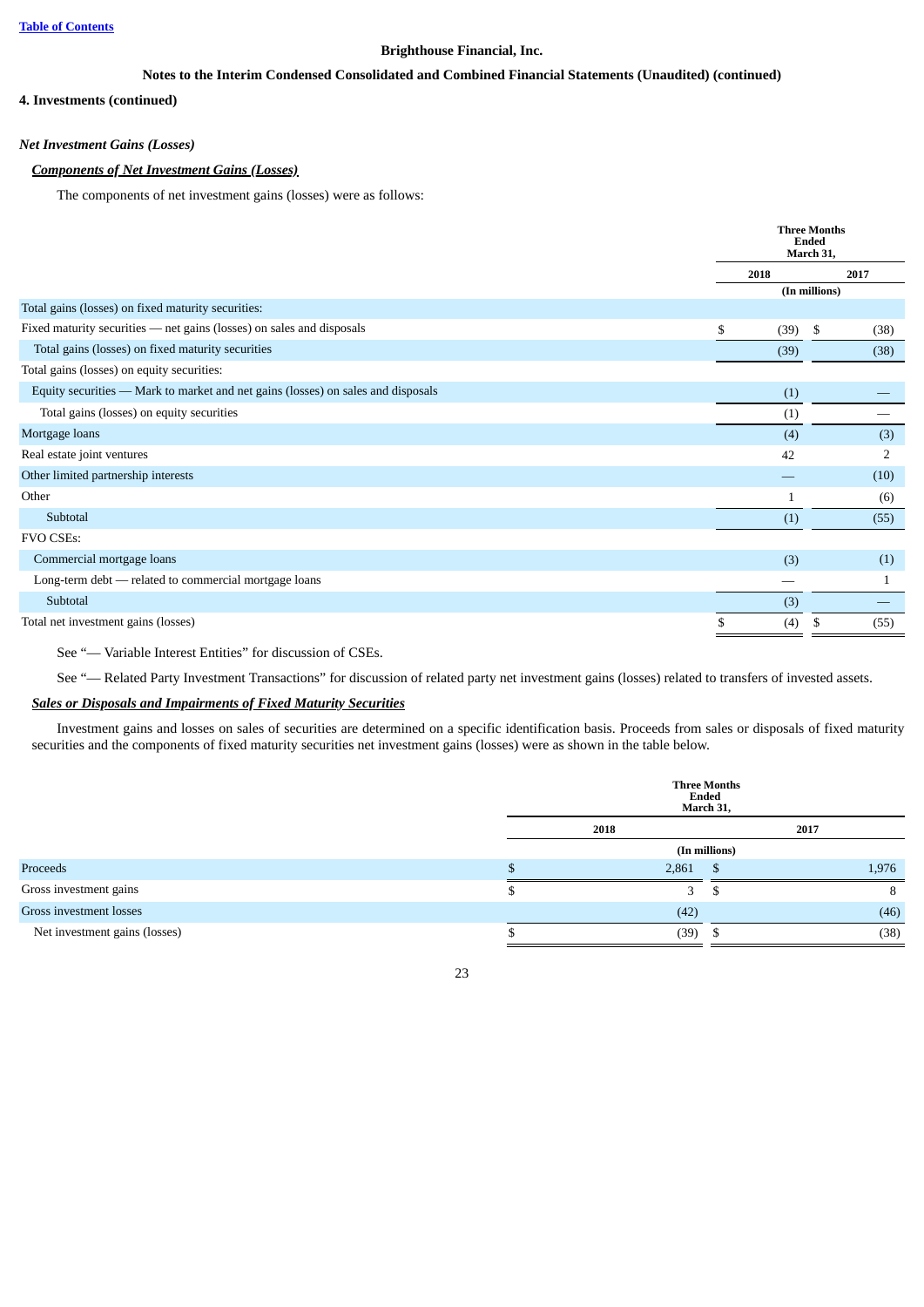**Brighthouse Financial, Inc.**

**Notes to the Interim Condensed Consolidated and Combined Financial Statements (Unaudited) (continued)**

**4. Investments (continued)**

***Net Investment Gains (Losses)***

***Components of Net Investment Gains (Losses)***

The components of net investment gains (losses) were as follows:

| | Three Months Ended March 31, | |
|---|---|---|
| | 2018 | 2017 |
| | (In millions) | |
| Total gains (losses) on fixed maturity securities: | | |
| Fixed maturity securities — net gains (losses) on sales and disposals | $ (39) | $ (38) |
| Total gains (losses) on fixed maturity securities | (39) | (38) |
| Total gains (losses) on equity securities: | | |
| Equity securities — Mark to market and net gains (losses) on sales and disposals | (1) | — |
| Total gains (losses) on equity securities | (1) | — |
| Mortgage loans | (4) | (3) |
| Real estate joint ventures | 42 | 2 |
| Other limited partnership interests | — | (10) |
| Other | 1 | (6) |
| Subtotal | (1) | (55) |
| FVO CSEs: | | |
| Commercial mortgage loans | (3) | (1) |
| Long-term debt — related to commercial mortgage loans | — | 1 |
| Subtotal | (3) | — |
| Total net investment gains (losses) | $ (4) | $ (55) |

See "— Variable Interest Entities" for discussion of CSEs.

See "— Related Party Investment Transactions" for discussion of related party net investment gains (losses) related to transfers of invested assets.

***Sales or Disposals and Impairments of Fixed Maturity Securities***

Investment gains and losses on sales of securities are determined on a specific identification basis. Proceeds from sales or disposals of fixed maturity securities and the components of fixed maturity securities net investment gains (losses) were as shown in the table below.

| | Three Months Ended March 31, | |
|---|---|---|
| | 2018 | 2017 |
| | (In millions) | |
| Proceeds | $ 2,861 | $ 1,976 |
| Gross investment gains | $ 3 | $ 8 |
| Gross investment losses | (42) | (46) |
| Net investment gains (losses) | $ (39) | $ (38) |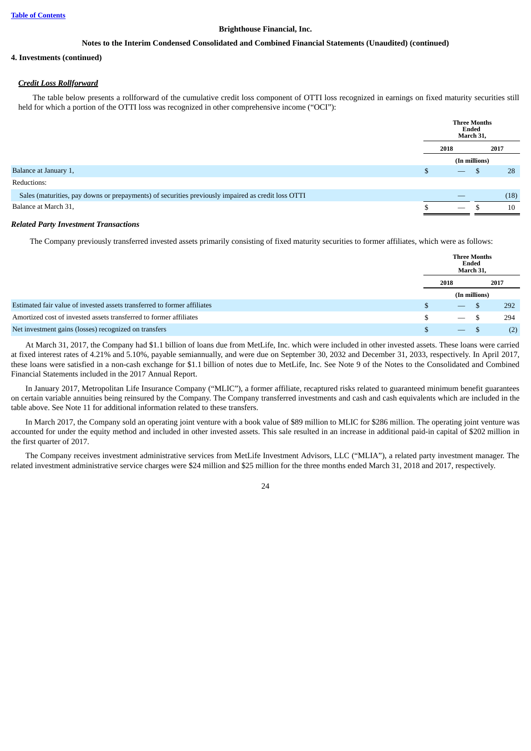**Brighthouse Financial, Inc.**

**Notes to the Interim Condensed Consolidated and Combined Financial Statements (Unaudited) (continued)**

**4. Investments (continued)**

***Credit Loss Rollforward***

The table below presents a rollforward of the cumulative credit loss component of OTTI loss recognized in earnings on fixed maturity securities still held for which a portion of the OTTI loss was recognized in other comprehensive income ("OCI"):

| | Three Months Ended March 31, | |
|---|---|---|
| | 2018 | 2017 |
| | (In millions) | |
| Balance at January 1, | $ — | $ 28 |
| Reductions: | | |
| Sales (maturities, pay downs or prepayments) of securities previously impaired as credit loss OTTI | — | (18) |
| Balance at March 31, | $ — | $ 10 |

***Related Party Investment Transactions***

The Company previously transferred invested assets primarily consisting of fixed maturity securities to former affiliates, which were as follows:

| | Three Months Ended March 31, | |
|---|---|---|
| | 2018 | 2017 |
| | (In millions) | |
| Estimated fair value of invested assets transferred to former affiliates | $ — | $ 292 |
| Amortized cost of invested assets transferred to former affiliates | $ — | $ 294 |
| Net investment gains (losses) recognized on transfers | $ — | $ (2) |

At March 31, 2017, the Company had $1.1 billion of loans due from MetLife, Inc. which were included in other invested assets. These loans were carried at fixed interest rates of 4.21% and 5.10%, payable semiannually, and were due on September 30, 2032 and December 31, 2033, respectively. In April 2017, these loans were satisfied in a non-cash exchange for $1.1 billion of notes due to MetLife, Inc. See Note 9 of the Notes to the Consolidated and Combined Financial Statements included in the 2017 Annual Report.

In January 2017, Metropolitan Life Insurance Company ("MLIC"), a former affiliate, recaptured risks related to guaranteed minimum benefit guarantees on certain variable annuities being reinsured by the Company. The Company transferred investments and cash and cash equivalents which are included in the table above. See Note 11 for additional information related to these transfers.

In March 2017, the Company sold an operating joint venture with a book value of $89 million to MLIC for $286 million. The operating joint venture was accounted for under the equity method and included in other invested assets. This sale resulted in an increase in additional paid-in capital of $202 million in the first quarter of 2017.

The Company receives investment administrative services from MetLife Investment Advisors, LLC ("MLIA"), a related party investment manager. The related investment administrative service charges were $24 million and $25 million for the three months ended March 31, 2018 and 2017, respectively.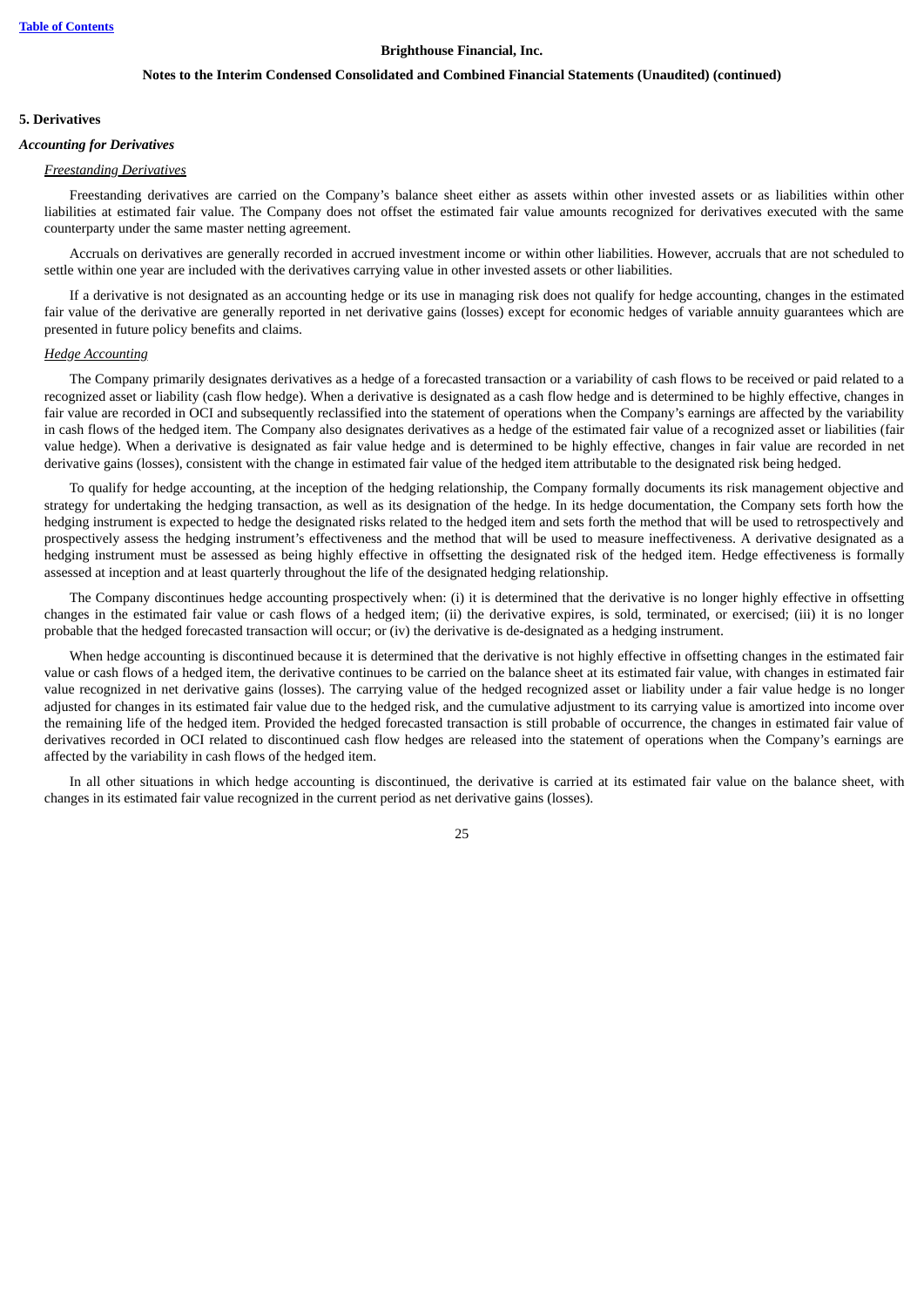## 5. Derivatives

### *Accounting for Derivatives*

#### Freestanding Derivatives

Freestanding derivatives are carried on the Company's balance sheet either as assets within other invested assets or as liabilities within other liabilities at estimated fair value. The Company does not offset the estimated fair value amounts recognized for derivatives executed with the same counterparty under the same master netting agreement.

Accruals on derivatives are generally recorded in accrued investment income or within other liabilities. However, accruals that are not scheduled to settle within one year are included with the derivatives carrying value in other invested assets or other liabilities.

If a derivative is not designated as an accounting hedge or its use in managing risk does not qualify for hedge accounting, changes in the estimated fair value of the derivative are generally reported in net derivative gains (losses) except for economic hedges of variable annuity guarantees which are presented in future policy benefits and claims.

#### Hedge Accounting

The Company primarily designates derivatives as a hedge of a forecasted transaction or a variability of cash flows to be received or paid related to a recognized asset or liability (cash flow hedge). When a derivative is designated as a cash flow hedge and is determined to be highly effective, changes in fair value are recorded in OCI and subsequently reclassified into the statement of operations when the Company's earnings are affected by the variability in cash flows of the hedged item. The Company also designates derivatives as a hedge of the estimated fair value of a recognized asset or liabilities (fair value hedge). When a derivative is designated as fair value hedge and is determined to be highly effective, changes in fair value are recorded in net derivative gains (losses), consistent with the change in estimated fair value of the hedged item attributable to the designated risk being hedged.

To qualify for hedge accounting, at the inception of the hedging relationship, the Company formally documents its risk management objective and strategy for undertaking the hedging transaction, as well as its designation of the hedge. In its hedge documentation, the Company sets forth how the hedging instrument is expected to hedge the designated risks related to the hedged item and sets forth the method that will be used to retrospectively and prospectively assess the hedging instrument's effectiveness and the method that will be used to measure ineffectiveness. A derivative designated as a hedging instrument must be assessed as being highly effective in offsetting the designated risk of the hedged item. Hedge effectiveness is formally assessed at inception and at least quarterly throughout the life of the designated hedging relationship.

The Company discontinues hedge accounting prospectively when: (i) it is determined that the derivative is no longer highly effective in offsetting changes in the estimated fair value or cash flows of a hedged item; (ii) the derivative expires, is sold, terminated, or exercised; (iii) it is no longer probable that the hedged forecasted transaction will occur; or (iv) the derivative is de-designated as a hedging instrument.

When hedge accounting is discontinued because it is determined that the derivative is not highly effective in offsetting changes in the estimated fair value or cash flows of a hedged item, the derivative continues to be carried on the balance sheet at its estimated fair value, with changes in estimated fair value recognized in net derivative gains (losses). The carrying value of the hedged recognized asset or liability under a fair value hedge is no longer adjusted for changes in its estimated fair value due to the hedged risk, and the cumulative adjustment to its carrying value is amortized into income over the remaining life of the hedged item. Provided the hedged forecasted transaction is still probable of occurrence, the changes in estimated fair value of derivatives recorded in OCI related to discontinued cash flow hedges are released into the statement of operations when the Company's earnings are affected by the variability in cash flows of the hedged item.

In all other situations in which hedge accounting is discontinued, the derivative is carried at its estimated fair value on the balance sheet, with changes in its estimated fair value recognized in the current period as net derivative gains (losses).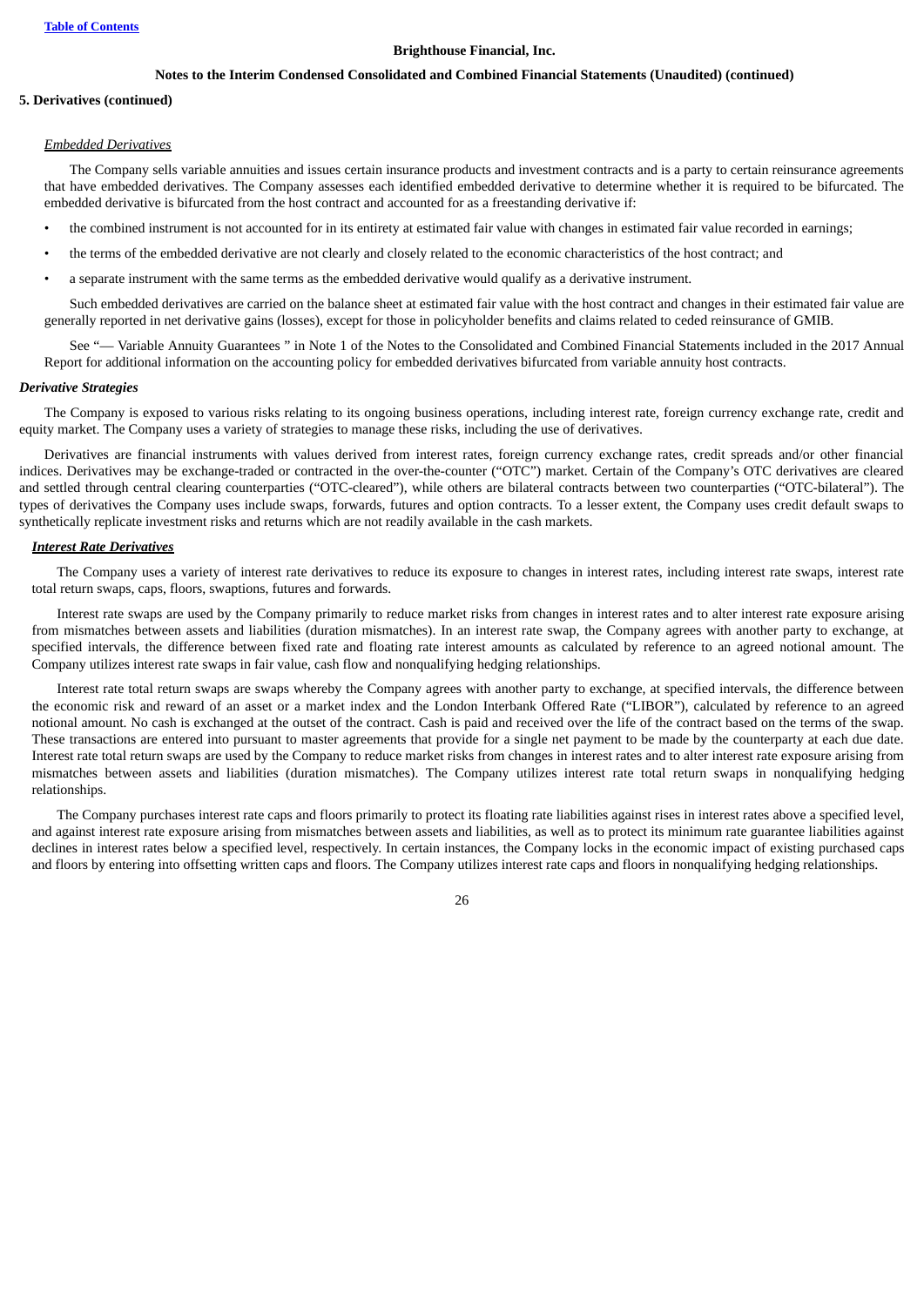# 5. Derivatives (continued)

_Embedded Derivatives_

The Company sells variable annuities and issues certain insurance products and investment contracts and is a party to certain reinsurance agreements that have embedded derivatives. The Company assesses each identified embedded derivative to determine whether it is required to be bifurcated. The embedded derivative is bifurcated from the host contract and accounted for as a freestanding derivative if:

- the combined instrument is not accounted for in its entirety at estimated fair value with changes in estimated fair value recorded in earnings;
- the terms of the embedded derivative are not clearly and closely related to the economic characteristics of the host contract; and
- a separate instrument with the same terms as the embedded derivative would qualify as a derivative instrument.

Such embedded derivatives are carried on the balance sheet at estimated fair value with the host contract and changes in their estimated fair value are generally reported in net derivative gains (losses), except for those in policyholder benefits and claims related to ceded reinsurance of GMIB.

See "— Variable Annuity Guarantees " in Note 1 of the Notes to the Consolidated and Combined Financial Statements included in the 2017 Annual Report for additional information on the accounting policy for embedded derivatives bifurcated from variable annuity host contracts.

***Derivative Strategies***

The Company is exposed to various risks relating to its ongoing business operations, including interest rate, foreign currency exchange rate, credit and equity market. The Company uses a variety of strategies to manage these risks, including the use of derivatives.

Derivatives are financial instruments with values derived from interest rates, foreign currency exchange rates, credit spreads and/or other financial indices. Derivatives may be exchange-traded or contracted in the over-the-counter ("OTC") market. Certain of the Company's OTC derivatives are cleared and settled through central clearing counterparties ("OTC-cleared"), while others are bilateral contracts between two counterparties ("OTC-bilateral"). The types of derivatives the Company uses include swaps, forwards, futures and option contracts. To a lesser extent, the Company uses credit default swaps to synthetically replicate investment risks and returns which are not readily available in the cash markets.

***Interest Rate Derivatives***

The Company uses a variety of interest rate derivatives to reduce its exposure to changes in interest rates, including interest rate swaps, interest rate total return swaps, caps, floors, swaptions, futures and forwards.

Interest rate swaps are used by the Company primarily to reduce market risks from changes in interest rates and to alter interest rate exposure arising from mismatches between assets and liabilities (duration mismatches). In an interest rate swap, the Company agrees with another party to exchange, at specified intervals, the difference between fixed rate and floating rate interest amounts as calculated by reference to an agreed notional amount. The Company utilizes interest rate swaps in fair value, cash flow and nonqualifying hedging relationships.

Interest rate total return swaps are swaps whereby the Company agrees with another party to exchange, at specified intervals, the difference between the economic risk and reward of an asset or a market index and the London Interbank Offered Rate ("LIBOR"), calculated by reference to an agreed notional amount. No cash is exchanged at the outset of the contract. Cash is paid and received over the life of the contract based on the terms of the swap. These transactions are entered into pursuant to master agreements that provide for a single net payment to be made by the counterparty at each due date. Interest rate total return swaps are used by the Company to reduce market risks from changes in interest rates and to alter interest rate exposure arising from mismatches between assets and liabilities (duration mismatches). The Company utilizes interest rate total return swaps in nonqualifying hedging relationships.

The Company purchases interest rate caps and floors primarily to protect its floating rate liabilities against rises in interest rates above a specified level, and against interest rate exposure arising from mismatches between assets and liabilities, as well as to protect its minimum rate guarantee liabilities against declines in interest rates below a specified level, respectively. In certain instances, the Company locks in the economic impact of existing purchased caps and floors by entering into offsetting written caps and floors. The Company utilizes interest rate caps and floors in nonqualifying hedging relationships.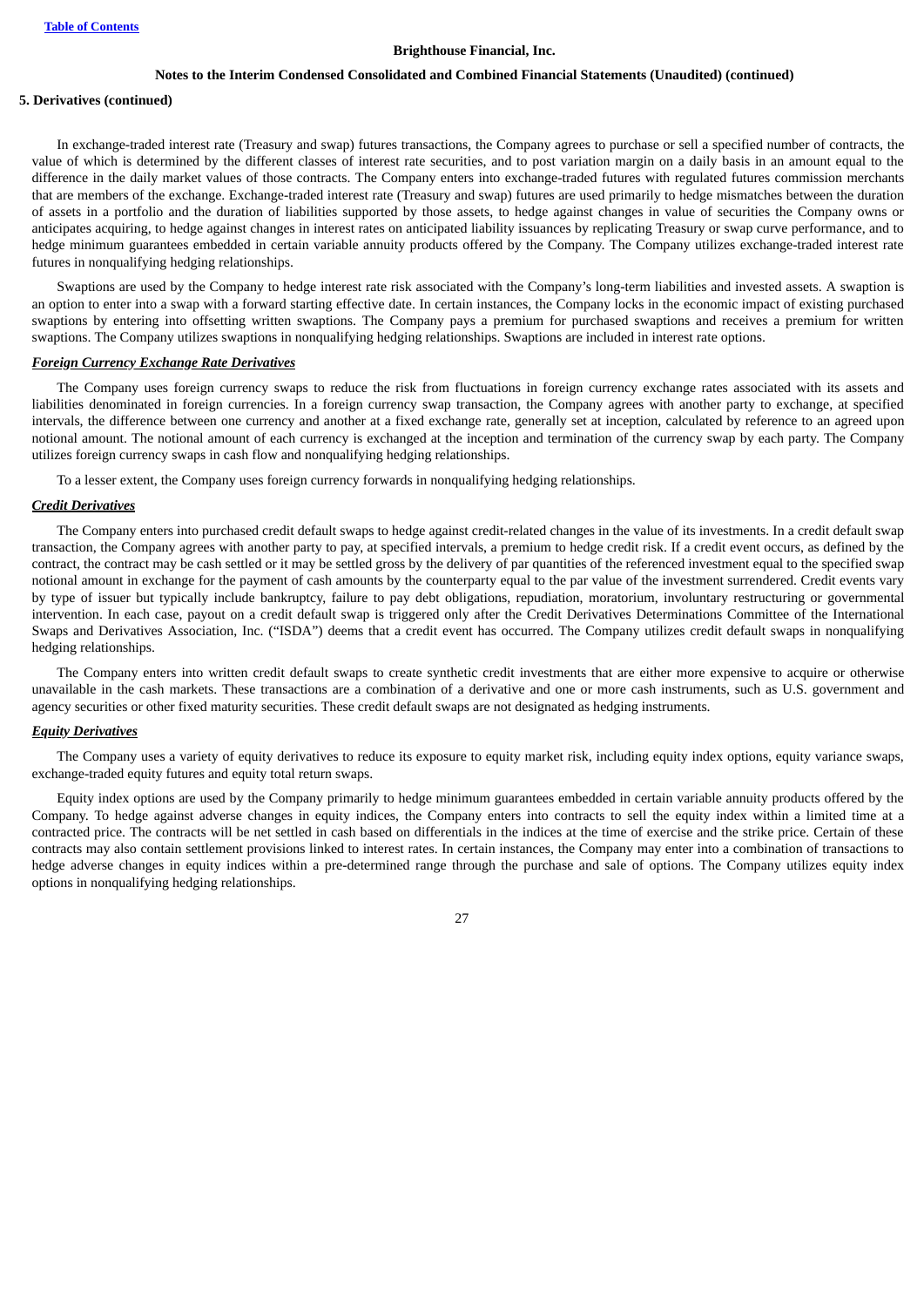**5. Derivatives (continued)**

In exchange-traded interest rate (Treasury and swap) futures transactions, the Company agrees to purchase or sell a specified number of contracts, the value of which is determined by the different classes of interest rate securities, and to post variation margin on a daily basis in an amount equal to the difference in the daily market values of those contracts. The Company enters into exchange-traded futures with regulated futures commission merchants that are members of the exchange. Exchange-traded interest rate (Treasury and swap) futures are used primarily to hedge mismatches between the duration of assets in a portfolio and the duration of liabilities supported by those assets, to hedge against changes in value of securities the Company owns or anticipates acquiring, to hedge against changes in interest rates on anticipated liability issuances by replicating Treasury or swap curve performance, and to hedge minimum guarantees embedded in certain variable annuity products offered by the Company. The Company utilizes exchange-traded interest rate futures in nonqualifying hedging relationships.

Swaptions are used by the Company to hedge interest rate risk associated with the Company's long-term liabilities and invested assets. A swaption is an option to enter into a swap with a forward starting effective date. In certain instances, the Company locks in the economic impact of existing purchased swaptions by entering into offsetting written swaptions. The Company pays a premium for purchased swaptions and receives a premium for written swaptions. The Company utilizes swaptions in nonqualifying hedging relationships. Swaptions are included in interest rate options.

***Foreign Currency Exchange Rate Derivatives***

The Company uses foreign currency swaps to reduce the risk from fluctuations in foreign currency exchange rates associated with its assets and liabilities denominated in foreign currencies. In a foreign currency swap transaction, the Company agrees with another party to exchange, at specified intervals, the difference between one currency and another at a fixed exchange rate, generally set at inception, calculated by reference to an agreed upon notional amount. The notional amount of each currency is exchanged at the inception and termination of the currency swap by each party. The Company utilizes foreign currency swaps in cash flow and nonqualifying hedging relationships.

To a lesser extent, the Company uses foreign currency forwards in nonqualifying hedging relationships.

***Credit Derivatives***

The Company enters into purchased credit default swaps to hedge against credit-related changes in the value of its investments. In a credit default swap transaction, the Company agrees with another party to pay, at specified intervals, a premium to hedge credit risk. If a credit event occurs, as defined by the contract, the contract may be cash settled or it may be settled gross by the delivery of par quantities of the referenced investment equal to the specified swap notional amount in exchange for the payment of cash amounts by the counterparty equal to the par value of the investment surrendered. Credit events vary by type of issuer but typically include bankruptcy, failure to pay debt obligations, repudiation, moratorium, involuntary restructuring or governmental intervention. In each case, payout on a credit default swap is triggered only after the Credit Derivatives Determinations Committee of the International Swaps and Derivatives Association, Inc. ("ISDA") deems that a credit event has occurred. The Company utilizes credit default swaps in nonqualifying hedging relationships.

The Company enters into written credit default swaps to create synthetic credit investments that are either more expensive to acquire or otherwise unavailable in the cash markets. These transactions are a combination of a derivative and one or more cash instruments, such as U.S. government and agency securities or other fixed maturity securities. These credit default swaps are not designated as hedging instruments.

***Equity Derivatives***

The Company uses a variety of equity derivatives to reduce its exposure to equity market risk, including equity index options, equity variance swaps, exchange-traded equity futures and equity total return swaps.

Equity index options are used by the Company primarily to hedge minimum guarantees embedded in certain variable annuity products offered by the Company. To hedge against adverse changes in equity indices, the Company enters into contracts to sell the equity index within a limited time at a contracted price. The contracts will be net settled in cash based on differentials in the indices at the time of exercise and the strike price. Certain of these contracts may also contain settlement provisions linked to interest rates. In certain instances, the Company may enter into a combination of transactions to hedge adverse changes in equity indices within a pre-determined range through the purchase and sale of options. The Company utilizes equity index options in nonqualifying hedging relationships.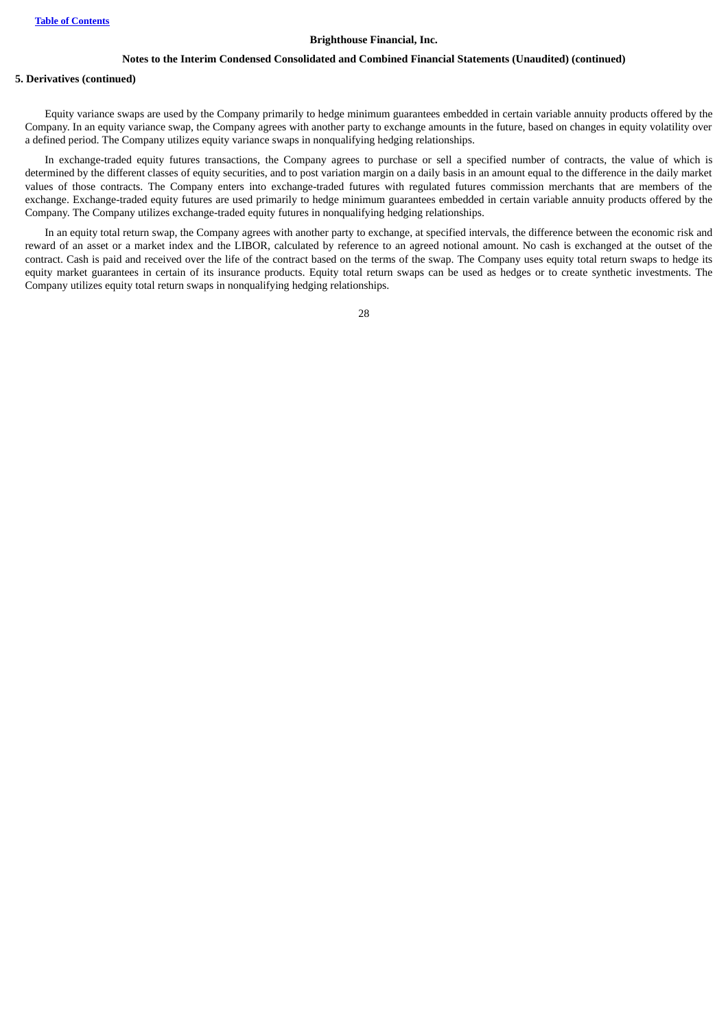**5. Derivatives (continued)**

Equity variance swaps are used by the Company primarily to hedge minimum guarantees embedded in certain variable annuity products offered by the Company. In an equity variance swap, the Company agrees with another party to exchange amounts in the future, based on changes in equity volatility over a defined period. The Company utilizes equity variance swaps in nonqualifying hedging relationships.

In exchange-traded equity futures transactions, the Company agrees to purchase or sell a specified number of contracts, the value of which is determined by the different classes of equity securities, and to post variation margin on a daily basis in an amount equal to the difference in the daily market values of those contracts. The Company enters into exchange-traded futures with regulated futures commission merchants that are members of the exchange. Exchange-traded equity futures are used primarily to hedge minimum guarantees embedded in certain variable annuity products offered by the Company. The Company utilizes exchange-traded equity futures in nonqualifying hedging relationships.

In an equity total return swap, the Company agrees with another party to exchange, at specified intervals, the difference between the economic risk and reward of an asset or a market index and the LIBOR, calculated by reference to an agreed notional amount. No cash is exchanged at the outset of the contract. Cash is paid and received over the life of the contract based on the terms of the swap. The Company uses equity total return swaps to hedge its equity market guarantees in certain of its insurance products. Equity total return swaps can be used as hedges or to create synthetic investments. The Company utilizes equity total return swaps in nonqualifying hedging relationships.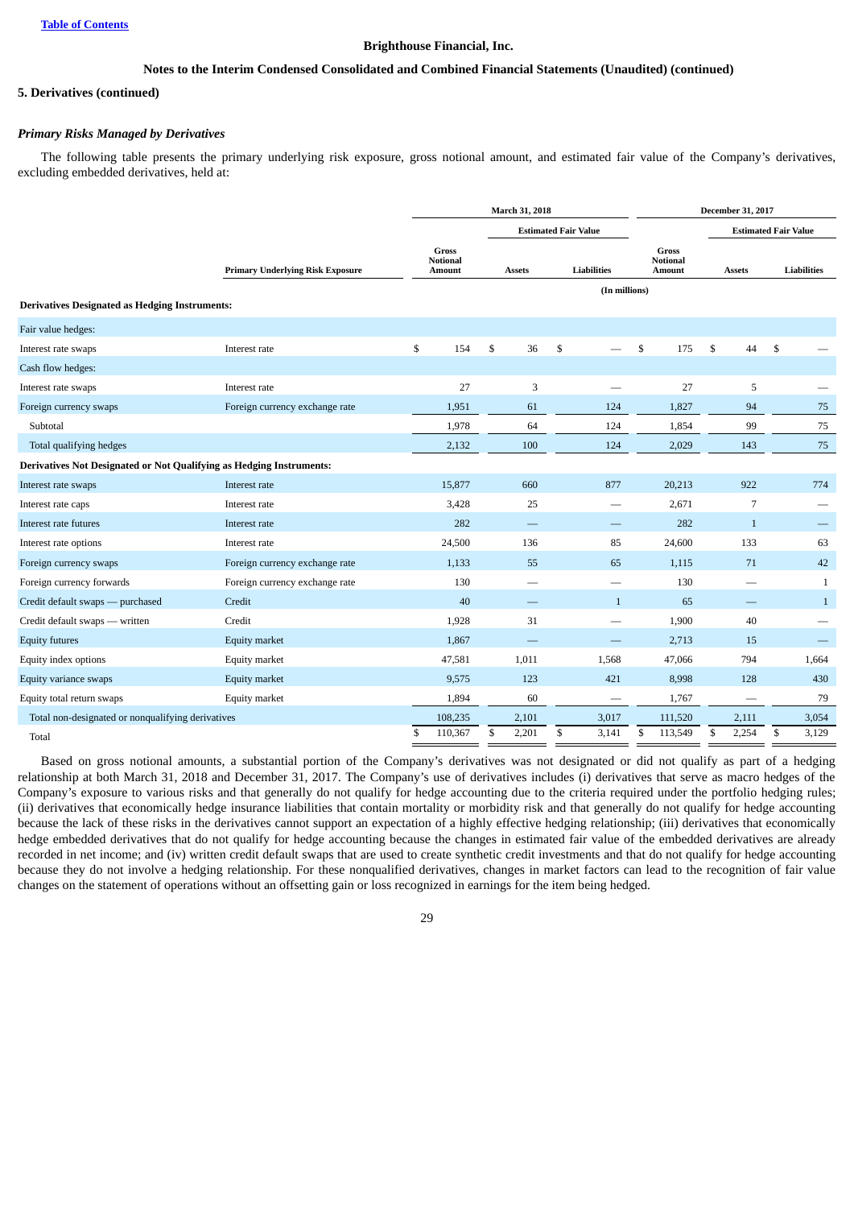**Brighthouse Financial, Inc.**

**Notes to the Interim Condensed Consolidated and Combined Financial Statements (Unaudited) (continued)**

**5. Derivatives (continued)**

***Primary Risks Managed by Derivatives***

The following table presents the primary underlying risk exposure, gross notional amount, and estimated fair value of the Company's derivatives, excluding embedded derivatives, held at:

| | | March 31, 2018 | | | December 31, 2017 | | |
|---|---|---|---|---|---|---|---|
| | | | Estimated Fair Value | | | Estimated Fair Value | |
| | Primary Underlying Risk Exposure | Gross Notional Amount | Assets | Liabilities | Gross Notional Amount | Assets | Liabilities |
| | | (In millions) | | | | | |
| **Derivatives Designated as Hedging Instruments:** | | | | | | | |
| Fair value hedges: | | | | | | | |
| Interest rate swaps | Interest rate | $ 154 | $ 36 | $ — | $ 175 | $ 44 | $ — |
| Cash flow hedges: | | | | | | | |
| Interest rate swaps | Interest rate | 27 | 3 | — | 27 | 5 | — |
| Foreign currency swaps | Foreign currency exchange rate | 1,951 | 61 | 124 | 1,827 | 94 | 75 |
| Subtotal | | 1,978 | 64 | 124 | 1,854 | 99 | 75 |
| Total qualifying hedges | | 2,132 | 100 | 124 | 2,029 | 143 | 75 |
| **Derivatives Not Designated or Not Qualifying as Hedging Instruments:** | | | | | | | |
| Interest rate swaps | Interest rate | 15,877 | 660 | 877 | 20,213 | 922 | 774 |
| Interest rate caps | Interest rate | 3,428 | 25 | — | 2,671 | 7 | — |
| Interest rate futures | Interest rate | 282 | — | — | 282 | 1 | — |
| Interest rate options | Interest rate | 24,500 | 136 | 85 | 24,600 | 133 | 63 |
| Foreign currency swaps | Foreign currency exchange rate | 1,133 | 55 | 65 | 1,115 | 71 | 42 |
| Foreign currency forwards | Foreign currency exchange rate | 130 | — | — | 130 | — | 1 |
| Credit default swaps — purchased | Credit | 40 | — | 1 | 65 | — | 1 |
| Credit default swaps — written | Credit | 1,928 | 31 | — | 1,900 | 40 | — |
| Equity futures | Equity market | 1,867 | — | — | 2,713 | 15 | — |
| Equity index options | Equity market | 47,581 | 1,011 | 1,568 | 47,066 | 794 | 1,664 |
| Equity variance swaps | Equity market | 9,575 | 123 | 421 | 8,998 | 128 | 430 |
| Equity total return swaps | Equity market | 1,894 | 60 | — | 1,767 | — | 79 |
| Total non-designated or nonqualifying derivatives | | 108,235 | 2,101 | 3,017 | 111,520 | 2,111 | 3,054 |
| Total | | $ 110,367 | $ 2,201 | $ 3,141 | $ 113,549 | $ 2,254 | $ 3,129 |

Based on gross notional amounts, a substantial portion of the Company's derivatives was not designated or did not qualify as part of a hedging relationship at both March 31, 2018 and December 31, 2017. The Company's use of derivatives includes (i) derivatives that serve as macro hedges of the Company's exposure to various risks and that generally do not qualify for hedge accounting due to the criteria required under the portfolio hedging rules; (ii) derivatives that economically hedge insurance liabilities that contain mortality or morbidity risk and that generally do not qualify for hedge accounting because the lack of these risks in the derivatives cannot support an expectation of a highly effective hedging relationship; (iii) derivatives that economically hedge embedded derivatives that do not qualify for hedge accounting because the changes in estimated fair value of the embedded derivatives are already recorded in net income; and (iv) written credit default swaps that are used to create synthetic credit investments and that do not qualify for hedge accounting because they do not involve a hedging relationship. For these nonqualified derivatives, changes in market factors can lead to the recognition of fair value changes on the statement of operations without an offsetting gain or loss recognized in earnings for the item being hedged.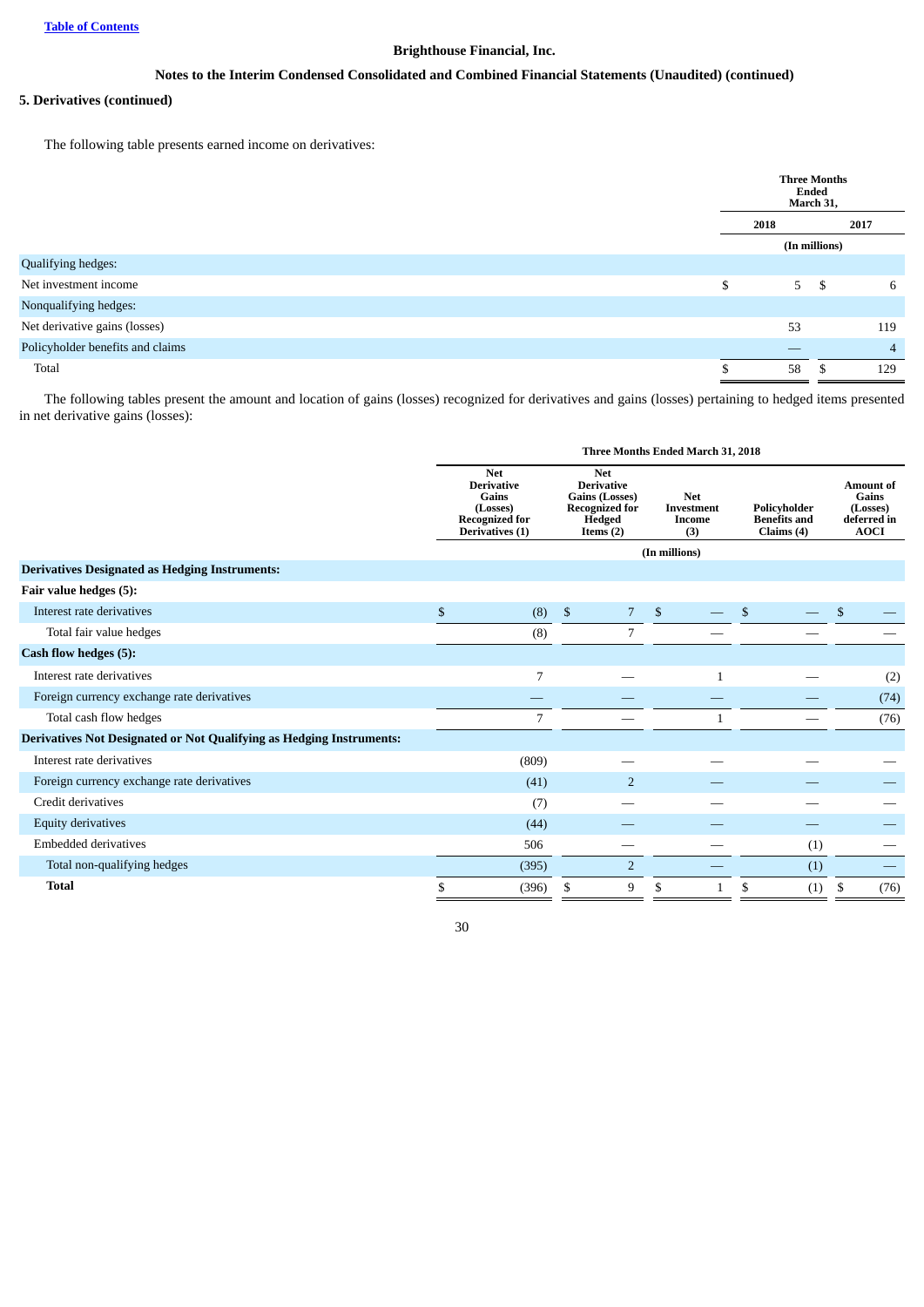**Brighthouse Financial, Inc.**

**Notes to the Interim Condensed Consolidated and Combined Financial Statements (Unaudited) (continued)**

**5. Derivatives (continued)**

The following table presents earned income on derivatives:

| | Three Months Ended March 31, | |
|---|---|---|
| | 2018 | 2017 |
| | (In millions) | |
| Qualifying hedges: | | |
| Net investment income | $ 5 | $ 6 |
| Nonqualifying hedges: | | |
| Net derivative gains (losses) | 53 | 119 |
| Policyholder benefits and claims | — | 4 |
| Total | $ 58 | $ 129 |

The following tables present the amount and location of gains (losses) recognized for derivatives and gains (losses) pertaining to hedged items presented in net derivative gains (losses):

| | Three Months Ended March 31, 2018 | | | | |
|---|---|---|---|---|---|
| | Net Derivative Gains (Losses) Recognized for Derivatives (1) | Net Derivative Gains (Losses) Recognized for Hedged Items (2) | Net Investment Income (3) | Policyholder Benefits and Claims (4) | Amount of Gains (Losses) deferred in AOCI |
| | (In millions) | | | | |
| **Derivatives Designated as Hedging Instruments:** | | | | | |
| **Fair value hedges (5):** | | | | | |
| Interest rate derivatives | $ (8) | $ 7 | $ — | $ — | $ — |
| Total fair value hedges | (8) | 7 | — | — | — |
| **Cash flow hedges (5):** | | | | | |
| Interest rate derivatives | 7 | — | 1 | — | (2) |
| Foreign currency exchange rate derivatives | — | — | — | — | (74) |
| Total cash flow hedges | 7 | — | 1 | — | (76) |
| **Derivatives Not Designated or Not Qualifying as Hedging Instruments:** | | | | | |
| Interest rate derivatives | (809) | — | — | — | — |
| Foreign currency exchange rate derivatives | (41) | 2 | — | — | — |
| Credit derivatives | (7) | — | — | — | — |
| Equity derivatives | (44) | — | — | — | — |
| Embedded derivatives | 506 | — | — | (1) | — |
| Total non-qualifying hedges | (395) | 2 | — | (1) | — |
| **Total** | $ (396) | $ 9 | $ 1 | $ (1) | $ (76) |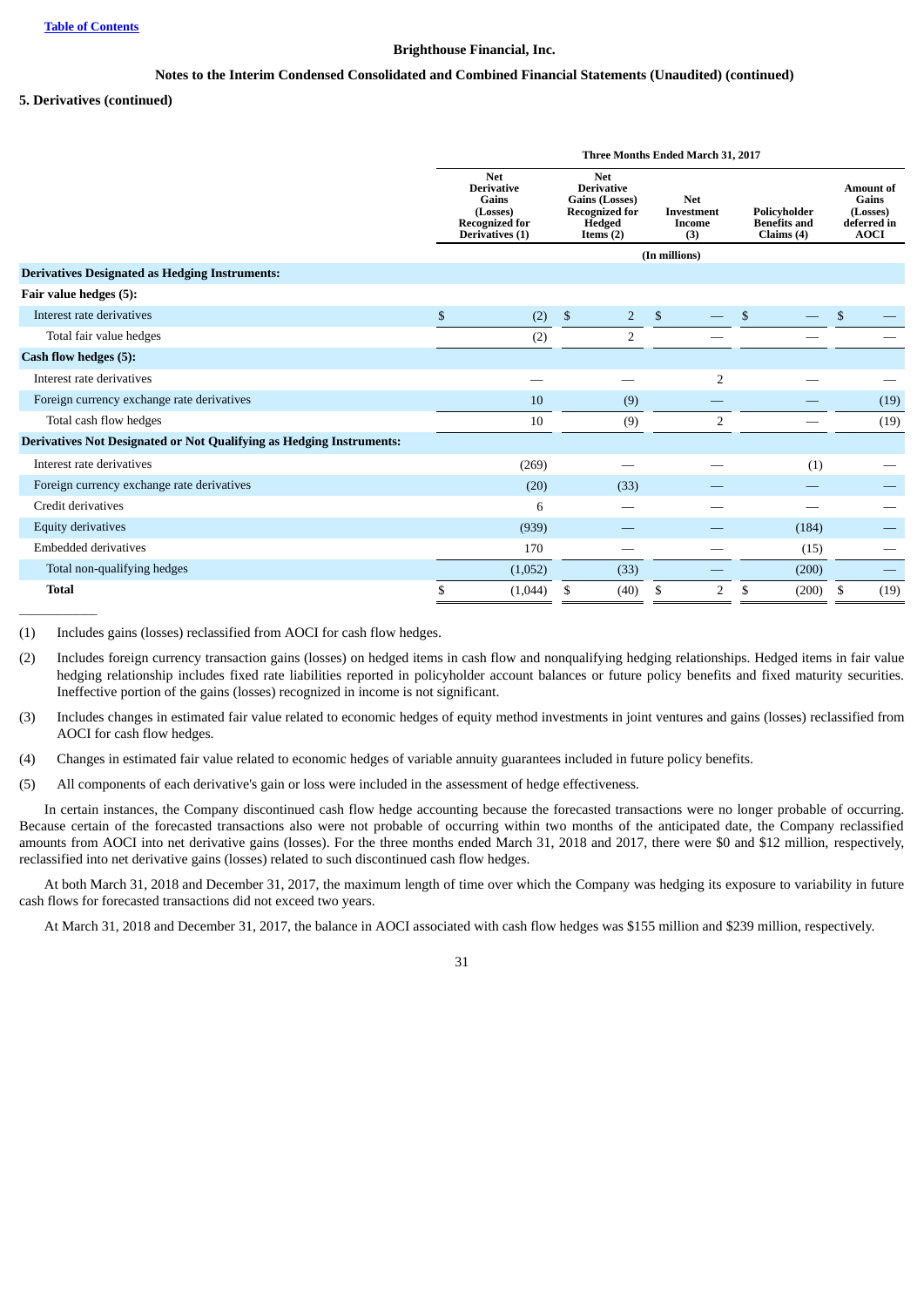Brighthouse Financial, Inc.

Notes to the Interim Condensed Consolidated and Combined Financial Statements (Unaudited) (continued)

**5. Derivatives (continued)**

| | Three Months Ended March 31, 2017 | | | | |
|---|---|---|---|---|---|
| | Net Derivative Gains (Losses) Recognized for Derivatives (1) | Net Derivative Gains (Losses) Recognized for Hedged Items (2) | Net Investment Income (3) | Policyholder Benefits and Claims (4) | Amount of Gains (Losses) deferred in AOCI |
| | (In millions) | | | | |
| **Derivatives Designated as Hedging Instruments:** | | | | | |
| **Fair value hedges (5):** | | | | | |
| Interest rate derivatives | $ (2) | $ 2 | $ — | $ — | $ — |
| Total fair value hedges | (2) | 2 | — | — | — |
| **Cash flow hedges (5):** | | | | | |
| Interest rate derivatives | — | — | 2 | — | — |
| Foreign currency exchange rate derivatives | 10 | (9) | — | — | (19) |
| Total cash flow hedges | 10 | (9) | 2 | — | (19) |
| **Derivatives Not Designated or Not Qualifying as Hedging Instruments:** | | | | | |
| Interest rate derivatives | (269) | — | — | (1) | — |
| Foreign currency exchange rate derivatives | (20) | (33) | — | — | — |
| Credit derivatives | 6 | — | — | — | — |
| Equity derivatives | (939) | — | — | (184) | — |
| Embedded derivatives | 170 | — | — | (15) | — |
| Total non-qualifying hedges | (1,052) | (33) | — | (200) | — |
| **Total** | $ (1,044) | $ (40) | $ 2 | $ (200) | $ (19) |

(1) Includes gains (losses) reclassified from AOCI for cash flow hedges.

(2) Includes foreign currency transaction gains (losses) on hedged items in cash flow and nonqualifying hedging relationships. Hedged items in fair value hedging relationship includes fixed rate liabilities reported in policyholder account balances or future policy benefits and fixed maturity securities. Ineffective portion of the gains (losses) recognized in income is not significant.

(3) Includes changes in estimated fair value related to economic hedges of equity method investments in joint ventures and gains (losses) reclassified from AOCI for cash flow hedges.

(4) Changes in estimated fair value related to economic hedges of variable annuity guarantees included in future policy benefits.

(5) All components of each derivative's gain or loss were included in the assessment of hedge effectiveness.

In certain instances, the Company discontinued cash flow hedge accounting because the forecasted transactions were no longer probable of occurring. Because certain of the forecasted transactions also were not probable of occurring within two months of the anticipated date, the Company reclassified amounts from AOCI into net derivative gains (losses). For the three months ended March 31, 2018 and 2017, there were $0 and $12 million, respectively, reclassified into net derivative gains (losses) related to such discontinued cash flow hedges.

At both March 31, 2018 and December 31, 2017, the maximum length of time over which the Company was hedging its exposure to variability in future cash flows for forecasted transactions did not exceed two years.

At March 31, 2018 and December 31, 2017, the balance in AOCI associated with cash flow hedges was $155 million and $239 million, respectively.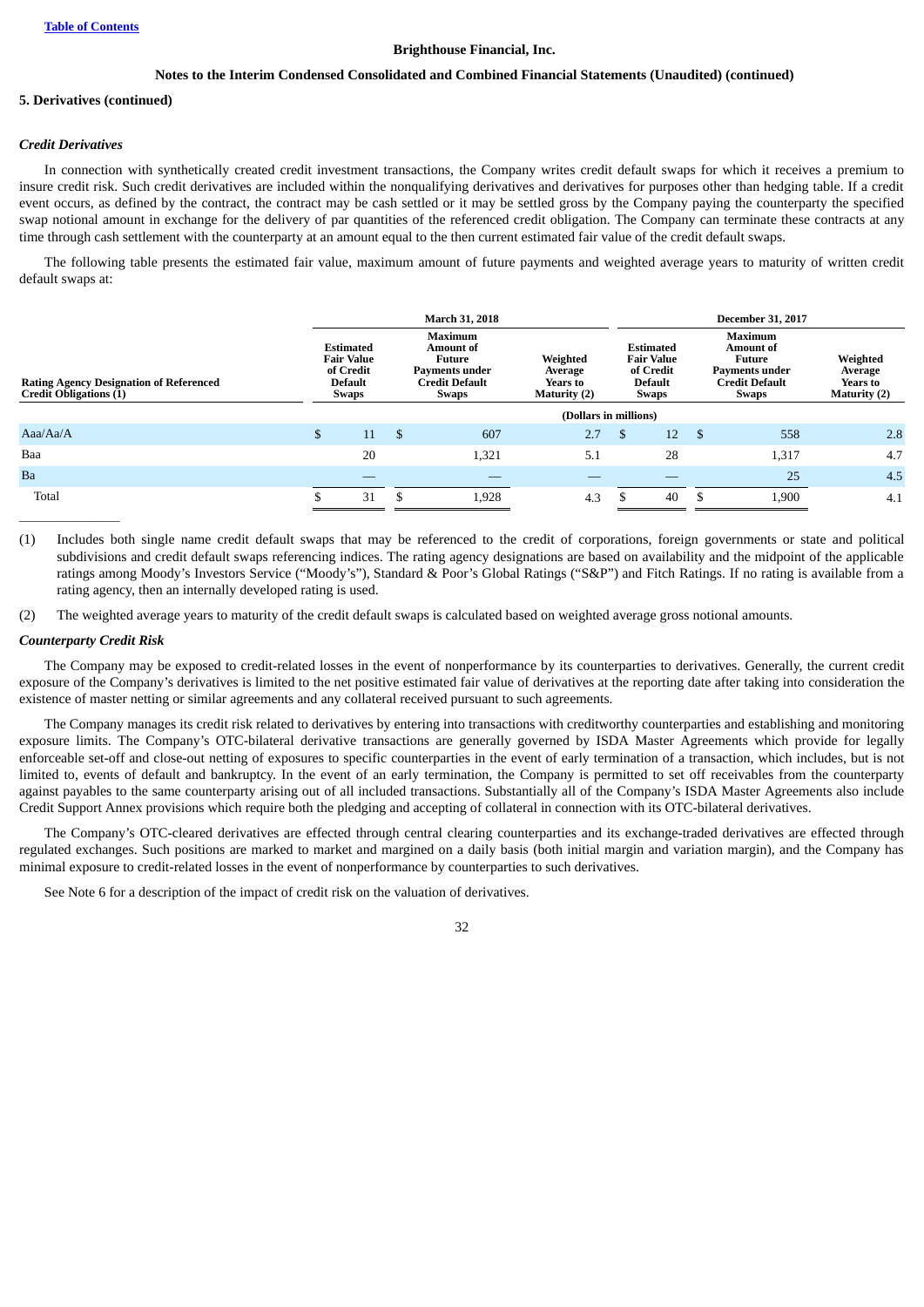Brighthouse Financial, Inc.

Notes to the Interim Condensed Consolidated and Combined Financial Statements (Unaudited) (continued)

**5. Derivatives (continued)**

### *Credit Derivatives*

In connection with synthetically created credit investment transactions, the Company writes credit default swaps for which it receives a premium to insure credit risk. Such credit derivatives are included within the nonqualifying derivatives and derivatives for purposes other than hedging table. If a credit event occurs, as defined by the contract, the contract may be cash settled or it may be settled gross by the Company paying the counterparty the specified swap notional amount in exchange for the delivery of par quantities of the referenced credit obligation. The Company can terminate these contracts at any time through cash settlement with the counterparty at an amount equal to the then current estimated fair value of the credit default swaps.

The following table presents the estimated fair value, maximum amount of future payments and weighted average years to maturity of written credit default swaps at:

| | March 31, 2018 | | | December 31, 2017 | | |
|---|---|---|---|---|---|---|
| Rating Agency Designation of Referenced Credit Obligations (1) | Estimated Fair Value of Credit Default Swaps | Maximum Amount of Future Payments under Credit Default Swaps | Weighted Average Years to Maturity (2) | Estimated Fair Value of Credit Default Swaps | Maximum Amount of Future Payments under Credit Default Swaps | Weighted Average Years to Maturity (2) |
| | (Dollars in millions) | | | | | |
| Aaa/Aa/A | $ 11 | $ 607 | 2.7 | $ 12 | $ 558 | 2.8 |
| Baa | 20 | 1,321 | 5.1 | 28 | 1,317 | 4.7 |
| Ba | — | — | — | — | 25 | 4.5 |
| Total | $ 31 | $ 1,928 | 4.3 | $ 40 | $ 1,900 | 4.1 |

(1) Includes both single name credit default swaps that may be referenced to the credit of corporations, foreign governments or state and political subdivisions and credit default swaps referencing indices. The rating agency designations are based on availability and the midpoint of the applicable ratings among Moody's Investors Service ("Moody's"), Standard & Poor's Global Ratings ("S&P") and Fitch Ratings. If no rating is available from a rating agency, then an internally developed rating is used.

(2) The weighted average years to maturity of the credit default swaps is calculated based on weighted average gross notional amounts.

### *Counterparty Credit Risk*

The Company may be exposed to credit-related losses in the event of nonperformance by its counterparties to derivatives. Generally, the current credit exposure of the Company's derivatives is limited to the net positive estimated fair value of derivatives at the reporting date after taking into consideration the existence of master netting or similar agreements and any collateral received pursuant to such agreements.

The Company manages its credit risk related to derivatives by entering into transactions with creditworthy counterparties and establishing and monitoring exposure limits. The Company's OTC-bilateral derivative transactions are generally governed by ISDA Master Agreements which provide for legally enforceable set-off and close-out netting of exposures to specific counterparties in the event of early termination of a transaction, which includes, but is not limited to, events of default and bankruptcy. In the event of an early termination, the Company is permitted to set off receivables from the counterparty against payables to the same counterparty arising out of all included transactions. Substantially all of the Company's ISDA Master Agreements also include Credit Support Annex provisions which require both the pledging and accepting of collateral in connection with its OTC-bilateral derivatives.

The Company's OTC-cleared derivatives are effected through central clearing counterparties and its exchange-traded derivatives are effected through regulated exchanges. Such positions are marked to market and margined on a daily basis (both initial margin and variation margin), and the Company has minimal exposure to credit-related losses in the event of nonperformance by counterparties to such derivatives.

See Note 6 for a description of the impact of credit risk on the valuation of derivatives.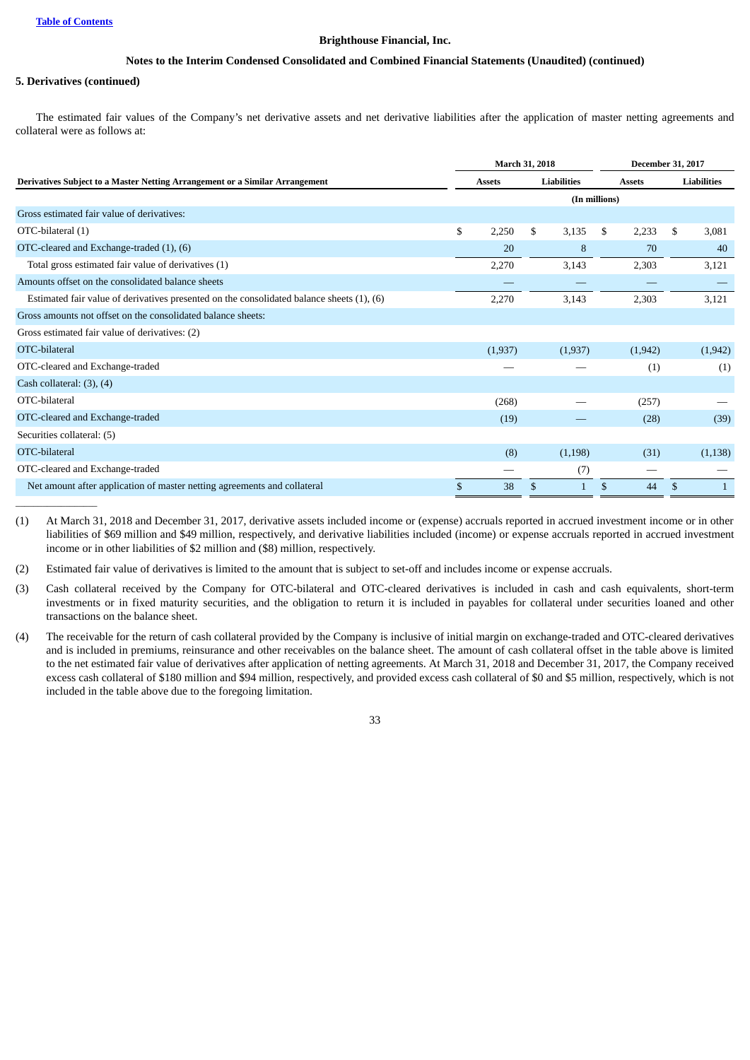**Brighthouse Financial, Inc.**

**Notes to the Interim Condensed Consolidated and Combined Financial Statements (Unaudited) (continued)**

**5. Derivatives (continued)**

The estimated fair values of the Company's net derivative assets and net derivative liabilities after the application of master netting agreements and collateral were as follows at:

| Derivatives Subject to a Master Netting Arrangement or a Similar Arrangement | March 31, 2018 | | December 31, 2017 | |
|---|---|---|---|---|
| | Assets | Liabilities | Assets | Liabilities |
| | (In millions) | | | |
| Gross estimated fair value of derivatives: | | | | |
| OTC-bilateral (1) | $ 2,250 | $ 3,135 | $ 2,233 | $ 3,081 |
| OTC-cleared and Exchange-traded (1), (6) | 20 | 8 | 70 | 40 |
| Total gross estimated fair value of derivatives (1) | 2,270 | 3,143 | 2,303 | 3,121 |
| Amounts offset on the consolidated balance sheets | — | — | — | — |
| Estimated fair value of derivatives presented on the consolidated balance sheets (1), (6) | 2,270 | 3,143 | 2,303 | 3,121 |
| Gross amounts not offset on the consolidated balance sheets: | | | | |
| Gross estimated fair value of derivatives: (2) | | | | |
| OTC-bilateral | (1,937) | (1,937) | (1,942) | (1,942) |
| OTC-cleared and Exchange-traded | — | — | (1) | (1) |
| Cash collateral: (3), (4) | | | | |
| OTC-bilateral | (268) | — | (257) | — |
| OTC-cleared and Exchange-traded | (19) | — | (28) | (39) |
| Securities collateral: (5) | | | | |
| OTC-bilateral | (8) | (1,198) | (31) | (1,138) |
| OTC-cleared and Exchange-traded | — | (7) | — | — |
| Net amount after application of master netting agreements and collateral | $ 38 | $ 1 | $ 44 | $ 1 |

(1) At March 31, 2018 and December 31, 2017, derivative assets included income or (expense) accruals reported in accrued investment income or in other liabilities of $69 million and $49 million, respectively, and derivative liabilities included (income) or expense accruals reported in accrued investment income or in other liabilities of $2 million and ($8) million, respectively.

(2) Estimated fair value of derivatives is limited to the amount that is subject to set-off and includes income or expense accruals.

(3) Cash collateral received by the Company for OTC-bilateral and OTC-cleared derivatives is included in cash and cash equivalents, short-term investments or in fixed maturity securities, and the obligation to return it is included in payables for collateral under securities loaned and other transactions on the balance sheet.

(4) The receivable for the return of cash collateral provided by the Company is inclusive of initial margin on exchange-traded and OTC-cleared derivatives and is included in premiums, reinsurance and other receivables on the balance sheet. The amount of cash collateral offset in the table above is limited to the net estimated fair value of derivatives after application of netting agreements. At March 31, 2018 and December 31, 2017, the Company received excess cash collateral of $180 million and $94 million, respectively, and provided excess cash collateral of $0 and $5 million, respectively, which is not included in the table above due to the foregoing limitation.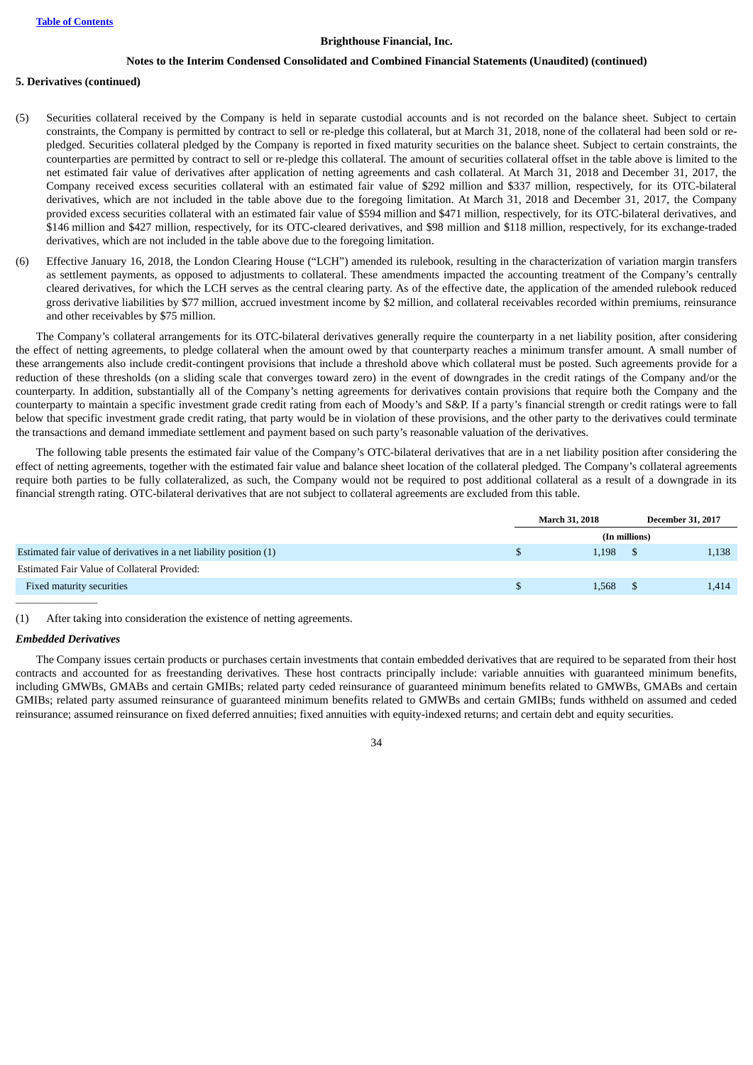## 5. Derivatives (continued)

(5) Securities collateral received by the Company is held in separate custodial accounts and is not recorded on the balance sheet. Subject to certain constraints, the Company is permitted by contract to sell or re-pledge this collateral, but at March 31, 2018, none of the collateral had been sold or re-pledged. Securities collateral pledged by the Company is reported in fixed maturity securities on the balance sheet. Subject to certain constraints, the counterparties are permitted by contract to sell or re-pledge this collateral. The amount of securities collateral offset in the table above is limited to the net estimated fair value of derivatives after application of netting agreements and cash collateral. At March 31, 2018 and December 31, 2017, the Company received excess securities collateral with an estimated fair value of $292 million and $337 million, respectively, for its OTC-bilateral derivatives, which are not included in the table above due to the foregoing limitation. At March 31, 2018 and December 31, 2017, the Company provided excess securities collateral with an estimated fair value of $594 million and $471 million, respectively, for its OTC-bilateral derivatives, and $146 million and $427 million, respectively, for its OTC-cleared derivatives, and $98 million and $118 million, respectively, for its exchange-traded derivatives, which are not included in the table above due to the foregoing limitation.

(6) Effective January 16, 2018, the London Clearing House ("LCH") amended its rulebook, resulting in the characterization of variation margin transfers as settlement payments, as opposed to adjustments to collateral. These amendments impacted the accounting treatment of the Company's centrally cleared derivatives, for which the LCH serves as the central clearing party. As of the effective date, the application of the amended rulebook reduced gross derivative liabilities by $77 million, accrued investment income by $2 million, and collateral receivables recorded within premiums, reinsurance and other receivables by $75 million.

The Company's collateral arrangements for its OTC-bilateral derivatives generally require the counterparty in a net liability position, after considering the effect of netting agreements, to pledge collateral when the amount owed by that counterparty reaches a minimum transfer amount. A small number of these arrangements also include credit-contingent provisions that include a threshold above which collateral must be posted. Such agreements provide for a reduction of these thresholds (on a sliding scale that converges toward zero) in the event of downgrades in the credit ratings of the Company and/or the counterparty. In addition, substantially all of the Company's netting agreements for derivatives contain provisions that require both the Company and the counterparty to maintain a specific investment grade credit rating from each of Moody's and S&P. If a party's financial strength or credit ratings were to fall below that specific investment grade credit rating, that party would be in violation of these provisions, and the other party to the derivatives could terminate the transactions and demand immediate settlement and payment based on such party's reasonable valuation of the derivatives.

The following table presents the estimated fair value of the Company's OTC-bilateral derivatives that are in a net liability position after considering the effect of netting agreements, together with the estimated fair value and balance sheet location of the collateral pledged. The Company's collateral agreements require both parties to be fully collateralized, as such, the Company would not be required to post additional collateral as a result of a downgrade in its financial strength rating. OTC-bilateral derivatives that are not subject to collateral agreements are excluded from this table.

| | March 31, 2018 | December 31, 2017 |
|---|---|---|
| | (In millions) | |
| Estimated fair value of derivatives in a net liability position (1) | $ 1,198 | $ 1,138 |
| Estimated Fair Value of Collateral Provided: | | |
| Fixed maturity securities | $ 1,568 | $ 1,414 |

(1) After taking into consideration the existence of netting agreements.

### *Embedded Derivatives*

The Company issues certain products or purchases certain investments that contain embedded derivatives that are required to be separated from their host contracts and accounted for as freestanding derivatives. These host contracts principally include: variable annuities with guaranteed minimum benefits, including GMWBs, GMABs and certain GMIBs; related party ceded reinsurance of guaranteed minimum benefits related to GMWBs, GMABs and certain GMIBs; related party assumed reinsurance of guaranteed minimum benefits related to GMWBs and certain GMIBs; funds withheld on assumed and ceded reinsurance; assumed reinsurance on fixed deferred annuities; fixed annuities with equity-indexed returns; and certain debt and equity securities.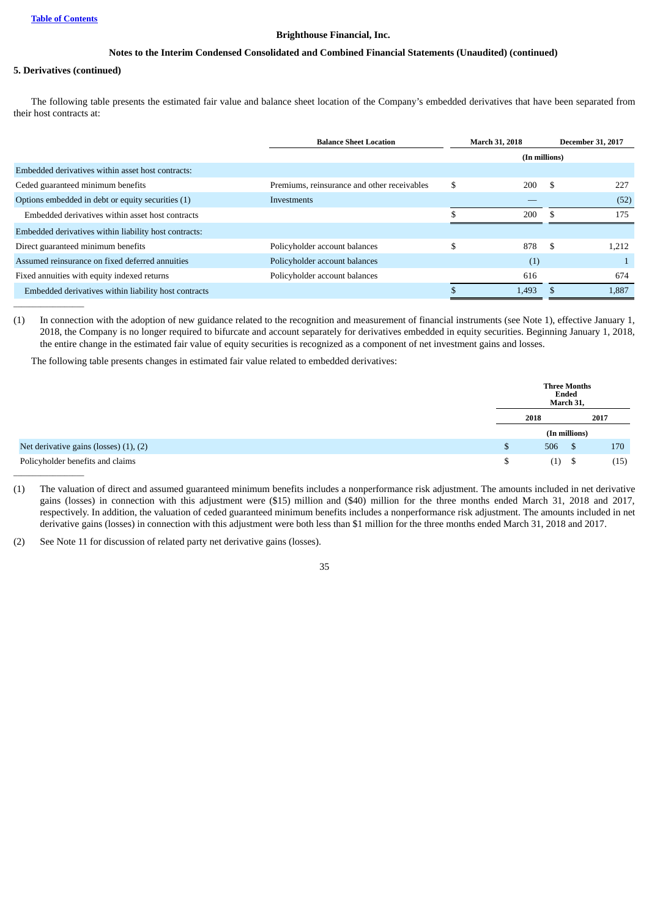**Table of Contents**

**Brighthouse Financial, Inc.**

**Notes to the Interim Condensed Consolidated and Combined Financial Statements (Unaudited) (continued)**

**5. Derivatives (continued)**

The following table presents the estimated fair value and balance sheet location of the Company's embedded derivatives that have been separated from their host contracts at:

| | Balance Sheet Location | March 31, 2018 | December 31, 2017 |
|---|---|---|---|
| | | (In millions) | |
| Embedded derivatives within asset host contracts: | | | |
| Ceded guaranteed minimum benefits | Premiums, reinsurance and other receivables | $ 200 | $ 227 |
| Options embedded in debt or equity securities (1) | Investments | — | (52) |
| Embedded derivatives within asset host contracts | | $ 200 | $ 175 |
| Embedded derivatives within liability host contracts: | | | |
| Direct guaranteed minimum benefits | Policyholder account balances | $ 878 | $ 1,212 |
| Assumed reinsurance on fixed deferred annuities | Policyholder account balances | (1) | 1 |
| Fixed annuities with equity indexed returns | Policyholder account balances | 616 | 674 |
| Embedded derivatives within liability host contracts | | $ 1,493 | $ 1,887 |

(1) In connection with the adoption of new guidance related to the recognition and measurement of financial instruments (see Note 1), effective January 1, 2018, the Company is no longer required to bifurcate and account separately for derivatives embedded in equity securities. Beginning January 1, 2018, the entire change in the estimated fair value of equity securities is recognized as a component of net investment gains and losses.

The following table presents changes in estimated fair value related to embedded derivatives:

| | Three Months Ended March 31, 2018 | Three Months Ended March 31, 2017 |
|---|---|---|
| | (In millions) | |
| Net derivative gains (losses) (1), (2) | $ 506 | $ 170 |
| Policyholder benefits and claims | $ (1) | $ (15) |

(1) The valuation of direct and assumed guaranteed minimum benefits includes a nonperformance risk adjustment. The amounts included in net derivative gains (losses) in connection with this adjustment were ($15) million and ($40) million for the three months ended March 31, 2018 and 2017, respectively. In addition, the valuation of ceded guaranteed minimum benefits includes a nonperformance risk adjustment. The amounts included in net derivative gains (losses) in connection with this adjustment were both less than $1 million for the three months ended March 31, 2018 and 2017.

(2) See Note 11 for discussion of related party net derivative gains (losses).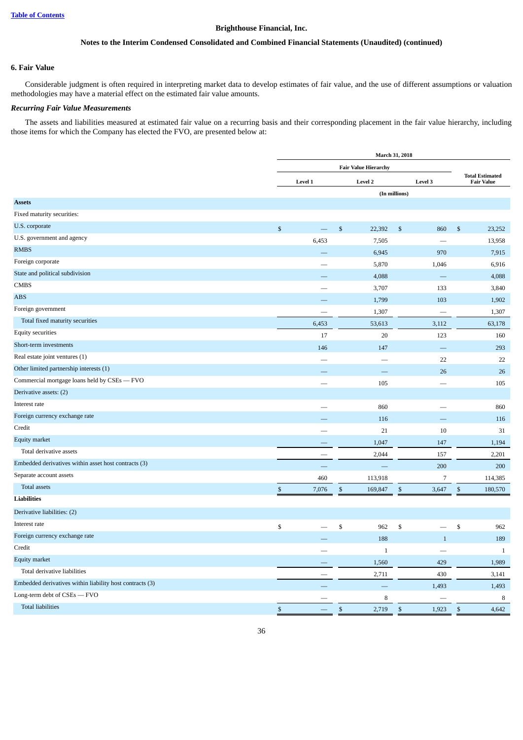Brighthouse Financial, Inc.

Notes to the Interim Condensed Consolidated and Combined Financial Statements (Unaudited) (continued)

## 6. Fair Value

Considerable judgment is often required in interpreting market data to develop estimates of fair value, and the use of different assumptions or valuation methodologies may have a material effect on the estimated fair value amounts.

### *Recurring Fair Value Measurements*

The assets and liabilities measured at estimated fair value on a recurring basis and their corresponding placement in the fair value hierarchy, including those items for which the Company has elected the FVO, are presented below at:

| | March 31, 2018 | | | |
|---|---|---|---|---|
| | Fair Value Hierarchy | | | Total Estimated Fair Value |
| | Level 1 | Level 2 | Level 3 | |
| | (In millions) | | | |
| **Assets** | | | | |
| Fixed maturity securities: | | | | |
| U.S. corporate | $ — | $ 22,392 | $ 860 | $ 23,252 |
| U.S. government and agency | 6,453 | 7,505 | — | 13,958 |
| RMBS | — | 6,945 | 970 | 7,915 |
| Foreign corporate | — | 5,870 | 1,046 | 6,916 |
| State and political subdivision | — | 4,088 | — | 4,088 |
| CMBS | — | 3,707 | 133 | 3,840 |
| ABS | — | 1,799 | 103 | 1,902 |
| Foreign government | — | 1,307 | — | 1,307 |
| Total fixed maturity securities | 6,453 | 53,613 | 3,112 | 63,178 |
| Equity securities | 17 | 20 | 123 | 160 |
| Short-term investments | 146 | 147 | — | 293 |
| Real estate joint ventures (1) | — | — | 22 | 22 |
| Other limited partnership interests (1) | — | — | 26 | 26 |
| Commercial mortgage loans held by CSEs — FVO | — | 105 | — | 105 |
| Derivative assets: (2) | | | | |
| Interest rate | — | 860 | — | 860 |
| Foreign currency exchange rate | — | 116 | — | 116 |
| Credit | — | 21 | 10 | 31 |
| Equity market | — | 1,047 | 147 | 1,194 |
| Total derivative assets | — | 2,044 | 157 | 2,201 |
| Embedded derivatives within asset host contracts (3) | — | — | 200 | 200 |
| Separate account assets | 460 | 113,918 | 7 | 114,385 |
| Total assets | $ 7,076 | $ 169,847 | $ 3,647 | $ 180,570 |
| **Liabilities** | | | | |
| Derivative liabilities: (2) | | | | |
| Interest rate | $ — | $ 962 | $ — | $ 962 |
| Foreign currency exchange rate | — | 188 | 1 | 189 |
| Credit | — | 1 | — | 1 |
| Equity market | — | 1,560 | 429 | 1,989 |
| Total derivative liabilities | — | 2,711 | 430 | 3,141 |
| Embedded derivatives within liability host contracts (3) | — | — | 1,493 | 1,493 |
| Long-term debt of CSEs — FVO | — | 8 | — | 8 |
| Total liabilities | $ — | $ 2,719 | $ 1,923 | $ 4,642 |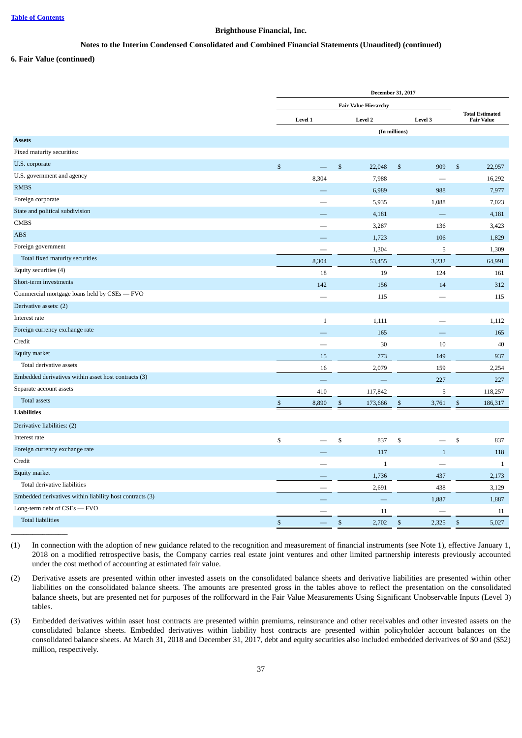Brighthouse Financial, Inc.

Notes to the Interim Condensed Consolidated and Combined Financial Statements (Unaudited) (continued)

**6. Fair Value (continued)**

| | December 31, 2017 | | | |
|---|---|---|---|---|
| | Fair Value Hierarchy | | | |
| | Level 1 | Level 2 | Level 3 | Total Estimated Fair Value |
| | (In millions) | | | |
| **Assets** | | | | |
| Fixed maturity securities: | | | | |
| U.S. corporate | $ — | $ 22,048 | $ 909 | $ 22,957 |
| U.S. government and agency | 8,304 | 7,988 | — | 16,292 |
| RMBS | — | 6,989 | 988 | 7,977 |
| Foreign corporate | — | 5,935 | 1,088 | 7,023 |
| State and political subdivision | — | 4,181 | — | 4,181 |
| CMBS | — | 3,287 | 136 | 3,423 |
| ABS | — | 1,723 | 106 | 1,829 |
| Foreign government | — | 1,304 | 5 | 1,309 |
| Total fixed maturity securities | 8,304 | 53,455 | 3,232 | 64,991 |
| Equity securities (4) | 18 | 19 | 124 | 161 |
| Short-term investments | 142 | 156 | 14 | 312 |
| Commercial mortgage loans held by CSEs — FVO | — | 115 | — | 115 |
| Derivative assets: (2) | | | | |
| Interest rate | 1 | 1,111 | — | 1,112 |
| Foreign currency exchange rate | — | 165 | — | 165 |
| Credit | — | 30 | 10 | 40 |
| Equity market | 15 | 773 | 149 | 937 |
| Total derivative assets | 16 | 2,079 | 159 | 2,254 |
| Embedded derivatives within asset host contracts (3) | — | — | 227 | 227 |
| Separate account assets | 410 | 117,842 | 5 | 118,257 |
| Total assets | $ 8,890 | $ 173,666 | $ 3,761 | $ 186,317 |
| **Liabilities** | | | | |
| Derivative liabilities: (2) | | | | |
| Interest rate | $ — | $ 837 | $ — | $ 837 |
| Foreign currency exchange rate | — | 117 | 1 | 118 |
| Credit | — | 1 | — | 1 |
| Equity market | — | 1,736 | 437 | 2,173 |
| Total derivative liabilities | — | 2,691 | 438 | 3,129 |
| Embedded derivatives within liability host contracts (3) | — | — | 1,887 | 1,887 |
| Long-term debt of CSEs — FVO | — | 11 | — | 11 |
| Total liabilities | $ — | $ 2,702 | $ 2,325 | $ 5,027 |

---

(1) In connection with the adoption of new guidance related to the recognition and measurement of financial instruments (see Note 1), effective January 1, 2018 on a modified retrospective basis, the Company carries real estate joint ventures and other limited partnership interests previously accounted under the cost method of accounting at estimated fair value.

(2) Derivative assets are presented within other invested assets on the consolidated balance sheets and derivative liabilities are presented within other liabilities on the consolidated balance sheets. The amounts are presented gross in the tables above to reflect the presentation on the consolidated balance sheets, but are presented net for purposes of the rollforward in the Fair Value Measurements Using Significant Unobservable Inputs (Level 3) tables.

(3) Embedded derivatives within asset host contracts are presented within premiums, reinsurance and other receivables and other invested assets on the consolidated balance sheets. Embedded derivatives within liability host contracts are presented within policyholder account balances on the consolidated balance sheets. At March 31, 2018 and December 31, 2017, debt and equity securities also included embedded derivatives of $0 and ($52) million, respectively.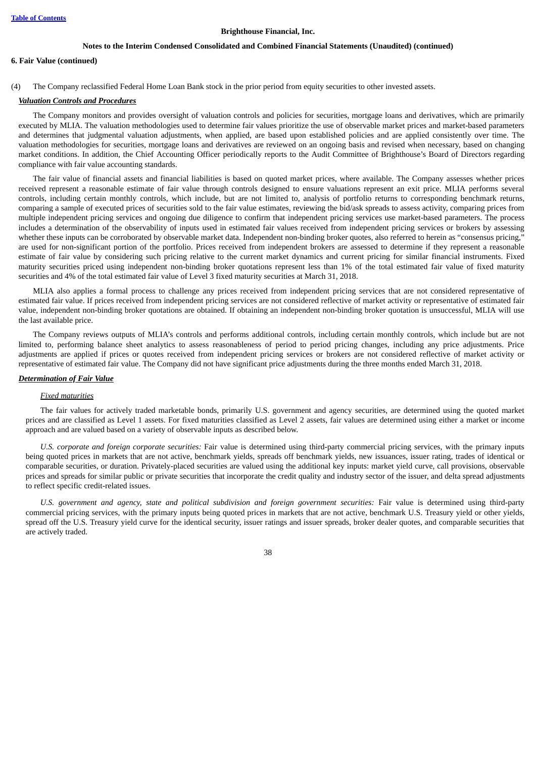**6. Fair Value (continued)**

(4) The Company reclassified Federal Home Loan Bank stock in the prior period from equity securities to other invested assets.

***Valuation Controls and Procedures***

The Company monitors and provides oversight of valuation controls and policies for securities, mortgage loans and derivatives, which are primarily executed by MLIA. The valuation methodologies used to determine fair values prioritize the use of observable market prices and market-based parameters and determines that judgmental valuation adjustments, when applied, are based upon established policies and are applied consistently over time. The valuation methodologies for securities, mortgage loans and derivatives are reviewed on an ongoing basis and revised when necessary, based on changing market conditions. In addition, the Chief Accounting Officer periodically reports to the Audit Committee of Brighthouse's Board of Directors regarding compliance with fair value accounting standards.

The fair value of financial assets and financial liabilities is based on quoted market prices, where available. The Company assesses whether prices received represent a reasonable estimate of fair value through controls designed to ensure valuations represent an exit price. MLIA performs several controls, including certain monthly controls, which include, but are not limited to, analysis of portfolio returns to corresponding benchmark returns, comparing a sample of executed prices of securities sold to the fair value estimates, reviewing the bid/ask spreads to assess activity, comparing prices from multiple independent pricing services and ongoing due diligence to confirm that independent pricing services use market-based parameters. The process includes a determination of the observability of inputs used in estimated fair values received from independent pricing services or brokers by assessing whether these inputs can be corroborated by observable market data. Independent non-binding broker quotes, also referred to herein as "consensus pricing," are used for non-significant portion of the portfolio. Prices received from independent brokers are assessed to determine if they represent a reasonable estimate of fair value by considering such pricing relative to the current market dynamics and current pricing for similar financial instruments. Fixed maturity securities priced using independent non-binding broker quotations represent less than 1% of the total estimated fair value of fixed maturity securities and 4% of the total estimated fair value of Level 3 fixed maturity securities at March 31, 2018.

MLIA also applies a formal process to challenge any prices received from independent pricing services that are not considered representative of estimated fair value. If prices received from independent pricing services are not considered reflective of market activity or representative of estimated fair value, independent non-binding broker quotations are obtained. If obtaining an independent non-binding broker quotation is unsuccessful, MLIA will use the last available price.

The Company reviews outputs of MLIA's controls and performs additional controls, including certain monthly controls, which include but are not limited to, performing balance sheet analytics to assess reasonableness of period to period pricing changes, including any price adjustments. Price adjustments are applied if prices or quotes received from independent pricing services or brokers are not considered reflective of market activity or representative of estimated fair value. The Company did not have significant price adjustments during the three months ended March 31, 2018.

***Determination of Fair Value***

*Fixed maturities*

The fair values for actively traded marketable bonds, primarily U.S. government and agency securities, are determined using the quoted market prices and are classified as Level 1 assets. For fixed maturities classified as Level 2 assets, fair values are determined using either a market or income approach and are valued based on a variety of observable inputs as described below.

*U.S. corporate and foreign corporate securities:* Fair value is determined using third-party commercial pricing services, with the primary inputs being quoted prices in markets that are not active, benchmark yields, spreads off benchmark yields, new issuances, issuer rating, trades of identical or comparable securities, or duration. Privately-placed securities are valued using the additional key inputs: market yield curve, call provisions, observable prices and spreads for similar public or private securities that incorporate the credit quality and industry sector of the issuer, and delta spread adjustments to reflect specific credit-related issues.

*U.S. government and agency, state and political subdivision and foreign government securities:* Fair value is determined using third-party commercial pricing services, with the primary inputs being quoted prices in markets that are not active, benchmark U.S. Treasury yield or other yields, spread off the U.S. Treasury yield curve for the identical security, issuer ratings and issuer spreads, broker dealer quotes, and comparable securities that are actively traded.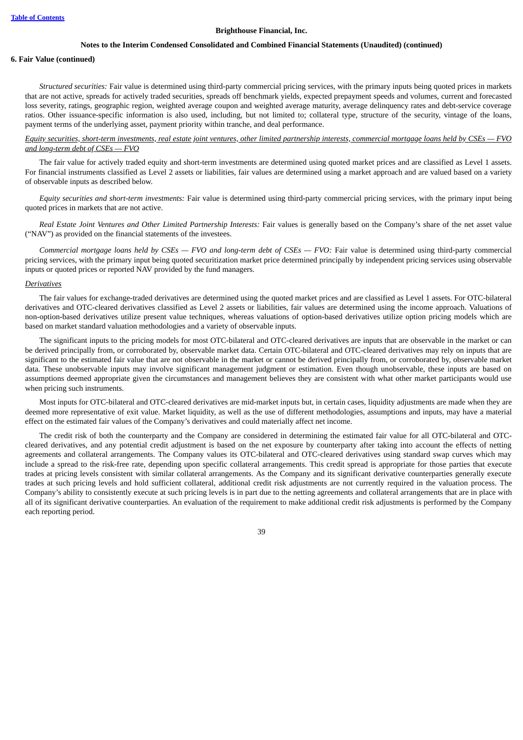*Structured securities:* Fair value is determined using third-party commercial pricing services, with the primary inputs being quoted prices in markets that are not active, spreads for actively traded securities, spreads off benchmark yields, expected prepayment speeds and volumes, current and forecasted loss severity, ratings, geographic region, weighted average coupon and weighted average maturity, average delinquency rates and debt-service coverage ratios. Other issuance-specific information is also used, including, but not limited to; collateral type, structure of the security, vintage of the loans, payment terms of the underlying asset, payment priority within tranche, and deal performance.

*Equity securities, short-term investments, real estate joint ventures, other limited partnership interests, commercial mortgage loans held by CSEs — FVO and long-term debt of CSEs — FVO*

The fair value for actively traded equity and short-term investments are determined using quoted market prices and are classified as Level 1 assets. For financial instruments classified as Level 2 assets or liabilities, fair values are determined using a market approach and are valued based on a variety of observable inputs as described below.

*Equity securities and short-term investments:* Fair value is determined using third-party commercial pricing services, with the primary input being quoted prices in markets that are not active.

*Real Estate Joint Ventures and Other Limited Partnership Interests:* Fair values is generally based on the Company's share of the net asset value ("NAV") as provided on the financial statements of the investees.

*Commercial mortgage loans held by CSEs — FVO and long-term debt of CSEs — FVO:* Fair value is determined using third-party commercial pricing services, with the primary input being quoted securitization market price determined principally by independent pricing services using observable inputs or quoted prices or reported NAV provided by the fund managers.

*Derivatives*

The fair values for exchange-traded derivatives are determined using the quoted market prices and are classified as Level 1 assets. For OTC-bilateral derivatives and OTC-cleared derivatives classified as Level 2 assets or liabilities, fair values are determined using the income approach. Valuations of non-option-based derivatives utilize present value techniques, whereas valuations of option-based derivatives utilize option pricing models which are based on market standard valuation methodologies and a variety of observable inputs.

The significant inputs to the pricing models for most OTC-bilateral and OTC-cleared derivatives are inputs that are observable in the market or can be derived principally from, or corroborated by, observable market data. Certain OTC-bilateral and OTC-cleared derivatives may rely on inputs that are significant to the estimated fair value that are not observable in the market or cannot be derived principally from, or corroborated by, observable market data. These unobservable inputs may involve significant management judgment or estimation. Even though unobservable, these inputs are based on assumptions deemed appropriate given the circumstances and management believes they are consistent with what other market participants would use when pricing such instruments.

Most inputs for OTC-bilateral and OTC-cleared derivatives are mid-market inputs but, in certain cases, liquidity adjustments are made when they are deemed more representative of exit value. Market liquidity, as well as the use of different methodologies, assumptions and inputs, may have a material effect on the estimated fair values of the Company's derivatives and could materially affect net income.

The credit risk of both the counterparty and the Company are considered in determining the estimated fair value for all OTC-bilateral and OTC-cleared derivatives, and any potential credit adjustment is based on the net exposure by counterparty after taking into account the effects of netting agreements and collateral arrangements. The Company values its OTC-bilateral and OTC-cleared derivatives using standard swap curves which may include a spread to the risk-free rate, depending upon specific collateral arrangements. This credit spread is appropriate for those parties that execute trades at pricing levels consistent with similar collateral arrangements. As the Company and its significant derivative counterparties generally execute trades at such pricing levels and hold sufficient collateral, additional credit risk adjustments are not currently required in the valuation process. The Company's ability to consistently execute at such pricing levels is in part due to the netting agreements and collateral arrangements that are in place with all of its significant derivative counterparties. An evaluation of the requirement to make additional credit risk adjustments is performed by the Company each reporting period.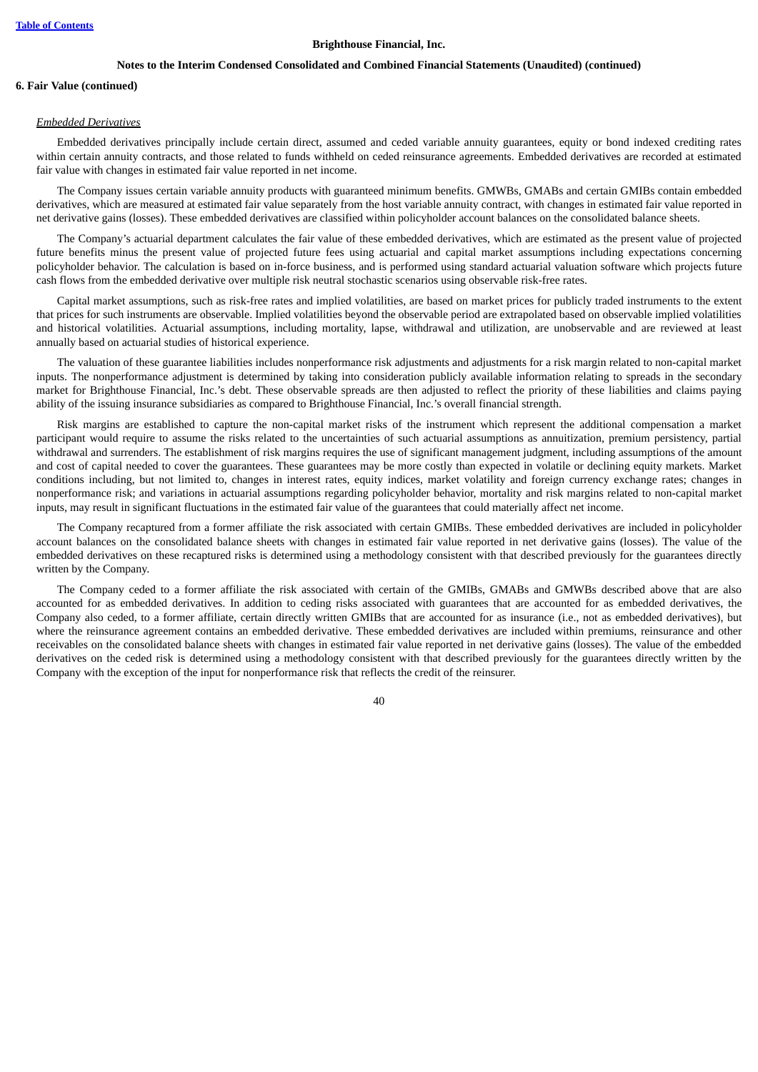## 6. Fair Value (continued)

*Embedded Derivatives*

Embedded derivatives principally include certain direct, assumed and ceded variable annuity guarantees, equity or bond indexed crediting rates within certain annuity contracts, and those related to funds withheld on ceded reinsurance agreements. Embedded derivatives are recorded at estimated fair value with changes in estimated fair value reported in net income.

The Company issues certain variable annuity products with guaranteed minimum benefits. GMWBs, GMABs and certain GMIBs contain embedded derivatives, which are measured at estimated fair value separately from the host variable annuity contract, with changes in estimated fair value reported in net derivative gains (losses). These embedded derivatives are classified within policyholder account balances on the consolidated balance sheets.

The Company's actuarial department calculates the fair value of these embedded derivatives, which are estimated as the present value of projected future benefits minus the present value of projected future fees using actuarial and capital market assumptions including expectations concerning policyholder behavior. The calculation is based on in-force business, and is performed using standard actuarial valuation software which projects future cash flows from the embedded derivative over multiple risk neutral stochastic scenarios using observable risk-free rates.

Capital market assumptions, such as risk-free rates and implied volatilities, are based on market prices for publicly traded instruments to the extent that prices for such instruments are observable. Implied volatilities beyond the observable period are extrapolated based on observable implied volatilities and historical volatilities. Actuarial assumptions, including mortality, lapse, withdrawal and utilization, are unobservable and are reviewed at least annually based on actuarial studies of historical experience.

The valuation of these guarantee liabilities includes nonperformance risk adjustments and adjustments for a risk margin related to non-capital market inputs. The nonperformance adjustment is determined by taking into consideration publicly available information relating to spreads in the secondary market for Brighthouse Financial, Inc.'s debt. These observable spreads are then adjusted to reflect the priority of these liabilities and claims paying ability of the issuing insurance subsidiaries as compared to Brighthouse Financial, Inc.'s overall financial strength.

Risk margins are established to capture the non-capital market risks of the instrument which represent the additional compensation a market participant would require to assume the risks related to the uncertainties of such actuarial assumptions as annuitization, premium persistency, partial withdrawal and surrenders. The establishment of risk margins requires the use of significant management judgment, including assumptions of the amount and cost of capital needed to cover the guarantees. These guarantees may be more costly than expected in volatile or declining equity markets. Market conditions including, but not limited to, changes in interest rates, equity indices, market volatility and foreign currency exchange rates; changes in nonperformance risk; and variations in actuarial assumptions regarding policyholder behavior, mortality and risk margins related to non-capital market inputs, may result in significant fluctuations in the estimated fair value of the guarantees that could materially affect net income.

The Company recaptured from a former affiliate the risk associated with certain GMIBs. These embedded derivatives are included in policyholder account balances on the consolidated balance sheets with changes in estimated fair value reported in net derivative gains (losses). The value of the embedded derivatives on these recaptured risks is determined using a methodology consistent with that described previously for the guarantees directly written by the Company.

The Company ceded to a former affiliate the risk associated with certain of the GMIBs, GMABs and GMWBs described above that are also accounted for as embedded derivatives. In addition to ceding risks associated with guarantees that are accounted for as embedded derivatives, the Company also ceded, to a former affiliate, certain directly written GMIBs that are accounted for as insurance (i.e., not as embedded derivatives), but where the reinsurance agreement contains an embedded derivative. These embedded derivatives are included within premiums, reinsurance and other receivables on the consolidated balance sheets with changes in estimated fair value reported in net derivative gains (losses). The value of the embedded derivatives on the ceded risk is determined using a methodology consistent with that described previously for the guarantees directly written by the Company with the exception of the input for nonperformance risk that reflects the credit of the reinsurer.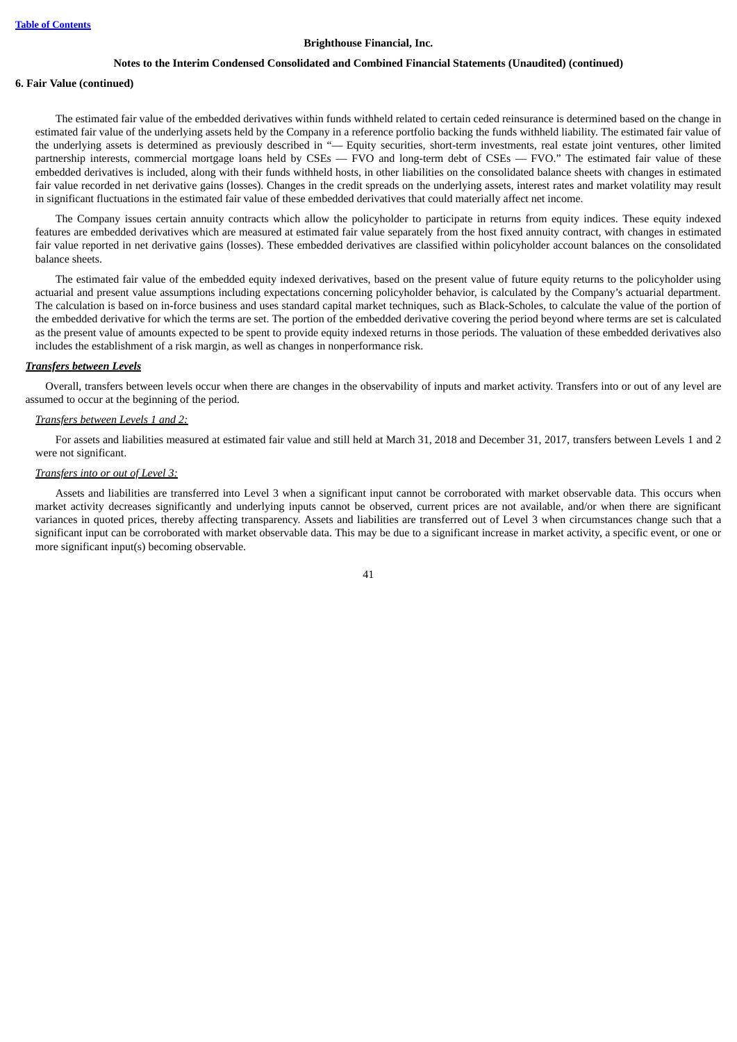**6. Fair Value (continued)**

The estimated fair value of the embedded derivatives within funds withheld related to certain ceded reinsurance is determined based on the change in estimated fair value of the underlying assets held by the Company in a reference portfolio backing the funds withheld liability. The estimated fair value of the underlying assets is determined as previously described in "— Equity securities, short-term investments, real estate joint ventures, other limited partnership interests, commercial mortgage loans held by CSEs — FVO and long-term debt of CSEs — FVO." The estimated fair value of these embedded derivatives is included, along with their funds withheld hosts, in other liabilities on the consolidated balance sheets with changes in estimated fair value recorded in net derivative gains (losses). Changes in the credit spreads on the underlying assets, interest rates and market volatility may result in significant fluctuations in the estimated fair value of these embedded derivatives that could materially affect net income.

The Company issues certain annuity contracts which allow the policyholder to participate in returns from equity indices. These equity indexed features are embedded derivatives which are measured at estimated fair value separately from the host fixed annuity contract, with changes in estimated fair value reported in net derivative gains (losses). These embedded derivatives are classified within policyholder account balances on the consolidated balance sheets.

The estimated fair value of the embedded equity indexed derivatives, based on the present value of future equity returns to the policyholder using actuarial and present value assumptions including expectations concerning policyholder behavior, is calculated by the Company's actuarial department. The calculation is based on in-force business and uses standard capital market techniques, such as Black-Scholes, to calculate the value of the portion of the embedded derivative for which the terms are set. The portion of the embedded derivative covering the period beyond where terms are set is calculated as the present value of amounts expected to be spent to provide equity indexed returns in those periods. The valuation of these embedded derivatives also includes the establishment of a risk margin, as well as changes in nonperformance risk.

***Transfers between Levels***

Overall, transfers between levels occur when there are changes in the observability of inputs and market activity. Transfers into or out of any level are assumed to occur at the beginning of the period.

*Transfers between Levels 1 and 2:*

For assets and liabilities measured at estimated fair value and still held at March 31, 2018 and December 31, 2017, transfers between Levels 1 and 2 were not significant.

*Transfers into or out of Level 3:*

Assets and liabilities are transferred into Level 3 when a significant input cannot be corroborated with market observable data. This occurs when market activity decreases significantly and underlying inputs cannot be observed, current prices are not available, and/or when there are significant variances in quoted prices, thereby affecting transparency. Assets and liabilities are transferred out of Level 3 when circumstances change such that a significant input can be corroborated with market observable data. This may be due to a significant increase in market activity, a specific event, or one or more significant input(s) becoming observable.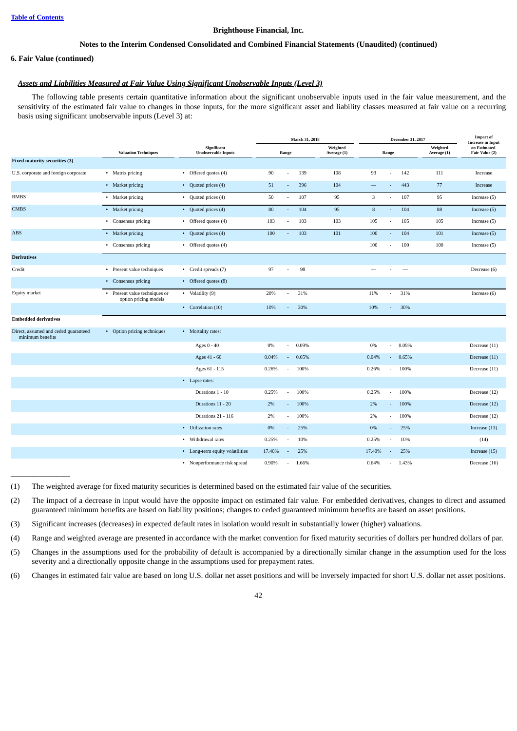Table of Contents

# Brighthouse Financial, Inc.

## Notes to the Interim Condensed Consolidated and Combined Financial Statements (Unaudited) (continued)

### 6. Fair Value (continued)

***Assets and Liabilities Measured at Fair Value Using Significant Unobservable Inputs (Level 3)***

The following table presents certain quantitative information about the significant unobservable inputs used in the fair value measurement, and the sensitivity of the estimated fair value to changes in those inputs, for the more significant asset and liability classes measured at fair value on a recurring basis using significant unobservable inputs (Level 3) at:

| | Valuation Techniques | Significant Unobservable Inputs | March 31, 2018 | | | | December 31, 2017 | | | | Impact of Increase in Input on Estimated Fair Value (2) |
|---|---|---|---|---|---|---|---|---|---|---|---|
| | | | Range | | | Weighted Average (1) | Range | | | Weighted Average (1) | |
| **Fixed maturity securities (3)** | | | | | | | | | | | |
| U.S. corporate and foreign corporate | • Matrix pricing | • Offered quotes (4) | 90 | - | 139 | 108 | 93 | - | 142 | 111 | Increase |
| | • Market pricing | • Quoted prices (4) | 51 | - | 396 | 104 | — | - | 443 | 77 | Increase |
| RMBS | • Market pricing | • Quoted prices (4) | 50 | - | 107 | 95 | 3 | - | 107 | 95 | Increase (5) |
| CMBS | • Market pricing | • Quoted prices (4) | 80 | - | 104 | 95 | 8 | - | 104 | 88 | Increase (5) |
| | • Consensus pricing | • Offered quotes (4) | 103 | - | 103 | 103 | 105 | - | 105 | 105 | Increase (5) |
| ABS | • Market pricing | • Quoted prices (4) | 100 | - | 103 | 101 | 100 | - | 104 | 101 | Increase (5) |
| | • Consensus pricing | • Offered quotes (4) | | | | | 100 | - | 100 | 100 | Increase (5) |
| **Derivatives** | | | | | | | | | | | |
| Credit | • Present value techniques | • Credit spreads (7) | 97 | - | 98 | | — | - | — | | Decrease (6) |
| | • Consensus pricing | • Offered quotes (8) | | | | | | | | | |
| Equity market | • Present value techniques or option pricing models | • Volatility (9) | 20% | - | 31% | | 11% | - | 31% | | Increase (6) |
| | | • Correlation (10) | 10% | - | 30% | | 10% | - | 30% | | |
| **Embedded derivatives** | | | | | | | | | | | |
| Direct, assumed and ceded guaranteed minimum benefits | • Option pricing techniques | • Mortality rates: | | | | | | | | | |
| | | Ages 0 - 40 | 0% | - | 0.09% | | 0% | - | 0.09% | | Decrease (11) |
| | | Ages 41 - 60 | 0.04% | - | 0.65% | | 0.04% | - | 0.65% | | Decrease (11) |
| | | Ages 61 - 115 | 0.26% | - | 100% | | 0.26% | - | 100% | | Decrease (11) |
| | | • Lapse rates: | | | | | | | | | |
| | | Durations 1 - 10 | 0.25% | - | 100% | | 0.25% | - | 100% | | Decrease (12) |
| | | Durations 11 - 20 | 2% | - | 100% | | 2% | - | 100% | | Decrease (12) |
| | | Durations 21 - 116 | 2% | - | 100% | | 2% | - | 100% | | Decrease (12) |
| | | • Utilization rates | 0% | - | 25% | | 0% | - | 25% | | Increase (13) |
| | | • Withdrawal rates | 0.25% | - | 10% | | 0.25% | - | 10% | | (14) |
| | | • Long-term equity volatilities | 17.40% | - | 25% | | 17.40% | - | 25% | | Increase (15) |
| | | • Nonperformance risk spread | 0.90% | - | 1.66% | | 0.64% | - | 1.43% | | Decrease (16) |

______________

(1) The weighted average for fixed maturity securities is determined based on the estimated fair value of the securities.

(2) The impact of a decrease in input would have the opposite impact on estimated fair value. For embedded derivatives, changes to direct and assumed guaranteed minimum benefits are based on liability positions; changes to ceded guaranteed minimum benefits are based on asset positions.

(3) Significant increases (decreases) in expected default rates in isolation would result in substantially lower (higher) valuations.

(4) Range and weighted average are presented in accordance with the market convention for fixed maturity securities of dollars per hundred dollars of par.

(5) Changes in the assumptions used for the probability of default is accompanied by a directionally similar change in the assumption used for the loss severity and a directionally opposite change in the assumptions used for prepayment rates.

(6) Changes in estimated fair value are based on long U.S. dollar net asset positions and will be inversely impacted for short U.S. dollar net asset positions.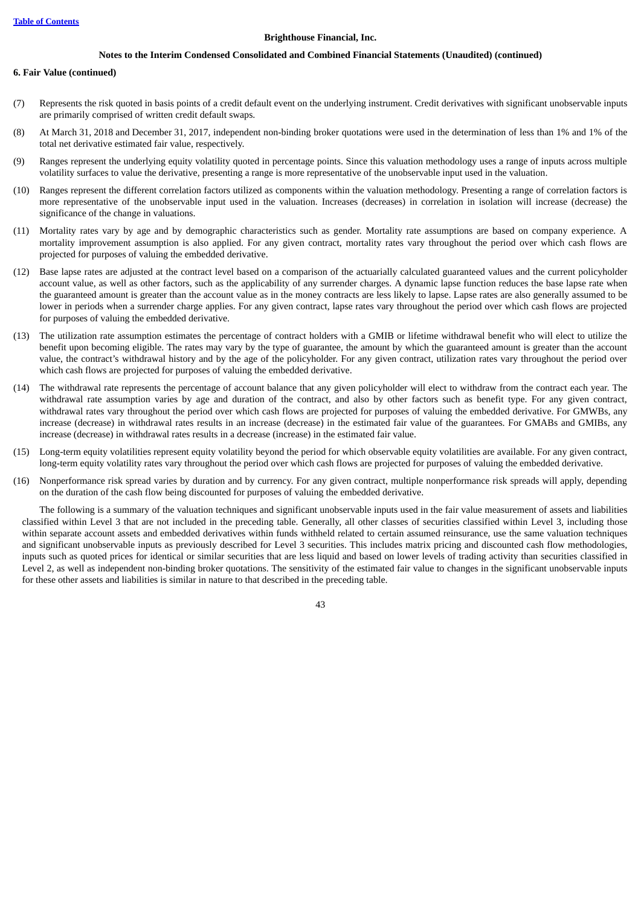**6. Fair Value (continued)**

(7) Represents the risk quoted in basis points of a credit default event on the underlying instrument. Credit derivatives with significant unobservable inputs are primarily comprised of written credit default swaps.

(8) At March 31, 2018 and December 31, 2017, independent non-binding broker quotations were used in the determination of less than 1% and 1% of the total net derivative estimated fair value, respectively.

(9) Ranges represent the underlying equity volatility quoted in percentage points. Since this valuation methodology uses a range of inputs across multiple volatility surfaces to value the derivative, presenting a range is more representative of the unobservable input used in the valuation.

(10) Ranges represent the different correlation factors utilized as components within the valuation methodology. Presenting a range of correlation factors is more representative of the unobservable input used in the valuation. Increases (decreases) in correlation in isolation will increase (decrease) the significance of the change in valuations.

(11) Mortality rates vary by age and by demographic characteristics such as gender. Mortality rate assumptions are based on company experience. A mortality improvement assumption is also applied. For any given contract, mortality rates vary throughout the period over which cash flows are projected for purposes of valuing the embedded derivative.

(12) Base lapse rates are adjusted at the contract level based on a comparison of the actuarially calculated guaranteed values and the current policyholder account value, as well as other factors, such as the applicability of any surrender charges. A dynamic lapse function reduces the base lapse rate when the guaranteed amount is greater than the account value as in the money contracts are less likely to lapse. Lapse rates are also generally assumed to be lower in periods when a surrender charge applies. For any given contract, lapse rates vary throughout the period over which cash flows are projected for purposes of valuing the embedded derivative.

(13) The utilization rate assumption estimates the percentage of contract holders with a GMIB or lifetime withdrawal benefit who will elect to utilize the benefit upon becoming eligible. The rates may vary by the type of guarantee, the amount by which the guaranteed amount is greater than the account value, the contract's withdrawal history and by the age of the policyholder. For any given contract, utilization rates vary throughout the period over which cash flows are projected for purposes of valuing the embedded derivative.

(14) The withdrawal rate represents the percentage of account balance that any given policyholder will elect to withdraw from the contract each year. The withdrawal rate assumption varies by age and duration of the contract, and also by other factors such as benefit type. For any given contract, withdrawal rates vary throughout the period over which cash flows are projected for purposes of valuing the embedded derivative. For GMWBs, any increase (decrease) in withdrawal rates results in an increase (decrease) in the estimated fair value of the guarantees. For GMABs and GMIBs, any increase (decrease) in withdrawal rates results in a decrease (increase) in the estimated fair value.

(15) Long-term equity volatilities represent equity volatility beyond the period for which observable equity volatilities are available. For any given contract, long-term equity volatility rates vary throughout the period over which cash flows are projected for purposes of valuing the embedded derivative.

(16) Nonperformance risk spread varies by duration and by currency. For any given contract, multiple nonperformance risk spreads will apply, depending on the duration of the cash flow being discounted for purposes of valuing the embedded derivative.

The following is a summary of the valuation techniques and significant unobservable inputs used in the fair value measurement of assets and liabilities classified within Level 3 that are not included in the preceding table. Generally, all other classes of securities classified within Level 3, including those within separate account assets and embedded derivatives within funds withheld related to certain assumed reinsurance, use the same valuation techniques and significant unobservable inputs as previously described for Level 3 securities. This includes matrix pricing and discounted cash flow methodologies, inputs such as quoted prices for identical or similar securities that are less liquid and based on lower levels of trading activity than securities classified in Level 2, as well as independent non-binding broker quotations. The sensitivity of the estimated fair value to changes in the significant unobservable inputs for these other assets and liabilities is similar in nature to that described in the preceding table.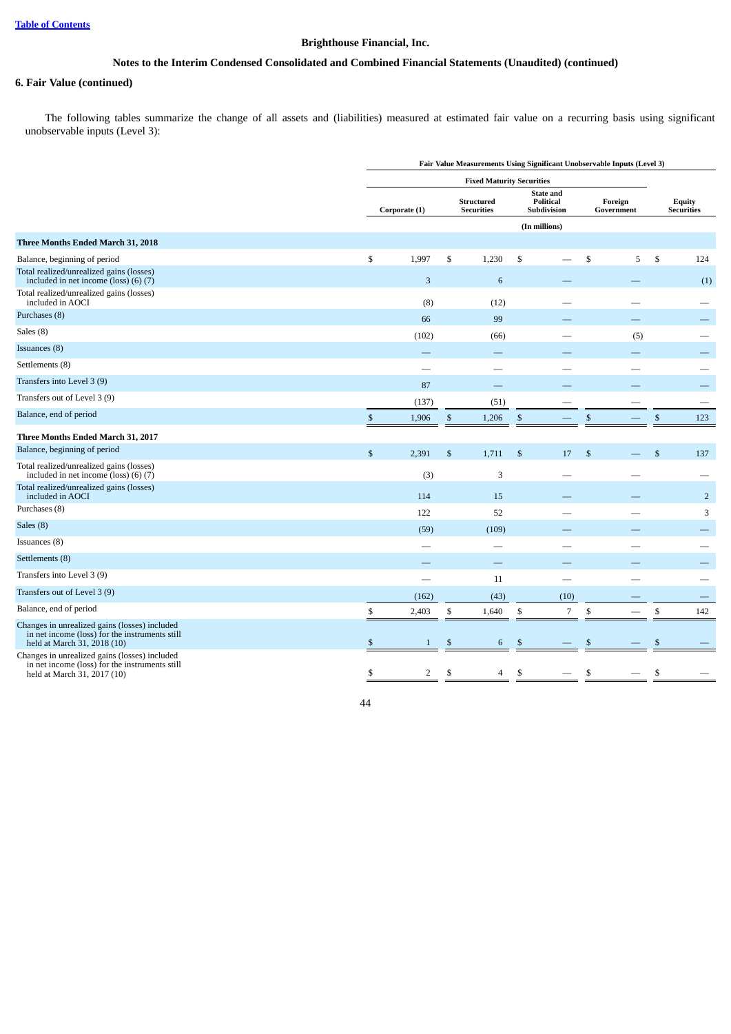Brighthouse Financial, Inc.

Notes to the Interim Condensed Consolidated and Combined Financial Statements (Unaudited) (continued)

### 6. Fair Value (continued)

The following tables summarize the change of all assets and (liabilities) measured at estimated fair value on a recurring basis using significant unobservable inputs (Level 3):

| | Fair Value Measurements Using Significant Unobservable Inputs (Level 3) | | | | |
|---|---|---|---|---|---|
| | Fixed Maturity Securities | | | | |
| | Corporate (1) | Structured Securities | State and Political Subdivision | Foreign Government | Equity Securities |
| | (In millions) | | | | |
| **Three Months Ended March 31, 2018** | | | | | |
| Balance, beginning of period | $ 1,997 | $ 1,230 | $ — | $ 5 | $ 124 |
| Total realized/unrealized gains (losses) included in net income (loss) (6) (7) | 3 | 6 | — | — | (1) |
| Total realized/unrealized gains (losses) included in AOCI | (8) | (12) | — | — | — |
| Purchases (8) | 66 | 99 | — | — | — |
| Sales (8) | (102) | (66) | — | (5) | — |
| Issuances (8) | — | — | — | — | — |
| Settlements (8) | — | — | — | — | — |
| Transfers into Level 3 (9) | 87 | — | — | — | — |
| Transfers out of Level 3 (9) | (137) | (51) | — | — | — |
| Balance, end of period | $ 1,906 | $ 1,206 | $ — | $ — | $ 123 |
| **Three Months Ended March 31, 2017** | | | | | |
| Balance, beginning of period | $ 2,391 | $ 1,711 | $ 17 | $ — | $ 137 |
| Total realized/unrealized gains (losses) included in net income (loss) (6) (7) | (3) | 3 | — | — | — |
| Total realized/unrealized gains (losses) included in AOCI | 114 | 15 | — | — | 2 |
| Purchases (8) | 122 | 52 | — | — | 3 |
| Sales (8) | (59) | (109) | — | — | — |
| Issuances (8) | — | — | — | — | — |
| Settlements (8) | — | — | — | — | — |
| Transfers into Level 3 (9) | — | 11 | — | — | — |
| Transfers out of Level 3 (9) | (162) | (43) | (10) | — | — |
| Balance, end of period | $ 2,403 | $ 1,640 | $ 7 | $ — | $ 142 |
| Changes in unrealized gains (losses) included in net income (loss) for the instruments still held at March 31, 2018 (10) | $ 1 | $ 6 | $ — | $ — | $ — |
| Changes in unrealized gains (losses) included in net income (loss) for the instruments still held at March 31, 2017 (10) | $ 2 | $ 4 | $ — | $ — | $ — |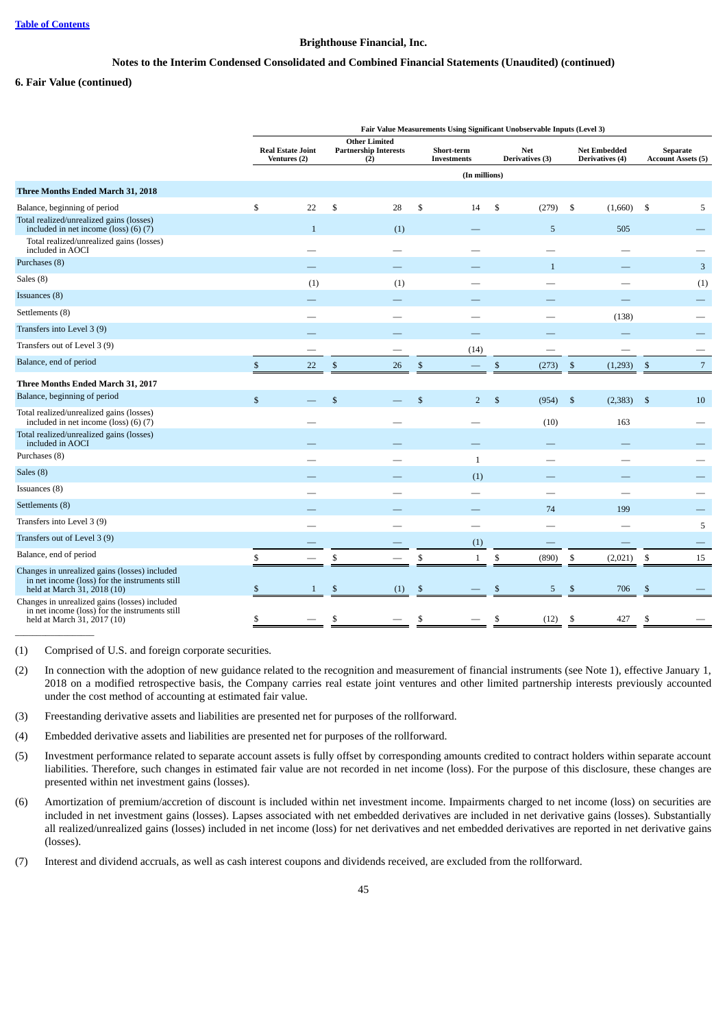Brighthouse Financial, Inc.

Notes to the Interim Condensed Consolidated and Combined Financial Statements (Unaudited) (continued)

### 6. Fair Value (continued)

| | Fair Value Measurements Using Significant Unobservable Inputs (Level 3) | | | | | |
|---|---|---|---|---|---|---|
| | Real Estate Joint Ventures (2) | Other Limited Partnership Interests (2) | Short-term Investments | Net Derivatives (3) | Net Embedded Derivatives (4) | Separate Account Assets (5) |
| | (In millions) | | | | | |
| **Three Months Ended March 31, 2018** | | | | | | |
| Balance, beginning of period | $ 22 | $ 28 | $ 14 | $ (279) | $ (1,660) | $ 5 |
| Total realized/unrealized gains (losses) included in net income (loss) (6) (7) | 1 | (1) | — | 5 | 505 | — |
| Total realized/unrealized gains (losses) included in AOCI | — | — | — | — | — | — |
| Purchases (8) | — | — | — | 1 | — | 3 |
| Sales (8) | (1) | (1) | — | — | — | (1) |
| Issuances (8) | — | — | — | — | — | — |
| Settlements (8) | — | — | — | — | (138) | — |
| Transfers into Level 3 (9) | — | — | — | — | — | — |
| Transfers out of Level 3 (9) | — | — | (14) | — | — | — |
| Balance, end of period | $ 22 | $ 26 | $ — | $ (273) | $ (1,293) | $ 7 |
| **Three Months Ended March 31, 2017** | | | | | | |
| Balance, beginning of period | $ — | $ — | $ 2 | $ (954) | $ (2,383) | $ 10 |
| Total realized/unrealized gains (losses) included in net income (loss) (6) (7) | — | — | — | (10) | 163 | — |
| Total realized/unrealized gains (losses) included in AOCI | — | — | — | — | — | — |
| Purchases (8) | — | — | 1 | — | — | — |
| Sales (8) | — | — | (1) | — | — | — |
| Issuances (8) | — | — | — | — | — | — |
| Settlements (8) | — | — | — | 74 | 199 | — |
| Transfers into Level 3 (9) | — | — | — | — | — | 5 |
| Transfers out of Level 3 (9) | — | — | (1) | — | — | — |
| Balance, end of period | $ — | $ — | $ 1 | $ (890) | $ (2,021) | $ 15 |
| Changes in unrealized gains (losses) included in net income (loss) for the instruments still held at March 31, 2018 (10) | $ 1 | $ (1) | $ — | $ 5 | $ 706 | $ — |
| Changes in unrealized gains (losses) included in net income (loss) for the instruments still held at March 31, 2017 (10) | $ — | $ — | $ — | $ (12) | $ 427 | $ — |

(1) Comprised of U.S. and foreign corporate securities.

(2) In connection with the adoption of new guidance related to the recognition and measurement of financial instruments (see Note 1), effective January 1, 2018 on a modified retrospective basis, the Company carries real estate joint ventures and other limited partnership interests previously accounted under the cost method of accounting at estimated fair value.

(3) Freestanding derivative assets and liabilities are presented net for purposes of the rollforward.

(4) Embedded derivative assets and liabilities are presented net for purposes of the rollforward.

(5) Investment performance related to separate account assets is fully offset by corresponding amounts credited to contract holders within separate account liabilities. Therefore, such changes in estimated fair value are not recorded in net income (loss). For the purpose of this disclosure, these changes are presented within net investment gains (losses).

(6) Amortization of premium/accretion of discount is included within net investment income. Impairments charged to net income (loss) on securities are included in net investment gains (losses). Lapses associated with net embedded derivatives are included in net derivative gains (losses). Substantially all realized/unrealized gains (losses) included in net income (loss) for net derivatives and net embedded derivatives are reported in net derivative gains (losses).

(7) Interest and dividend accruals, as well as cash interest coupons and dividends received, are excluded from the rollforward.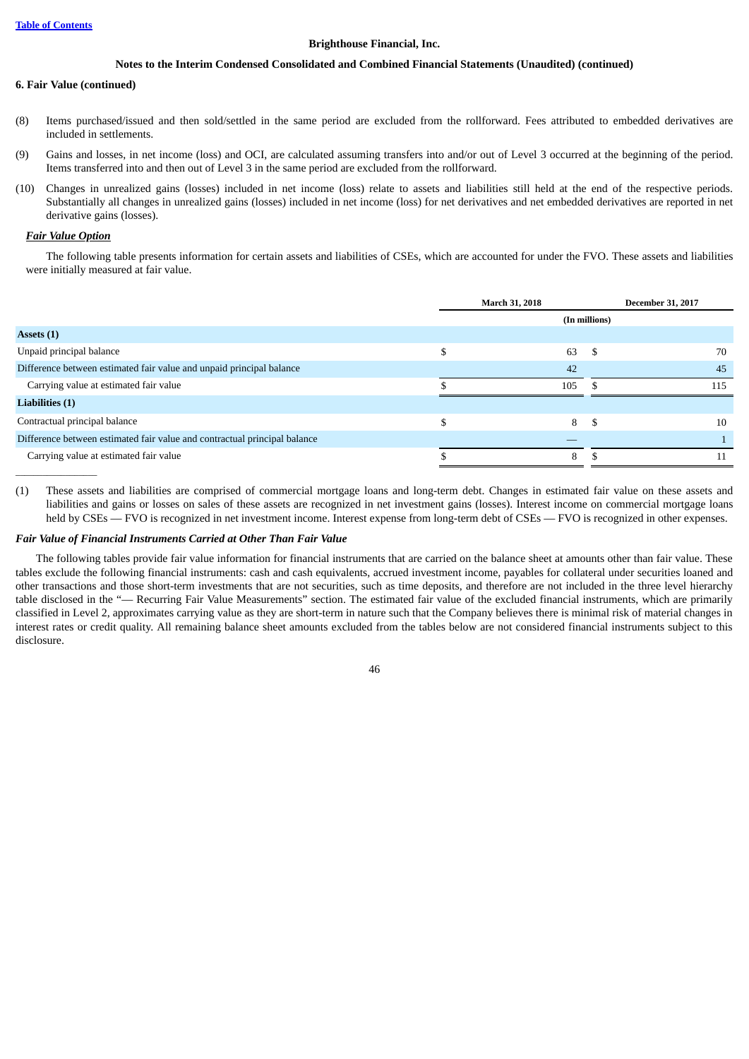**6. Fair Value (continued)**

(8) Items purchased/issued and then sold/settled in the same period are excluded from the rollforward. Fees attributed to embedded derivatives are included in settlements.

(9) Gains and losses, in net income (loss) and OCI, are calculated assuming transfers into and/or out of Level 3 occurred at the beginning of the period. Items transferred into and then out of Level 3 in the same period are excluded from the rollforward.

(10) Changes in unrealized gains (losses) included in net income (loss) relate to assets and liabilities still held at the end of the respective periods. Substantially all changes in unrealized gains (losses) included in net income (loss) for net derivatives and net embedded derivatives are reported in net derivative gains (losses).

***Fair Value Option***

The following table presents information for certain assets and liabilities of CSEs, which are accounted for under the FVO. These assets and liabilities were initially measured at fair value.

| | March 31, 2018 | December 31, 2017 |
|---|---|---|
| | (In millions) | |
| **Assets (1)** | | |
| Unpaid principal balance | $ 63 | $ 70 |
| Difference between estimated fair value and unpaid principal balance | 42 | 45 |
| Carrying value at estimated fair value | $ 105 | $ 115 |
| **Liabilities (1)** | | |
| Contractual principal balance | $ 8 | $ 10 |
| Difference between estimated fair value and contractual principal balance | — | 1 |
| Carrying value at estimated fair value | $ 8 | $ 11 |

(1) These assets and liabilities are comprised of commercial mortgage loans and long-term debt. Changes in estimated fair value on these assets and liabilities and gains or losses on sales of these assets are recognized in net investment gains (losses). Interest income on commercial mortgage loans held by CSEs — FVO is recognized in net investment income. Interest expense from long-term debt of CSEs — FVO is recognized in other expenses.

***Fair Value of Financial Instruments Carried at Other Than Fair Value***

The following tables provide fair value information for financial instruments that are carried on the balance sheet at amounts other than fair value. These tables exclude the following financial instruments: cash and cash equivalents, accrued investment income, payables for collateral under securities loaned and other transactions and those short-term investments that are not securities, such as time deposits, and therefore are not included in the three level hierarchy table disclosed in the "— Recurring Fair Value Measurements" section. The estimated fair value of the excluded financial instruments, which are primarily classified in Level 2, approximates carrying value as they are short-term in nature such that the Company believes there is minimal risk of material changes in interest rates or credit quality. All remaining balance sheet amounts excluded from the tables below are not considered financial instruments subject to this disclosure.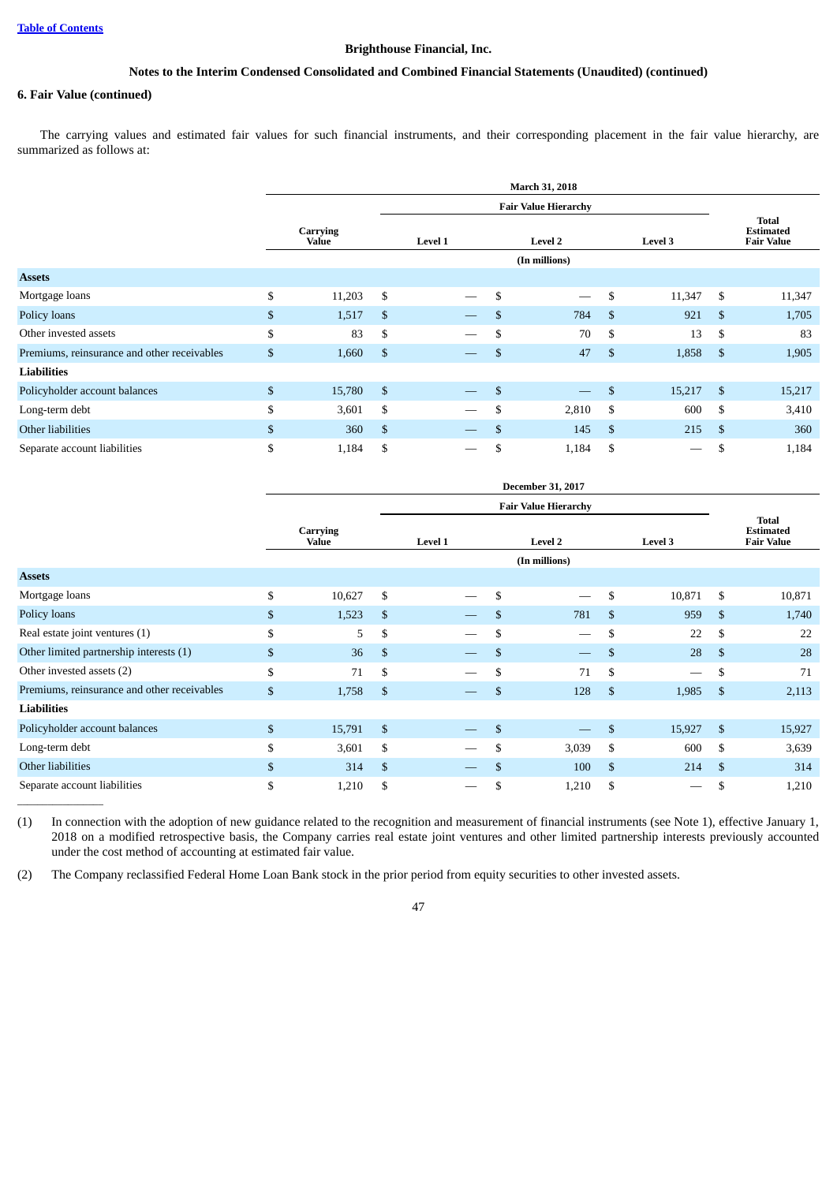**Brighthouse Financial, Inc.**

**Notes to the Interim Condensed Consolidated and Combined Financial Statements (Unaudited) (continued)**

**6. Fair Value (continued)**

The carrying values and estimated fair values for such financial instruments, and their corresponding placement in the fair value hierarchy, are summarized as follows at:

| | March 31, 2018 | | | | |
|---|---|---|---|---|---|
| | | Fair Value Hierarchy | | | |
| | Carrying Value | Level 1 | Level 2 | Level 3 | Total Estimated Fair Value |
| | (In millions) | | | | |
| **Assets** | | | | | |
| Mortgage loans | $ 11,203 | $ — | $ — | $ 11,347 | $ 11,347 |
| Policy loans | $ 1,517 | $ — | $ 784 | $ 921 | $ 1,705 |
| Other invested assets | $ 83 | $ — | $ 70 | $ 13 | $ 83 |
| Premiums, reinsurance and other receivables | $ 1,660 | $ — | $ 47 | $ 1,858 | $ 1,905 |
| **Liabilities** | | | | | |
| Policyholder account balances | $ 15,780 | $ — | $ — | $ 15,217 | $ 15,217 |
| Long-term debt | $ 3,601 | $ — | $ 2,810 | $ 600 | $ 3,410 |
| Other liabilities | $ 360 | $ — | $ 145 | $ 215 | $ 360 |
| Separate account liabilities | $ 1,184 | $ — | $ 1,184 | $ — | $ 1,184 |

| | December 31, 2017 | | | | |
|---|---|---|---|---|---|
| | | Fair Value Hierarchy | | | |
| | Carrying Value | Level 1 | Level 2 | Level 3 | Total Estimated Fair Value |
| | (In millions) | | | | |
| **Assets** | | | | | |
| Mortgage loans | $ 10,627 | $ — | $ — | $ 10,871 | $ 10,871 |
| Policy loans | $ 1,523 | $ — | $ 781 | $ 959 | $ 1,740 |
| Real estate joint ventures (1) | $ 5 | $ — | $ — | $ 22 | $ 22 |
| Other limited partnership interests (1) | $ 36 | $ — | $ — | $ 28 | $ 28 |
| Other invested assets (2) | $ 71 | $ — | $ 71 | $ — | $ 71 |
| Premiums, reinsurance and other receivables | $ 1,758 | $ — | $ 128 | $ 1,985 | $ 2,113 |
| **Liabilities** | | | | | |
| Policyholder account balances | $ 15,791 | $ — | $ — | $ 15,927 | $ 15,927 |
| Long-term debt | $ 3,601 | $ — | $ 3,039 | $ 600 | $ 3,639 |
| Other liabilities | $ 314 | $ — | $ 100 | $ 214 | $ 314 |
| Separate account liabilities | $ 1,210 | $ — | $ 1,210 | $ — | $ 1,210 |

(1) In connection with the adoption of new guidance related to the recognition and measurement of financial instruments (see Note 1), effective January 1, 2018 on a modified retrospective basis, the Company carries real estate joint ventures and other limited partnership interests previously accounted under the cost method of accounting at estimated fair value.

(2) The Company reclassified Federal Home Loan Bank stock in the prior period from equity securities to other invested assets.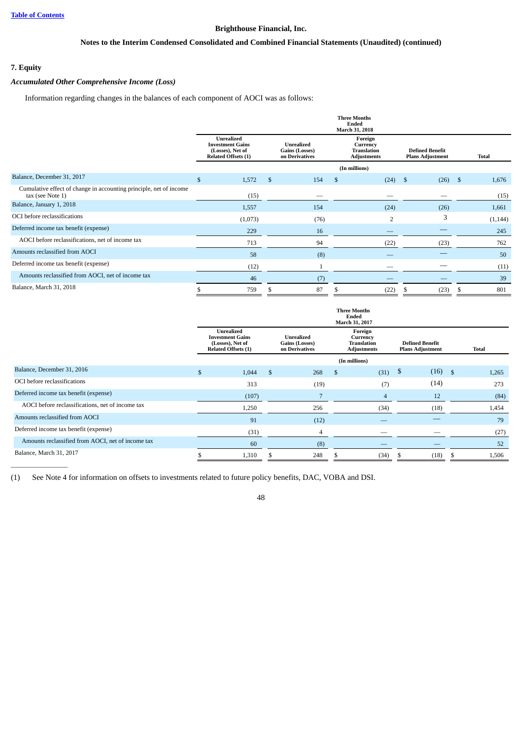Brighthouse Financial, Inc.

Notes to the Interim Condensed Consolidated and Combined Financial Statements (Unaudited) (continued)

## 7. Equity

### *Accumulated Other Comprehensive Income (Loss)*

Information regarding changes in the balances of each component of AOCI was as follows:

| | Three Months Ended March 31, 2018 | | | | |
|---|---|---|---|---|---|
| | Unrealized Investment Gains (Losses), Net of Related Offsets (1) | Unrealized Gains (Losses) on Derivatives | Foreign Currency Translation Adjustments | Defined Benefit Plans Adjustment | Total |
| | (In millions) | | | | |
| Balance, December 31, 2017 | $ 1,572 | $ 154 | $ (24) | $ (26) | $ 1,676 |
| Cumulative effect of change in accounting principle, net of income tax (see Note 1) | (15) | — | — | — | (15) |
| Balance, January 1, 2018 | 1,557 | 154 | (24) | (26) | 1,661 |
| OCI before reclassifications | (1,073) | (76) | 2 | 3 | (1,144) |
| Deferred income tax benefit (expense) | 229 | 16 | — | — | 245 |
| AOCI before reclassifications, net of income tax | 713 | 94 | (22) | (23) | 762 |
| Amounts reclassified from AOCI | 58 | (8) | — | — | 50 |
| Deferred income tax benefit (expense) | (12) | 1 | — | — | (11) |
| Amounts reclassified from AOCI, net of income tax | 46 | (7) | — | — | 39 |
| Balance, March 31, 2018 | $ 759 | $ 87 | $ (22) | $ (23) | $ 801 |

| | Three Months Ended March 31, 2017 | | | | |
|---|---|---|---|---|---|
| | Unrealized Investment Gains (Losses), Net of Related Offsets (1) | Unrealized Gains (Losses) on Derivatives | Foreign Currency Translation Adjustments | Defined Benefit Plans Adjustment | Total |
| | (In millions) | | | | |
| Balance, December 31, 2016 | $ 1,044 | $ 268 | $ (31) | $ (16) | $ 1,265 |
| OCI before reclassifications | 313 | (19) | (7) | (14) | 273 |
| Deferred income tax benefit (expense) | (107) | 7 | 4 | 12 | (84) |
| AOCI before reclassifications, net of income tax | 1,250 | 256 | (34) | (18) | 1,454 |
| Amounts reclassified from AOCI | 91 | (12) | — | — | 79 |
| Deferred income tax benefit (expense) | (31) | 4 | — | — | (27) |
| Amounts reclassified from AOCI, net of income tax | 60 | (8) | — | — | 52 |
| Balance, March 31, 2017 | $ 1,310 | $ 248 | $ (34) | $ (18) | $ 1,506 |

(1) See Note 4 for information on offsets to investments related to future policy benefits, DAC, VOBA and DSI.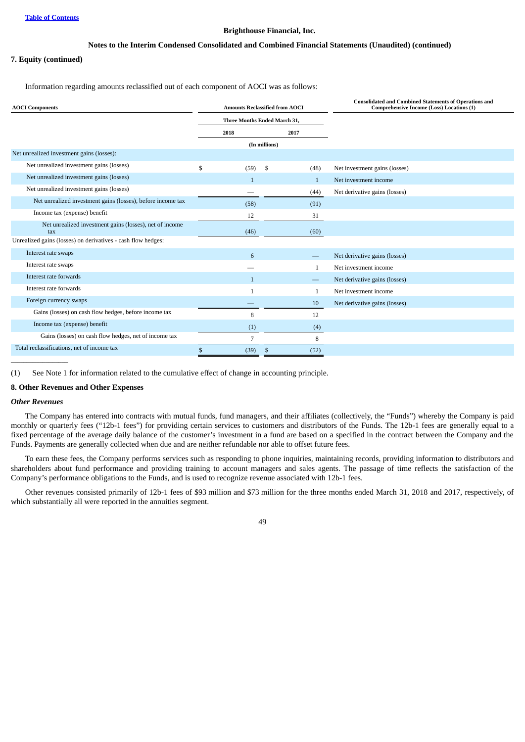**Brighthouse Financial, Inc.**

**Notes to the Interim Condensed Consolidated and Combined Financial Statements (Unaudited) (continued)**

**7. Equity (continued)**

Information regarding amounts reclassified out of each component of AOCI was as follows:

| AOCI Components | Amounts Reclassified from AOCI | | Consolidated and Combined Statements of Operations and Comprehensive Income (Loss) Locations (1) |
|---|---|---|---|
| | Three Months Ended March 31, | | |
| | 2018 | 2017 | |
| | (In millions) | | |
| Net unrealized investment gains (losses): | | | |
| Net unrealized investment gains (losses) | $ (59) | $ (48) | Net investment gains (losses) |
| Net unrealized investment gains (losses) | 1 | 1 | Net investment income |
| Net unrealized investment gains (losses) | — | (44) | Net derivative gains (losses) |
| Net unrealized investment gains (losses), before income tax | (58) | (91) | |
| Income tax (expense) benefit | 12 | 31 | |
| Net unrealized investment gains (losses), net of income tax | (46) | (60) | |
| Unrealized gains (losses) on derivatives - cash flow hedges: | | | |
| Interest rate swaps | 6 | — | Net derivative gains (losses) |
| Interest rate swaps | — | 1 | Net investment income |
| Interest rate forwards | 1 | — | Net derivative gains (losses) |
| Interest rate forwards | 1 | 1 | Net investment income |
| Foreign currency swaps | — | 10 | Net derivative gains (losses) |
| Gains (losses) on cash flow hedges, before income tax | 8 | 12 | |
| Income tax (expense) benefit | (1) | (4) | |
| Gains (losses) on cash flow hedges, net of income tax | 7 | 8 | |
| Total reclassifications, net of income tax | $ (39) | $ (52) | |

(1) See Note 1 for information related to the cumulative effect of change in accounting principle.

**8. Other Revenues and Other Expenses**

***Other Revenues***

The Company has entered into contracts with mutual funds, fund managers, and their affiliates (collectively, the "Funds") whereby the Company is paid monthly or quarterly fees ("12b-1 fees") for providing certain services to customers and distributors of the Funds. The 12b-1 fees are generally equal to a fixed percentage of the average daily balance of the customer's investment in a fund are based on a specified in the contract between the Company and the Funds. Payments are generally collected when due and are neither refundable nor able to offset future fees.

To earn these fees, the Company performs services such as responding to phone inquiries, maintaining records, providing information to distributors and shareholders about fund performance and providing training to account managers and sales agents. The passage of time reflects the satisfaction of the Company's performance obligations to the Funds, and is used to recognize revenue associated with 12b-1 fees.

Other revenues consisted primarily of 12b-1 fees of $93 million and $73 million for the three months ended March 31, 2018 and 2017, respectively, of which substantially all were reported in the annuities segment.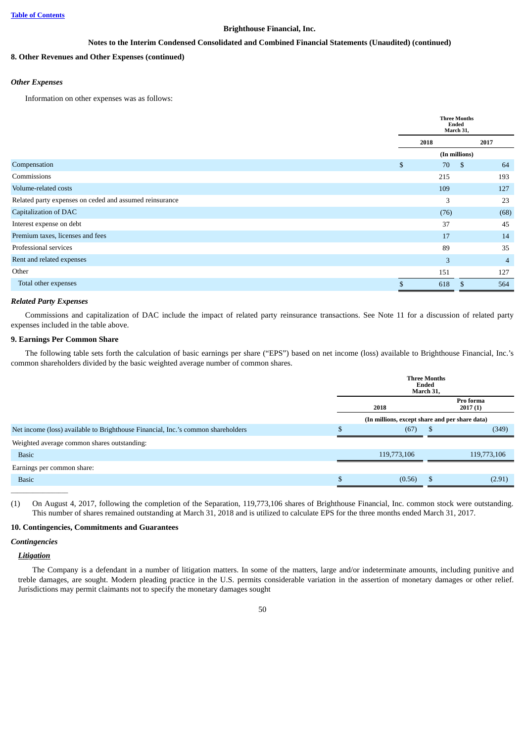**Brighthouse Financial, Inc.**

**Notes to the Interim Condensed Consolidated and Combined Financial Statements (Unaudited) (continued)**

## 8. Other Revenues and Other Expenses (continued)

### *Other Expenses*

Information on other expenses was as follows:

| | Three Months Ended March 31, | |
|---|---|---|
| | 2018 | 2017 |
| | (In millions) | |
| Compensation | $ 70 | $ 64 |
| Commissions | 215 | 193 |
| Volume-related costs | 109 | 127 |
| Related party expenses on ceded and assumed reinsurance | 3 | 23 |
| Capitalization of DAC | (76) | (68) |
| Interest expense on debt | 37 | 45 |
| Premium taxes, licenses and fees | 17 | 14 |
| Professional services | 89 | 35 |
| Rent and related expenses | 3 | 4 |
| Other | 151 | 127 |
| Total other expenses | $ 618 | $ 564 |

### *Related Party Expenses*

Commissions and capitalization of DAC include the impact of related party reinsurance transactions. See Note 11 for a discussion of related party expenses included in the table above.

## 9. Earnings Per Common Share

The following table sets forth the calculation of basic earnings per share ("EPS") based on net income (loss) available to Brighthouse Financial, Inc.'s common shareholders divided by the basic weighted average number of common shares.

| | Three Months Ended March 31, | |
|---|---|---|
| | 2018 | Pro forma 2017 (1) |
| | (In millions, except share and per share data) | |
| Net income (loss) available to Brighthouse Financial, Inc.'s common shareholders | $ (67) | $ (349) |
| Weighted average common shares outstanding: | | |
| Basic | 119,773,106 | 119,773,106 |
| Earnings per common share: | | |
| Basic | $ (0.56) | $ (2.91) |

______________

(1) On August 4, 2017, following the completion of the Separation, 119,773,106 shares of Brighthouse Financial, Inc. common stock were outstanding. This number of shares remained outstanding at March 31, 2018 and is utilized to calculate EPS for the three months ended March 31, 2017.

## 10. Contingencies, Commitments and Guarantees

### *Contingencies*

***Litigation***

The Company is a defendant in a number of litigation matters. In some of the matters, large and/or indeterminate amounts, including punitive and treble damages, are sought. Modern pleading practice in the U.S. permits considerable variation in the assertion of monetary damages or other relief. Jurisdictions may permit claimants not to specify the monetary damages sought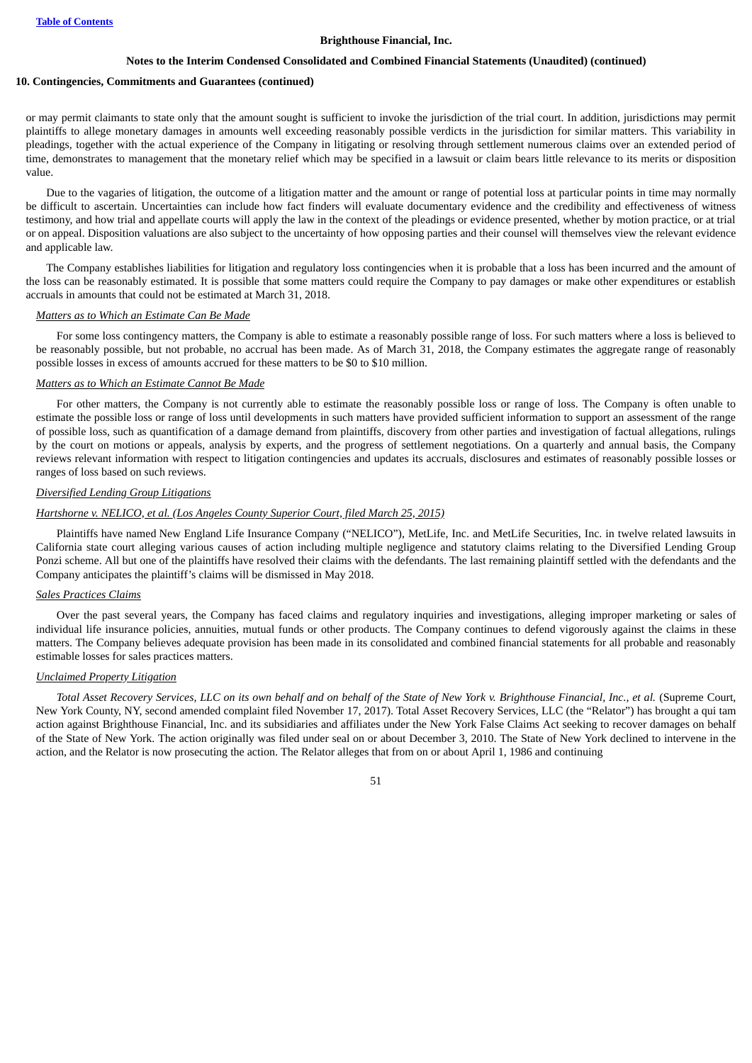**Brighthouse Financial, Inc.**

**Notes to the Interim Condensed Consolidated and Combined Financial Statements (Unaudited) (continued)**

**10. Contingencies, Commitments and Guarantees (continued)**

or may permit claimants to state only that the amount sought is sufficient to invoke the jurisdiction of the trial court. In addition, jurisdictions may permit plaintiffs to allege monetary damages in amounts well exceeding reasonably possible verdicts in the jurisdiction for similar matters. This variability in pleadings, together with the actual experience of the Company in litigating or resolving through settlement numerous claims over an extended period of time, demonstrates to management that the monetary relief which may be specified in a lawsuit or claim bears little relevance to its merits or disposition value.

Due to the vagaries of litigation, the outcome of a litigation matter and the amount or range of potential loss at particular points in time may normally be difficult to ascertain. Uncertainties can include how fact finders will evaluate documentary evidence and the credibility and effectiveness of witness testimony, and how trial and appellate courts will apply the law in the context of the pleadings or evidence presented, whether by motion practice, or at trial or on appeal. Disposition valuations are also subject to the uncertainty of how opposing parties and their counsel will themselves view the relevant evidence and applicable law.

The Company establishes liabilities for litigation and regulatory loss contingencies when it is probable that a loss has been incurred and the amount of the loss can be reasonably estimated. It is possible that some matters could require the Company to pay damages or make other expenditures or establish accruals in amounts that could not be estimated at March 31, 2018.

*Matters as to Which an Estimate Can Be Made*

For some loss contingency matters, the Company is able to estimate a reasonably possible range of loss. For such matters where a loss is believed to be reasonably possible, but not probable, no accrual has been made. As of March 31, 2018, the Company estimates the aggregate range of reasonably possible losses in excess of amounts accrued for these matters to be $0 to $10 million.

*Matters as to Which an Estimate Cannot Be Made*

For other matters, the Company is not currently able to estimate the reasonably possible loss or range of loss. The Company is often unable to estimate the possible loss or range of loss until developments in such matters have provided sufficient information to support an assessment of the range of possible loss, such as quantification of a damage demand from plaintiffs, discovery from other parties and investigation of factual allegations, rulings by the court on motions or appeals, analysis by experts, and the progress of settlement negotiations. On a quarterly and annual basis, the Company reviews relevant information with respect to litigation contingencies and updates its accruals, disclosures and estimates of reasonably possible losses or ranges of loss based on such reviews.

*Diversified Lending Group Litigations*

*Hartshorne v. NELICO, et al. (Los Angeles County Superior Court, filed March 25, 2015)*

Plaintiffs have named New England Life Insurance Company ("NELICO"), MetLife, Inc. and MetLife Securities, Inc. in twelve related lawsuits in California state court alleging various causes of action including multiple negligence and statutory claims relating to the Diversified Lending Group Ponzi scheme. All but one of the plaintiffs have resolved their claims with the defendants. The last remaining plaintiff settled with the defendants and the Company anticipates the plaintiff's claims will be dismissed in May 2018.

*Sales Practices Claims*

Over the past several years, the Company has faced claims and regulatory inquiries and investigations, alleging improper marketing or sales of individual life insurance policies, annuities, mutual funds or other products. The Company continues to defend vigorously against the claims in these matters. The Company believes adequate provision has been made in its consolidated and combined financial statements for all probable and reasonably estimable losses for sales practices matters.

*Unclaimed Property Litigation*

*Total Asset Recovery Services, LLC on its own behalf and on behalf of the State of New York v. Brighthouse Financial, Inc., et al.* (Supreme Court, New York County, NY, second amended complaint filed November 17, 2017). Total Asset Recovery Services, LLC (the "Relator") has brought a qui tam action against Brighthouse Financial, Inc. and its subsidiaries and affiliates under the New York False Claims Act seeking to recover damages on behalf of the State of New York. The action originally was filed under seal on or about December 3, 2010. The State of New York declined to intervene in the action, and the Relator is now prosecuting the action. The Relator alleges that from on or about April 1, 1986 and continuing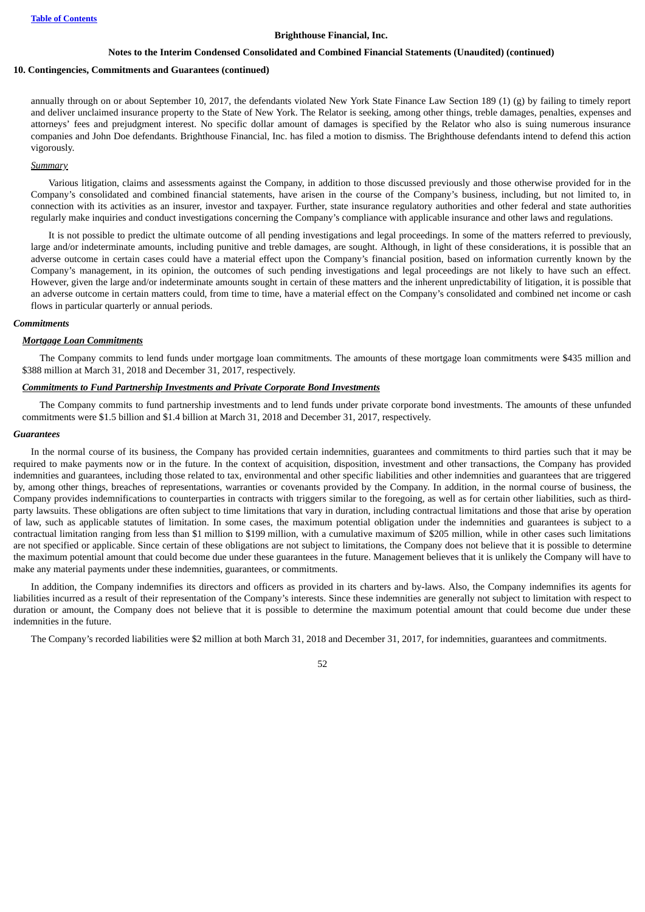annually through on or about September 10, 2017, the defendants violated New York State Finance Law Section 189 (1) (g) by failing to timely report and deliver unclaimed insurance property to the State of New York. The Relator is seeking, among other things, treble damages, penalties, expenses and attorneys' fees and prejudgment interest. No specific dollar amount of damages is specified by the Relator who also is suing numerous insurance companies and John Doe defendants. Brighthouse Financial, Inc. has filed a motion to dismiss. The Brighthouse defendants intend to defend this action vigorously.

*Summary*

Various litigation, claims and assessments against the Company, in addition to those discussed previously and those otherwise provided for in the Company's consolidated and combined financial statements, have arisen in the course of the Company's business, including, but not limited to, in connection with its activities as an insurer, investor and taxpayer. Further, state insurance regulatory authorities and other federal and state authorities regularly make inquiries and conduct investigations concerning the Company's compliance with applicable insurance and other laws and regulations.

It is not possible to predict the ultimate outcome of all pending investigations and legal proceedings. In some of the matters referred to previously, large and/or indeterminate amounts, including punitive and treble damages, are sought. Although, in light of these considerations, it is possible that an adverse outcome in certain cases could have a material effect upon the Company's financial position, based on information currently known by the Company's management, in its opinion, the outcomes of such pending investigations and legal proceedings are not likely to have such an effect. However, given the large and/or indeterminate amounts sought in certain of these matters and the inherent unpredictability of litigation, it is possible that an adverse outcome in certain matters could, from time to time, have a material effect on the Company's consolidated and combined net income or cash flows in particular quarterly or annual periods.

### Commitments

***Mortgage Loan Commitments***

The Company commits to lend funds under mortgage loan commitments. The amounts of these mortgage loan commitments were $435 million and $388 million at March 31, 2018 and December 31, 2017, respectively.

***Commitments to Fund Partnership Investments and Private Corporate Bond Investments***

The Company commits to fund partnership investments and to lend funds under private corporate bond investments. The amounts of these unfunded commitments were $1.5 billion and $1.4 billion at March 31, 2018 and December 31, 2017, respectively.

### Guarantees

In the normal course of its business, the Company has provided certain indemnities, guarantees and commitments to third parties such that it may be required to make payments now or in the future. In the context of acquisition, disposition, investment and other transactions, the Company has provided indemnities and guarantees, including those related to tax, environmental and other specific liabilities and other indemnities and guarantees that are triggered by, among other things, breaches of representations, warranties or covenants provided by the Company. In addition, in the normal course of business, the Company provides indemnifications to counterparties in contracts with triggers similar to the foregoing, as well as for certain other liabilities, such as third-party lawsuits. These obligations are often subject to time limitations that vary in duration, including contractual limitations and those that arise by operation of law, such as applicable statutes of limitation. In some cases, the maximum potential obligation under the indemnities and guarantees is subject to a contractual limitation ranging from less than $1 million to $199 million, with a cumulative maximum of $205 million, while in other cases such limitations are not specified or applicable. Since certain of these obligations are not subject to limitations, the Company does not believe that it is possible to determine the maximum potential amount that could become due under these guarantees in the future. Management believes that it is unlikely the Company will have to make any material payments under these indemnities, guarantees, or commitments.

In addition, the Company indemnifies its directors and officers as provided in its charters and by-laws. Also, the Company indemnifies its agents for liabilities incurred as a result of their representation of the Company's interests. Since these indemnities are generally not subject to limitation with respect to duration or amount, the Company does not believe that it is possible to determine the maximum potential amount that could become due under these indemnities in the future.

The Company's recorded liabilities were $2 million at both March 31, 2018 and December 31, 2017, for indemnities, guarantees and commitments.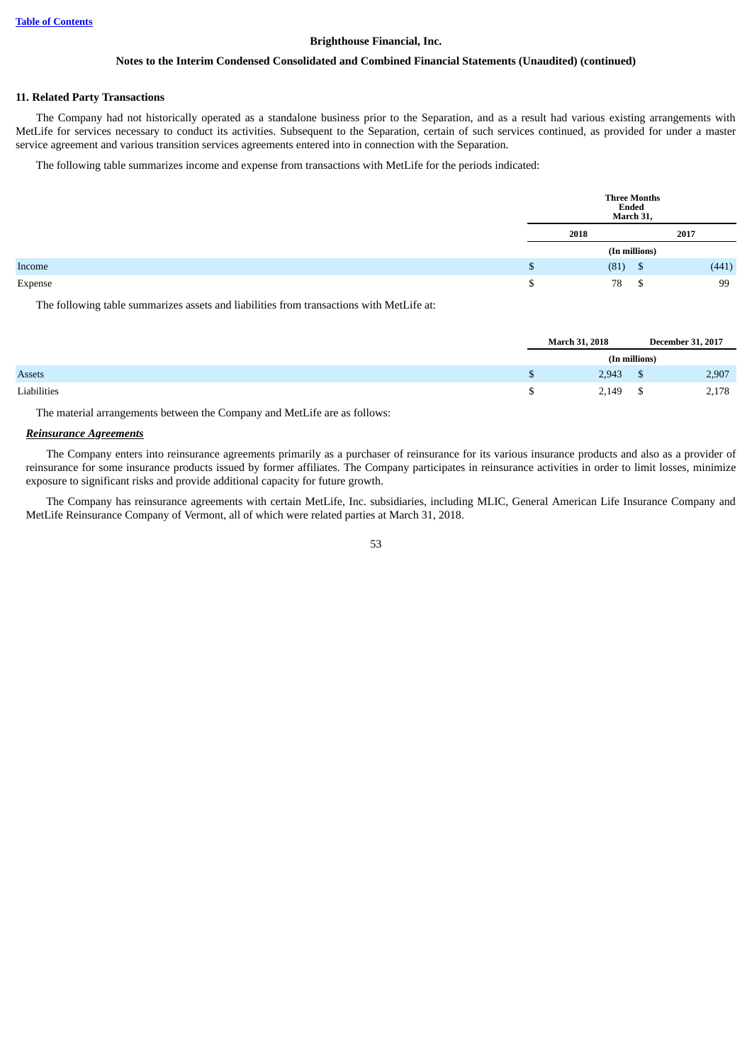# Brighthouse Financial, Inc.

## Notes to the Interim Condensed Consolidated and Combined Financial Statements (Unaudited) (continued)

### 11. Related Party Transactions

The Company had not historically operated as a standalone business prior to the Separation, and as a result had various existing arrangements with MetLife for services necessary to conduct its activities. Subsequent to the Separation, certain of such services continued, as provided for under a master service agreement and various transition services agreements entered into in connection with the Separation.

The following table summarizes income and expense from transactions with MetLife for the periods indicated:

| | Three Months Ended March 31, | |
|---|---|---|
| | 2018 | 2017 |
| | (In millions) | |
| Income | $ (81) | $ (441) |
| Expense | $ 78 | $ 99 |

The following table summarizes assets and liabilities from transactions with MetLife at:

| | March 31, 2018 | December 31, 2017 |
|---|---|---|
| | (In millions) | |
| Assets | $ 2,943 | $ 2,907 |
| Liabilities | $ 2,149 | $ 2,178 |

The material arrangements between the Company and MetLife are as follows:

***Reinsurance Agreements***

The Company enters into reinsurance agreements primarily as a purchaser of reinsurance for its various insurance products and also as a provider of reinsurance for some insurance products issued by former affiliates. The Company participates in reinsurance activities in order to limit losses, minimize exposure to significant risks and provide additional capacity for future growth.

The Company has reinsurance agreements with certain MetLife, Inc. subsidiaries, including MLIC, General American Life Insurance Company and MetLife Reinsurance Company of Vermont, all of which were related parties at March 31, 2018.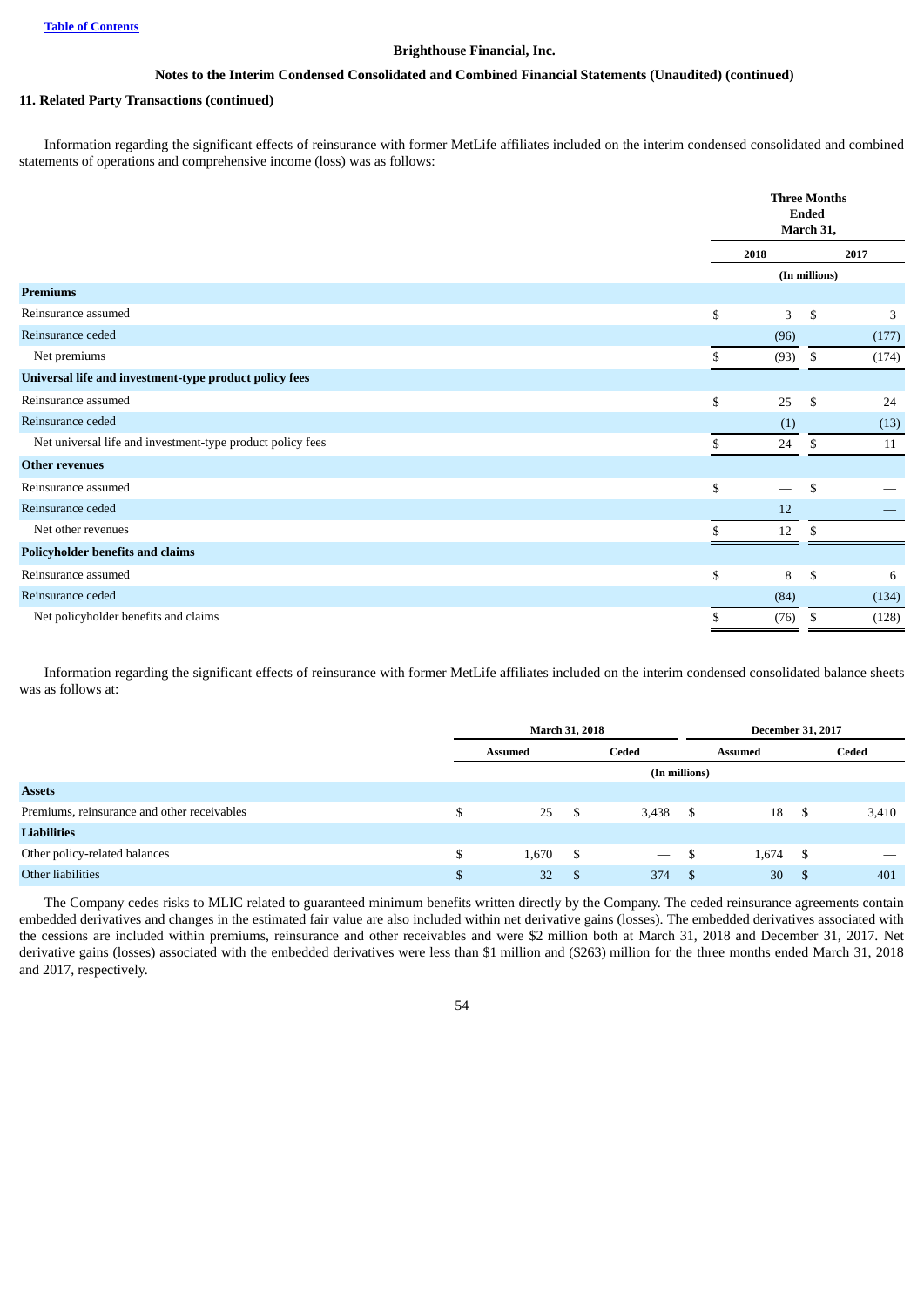Brighthouse Financial, Inc.

Notes to the Interim Condensed Consolidated and Combined Financial Statements (Unaudited) (continued)

**11. Related Party Transactions (continued)**

Information regarding the significant effects of reinsurance with former MetLife affiliates included on the interim condensed consolidated and combined statements of operations and comprehensive income (loss) was as follows:

| | Three Months Ended March 31, | |
|---|---|---|
| | 2018 | 2017 |
| | (In millions) | |
| **Premiums** | | |
| Reinsurance assumed | $ 3 | $ 3 |
| Reinsurance ceded | (96) | (177) |
| Net premiums | $ (93) | $ (174) |
| **Universal life and investment-type product policy fees** | | |
| Reinsurance assumed | $ 25 | $ 24 |
| Reinsurance ceded | (1) | (13) |
| Net universal life and investment-type product policy fees | $ 24 | $ 11 |
| **Other revenues** | | |
| Reinsurance assumed | $ — | $ — |
| Reinsurance ceded | 12 | — |
| Net other revenues | $ 12 | $ — |
| **Policyholder benefits and claims** | | |
| Reinsurance assumed | $ 8 | $ 6 |
| Reinsurance ceded | (84) | (134) |
| Net policyholder benefits and claims | $ (76) | $ (128) |

Information regarding the significant effects of reinsurance with former MetLife affiliates included on the interim condensed consolidated balance sheets was as follows at:

| | March 31, 2018 | | December 31, 2017 | |
|---|---|---|---|---|
| | Assumed | Ceded | Assumed | Ceded |
| | (In millions) | | | |
| **Assets** | | | | |
| Premiums, reinsurance and other receivables | $ 25 | $ 3,438 | $ 18 | $ 3,410 |
| **Liabilities** | | | | |
| Other policy-related balances | $ 1,670 | $ — | $ 1,674 | $ — |
| Other liabilities | $ 32 | $ 374 | $ 30 | $ 401 |

The Company cedes risks to MLIC related to guaranteed minimum benefits written directly by the Company. The ceded reinsurance agreements contain embedded derivatives and changes in the estimated fair value are also included within net derivative gains (losses). The embedded derivatives associated with the cessions are included within premiums, reinsurance and other receivables and were $2 million both at March 31, 2018 and December 31, 2017. Net derivative gains (losses) associated with the embedded derivatives were less than $1 million and ($263) million for the three months ended March 31, 2018 and 2017, respectively.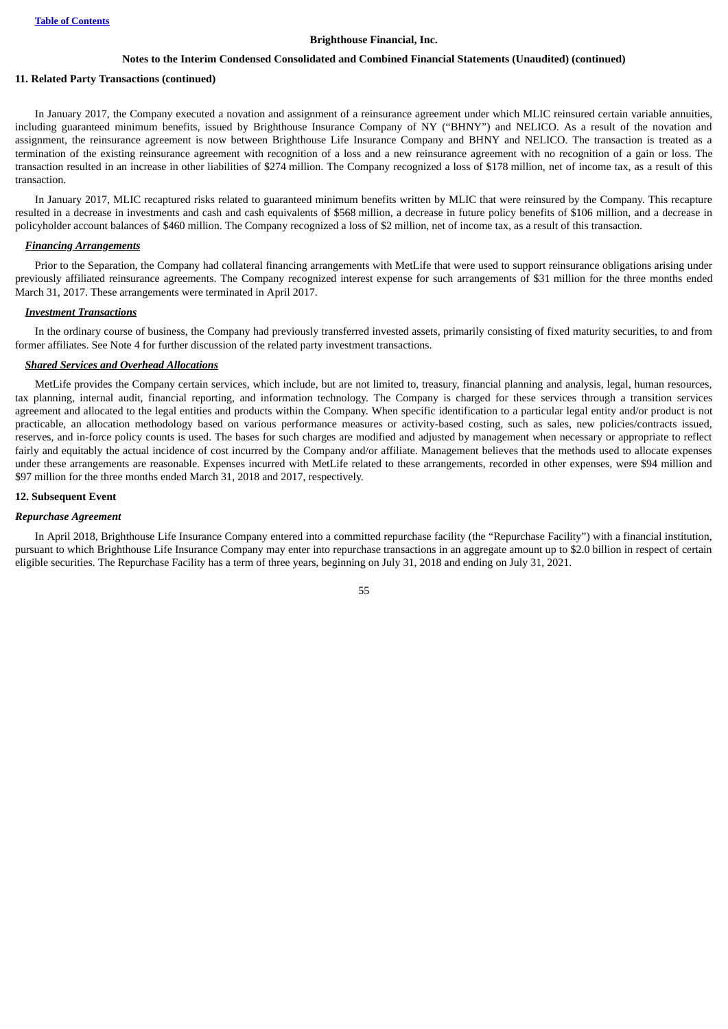### 11. Related Party Transactions (continued)

In January 2017, the Company executed a novation and assignment of a reinsurance agreement under which MLIC reinsured certain variable annuities, including guaranteed minimum benefits, issued by Brighthouse Insurance Company of NY ("BHNY") and NELICO. As a result of the novation and assignment, the reinsurance agreement is now between Brighthouse Life Insurance Company and BHNY and NELICO. The transaction is treated as a termination of the existing reinsurance agreement with recognition of a loss and a new reinsurance agreement with no recognition of a gain or loss. The transaction resulted in an increase in other liabilities of $274 million. The Company recognized a loss of $178 million, net of income tax, as a result of this transaction.

In January 2017, MLIC recaptured risks related to guaranteed minimum benefits written by MLIC that were reinsured by the Company. This recapture resulted in a decrease in investments and cash and cash equivalents of $568 million, a decrease in future policy benefits of $106 million, and a decrease in policyholder account balances of $460 million. The Company recognized a loss of $2 million, net of income tax, as a result of this transaction.

***Financing Arrangements***

Prior to the Separation, the Company had collateral financing arrangements with MetLife that were used to support reinsurance obligations arising under previously affiliated reinsurance agreements. The Company recognized interest expense for such arrangements of $31 million for the three months ended March 31, 2017. These arrangements were terminated in April 2017.

***Investment Transactions***

In the ordinary course of business, the Company had previously transferred invested assets, primarily consisting of fixed maturity securities, to and from former affiliates. See Note 4 for further discussion of the related party investment transactions.

***Shared Services and Overhead Allocations***

MetLife provides the Company certain services, which include, but are not limited to, treasury, financial planning and analysis, legal, human resources, tax planning, internal audit, financial reporting, and information technology. The Company is charged for these services through a transition services agreement and allocated to the legal entities and products within the Company. When specific identification to a particular legal entity and/or product is not practicable, an allocation methodology based on various performance measures or activity-based costing, such as sales, new policies/contracts issued, reserves, and in-force policy counts is used. The bases for such charges are modified and adjusted by management when necessary or appropriate to reflect fairly and equitably the actual incidence of cost incurred by the Company and/or affiliate. Management believes that the methods used to allocate expenses under these arrangements are reasonable. Expenses incurred with MetLife related to these arrangements, recorded in other expenses, were $94 million and $97 million for the three months ended March 31, 2018 and 2017, respectively.

### 12. Subsequent Event

*Repurchase Agreement*

In April 2018, Brighthouse Life Insurance Company entered into a committed repurchase facility (the "Repurchase Facility") with a financial institution, pursuant to which Brighthouse Life Insurance Company may enter into repurchase transactions in an aggregate amount up to $2.0 billion in respect of certain eligible securities. The Repurchase Facility has a term of three years, beginning on July 31, 2018 and ending on July 31, 2021.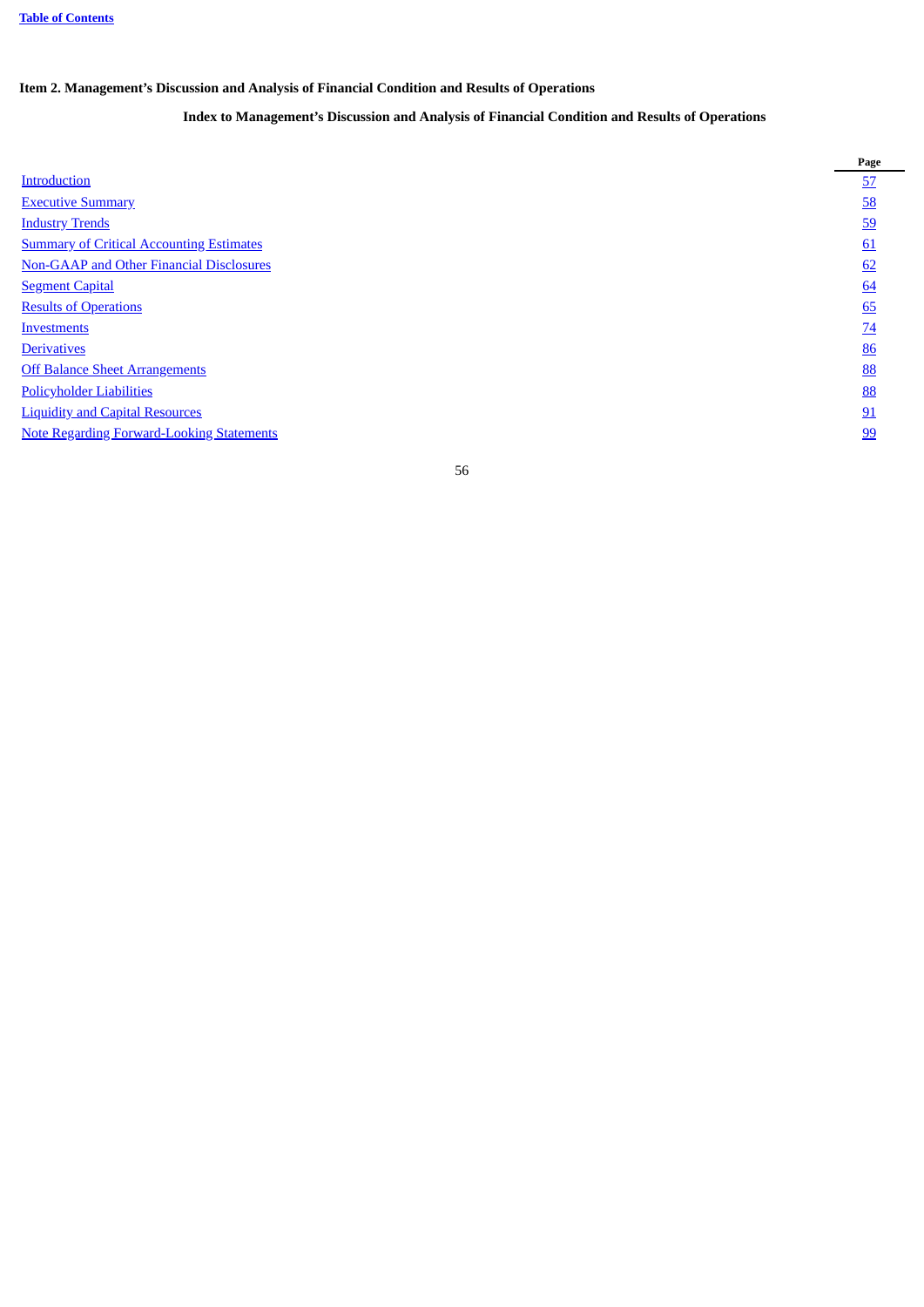## Item 2. Management's Discussion and Analysis of Financial Condition and Results of Operations

### Index to Management's Discussion and Analysis of Financial Condition and Results of Operations

| | Page |
|---|---|
| Introduction | 57 |
| Executive Summary | 58 |
| Industry Trends | 59 |
| Summary of Critical Accounting Estimates | 61 |
| Non-GAAP and Other Financial Disclosures | 62 |
| Segment Capital | 64 |
| Results of Operations | 65 |
| Investments | 74 |
| Derivatives | 86 |
| Off Balance Sheet Arrangements | 88 |
| Policyholder Liabilities | 88 |
| Liquidity and Capital Resources | 91 |
| Note Regarding Forward-Looking Statements | 99 |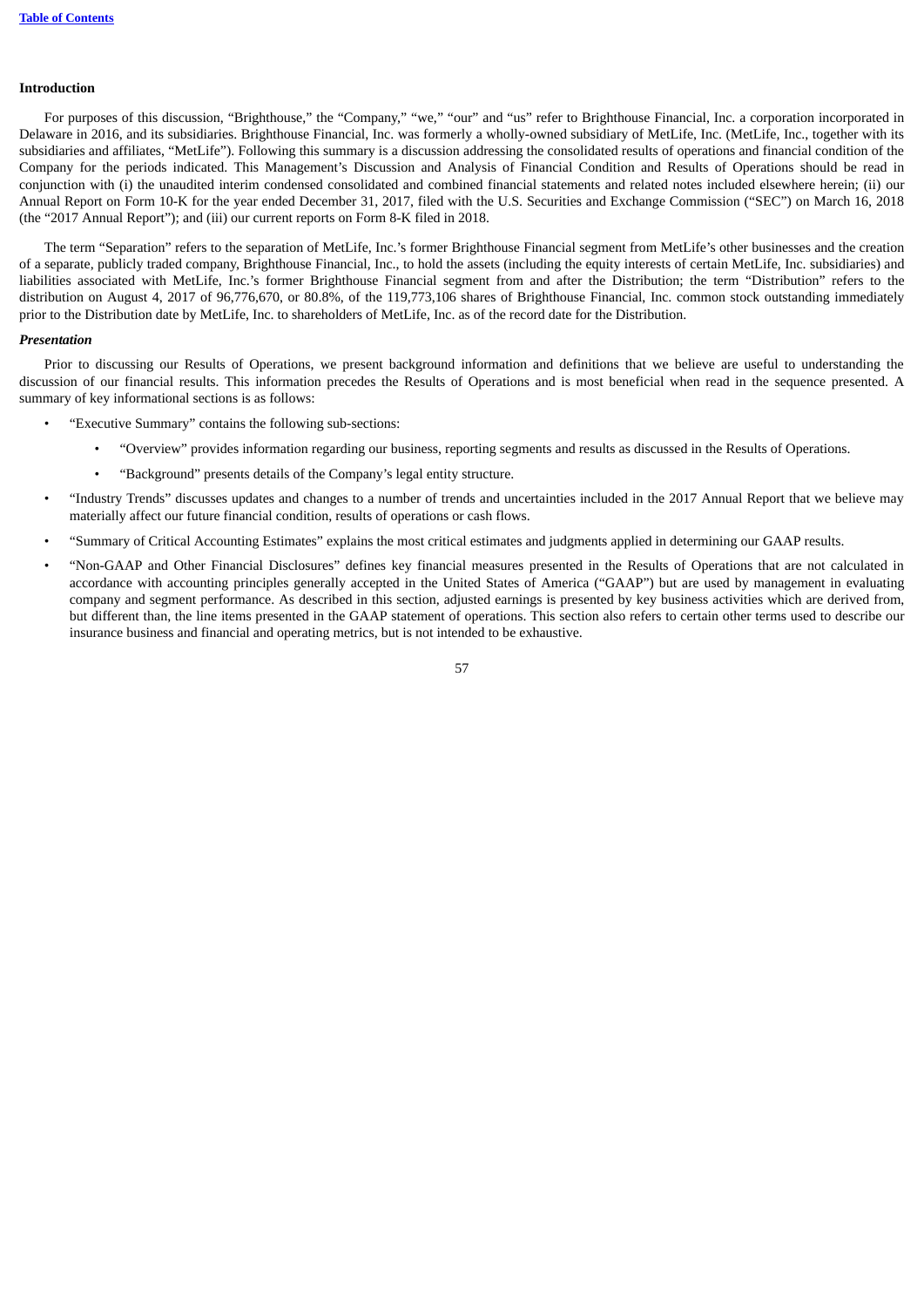**Introduction**

For purposes of this discussion, "Brighthouse," the "Company," "we," "our" and "us" refer to Brighthouse Financial, Inc. a corporation incorporated in Delaware in 2016, and its subsidiaries. Brighthouse Financial, Inc. was formerly a wholly-owned subsidiary of MetLife, Inc. (MetLife, Inc., together with its subsidiaries and affiliates, "MetLife"). Following this summary is a discussion addressing the consolidated results of operations and financial condition of the Company for the periods indicated. This Management's Discussion and Analysis of Financial Condition and Results of Operations should be read in conjunction with (i) the unaudited interim condensed consolidated and combined financial statements and related notes included elsewhere herein; (ii) our Annual Report on Form 10-K for the year ended December 31, 2017, filed with the U.S. Securities and Exchange Commission ("SEC") on March 16, 2018 (the "2017 Annual Report"); and (iii) our current reports on Form 8-K filed in 2018.

The term "Separation" refers to the separation of MetLife, Inc.'s former Brighthouse Financial segment from MetLife's other businesses and the creation of a separate, publicly traded company, Brighthouse Financial, Inc., to hold the assets (including the equity interests of certain MetLife, Inc. subsidiaries) and liabilities associated with MetLife, Inc.'s former Brighthouse Financial segment from and after the Distribution; the term "Distribution" refers to the distribution on August 4, 2017 of 96,776,670, or 80.8%, of the 119,773,106 shares of Brighthouse Financial, Inc. common stock outstanding immediately prior to the Distribution date by MetLife, Inc. to shareholders of MetLife, Inc. as of the record date for the Distribution.

***Presentation***

Prior to discussing our Results of Operations, we present background information and definitions that we believe are useful to understanding the discussion of our financial results. This information precedes the Results of Operations and is most beneficial when read in the sequence presented. A summary of key informational sections is as follows:

- "Executive Summary" contains the following sub-sections:
  - "Overview" provides information regarding our business, reporting segments and results as discussed in the Results of Operations.
  - "Background" presents details of the Company's legal entity structure.
- "Industry Trends" discusses updates and changes to a number of trends and uncertainties included in the 2017 Annual Report that we believe may materially affect our future financial condition, results of operations or cash flows.
- "Summary of Critical Accounting Estimates" explains the most critical estimates and judgments applied in determining our GAAP results.
- "Non-GAAP and Other Financial Disclosures" defines key financial measures presented in the Results of Operations that are not calculated in accordance with accounting principles generally accepted in the United States of America ("GAAP") but are used by management in evaluating company and segment performance. As described in this section, adjusted earnings is presented by key business activities which are derived from, but different than, the line items presented in the GAAP statement of operations. This section also refers to certain other terms used to describe our insurance business and financial and operating metrics, but is not intended to be exhaustive.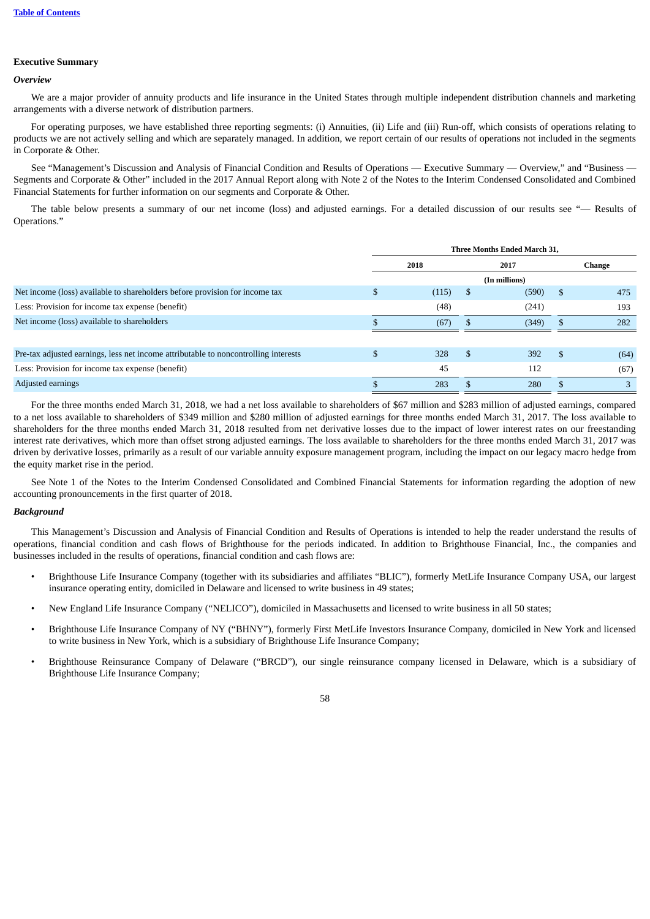## Executive Summary

### *Overview*

We are a major provider of annuity products and life insurance in the United States through multiple independent distribution channels and marketing arrangements with a diverse network of distribution partners.

For operating purposes, we have established three reporting segments: (i) Annuities, (ii) Life and (iii) Run-off, which consists of operations relating to products we are not actively selling and which are separately managed. In addition, we report certain of our results of operations not included in the segments in Corporate & Other.

See "Management's Discussion and Analysis of Financial Condition and Results of Operations — Executive Summary — Overview," and "Business — Segments and Corporate & Other" included in the 2017 Annual Report along with Note 2 of the Notes to the Interim Condensed Consolidated and Combined Financial Statements for further information on our segments and Corporate & Other.

The table below presents a summary of our net income (loss) and adjusted earnings. For a detailed discussion of our results see "— Results of Operations."

| | Three Months Ended March 31, | | |
|---|---|---|---|
| | 2018 | 2017 | Change |
| | (In millions) | | |
| Net income (loss) available to shareholders before provision for income tax | $ (115) | $ (590) | $ 475 |
| Less: Provision for income tax expense (benefit) | (48) | (241) | 193 |
| Net income (loss) available to shareholders | $ (67) | $ (349) | $ 282 |
| | | | |
| Pre-tax adjusted earnings, less net income attributable to noncontrolling interests | $ 328 | $ 392 | $ (64) |
| Less: Provision for income tax expense (benefit) | 45 | 112 | (67) |
| Adjusted earnings | $ 283 | $ 280 | $ 3 |

For the three months ended March 31, 2018, we had a net loss available to shareholders of $67 million and $283 million of adjusted earnings, compared to a net loss available to shareholders of $349 million and $280 million of adjusted earnings for three months ended March 31, 2017. The loss available to shareholders for the three months ended March 31, 2018 resulted from net derivative losses due to the impact of lower interest rates on our freestanding interest rate derivatives, which more than offset strong adjusted earnings. The loss available to shareholders for the three months ended March 31, 2017 was driven by derivative losses, primarily as a result of our variable annuity exposure management program, including the impact on our legacy macro hedge from the equity market rise in the period.

See Note 1 of the Notes to the Interim Condensed Consolidated and Combined Financial Statements for information regarding the adoption of new accounting pronouncements in the first quarter of 2018.

### *Background*

This Management's Discussion and Analysis of Financial Condition and Results of Operations is intended to help the reader understand the results of operations, financial condition and cash flows of Brighthouse for the periods indicated. In addition to Brighthouse Financial, Inc., the companies and businesses included in the results of operations, financial condition and cash flows are:

- Brighthouse Life Insurance Company (together with its subsidiaries and affiliates "BLIC"), formerly MetLife Insurance Company USA, our largest insurance operating entity, domiciled in Delaware and licensed to write business in 49 states;
- New England Life Insurance Company ("NELICO"), domiciled in Massachusetts and licensed to write business in all 50 states;
- Brighthouse Life Insurance Company of NY ("BHNY"), formerly First MetLife Investors Insurance Company, domiciled in New York and licensed to write business in New York, which is a subsidiary of Brighthouse Life Insurance Company;
- Brighthouse Reinsurance Company of Delaware ("BRCD"), our single reinsurance company licensed in Delaware, which is a subsidiary of Brighthouse Life Insurance Company;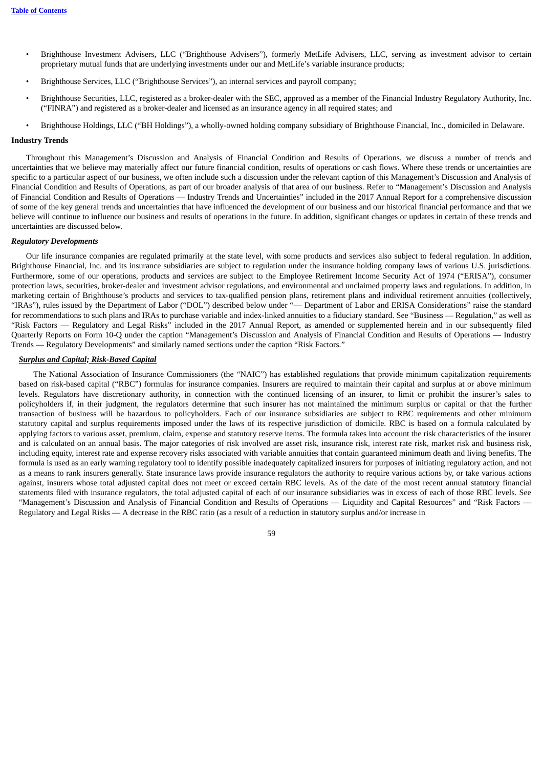- Brighthouse Investment Advisers, LLC ("Brighthouse Advisers"), formerly MetLife Advisers, LLC, serving as investment advisor to certain proprietary mutual funds that are underlying investments under our and MetLife's variable insurance products;
- Brighthouse Services, LLC ("Brighthouse Services"), an internal services and payroll company;
- Brighthouse Securities, LLC, registered as a broker-dealer with the SEC, approved as a member of the Financial Industry Regulatory Authority, Inc. ("FINRA") and registered as a broker-dealer and licensed as an insurance agency in all required states; and
- Brighthouse Holdings, LLC ("BH Holdings"), a wholly-owned holding company subsidiary of Brighthouse Financial, Inc., domiciled in Delaware.

**Industry Trends**

Throughout this Management's Discussion and Analysis of Financial Condition and Results of Operations, we discuss a number of trends and uncertainties that we believe may materially affect our future financial condition, results of operations or cash flows. Where these trends or uncertainties are specific to a particular aspect of our business, we often include such a discussion under the relevant caption of this Management's Discussion and Analysis of Financial Condition and Results of Operations, as part of our broader analysis of that area of our business. Refer to "Management's Discussion and Analysis of Financial Condition and Results of Operations — Industry Trends and Uncertainties" included in the 2017 Annual Report for a comprehensive discussion of some of the key general trends and uncertainties that have influenced the development of our business and our historical financial performance and that we believe will continue to influence our business and results of operations in the future. In addition, significant changes or updates in certain of these trends and uncertainties are discussed below.

***Regulatory Developments***

Our life insurance companies are regulated primarily at the state level, with some products and services also subject to federal regulation. In addition, Brighthouse Financial, Inc. and its insurance subsidiaries are subject to regulation under the insurance holding company laws of various U.S. jurisdictions. Furthermore, some of our operations, products and services are subject to the Employee Retirement Income Security Act of 1974 ("ERISA"), consumer protection laws, securities, broker-dealer and investment advisor regulations, and environmental and unclaimed property laws and regulations. In addition, in marketing certain of Brighthouse's products and services to tax-qualified pension plans, retirement plans and individual retirement annuities (collectively, "IRAs"), rules issued by the Department of Labor ("DOL") described below under "— Department of Labor and ERISA Considerations" raise the standard for recommendations to such plans and IRAs to purchase variable and index-linked annuities to a fiduciary standard. See "Business — Regulation," as well as "Risk Factors — Regulatory and Legal Risks" included in the 2017 Annual Report, as amended or supplemented herein and in our subsequently filed Quarterly Reports on Form 10-Q under the caption "Management's Discussion and Analysis of Financial Condition and Results of Operations — Industry Trends — Regulatory Developments" and similarly named sections under the caption "Risk Factors."

***<u>Surplus and Capital; Risk-Based Capital</u>***

The National Association of Insurance Commissioners (the "NAIC") has established regulations that provide minimum capitalization requirements based on risk-based capital ("RBC") formulas for insurance companies. Insurers are required to maintain their capital and surplus at or above minimum levels. Regulators have discretionary authority, in connection with the continued licensing of an insurer, to limit or prohibit the insurer's sales to policyholders if, in their judgment, the regulators determine that such insurer has not maintained the minimum surplus or capital or that the further transaction of business will be hazardous to policyholders. Each of our insurance subsidiaries are subject to RBC requirements and other minimum statutory capital and surplus requirements imposed under the laws of its respective jurisdiction of domicile. RBC is based on a formula calculated by applying factors to various asset, premium, claim, expense and statutory reserve items. The formula takes into account the risk characteristics of the insurer and is calculated on an annual basis. The major categories of risk involved are asset risk, insurance risk, interest rate risk, market risk and business risk, including equity, interest rate and expense recovery risks associated with variable annuities that contain guaranteed minimum death and living benefits. The formula is used as an early warning regulatory tool to identify possible inadequately capitalized insurers for purposes of initiating regulatory action, and not as a means to rank insurers generally. State insurance laws provide insurance regulators the authority to require various actions by, or take various actions against, insurers whose total adjusted capital does not meet or exceed certain RBC levels. As of the date of the most recent annual statutory financial statements filed with insurance regulators, the total adjusted capital of each of our insurance subsidiaries was in excess of each of those RBC levels. See "Management's Discussion and Analysis of Financial Condition and Results of Operations — Liquidity and Capital Resources" and "Risk Factors — Regulatory and Legal Risks — A decrease in the RBC ratio (as a result of a reduction in statutory surplus and/or increase in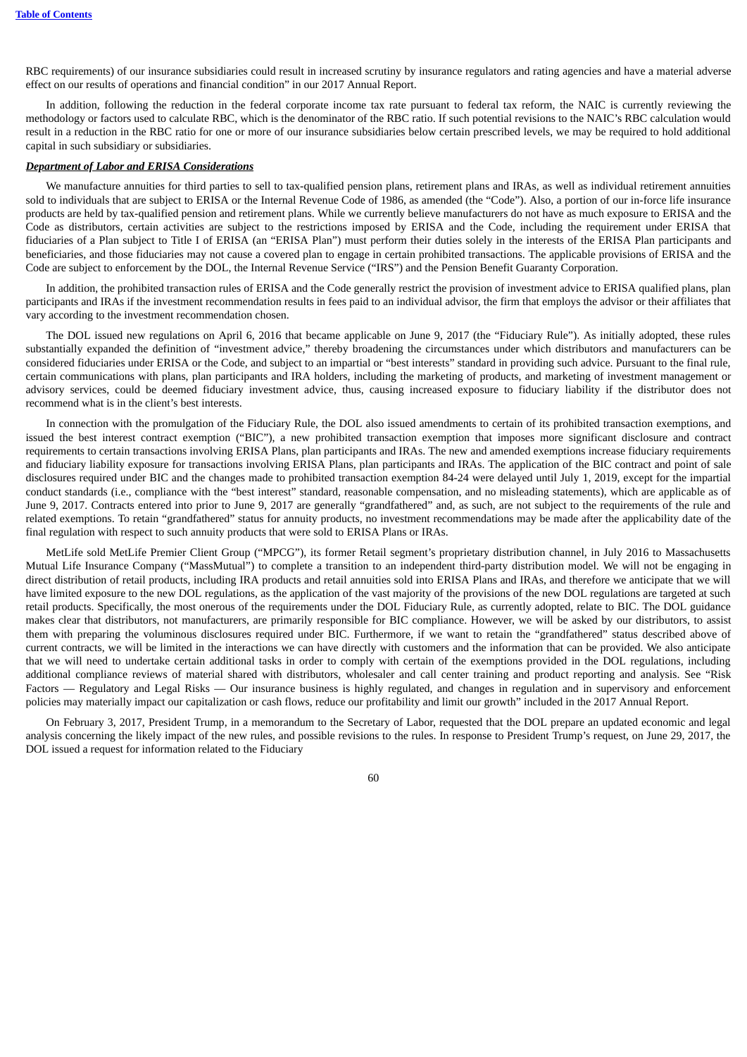RBC requirements) of our insurance subsidiaries could result in increased scrutiny by insurance regulators and rating agencies and have a material adverse effect on our results of operations and financial condition" in our 2017 Annual Report.

In addition, following the reduction in the federal corporate income tax rate pursuant to federal tax reform, the NAIC is currently reviewing the methodology or factors used to calculate RBC, which is the denominator of the RBC ratio. If such potential revisions to the NAIC's RBC calculation would result in a reduction in the RBC ratio for one or more of our insurance subsidiaries below certain prescribed levels, we may be required to hold additional capital in such subsidiary or subsidiaries.

***Department of Labor and ERISA Considerations***

We manufacture annuities for third parties to sell to tax-qualified pension plans, retirement plans and IRAs, as well as individual retirement annuities sold to individuals that are subject to ERISA or the Internal Revenue Code of 1986, as amended (the "Code"). Also, a portion of our in-force life insurance products are held by tax-qualified pension and retirement plans. While we currently believe manufacturers do not have as much exposure to ERISA and the Code as distributors, certain activities are subject to the restrictions imposed by ERISA and the Code, including the requirement under ERISA that fiduciaries of a Plan subject to Title I of ERISA (an "ERISA Plan") must perform their duties solely in the interests of the ERISA Plan participants and beneficiaries, and those fiduciaries may not cause a covered plan to engage in certain prohibited transactions. The applicable provisions of ERISA and the Code are subject to enforcement by the DOL, the Internal Revenue Service ("IRS") and the Pension Benefit Guaranty Corporation.

In addition, the prohibited transaction rules of ERISA and the Code generally restrict the provision of investment advice to ERISA qualified plans, plan participants and IRAs if the investment recommendation results in fees paid to an individual advisor, the firm that employs the advisor or their affiliates that vary according to the investment recommendation chosen.

The DOL issued new regulations on April 6, 2016 that became applicable on June 9, 2017 (the "Fiduciary Rule"). As initially adopted, these rules substantially expanded the definition of "investment advice," thereby broadening the circumstances under which distributors and manufacturers can be considered fiduciaries under ERISA or the Code, and subject to an impartial or "best interests" standard in providing such advice. Pursuant to the final rule, certain communications with plans, plan participants and IRA holders, including the marketing of products, and marketing of investment management or advisory services, could be deemed fiduciary investment advice, thus, causing increased exposure to fiduciary liability if the distributor does not recommend what is in the client's best interests.

In connection with the promulgation of the Fiduciary Rule, the DOL also issued amendments to certain of its prohibited transaction exemptions, and issued the best interest contract exemption ("BIC"), a new prohibited transaction exemption that imposes more significant disclosure and contract requirements to certain transactions involving ERISA Plans, plan participants and IRAs. The new and amended exemptions increase fiduciary requirements and fiduciary liability exposure for transactions involving ERISA Plans, plan participants and IRAs. The application of the BIC contract and point of sale disclosures required under BIC and the changes made to prohibited transaction exemption 84-24 were delayed until July 1, 2019, except for the impartial conduct standards (i.e., compliance with the "best interest" standard, reasonable compensation, and no misleading statements), which are applicable as of June 9, 2017. Contracts entered into prior to June 9, 2017 are generally "grandfathered" and, as such, are not subject to the requirements of the rule and related exemptions. To retain "grandfathered" status for annuity products, no investment recommendations may be made after the applicability date of the final regulation with respect to such annuity products that were sold to ERISA Plans or IRAs.

MetLife sold MetLife Premier Client Group ("MPCG"), its former Retail segment's proprietary distribution channel, in July 2016 to Massachusetts Mutual Life Insurance Company ("MassMutual") to complete a transition to an independent third-party distribution model. We will not be engaging in direct distribution of retail products, including IRA products and retail annuities sold into ERISA Plans and IRAs, and therefore we anticipate that we will have limited exposure to the new DOL regulations, as the application of the vast majority of the provisions of the new DOL regulations are targeted at such retail products. Specifically, the most onerous of the requirements under the DOL Fiduciary Rule, as currently adopted, relate to BIC. The DOL guidance makes clear that distributors, not manufacturers, are primarily responsible for BIC compliance. However, we will be asked by our distributors, to assist them with preparing the voluminous disclosures required under BIC. Furthermore, if we want to retain the "grandfathered" status described above of current contracts, we will be limited in the interactions we can have directly with customers and the information that can be provided. We also anticipate that we will need to undertake certain additional tasks in order to comply with certain of the exemptions provided in the DOL regulations, including additional compliance reviews of material shared with distributors, wholesaler and call center training and product reporting and analysis. See "Risk Factors — Regulatory and Legal Risks — Our insurance business is highly regulated, and changes in regulation and in supervisory and enforcement policies may materially impact our capitalization or cash flows, reduce our profitability and limit our growth" included in the 2017 Annual Report.

On February 3, 2017, President Trump, in a memorandum to the Secretary of Labor, requested that the DOL prepare an updated economic and legal analysis concerning the likely impact of the new rules, and possible revisions to the rules. In response to President Trump's request, on June 29, 2017, the DOL issued a request for information related to the Fiduciary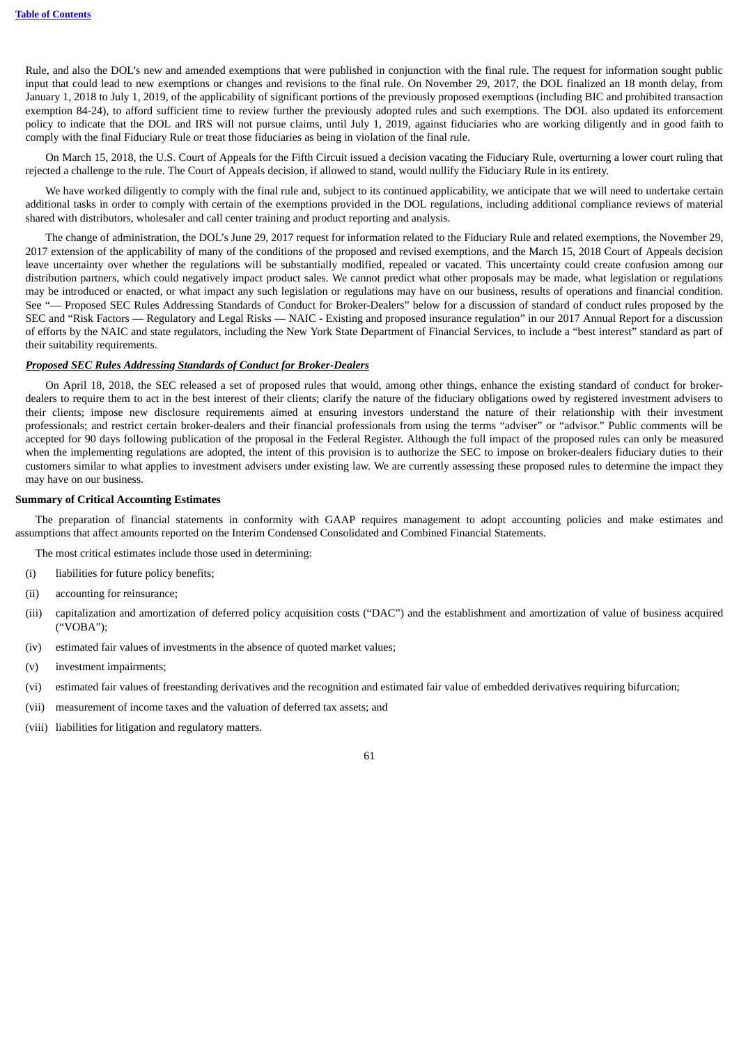Rule, and also the DOL's new and amended exemptions that were published in conjunction with the final rule. The request for information sought public input that could lead to new exemptions or changes and revisions to the final rule. On November 29, 2017, the DOL finalized an 18 month delay, from January 1, 2018 to July 1, 2019, of the applicability of significant portions of the previously proposed exemptions (including BIC and prohibited transaction exemption 84-24), to afford sufficient time to review further the previously adopted rules and such exemptions. The DOL also updated its enforcement policy to indicate that the DOL and IRS will not pursue claims, until July 1, 2019, against fiduciaries who are working diligently and in good faith to comply with the final Fiduciary Rule or treat those fiduciaries as being in violation of the final rule.

On March 15, 2018, the U.S. Court of Appeals for the Fifth Circuit issued a decision vacating the Fiduciary Rule, overturning a lower court ruling that rejected a challenge to the rule. The Court of Appeals decision, if allowed to stand, would nullify the Fiduciary Rule in its entirety.

We have worked diligently to comply with the final rule and, subject to its continued applicability, we anticipate that we will need to undertake certain additional tasks in order to comply with certain of the exemptions provided in the DOL regulations, including additional compliance reviews of material shared with distributors, wholesaler and call center training and product reporting and analysis.

The change of administration, the DOL's June 29, 2017 request for information related to the Fiduciary Rule and related exemptions, the November 29, 2017 extension of the applicability of many of the conditions of the proposed and revised exemptions, and the March 15, 2018 Court of Appeals decision leave uncertainty over whether the regulations will be substantially modified, repealed or vacated. This uncertainty could create confusion among our distribution partners, which could negatively impact product sales. We cannot predict what other proposals may be made, what legislation or regulations may be introduced or enacted, or what impact any such legislation or regulations may have on our business, results of operations and financial condition. See "— Proposed SEC Rules Addressing Standards of Conduct for Broker-Dealers" below for a discussion of standard of conduct rules proposed by the SEC and "Risk Factors — Regulatory and Legal Risks — NAIC - Existing and proposed insurance regulation" in our 2017 Annual Report for a discussion of efforts by the NAIC and state regulators, including the New York State Department of Financial Services, to include a "best interest" standard as part of their suitability requirements.

***Proposed SEC Rules Addressing Standards of Conduct for Broker-Dealers***

On April 18, 2018, the SEC released a set of proposed rules that would, among other things, enhance the existing standard of conduct for broker-dealers to require them to act in the best interest of their clients; clarify the nature of the fiduciary obligations owed by registered investment advisers to their clients; impose new disclosure requirements aimed at ensuring investors understand the nature of their relationship with their investment professionals; and restrict certain broker-dealers and their financial professionals from using the terms "adviser" or "advisor." Public comments will be accepted for 90 days following publication of the proposal in the Federal Register. Although the full impact of the proposed rules can only be measured when the implementing regulations are adopted, the intent of this provision is to authorize the SEC to impose on broker-dealers fiduciary duties to their customers similar to what applies to investment advisers under existing law. We are currently assessing these proposed rules to determine the impact they may have on our business.

**Summary of Critical Accounting Estimates**

The preparation of financial statements in conformity with GAAP requires management to adopt accounting policies and make estimates and assumptions that affect amounts reported on the Interim Condensed Consolidated and Combined Financial Statements.

The most critical estimates include those used in determining:

(i) liabilities for future policy benefits;

(ii) accounting for reinsurance;

(iii) capitalization and amortization of deferred policy acquisition costs ("DAC") and the establishment and amortization of value of business acquired ("VOBA");

(iv) estimated fair values of investments in the absence of quoted market values;

(v) investment impairments;

(vi) estimated fair values of freestanding derivatives and the recognition and estimated fair value of embedded derivatives requiring bifurcation;

(vii) measurement of income taxes and the valuation of deferred tax assets; and

(viii) liabilities for litigation and regulatory matters.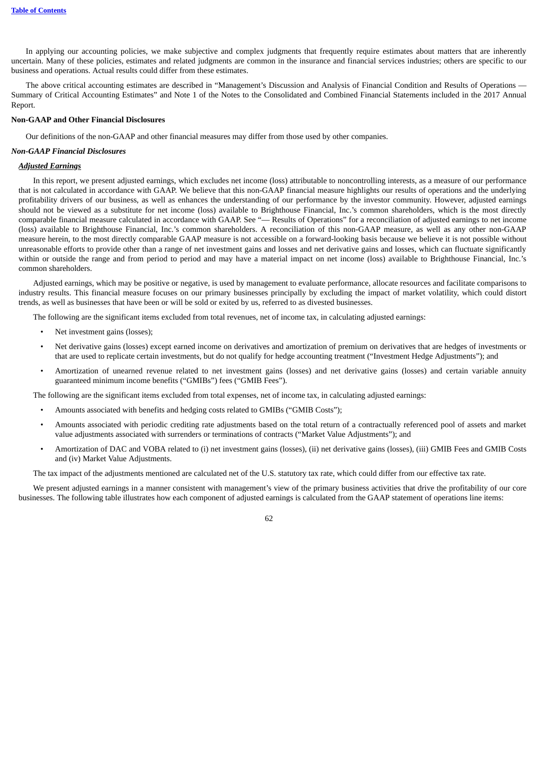In applying our accounting policies, we make subjective and complex judgments that frequently require estimates about matters that are inherently uncertain. Many of these policies, estimates and related judgments are common in the insurance and financial services industries; others are specific to our business and operations. Actual results could differ from these estimates.

The above critical accounting estimates are described in "Management's Discussion and Analysis of Financial Condition and Results of Operations — Summary of Critical Accounting Estimates" and Note 1 of the Notes to the Consolidated and Combined Financial Statements included in the 2017 Annual Report.

**Non-GAAP and Other Financial Disclosures**

Our definitions of the non-GAAP and other financial measures may differ from those used by other companies.

***Non-GAAP Financial Disclosures***

***Adjusted Earnings***

In this report, we present adjusted earnings, which excludes net income (loss) attributable to noncontrolling interests, as a measure of our performance that is not calculated in accordance with GAAP. We believe that this non-GAAP financial measure highlights our results of operations and the underlying profitability drivers of our business, as well as enhances the understanding of our performance by the investor community. However, adjusted earnings should not be viewed as a substitute for net income (loss) available to Brighthouse Financial, Inc.'s common shareholders, which is the most directly comparable financial measure calculated in accordance with GAAP. See "— Results of Operations" for a reconciliation of adjusted earnings to net income (loss) available to Brighthouse Financial, Inc.'s common shareholders. A reconciliation of this non-GAAP measure, as well as any other non-GAAP measure herein, to the most directly comparable GAAP measure is not accessible on a forward-looking basis because we believe it is not possible without unreasonable efforts to provide other than a range of net investment gains and losses and net derivative gains and losses, which can fluctuate significantly within or outside the range and from period to period and may have a material impact on net income (loss) available to Brighthouse Financial, Inc.'s common shareholders.

Adjusted earnings, which may be positive or negative, is used by management to evaluate performance, allocate resources and facilitate comparisons to industry results. This financial measure focuses on our primary businesses principally by excluding the impact of market volatility, which could distort trends, as well as businesses that have been or will be sold or exited by us, referred to as divested businesses.

The following are the significant items excluded from total revenues, net of income tax, in calculating adjusted earnings:

- Net investment gains (losses);
- Net derivative gains (losses) except earned income on derivatives and amortization of premium on derivatives that are hedges of investments or that are used to replicate certain investments, but do not qualify for hedge accounting treatment ("Investment Hedge Adjustments"); and
- Amortization of unearned revenue related to net investment gains (losses) and net derivative gains (losses) and certain variable annuity guaranteed minimum income benefits ("GMIBs") fees ("GMIB Fees").

The following are the significant items excluded from total expenses, net of income tax, in calculating adjusted earnings:

- Amounts associated with benefits and hedging costs related to GMIBs ("GMIB Costs");
- Amounts associated with periodic crediting rate adjustments based on the total return of a contractually referenced pool of assets and market value adjustments associated with surrenders or terminations of contracts ("Market Value Adjustments"); and
- Amortization of DAC and VOBA related to (i) net investment gains (losses), (ii) net derivative gains (losses), (iii) GMIB Fees and GMIB Costs and (iv) Market Value Adjustments.

The tax impact of the adjustments mentioned are calculated net of the U.S. statutory tax rate, which could differ from our effective tax rate.

We present adjusted earnings in a manner consistent with management's view of the primary business activities that drive the profitability of our core businesses. The following table illustrates how each component of adjusted earnings is calculated from the GAAP statement of operations line items: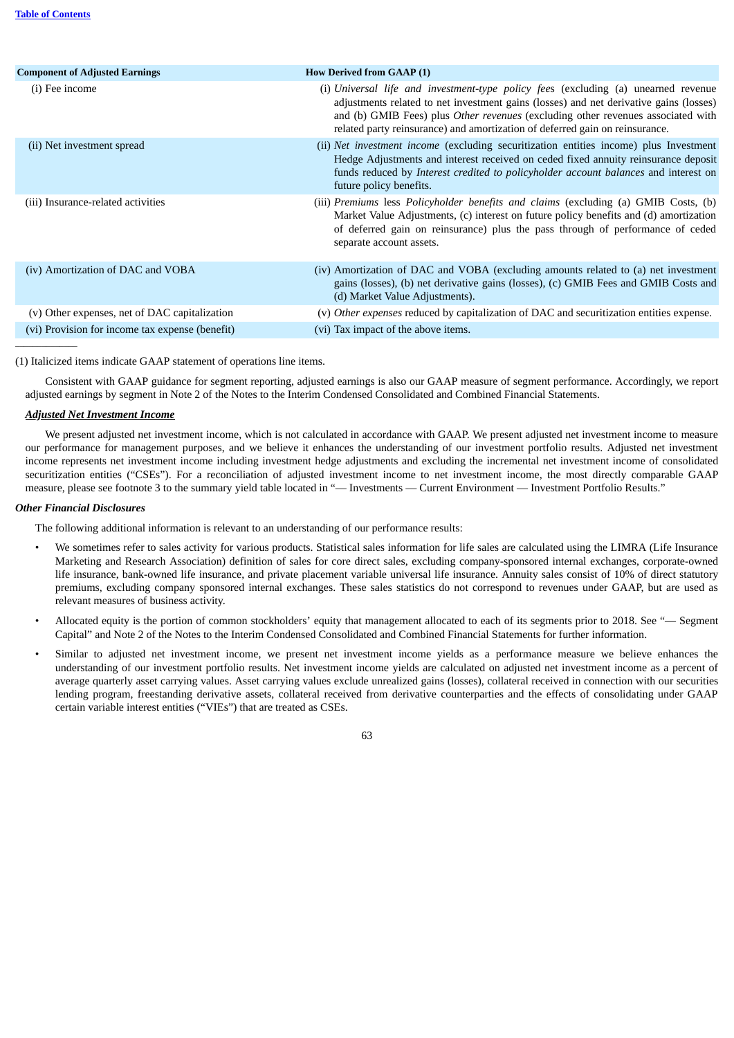| Component of Adjusted Earnings | How Derived from GAAP (1) |
| --- | --- |
| (i) Fee income | (i) *Universal life and investment-type policy fees* (excluding (a) unearned revenue adjustments related to net investment gains (losses) and net derivative gains (losses) and (b) GMIB Fees) plus *Other revenues* (excluding other revenues associated with related party reinsurance) and amortization of deferred gain on reinsurance. |
| (ii) Net investment spread | (ii) *Net investment income* (excluding securitization entities income) plus Investment Hedge Adjustments and interest received on ceded fixed annuity reinsurance deposit funds reduced by *Interest credited to policyholder account balances* and interest on future policy benefits. |
| (iii) Insurance-related activities | (iii) *Premiums* less *Policyholder benefits and claims* (excluding (a) GMIB Costs, (b) Market Value Adjustments, (c) interest on future policy benefits and (d) amortization of deferred gain on reinsurance) plus the pass through of performance of ceded separate account assets. |
| (iv) Amortization of DAC and VOBA | (iv) Amortization of DAC and VOBA (excluding amounts related to (a) net investment gains (losses), (b) net derivative gains (losses), (c) GMIB Fees and GMIB Costs and (d) Market Value Adjustments). |
| (v) Other expenses, net of DAC capitalization | (v) *Other expenses* reduced by capitalization of DAC and securitization entities expense. |
| (vi) Provision for income tax expense (benefit) | (vi) Tax impact of the above items. |

(1) Italicized items indicate GAAP statement of operations line items.

Consistent with GAAP guidance for segment reporting, adjusted earnings is also our GAAP measure of segment performance. Accordingly, we report adjusted earnings by segment in Note 2 of the Notes to the Interim Condensed Consolidated and Combined Financial Statements.

***Adjusted Net Investment Income***

We present adjusted net investment income, which is not calculated in accordance with GAAP. We present adjusted net investment income to measure our performance for management purposes, and we believe it enhances the understanding of our investment portfolio results. Adjusted net investment income represents net investment income including investment hedge adjustments and excluding the incremental net investment income of consolidated securitization entities ("CSEs"). For a reconciliation of adjusted investment income to net investment income, the most directly comparable GAAP measure, please see footnote 3 to the summary yield table located in "— Investments — Current Environment — Investment Portfolio Results."

***Other Financial Disclosures***

The following additional information is relevant to an understanding of our performance results:

- We sometimes refer to sales activity for various products. Statistical sales information for life sales are calculated using the LIMRA (Life Insurance Marketing and Research Association) definition of sales for core direct sales, excluding company-sponsored internal exchanges, corporate-owned life insurance, bank-owned life insurance, and private placement variable universal life insurance. Annuity sales consist of 10% of direct statutory premiums, excluding company sponsored internal exchanges. These sales statistics do not correspond to revenues under GAAP, but are used as relevant measures of business activity.
- Allocated equity is the portion of common stockholders' equity that management allocated to each of its segments prior to 2018. See "— Segment Capital" and Note 2 of the Notes to the Interim Condensed Consolidated and Combined Financial Statements for further information.
- Similar to adjusted net investment income, we present net investment income yields as a performance measure we believe enhances the understanding of our investment portfolio results. Net investment income yields are calculated on adjusted net investment income as a percent of average quarterly asset carrying values. Asset carrying values exclude unrealized gains (losses), collateral received in connection with our securities lending program, freestanding derivative assets, collateral received from derivative counterparties and the effects of consolidating under GAAP certain variable interest entities ("VIEs") that are treated as CSEs.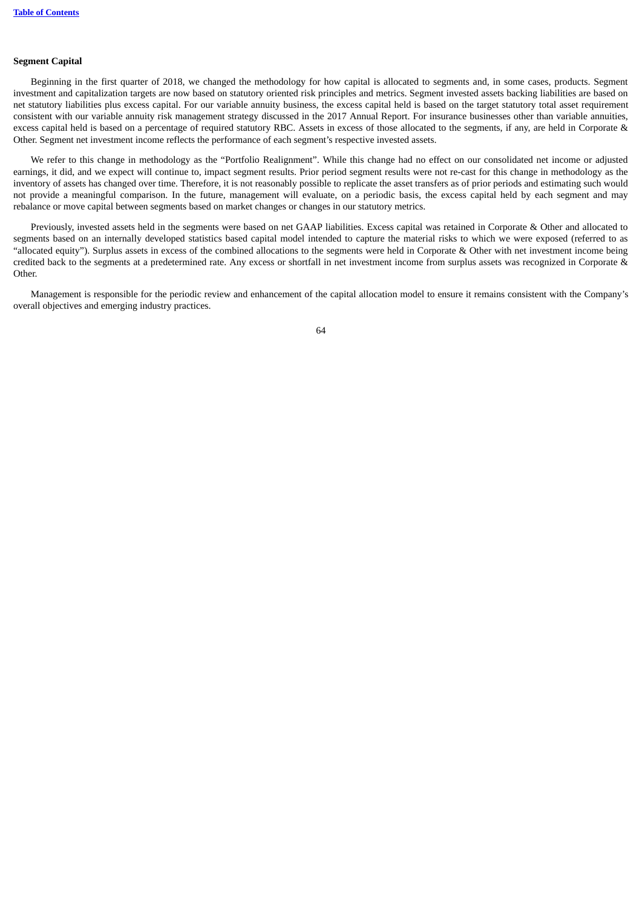### Segment Capital

Beginning in the first quarter of 2018, we changed the methodology for how capital is allocated to segments and, in some cases, products. Segment investment and capitalization targets are now based on statutory oriented risk principles and metrics. Segment invested assets backing liabilities are based on net statutory liabilities plus excess capital. For our variable annuity business, the excess capital held is based on the target statutory total asset requirement consistent with our variable annuity risk management strategy discussed in the 2017 Annual Report. For insurance businesses other than variable annuities, excess capital held is based on a percentage of required statutory RBC. Assets in excess of those allocated to the segments, if any, are held in Corporate & Other. Segment net investment income reflects the performance of each segment's respective invested assets.

We refer to this change in methodology as the "Portfolio Realignment". While this change had no effect on our consolidated net income or adjusted earnings, it did, and we expect will continue to, impact segment results. Prior period segment results were not re-cast for this change in methodology as the inventory of assets has changed over time. Therefore, it is not reasonably possible to replicate the asset transfers as of prior periods and estimating such would not provide a meaningful comparison. In the future, management will evaluate, on a periodic basis, the excess capital held by each segment and may rebalance or move capital between segments based on market changes or changes in our statutory metrics.

Previously, invested assets held in the segments were based on net GAAP liabilities. Excess capital was retained in Corporate & Other and allocated to segments based on an internally developed statistics based capital model intended to capture the material risks to which we were exposed (referred to as "allocated equity"). Surplus assets in excess of the combined allocations to the segments were held in Corporate & Other with net investment income being credited back to the segments at a predetermined rate. Any excess or shortfall in net investment income from surplus assets was recognized in Corporate & Other.

Management is responsible for the periodic review and enhancement of the capital allocation model to ensure it remains consistent with the Company's overall objectives and emerging industry practices.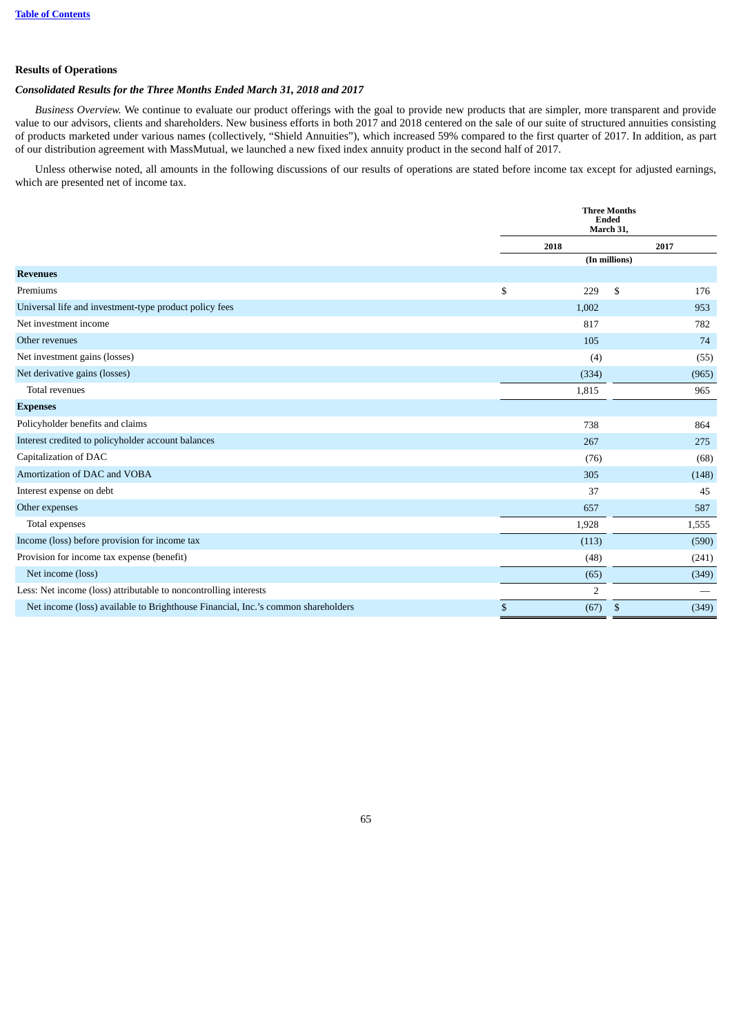## Results of Operations

### *Consolidated Results for the Three Months Ended March 31, 2018 and 2017*

*Business Overview.* We continue to evaluate our product offerings with the goal to provide new products that are simpler, more transparent and provide value to our advisors, clients and shareholders. New business efforts in both 2017 and 2018 centered on the sale of our suite of structured annuities consisting of products marketed under various names (collectively, "Shield Annuities"), which increased 59% compared to the first quarter of 2017. In addition, as part of our distribution agreement with MassMutual, we launched a new fixed index annuity product in the second half of 2017.

Unless otherwise noted, all amounts in the following discussions of our results of operations are stated before income tax except for adjusted earnings, which are presented net of income tax.

| | Three Months Ended March 31, | |
|---|---|---|
| | 2018 | 2017 |
| | (In millions) | |
| **Revenues** | | |
| Premiums | $ 229 | $ 176 |
| Universal life and investment-type product policy fees | 1,002 | 953 |
| Net investment income | 817 | 782 |
| Other revenues | 105 | 74 |
| Net investment gains (losses) | (4) | (55) |
| Net derivative gains (losses) | (334) | (965) |
| Total revenues | 1,815 | 965 |
| **Expenses** | | |
| Policyholder benefits and claims | 738 | 864 |
| Interest credited to policyholder account balances | 267 | 275 |
| Capitalization of DAC | (76) | (68) |
| Amortization of DAC and VOBA | 305 | (148) |
| Interest expense on debt | 37 | 45 |
| Other expenses | 657 | 587 |
| Total expenses | 1,928 | 1,555 |
| Income (loss) before provision for income tax | (113) | (590) |
| Provision for income tax expense (benefit) | (48) | (241) |
| Net income (loss) | (65) | (349) |
| Less: Net income (loss) attributable to noncontrolling interests | 2 | — |
| Net income (loss) available to Brighthouse Financial, Inc.'s common shareholders | $ (67) | $ (349) |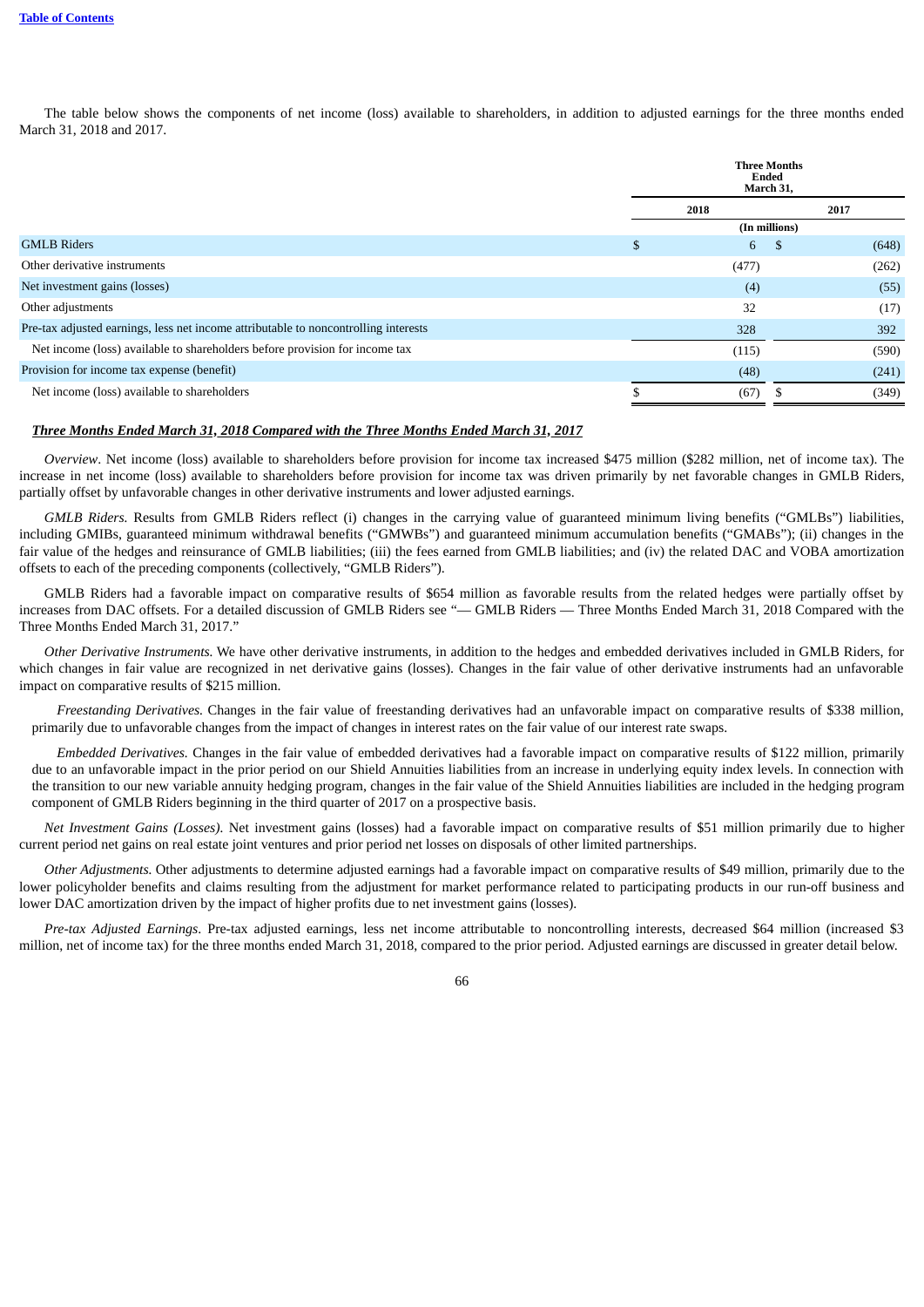The table below shows the components of net income (loss) available to shareholders, in addition to adjusted earnings for the three months ended March 31, 2018 and 2017.

| | Three Months Ended March 31, | |
|---|---|---|
| | 2018 | 2017 |
| | (In millions) | |
| GMLB Riders | $ 6 | $ (648) |
| Other derivative instruments | (477) | (262) |
| Net investment gains (losses) | (4) | (55) |
| Other adjustments | 32 | (17) |
| Pre-tax adjusted earnings, less net income attributable to noncontrolling interests | 328 | 392 |
| Net income (loss) available to shareholders before provision for income tax | (115) | (590) |
| Provision for income tax expense (benefit) | (48) | (241) |
| Net income (loss) available to shareholders | $ (67) | $ (349) |

***Three Months Ended March 31, 2018 Compared with the Three Months Ended March 31, 2017***

*Overview*. Net income (loss) available to shareholders before provision for income tax increased $475 million ($282 million, net of income tax). The increase in net income (loss) available to shareholders before provision for income tax was driven primarily by net favorable changes in GMLB Riders, partially offset by unfavorable changes in other derivative instruments and lower adjusted earnings.

*GMLB Riders.* Results from GMLB Riders reflect (i) changes in the carrying value of guaranteed minimum living benefits ("GMLBs") liabilities, including GMIBs, guaranteed minimum withdrawal benefits ("GMWBs") and guaranteed minimum accumulation benefits ("GMABs"); (ii) changes in the fair value of the hedges and reinsurance of GMLB liabilities; (iii) the fees earned from GMLB liabilities; and (iv) the related DAC and VOBA amortization offsets to each of the preceding components (collectively, "GMLB Riders").

GMLB Riders had a favorable impact on comparative results of $654 million as favorable results from the related hedges were partially offset by increases from DAC offsets. For a detailed discussion of GMLB Riders see "— GMLB Riders — Three Months Ended March 31, 2018 Compared with the Three Months Ended March 31, 2017."

*Other Derivative Instruments.* We have other derivative instruments, in addition to the hedges and embedded derivatives included in GMLB Riders, for which changes in fair value are recognized in net derivative gains (losses). Changes in the fair value of other derivative instruments had an unfavorable impact on comparative results of $215 million.

*Freestanding Derivatives.* Changes in the fair value of freestanding derivatives had an unfavorable impact on comparative results of $338 million, primarily due to unfavorable changes from the impact of changes in interest rates on the fair value of our interest rate swaps.

*Embedded Derivatives.* Changes in the fair value of embedded derivatives had a favorable impact on comparative results of $122 million, primarily due to an unfavorable impact in the prior period on our Shield Annuities liabilities from an increase in underlying equity index levels. In connection with the transition to our new variable annuity hedging program, changes in the fair value of the Shield Annuities liabilities are included in the hedging program component of GMLB Riders beginning in the third quarter of 2017 on a prospective basis.

*Net Investment Gains (Losses).* Net investment gains (losses) had a favorable impact on comparative results of $51 million primarily due to higher current period net gains on real estate joint ventures and prior period net losses on disposals of other limited partnerships.

*Other Adjustments.* Other adjustments to determine adjusted earnings had a favorable impact on comparative results of $49 million, primarily due to the lower policyholder benefits and claims resulting from the adjustment for market performance related to participating products in our run-off business and lower DAC amortization driven by the impact of higher profits due to net investment gains (losses).

*Pre-tax Adjusted Earnings*. Pre-tax adjusted earnings, less net income attributable to noncontrolling interests, decreased $64 million (increased $3 million, net of income tax) for the three months ended March 31, 2018, compared to the prior period. Adjusted earnings are discussed in greater detail below.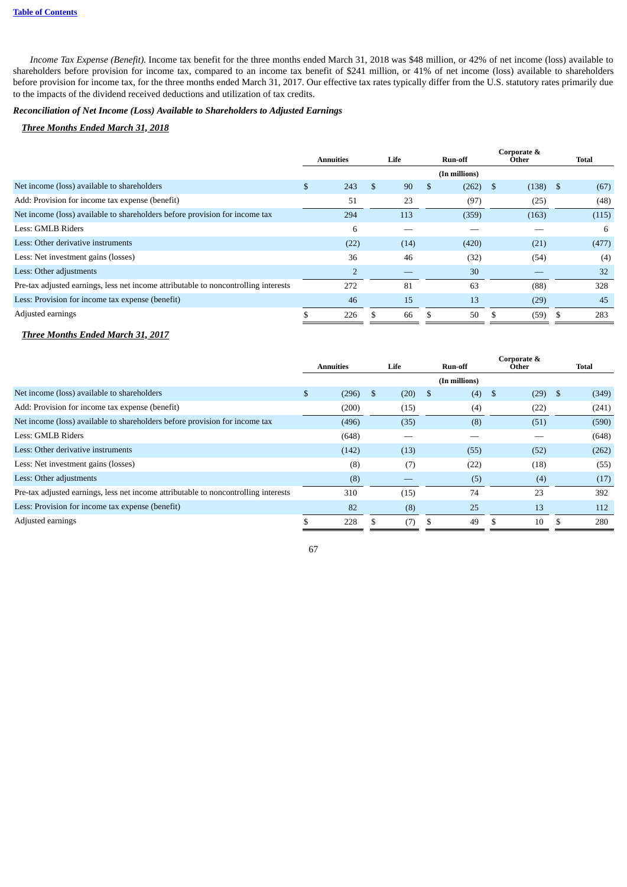*Income Tax Expense (Benefit).* Income tax benefit for the three months ended March 31, 2018 was $48 million, or 42% of net income (loss) available to shareholders before provision for income tax, compared to an income tax benefit of $241 million, or 41% of net income (loss) available to shareholders before provision for income tax, for the three months ended March 31, 2017. Our effective tax rates typically differ from the U.S. statutory rates primarily due to the impacts of the dividend received deductions and utilization of tax credits.

***Reconciliation of Net Income (Loss) Available to Shareholders to Adjusted Earnings***

***Three Months Ended March 31, 2018***

| | Annuities | Life | Run-off | Corporate & Other | Total |
|---|---|---|---|---|---|
| | | | (In millions) | | |
| Net income (loss) available to shareholders | $ 243 | $ 90 | $ (262) | $ (138) | $ (67) |
| Add: Provision for income tax expense (benefit) | 51 | 23 | (97) | (25) | (48) |
| Net income (loss) available to shareholders before provision for income tax | 294 | 113 | (359) | (163) | (115) |
| Less: GMLB Riders | 6 | — | — | — | 6 |
| Less: Other derivative instruments | (22) | (14) | (420) | (21) | (477) |
| Less: Net investment gains (losses) | 36 | 46 | (32) | (54) | (4) |
| Less: Other adjustments | 2 | — | 30 | — | 32 |
| Pre-tax adjusted earnings, less net income attributable to noncontrolling interests | 272 | 81 | 63 | (88) | 328 |
| Less: Provision for income tax expense (benefit) | 46 | 15 | 13 | (29) | 45 |
| Adjusted earnings | $ 226 | $ 66 | $ 50 | $ (59) | $ 283 |

***Three Months Ended March 31, 2017***

| | Annuities | Life | Run-off | Corporate & Other | Total |
|---|---|---|---|---|---|
| | | | (In millions) | | |
| Net income (loss) available to shareholders | $ (296) | $ (20) | $ (4) | $ (29) | $ (349) |
| Add: Provision for income tax expense (benefit) | (200) | (15) | (4) | (22) | (241) |
| Net income (loss) available to shareholders before provision for income tax | (496) | (35) | (8) | (51) | (590) |
| Less: GMLB Riders | (648) | — | — | — | (648) |
| Less: Other derivative instruments | (142) | (13) | (55) | (52) | (262) |
| Less: Net investment gains (losses) | (8) | (7) | (22) | (18) | (55) |
| Less: Other adjustments | (8) | — | (5) | (4) | (17) |
| Pre-tax adjusted earnings, less net income attributable to noncontrolling interests | 310 | (15) | 74 | 23 | 392 |
| Less: Provision for income tax expense (benefit) | 82 | (8) | 25 | 13 | 112 |
| Adjusted earnings | $ 228 | $ (7) | $ 49 | $ 10 | $ 280 |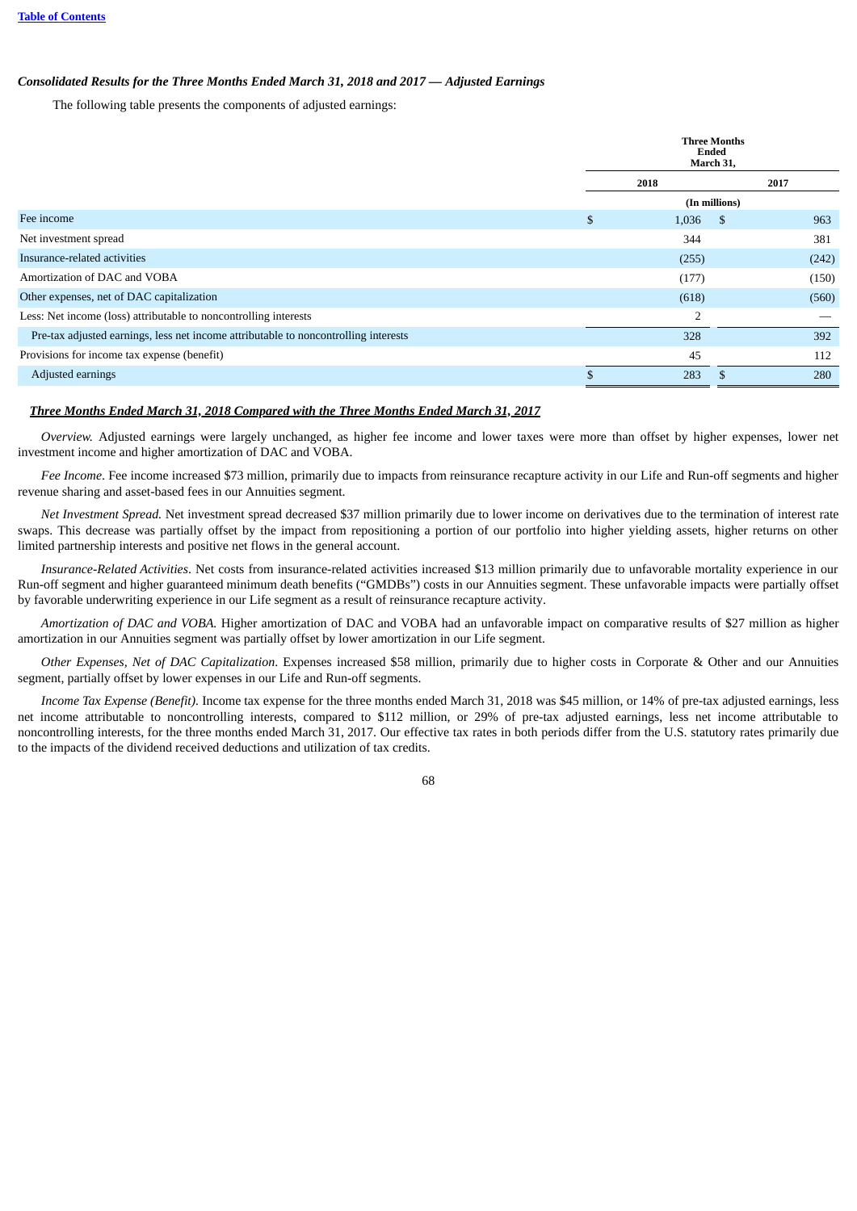*Consolidated Results for the Three Months Ended March 31, 2018 and 2017 — Adjusted Earnings*

The following table presents the components of adjusted earnings:

| | Three Months Ended March 31, | |
|---|---|---|
| | 2018 | 2017 |
| | (In millions) | |
| Fee income | $ 1,036 | $ 963 |
| Net investment spread | 344 | 381 |
| Insurance-related activities | (255) | (242) |
| Amortization of DAC and VOBA | (177) | (150) |
| Other expenses, net of DAC capitalization | (618) | (560) |
| Less: Net income (loss) attributable to noncontrolling interests | 2 | — |
| Pre-tax adjusted earnings, less net income attributable to noncontrolling interests | 328 | 392 |
| Provisions for income tax expense (benefit) | 45 | 112 |
| Adjusted earnings | $ 283 | $ 280 |

***Three Months Ended March 31, 2018 Compared with the Three Months Ended March 31, 2017***

*Overview.* Adjusted earnings were largely unchanged, as higher fee income and lower taxes were more than offset by higher expenses, lower net investment income and higher amortization of DAC and VOBA.

*Fee Income.* Fee income increased $73 million, primarily due to impacts from reinsurance recapture activity in our Life and Run-off segments and higher revenue sharing and asset-based fees in our Annuities segment.

*Net Investment Spread.* Net investment spread decreased $37 million primarily due to lower income on derivatives due to the termination of interest rate swaps. This decrease was partially offset by the impact from repositioning a portion of our portfolio into higher yielding assets, higher returns on other limited partnership interests and positive net flows in the general account.

*Insurance-Related Activities*. Net costs from insurance-related activities increased $13 million primarily due to unfavorable mortality experience in our Run-off segment and higher guaranteed minimum death benefits ("GMDBs") costs in our Annuities segment. These unfavorable impacts were partially offset by favorable underwriting experience in our Life segment as a result of reinsurance recapture activity.

*Amortization of DAC and VOBA.* Higher amortization of DAC and VOBA had an unfavorable impact on comparative results of $27 million as higher amortization in our Annuities segment was partially offset by lower amortization in our Life segment.

*Other Expenses, Net of DAC Capitalization*. Expenses increased $58 million, primarily due to higher costs in Corporate & Other and our Annuities segment, partially offset by lower expenses in our Life and Run-off segments.

*Income Tax Expense (Benefit)*. Income tax expense for the three months ended March 31, 2018 was $45 million, or 14% of pre-tax adjusted earnings, less net income attributable to noncontrolling interests, compared to $112 million, or 29% of pre-tax adjusted earnings, less net income attributable to noncontrolling interests, for the three months ended March 31, 2017. Our effective tax rates in both periods differ from the U.S. statutory rates primarily due to the impacts of the dividend received deductions and utilization of tax credits.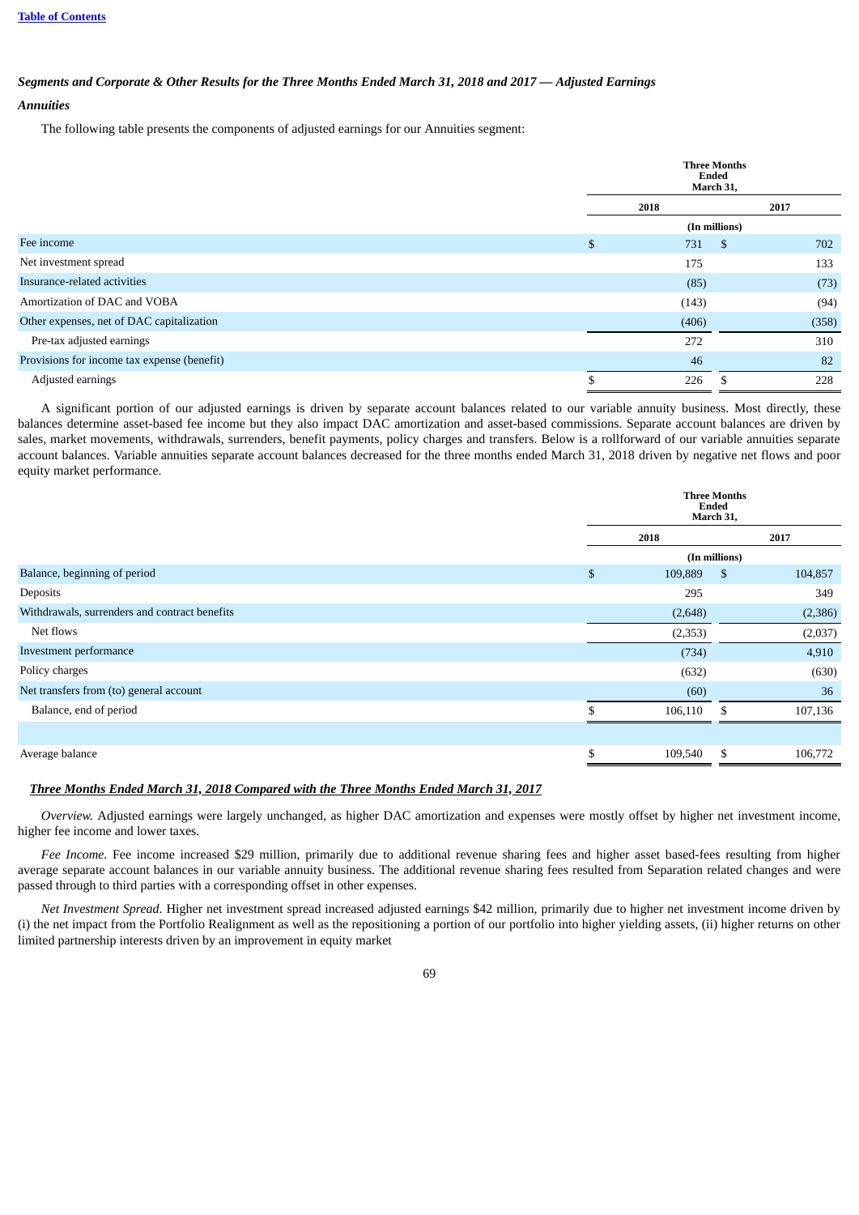### *Segments and Corporate & Other Results for the Three Months Ended March 31, 2018 and 2017 — Adjusted Earnings*

#### *Annuities*

The following table presents the components of adjusted earnings for our Annuities segment:

| | Three Months Ended March 31, | |
|---|---|---|
| | 2018 | 2017 |
| | (In millions) | |
| Fee income | $ 731 | $ 702 |
| Net investment spread | 175 | 133 |
| Insurance-related activities | (85) | (73) |
| Amortization of DAC and VOBA | (143) | (94) |
| Other expenses, net of DAC capitalization | (406) | (358) |
| Pre-tax adjusted earnings | 272 | 310 |
| Provisions for income tax expense (benefit) | 46 | 82 |
| Adjusted earnings | $ 226 | $ 228 |

A significant portion of our adjusted earnings is driven by separate account balances related to our variable annuity business. Most directly, these balances determine asset-based fee income but they also impact DAC amortization and asset-based commissions. Separate account balances are driven by sales, market movements, withdrawals, surrenders, benefit payments, policy charges and transfers. Below is a rollforward of our variable annuities separate account balances. Variable annuities separate account balances decreased for the three months ended March 31, 2018 driven by negative net flows and poor equity market performance.

| | Three Months Ended March 31, | |
|---|---|---|
| | 2018 | 2017 |
| | (In millions) | |
| Balance, beginning of period | $ 109,889 | $ 104,857 |
| Deposits | 295 | 349 |
| Withdrawals, surrenders and contract benefits | (2,648) | (2,386) |
| Net flows | (2,353) | (2,037) |
| Investment performance | (734) | 4,910 |
| Policy charges | (632) | (630) |
| Net transfers from (to) general account | (60) | 36 |
| Balance, end of period | $ 106,110 | $ 107,136 |
| | | |
| Average balance | $ 109,540 | $ 106,772 |

***Three Months Ended March 31, 2018 Compared with the Three Months Ended March 31, 2017***

*Overview.* Adjusted earnings were largely unchanged, as higher DAC amortization and expenses were mostly offset by higher net investment income, higher fee income and lower taxes.

*Fee Income.* Fee income increased $29 million, primarily due to additional revenue sharing fees and higher asset based-fees resulting from higher average separate account balances in our variable annuity business. The additional revenue sharing fees resulted from Separation related changes and were passed through to third parties with a corresponding offset in other expenses.

*Net Investment Spread*. Higher net investment spread increased adjusted earnings $42 million, primarily due to higher net investment income driven by (i) the net impact from the Portfolio Realignment as well as the repositioning a portion of our portfolio into higher yielding assets, (ii) higher returns on other limited partnership interests driven by an improvement in equity market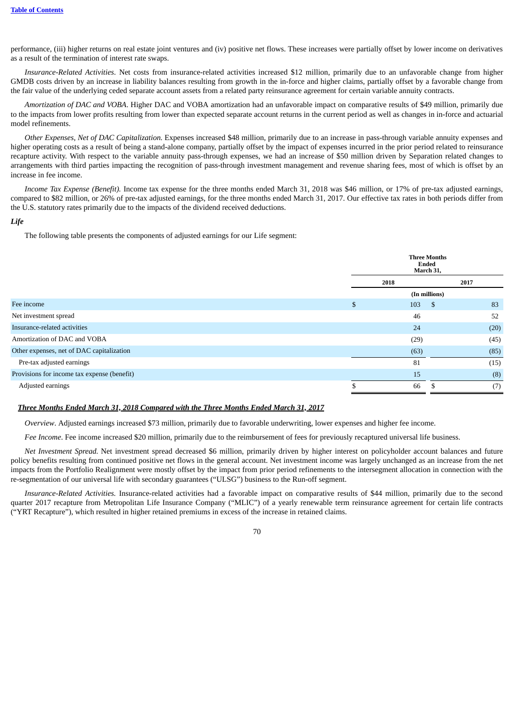performance, (iii) higher returns on real estate joint ventures and (iv) positive net flows. These increases were partially offset by lower income on derivatives as a result of the termination of interest rate swaps.

*Insurance-Related Activities*. Net costs from insurance-related activities increased $12 million, primarily due to an unfavorable change from higher GMDB costs driven by an increase in liability balances resulting from growth in the in-force and higher claims, partially offset by a favorable change from the fair value of the underlying ceded separate account assets from a related party reinsurance agreement for certain variable annuity contracts.

*Amortization of DAC and VOBA*. Higher DAC and VOBA amortization had an unfavorable impact on comparative results of $49 million, primarily due to the impacts from lower profits resulting from lower than expected separate account returns in the current period as well as changes in in-force and actuarial model refinements.

*Other Expenses, Net of DAC Capitalization.* Expenses increased $48 million, primarily due to an increase in pass-through variable annuity expenses and higher operating costs as a result of being a stand-alone company, partially offset by the impact of expenses incurred in the prior period related to reinsurance recapture activity. With respect to the variable annuity pass-through expenses, we had an increase of $50 million driven by Separation related changes to arrangements with third parties impacting the recognition of pass-through investment management and revenue sharing fees, most of which is offset by an increase in fee income.

*Income Tax Expense (Benefit).* Income tax expense for the three months ended March 31, 2018 was $46 million, or 17% of pre-tax adjusted earnings, compared to $82 million, or 26% of pre-tax adjusted earnings, for the three months ended March 31, 2017. Our effective tax rates in both periods differ from the U.S. statutory rates primarily due to the impacts of the dividend received deductions.

***Life***

The following table presents the components of adjusted earnings for our Life segment:

| | Three Months Ended March 31, | |
|---|---|---|
| | 2018 | 2017 |
| | (In millions) | |
| Fee income | $ 103 | $ 83 |
| Net investment spread | 46 | 52 |
| Insurance-related activities | 24 | (20) |
| Amortization of DAC and VOBA | (29) | (45) |
| Other expenses, net of DAC capitalization | (63) | (85) |
| Pre-tax adjusted earnings | 81 | (15) |
| Provisions for income tax expense (benefit) | 15 | (8) |
| Adjusted earnings | $ 66 | $ (7) |

***<u>Three Months Ended March 31, 2018 Compared with the Three Months Ended March 31, 2017</u>***

*Overview*. Adjusted earnings increased $73 million, primarily due to favorable underwriting, lower expenses and higher fee income.

*Fee Income*. Fee income increased $20 million, primarily due to the reimbursement of fees for previously recaptured universal life business.

*Net Investment Spread.* Net investment spread decreased $6 million, primarily driven by higher interest on policyholder account balances and future policy benefits resulting from continued positive net flows in the general account. Net investment income was largely unchanged as an increase from the net impacts from the Portfolio Realignment were mostly offset by the impact from prior period refinements to the intersegment allocation in connection with the re-segmentation of our universal life with secondary guarantees ("ULSG") business to the Run-off segment.

*Insurance-Related Activities.* Insurance-related activities had a favorable impact on comparative results of $44 million, primarily due to the second quarter 2017 recapture from Metropolitan Life Insurance Company ("MLIC") of a yearly renewable term reinsurance agreement for certain life contracts ("YRT Recapture"), which resulted in higher retained premiums in excess of the increase in retained claims.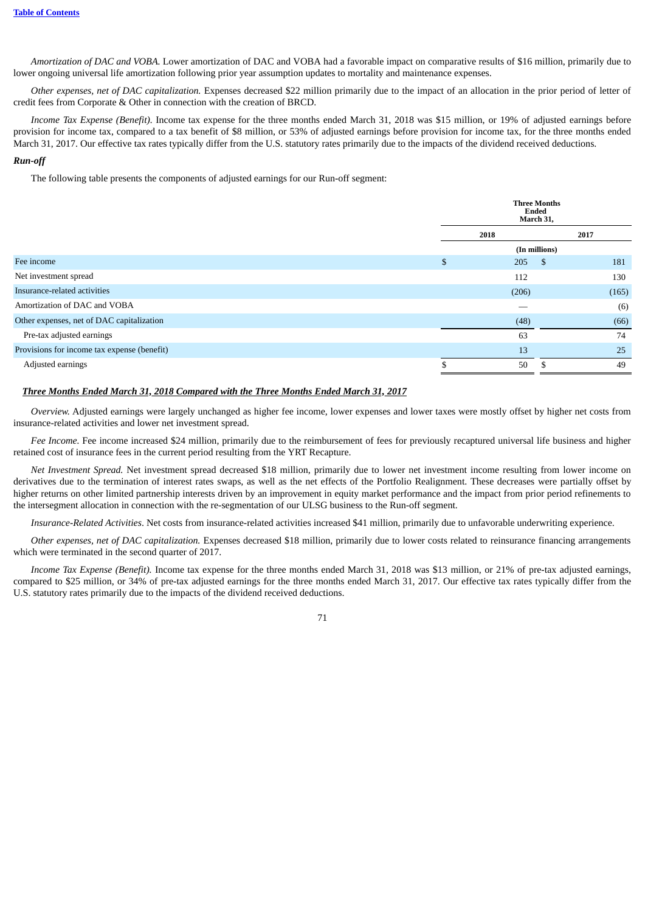*Amortization of DAC and VOBA.* Lower amortization of DAC and VOBA had a favorable impact on comparative results of $16 million, primarily due to lower ongoing universal life amortization following prior year assumption updates to mortality and maintenance expenses.

*Other expenses, net of DAC capitalization.* Expenses decreased $22 million primarily due to the impact of an allocation in the prior period of letter of credit fees from Corporate & Other in connection with the creation of BRCD.

*Income Tax Expense (Benefit).* Income tax expense for the three months ended March 31, 2018 was $15 million, or 19% of adjusted earnings before provision for income tax, compared to a tax benefit of $8 million, or 53% of adjusted earnings before provision for income tax, for the three months ended March 31, 2017. Our effective tax rates typically differ from the U.S. statutory rates primarily due to the impacts of the dividend received deductions.

***Run-off***

The following table presents the components of adjusted earnings for our Run-off segment:

| | Three Months Ended March 31, | |
|---|---|---|
| | 2018 | 2017 |
| | (In millions) | |
| Fee income | $ 205 | $ 181 |
| Net investment spread | 112 | 130 |
| Insurance-related activities | (206) | (165) |
| Amortization of DAC and VOBA | — | (6) |
| Other expenses, net of DAC capitalization | (48) | (66) |
| Pre-tax adjusted earnings | 63 | 74 |
| Provisions for income tax expense (benefit) | 13 | 25 |
| Adjusted earnings | $ 50 | $ 49 |

***Three Months Ended March 31, 2018 Compared with the Three Months Ended March 31, 2017***

*Overview.* Adjusted earnings were largely unchanged as higher fee income, lower expenses and lower taxes were mostly offset by higher net costs from insurance-related activities and lower net investment spread.

*Fee Income.* Fee income increased $24 million, primarily due to the reimbursement of fees for previously recaptured universal life business and higher retained cost of insurance fees in the current period resulting from the YRT Recapture.

*Net Investment Spread.* Net investment spread decreased $18 million, primarily due to lower net investment income resulting from lower income on derivatives due to the termination of interest rates swaps, as well as the net effects of the Portfolio Realignment. These decreases were partially offset by higher returns on other limited partnership interests driven by an improvement in equity market performance and the impact from prior period refinements to the intersegment allocation in connection with the re-segmentation of our ULSG business to the Run-off segment.

*Insurance-Related Activities*. Net costs from insurance-related activities increased $41 million, primarily due to unfavorable underwriting experience.

*Other expenses, net of DAC capitalization.* Expenses decreased $18 million, primarily due to lower costs related to reinsurance financing arrangements which were terminated in the second quarter of 2017.

*Income Tax Expense (Benefit).* Income tax expense for the three months ended March 31, 2018 was $13 million, or 21% of pre-tax adjusted earnings, compared to $25 million, or 34% of pre-tax adjusted earnings for the three months ended March 31, 2017. Our effective tax rates typically differ from the U.S. statutory rates primarily due to the impacts of the dividend received deductions.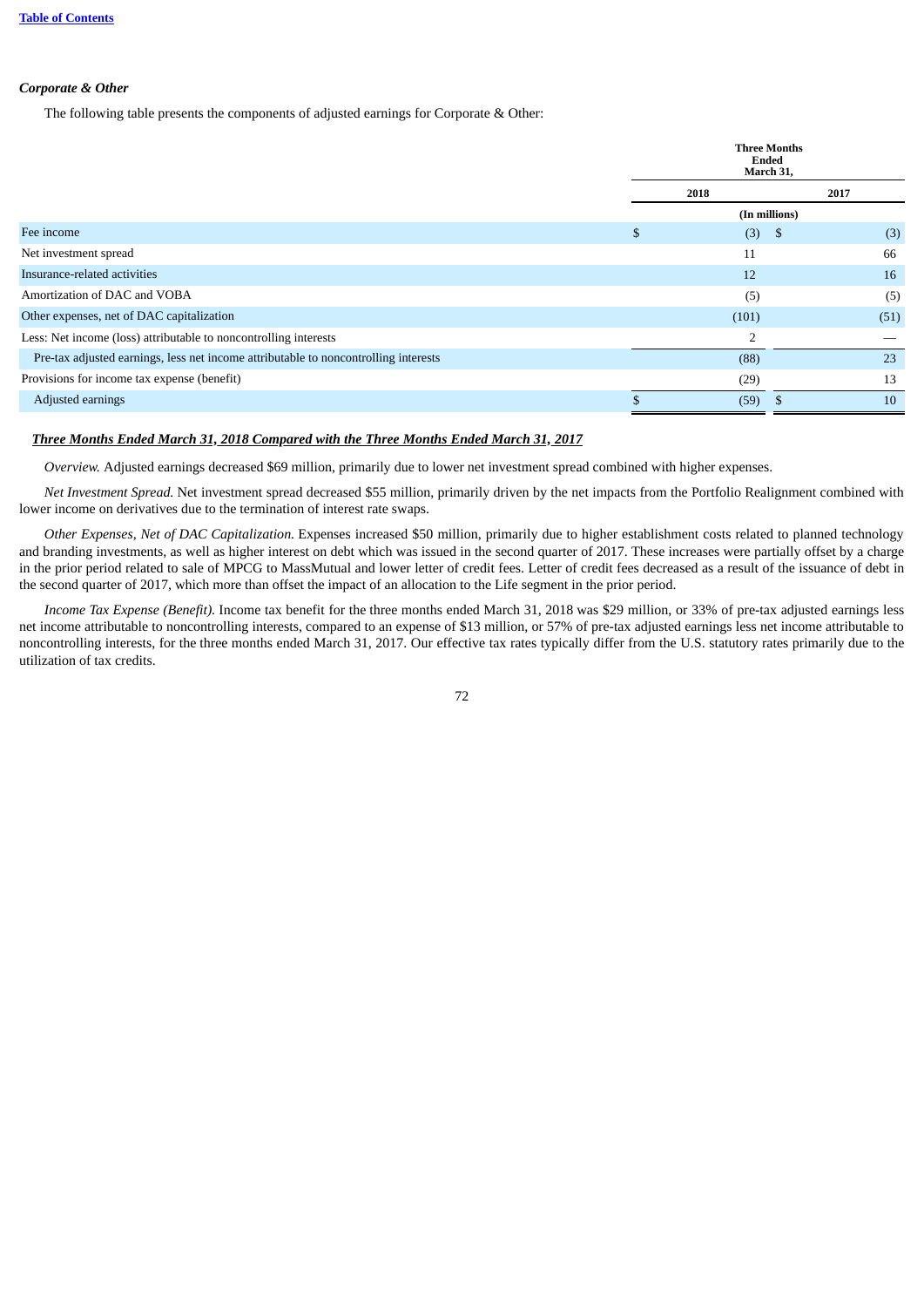### *Corporate & Other*

The following table presents the components of adjusted earnings for Corporate & Other:

| | Three Months Ended March 31, | |
|---|---|---|
| | 2018 | 2017 |
| | (In millions) | |
| Fee income | $ (3) | $ (3) |
| Net investment spread | 11 | 66 |
| Insurance-related activities | 12 | 16 |
| Amortization of DAC and VOBA | (5) | (5) |
| Other expenses, net of DAC capitalization | (101) | (51) |
| Less: Net income (loss) attributable to noncontrolling interests | 2 | — |
| Pre-tax adjusted earnings, less net income attributable to noncontrolling interests | (88) | 23 |
| Provisions for income tax expense (benefit) | (29) | 13 |
| Adjusted earnings | $ (59) | $ 10 |

***Three Months Ended March 31, 2018 Compared with the Three Months Ended March 31, 2017***

*Overview.* Adjusted earnings decreased $69 million, primarily due to lower net investment spread combined with higher expenses.

*Net Investment Spread.* Net investment spread decreased $55 million, primarily driven by the net impacts from the Portfolio Realignment combined with lower income on derivatives due to the termination of interest rate swaps.

*Other Expenses, Net of DAC Capitalization.* Expenses increased $50 million, primarily due to higher establishment costs related to planned technology and branding investments, as well as higher interest on debt which was issued in the second quarter of 2017. These increases were partially offset by a charge in the prior period related to sale of MPCG to MassMutual and lower letter of credit fees. Letter of credit fees decreased as a result of the issuance of debt in the second quarter of 2017, which more than offset the impact of an allocation to the Life segment in the prior period.

*Income Tax Expense (Benefit).* Income tax benefit for the three months ended March 31, 2018 was $29 million, or 33% of pre-tax adjusted earnings less net income attributable to noncontrolling interests, compared to an expense of $13 million, or 57% of pre-tax adjusted earnings less net income attributable to noncontrolling interests, for the three months ended March 31, 2017. Our effective tax rates typically differ from the U.S. statutory rates primarily due to the utilization of tax credits.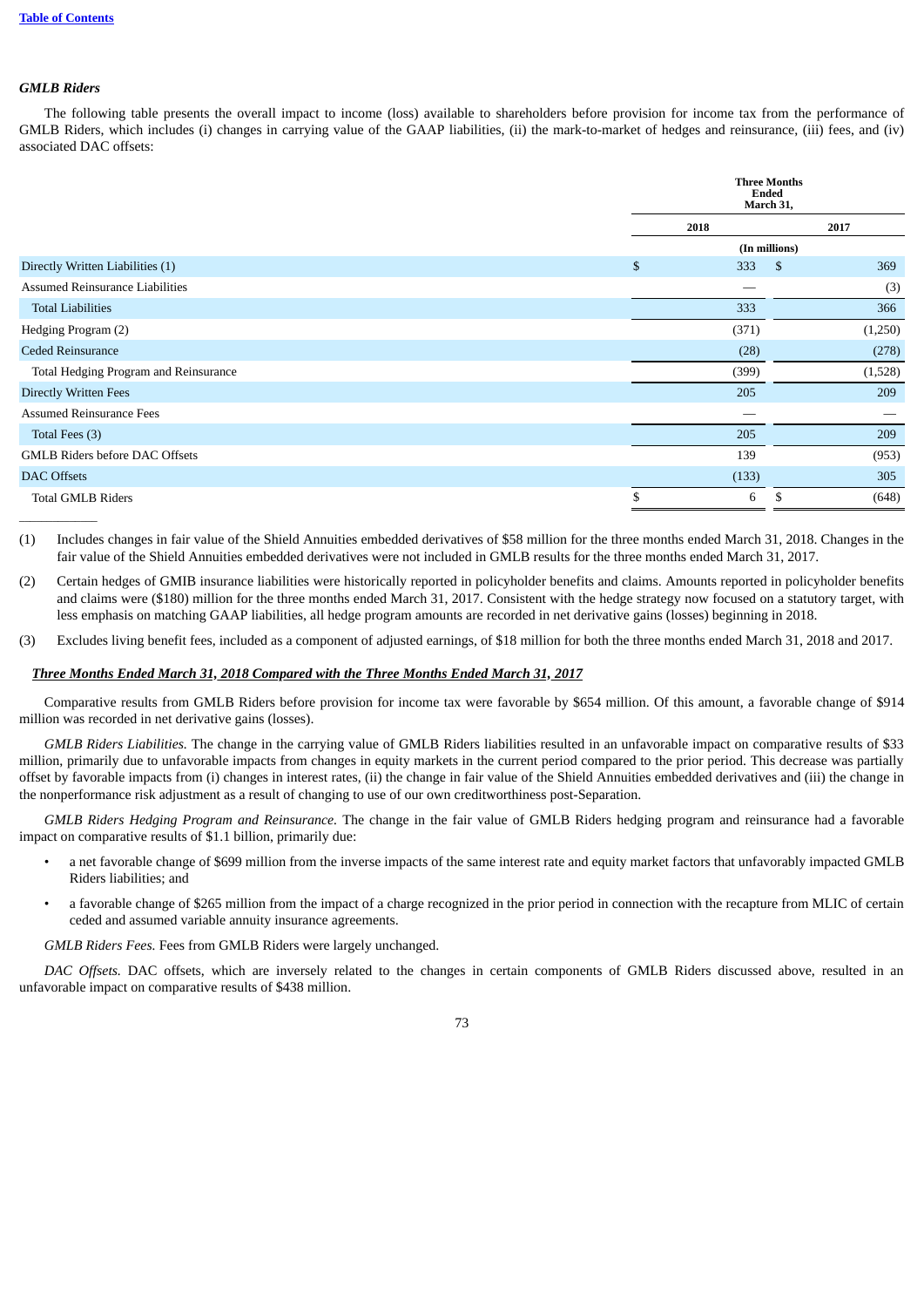*GMLB Riders*

The following table presents the overall impact to income (loss) available to shareholders before provision for income tax from the performance of GMLB Riders, which includes (i) changes in carrying value of the GAAP liabilities, (ii) the mark-to-market of hedges and reinsurance, (iii) fees, and (iv) associated DAC offsets:

| | Three Months Ended March 31, | |
|---|---|---|
| | 2018 | 2017 |
| | (In millions) | |
| Directly Written Liabilities (1) | $ 333 | $ 369 |
| Assumed Reinsurance Liabilities | — | (3) |
| Total Liabilities | 333 | 366 |
| Hedging Program (2) | (371) | (1,250) |
| Ceded Reinsurance | (28) | (278) |
| Total Hedging Program and Reinsurance | (399) | (1,528) |
| Directly Written Fees | 205 | 209 |
| Assumed Reinsurance Fees | — | — |
| Total Fees (3) | 205 | 209 |
| GMLB Riders before DAC Offsets | 139 | (953) |
| DAC Offsets | (133) | 305 |
| Total GMLB Riders | $ 6 | $ (648) |

(1) Includes changes in fair value of the Shield Annuities embedded derivatives of $58 million for the three months ended March 31, 2018. Changes in the fair value of the Shield Annuities embedded derivatives were not included in GMLB results for the three months ended March 31, 2017.

(2) Certain hedges of GMIB insurance liabilities were historically reported in policyholder benefits and claims. Amounts reported in policyholder benefits and claims were ($180) million for the three months ended March 31, 2017. Consistent with the hedge strategy now focused on a statutory target, with less emphasis on matching GAAP liabilities, all hedge program amounts are recorded in net derivative gains (losses) beginning in 2018.

(3) Excludes living benefit fees, included as a component of adjusted earnings, of $18 million for both the three months ended March 31, 2018 and 2017.

***Three Months Ended March 31, 2018 Compared with the Three Months Ended March 31, 2017***

Comparative results from GMLB Riders before provision for income tax were favorable by $654 million. Of this amount, a favorable change of $914 million was recorded in net derivative gains (losses).

*GMLB Riders Liabilities.* The change in the carrying value of GMLB Riders liabilities resulted in an unfavorable impact on comparative results of $33 million, primarily due to unfavorable impacts from changes in equity markets in the current period compared to the prior period. This decrease was partially offset by favorable impacts from (i) changes in interest rates, (ii) the change in fair value of the Shield Annuities embedded derivatives and (iii) the change in the nonperformance risk adjustment as a result of changing to use of our own creditworthiness post-Separation.

*GMLB Riders Hedging Program and Reinsurance.* The change in the fair value of GMLB Riders hedging program and reinsurance had a favorable impact on comparative results of $1.1 billion, primarily due:

- a net favorable change of $699 million from the inverse impacts of the same interest rate and equity market factors that unfavorably impacted GMLB Riders liabilities; and
- a favorable change of $265 million from the impact of a charge recognized in the prior period in connection with the recapture from MLIC of certain ceded and assumed variable annuity insurance agreements.

*GMLB Riders Fees.* Fees from GMLB Riders were largely unchanged.

*DAC Offsets.* DAC offsets, which are inversely related to the changes in certain components of GMLB Riders discussed above, resulted in an unfavorable impact on comparative results of $438 million.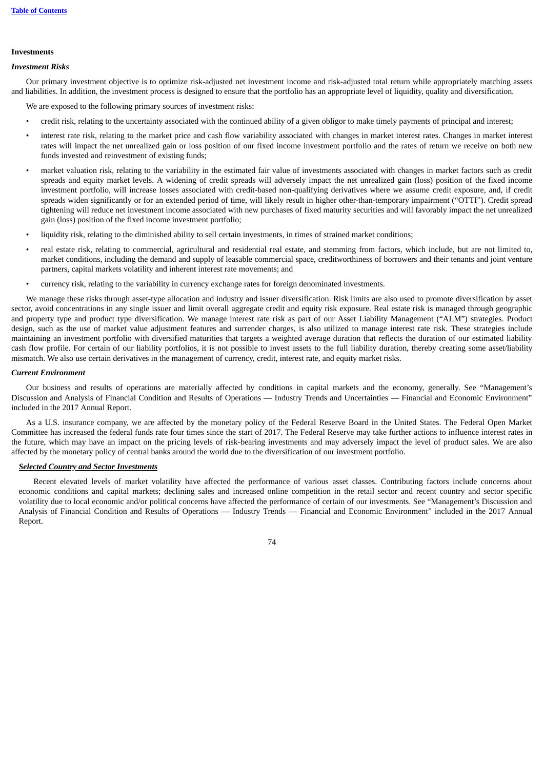# Investments

### *Investment Risks*

Our primary investment objective is to optimize risk-adjusted net investment income and risk-adjusted total return while appropriately matching assets and liabilities. In addition, the investment process is designed to ensure that the portfolio has an appropriate level of liquidity, quality and diversification.

We are exposed to the following primary sources of investment risks:

- credit risk, relating to the uncertainty associated with the continued ability of a given obligor to make timely payments of principal and interest;
- interest rate risk, relating to the market price and cash flow variability associated with changes in market interest rates. Changes in market interest rates will impact the net unrealized gain or loss position of our fixed income investment portfolio and the rates of return we receive on both new funds invested and reinvestment of existing funds;
- market valuation risk, relating to the variability in the estimated fair value of investments associated with changes in market factors such as credit spreads and equity market levels. A widening of credit spreads will adversely impact the net unrealized gain (loss) position of the fixed income investment portfolio, will increase losses associated with credit-based non-qualifying derivatives where we assume credit exposure, and, if credit spreads widen significantly or for an extended period of time, will likely result in higher other-than-temporary impairment ("OTTI"). Credit spread tightening will reduce net investment income associated with new purchases of fixed maturity securities and will favorably impact the net unrealized gain (loss) position of the fixed income investment portfolio;
- liquidity risk, relating to the diminished ability to sell certain investments, in times of strained market conditions;
- real estate risk, relating to commercial, agricultural and residential real estate, and stemming from factors, which include, but are not limited to, market conditions, including the demand and supply of leasable commercial space, creditworthiness of borrowers and their tenants and joint venture partners, capital markets volatility and inherent interest rate movements; and
- currency risk, relating to the variability in currency exchange rates for foreign denominated investments.

We manage these risks through asset-type allocation and industry and issuer diversification. Risk limits are also used to promote diversification by asset sector, avoid concentrations in any single issuer and limit overall aggregate credit and equity risk exposure. Real estate risk is managed through geographic and property type and product type diversification. We manage interest rate risk as part of our Asset Liability Management ("ALM") strategies. Product design, such as the use of market value adjustment features and surrender charges, is also utilized to manage interest rate risk. These strategies include maintaining an investment portfolio with diversified maturities that targets a weighted average duration that reflects the duration of our estimated liability cash flow profile. For certain of our liability portfolios, it is not possible to invest assets to the full liability duration, thereby creating some asset/liability mismatch. We also use certain derivatives in the management of currency, credit, interest rate, and equity market risks.

### *Current Environment*

Our business and results of operations are materially affected by conditions in capital markets and the economy, generally. See "Management's Discussion and Analysis of Financial Condition and Results of Operations — Industry Trends and Uncertainties — Financial and Economic Environment" included in the 2017 Annual Report.

As a U.S. insurance company, we are affected by the monetary policy of the Federal Reserve Board in the United States. The Federal Open Market Committee has increased the federal funds rate four times since the start of 2017. The Federal Reserve may take further actions to influence interest rates in the future, which may have an impact on the pricing levels of risk-bearing investments and may adversely impact the level of product sales. We are also affected by the monetary policy of central banks around the world due to the diversification of our investment portfolio.

#### ***Selected Country and Sector Investments***

Recent elevated levels of market volatility have affected the performance of various asset classes. Contributing factors include concerns about economic conditions and capital markets; declining sales and increased online competition in the retail sector and recent country and sector specific volatility due to local economic and/or political concerns have affected the performance of certain of our investments. See "Management's Discussion and Analysis of Financial Condition and Results of Operations — Industry Trends — Financial and Economic Environment" included in the 2017 Annual Report.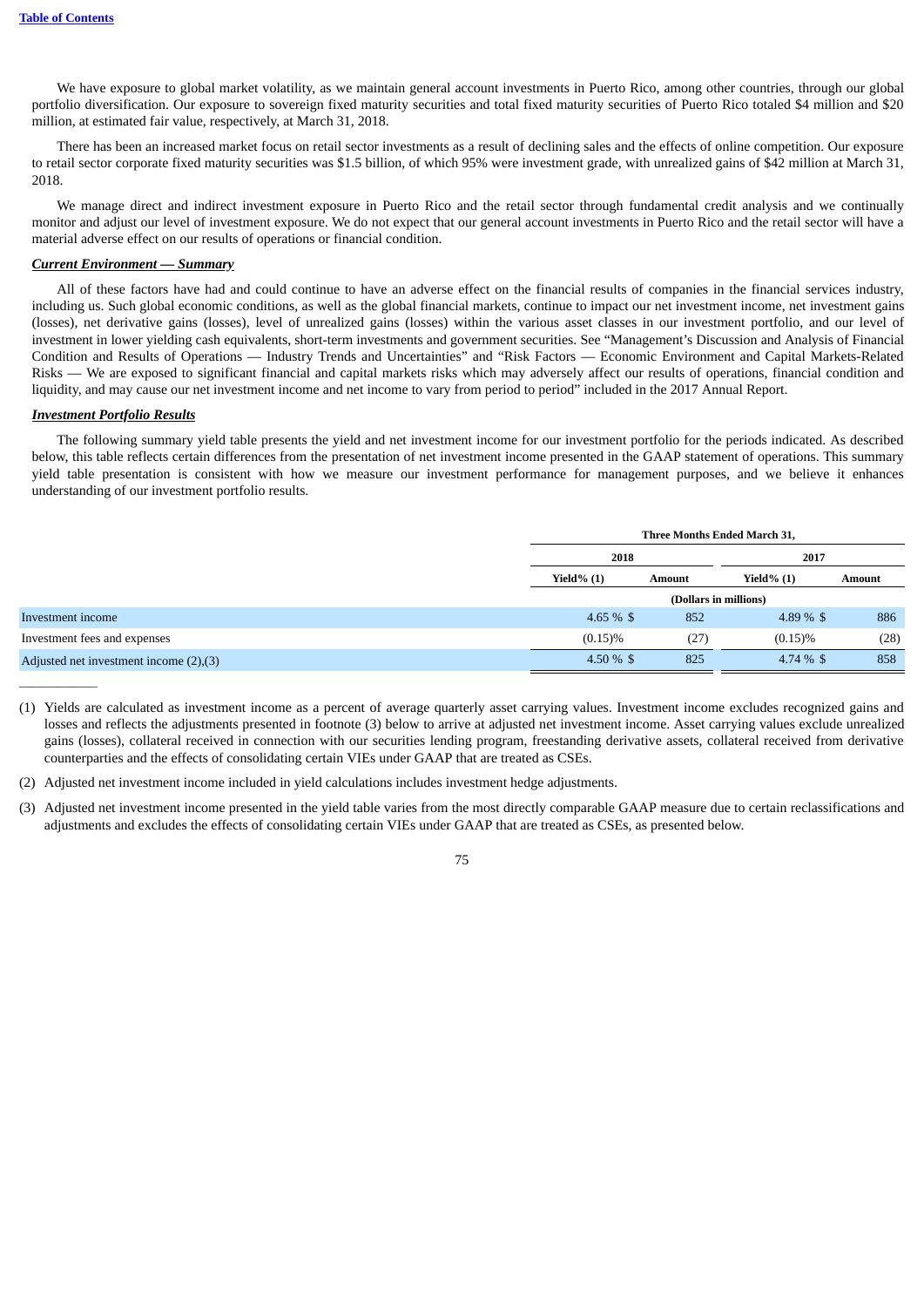We have exposure to global market volatility, as we maintain general account investments in Puerto Rico, among other countries, through our global portfolio diversification. Our exposure to sovereign fixed maturity securities and total fixed maturity securities of Puerto Rico totaled $4 million and $20 million, at estimated fair value, respectively, at March 31, 2018.

There has been an increased market focus on retail sector investments as a result of declining sales and the effects of online competition. Our exposure to retail sector corporate fixed maturity securities was $1.5 billion, of which 95% were investment grade, with unrealized gains of $42 million at March 31, 2018.

We manage direct and indirect investment exposure in Puerto Rico and the retail sector through fundamental credit analysis and we continually monitor and adjust our level of investment exposure. We do not expect that our general account investments in Puerto Rico and the retail sector will have a material adverse effect on our results of operations or financial condition.

***Current Environment — Summary***

All of these factors have had and could continue to have an adverse effect on the financial results of companies in the financial services industry, including us. Such global economic conditions, as well as the global financial markets, continue to impact our net investment income, net investment gains (losses), net derivative gains (losses), level of unrealized gains (losses) within the various asset classes in our investment portfolio, and our level of investment in lower yielding cash equivalents, short-term investments and government securities. See "Management's Discussion and Analysis of Financial Condition and Results of Operations — Industry Trends and Uncertainties" and "Risk Factors — Economic Environment and Capital Markets-Related Risks — We are exposed to significant financial and capital markets risks which may adversely affect our results of operations, financial condition and liquidity, and may cause our net investment income and net income to vary from period to period" included in the 2017 Annual Report.

***Investment Portfolio Results***

The following summary yield table presents the yield and net investment income for our investment portfolio for the periods indicated. As described below, this table reflects certain differences from the presentation of net investment income presented in the GAAP statement of operations. This summary yield table presentation is consistent with how we measure our investment performance for management purposes, and we believe it enhances understanding of our investment portfolio results.

| | Three Months Ended March 31, | | | |
|---|---|---|---|---|
| | 2018 | | 2017 | |
| | Yield% (1) | Amount | Yield% (1) | Amount |
| | (Dollars in millions) | | | |
| Investment income | 4.65 % | $ 852 | 4.89 % | $ 886 |
| Investment fees and expenses | (0.15)% | (27) | (0.15)% | (28) |
| Adjusted net investment income (2),(3) | 4.50 % | $ 825 | 4.74 % | $ 858 |

(1) Yields are calculated as investment income as a percent of average quarterly asset carrying values. Investment income excludes recognized gains and losses and reflects the adjustments presented in footnote (3) below to arrive at adjusted net investment income. Asset carrying values exclude unrealized gains (losses), collateral received in connection with our securities lending program, freestanding derivative assets, collateral received from derivative counterparties and the effects of consolidating certain VIEs under GAAP that are treated as CSEs.

(2) Adjusted net investment income included in yield calculations includes investment hedge adjustments.

(3) Adjusted net investment income presented in the yield table varies from the most directly comparable GAAP measure due to certain reclassifications and adjustments and excludes the effects of consolidating certain VIEs under GAAP that are treated as CSEs, as presented below.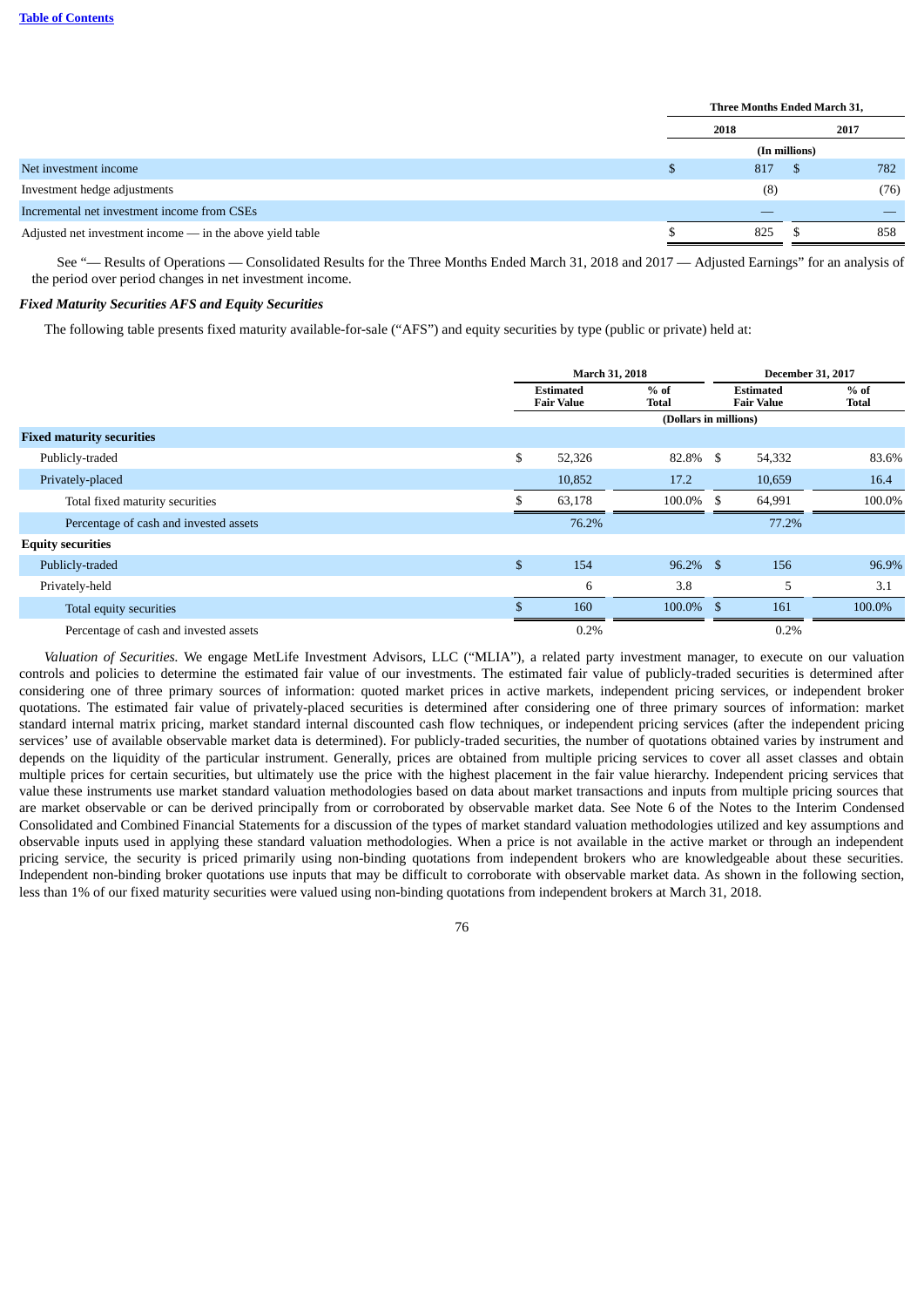| | Three Months Ended March 31, | |
|---|---|---|
| | 2018 | 2017 |
| | (In millions) | |
| Net investment income | $ 817 | $ 782 |
| Investment hedge adjustments | (8) | (76) |
| Incremental net investment income from CSEs | — | — |
| Adjusted net investment income — in the above yield table | $ 825 | $ 858 |

See "— Results of Operations — Consolidated Results for the Three Months Ended March 31, 2018 and 2017 — Adjusted Earnings" for an analysis of the period over period changes in net investment income.

***Fixed Maturity Securities AFS and Equity Securities***

The following table presents fixed maturity available-for-sale ("AFS") and equity securities by type (public or private) held at:

| | March 31, 2018 | | December 31, 2017 | |
|---|---|---|---|---|
| | Estimated Fair Value | % of Total | Estimated Fair Value | % of Total |
| | (Dollars in millions) | | | |
| **Fixed maturity securities** | | | | |
| Publicly-traded | $ 52,326 | 82.8% | $ 54,332 | 83.6% |
| Privately-placed | 10,852 | 17.2 | 10,659 | 16.4 |
| Total fixed maturity securities | $ 63,178 | 100.0% | $ 64,991 | 100.0% |
| Percentage of cash and invested assets | 76.2% | | 77.2% | |
| **Equity securities** | | | | |
| Publicly-traded | $ 154 | 96.2% | $ 156 | 96.9% |
| Privately-held | 6 | 3.8 | 5 | 3.1 |
| Total equity securities | $ 160 | 100.0% | $ 161 | 100.0% |
| Percentage of cash and invested assets | 0.2% | | 0.2% | |

*Valuation of Securities.* We engage MetLife Investment Advisors, LLC ("MLIA"), a related party investment manager, to execute on our valuation controls and policies to determine the estimated fair value of our investments. The estimated fair value of publicly-traded securities is determined after considering one of three primary sources of information: quoted market prices in active markets, independent pricing services, or independent broker quotations. The estimated fair value of privately-placed securities is determined after considering one of three primary sources of information: market standard internal matrix pricing, market standard internal discounted cash flow techniques, or independent pricing services (after the independent pricing services' use of available observable market data is determined). For publicly-traded securities, the number of quotations obtained varies by instrument and depends on the liquidity of the particular instrument. Generally, prices are obtained from multiple pricing services to cover all asset classes and obtain multiple prices for certain securities, but ultimately use the price with the highest placement in the fair value hierarchy. Independent pricing services that value these instruments use market standard valuation methodologies based on data about market transactions and inputs from multiple pricing sources that are market observable or can be derived principally from or corroborated by observable market data. See Note 6 of the Notes to the Interim Condensed Consolidated and Combined Financial Statements for a discussion of the types of market standard valuation methodologies utilized and key assumptions and observable inputs used in applying these standard valuation methodologies. When a price is not available in the active market or through an independent pricing service, the security is priced primarily using non-binding quotations from independent brokers who are knowledgeable about these securities. Independent non-binding broker quotations use inputs that may be difficult to corroborate with observable market data. As shown in the following section, less than 1% of our fixed maturity securities were valued using non-binding quotations from independent brokers at March 31, 2018.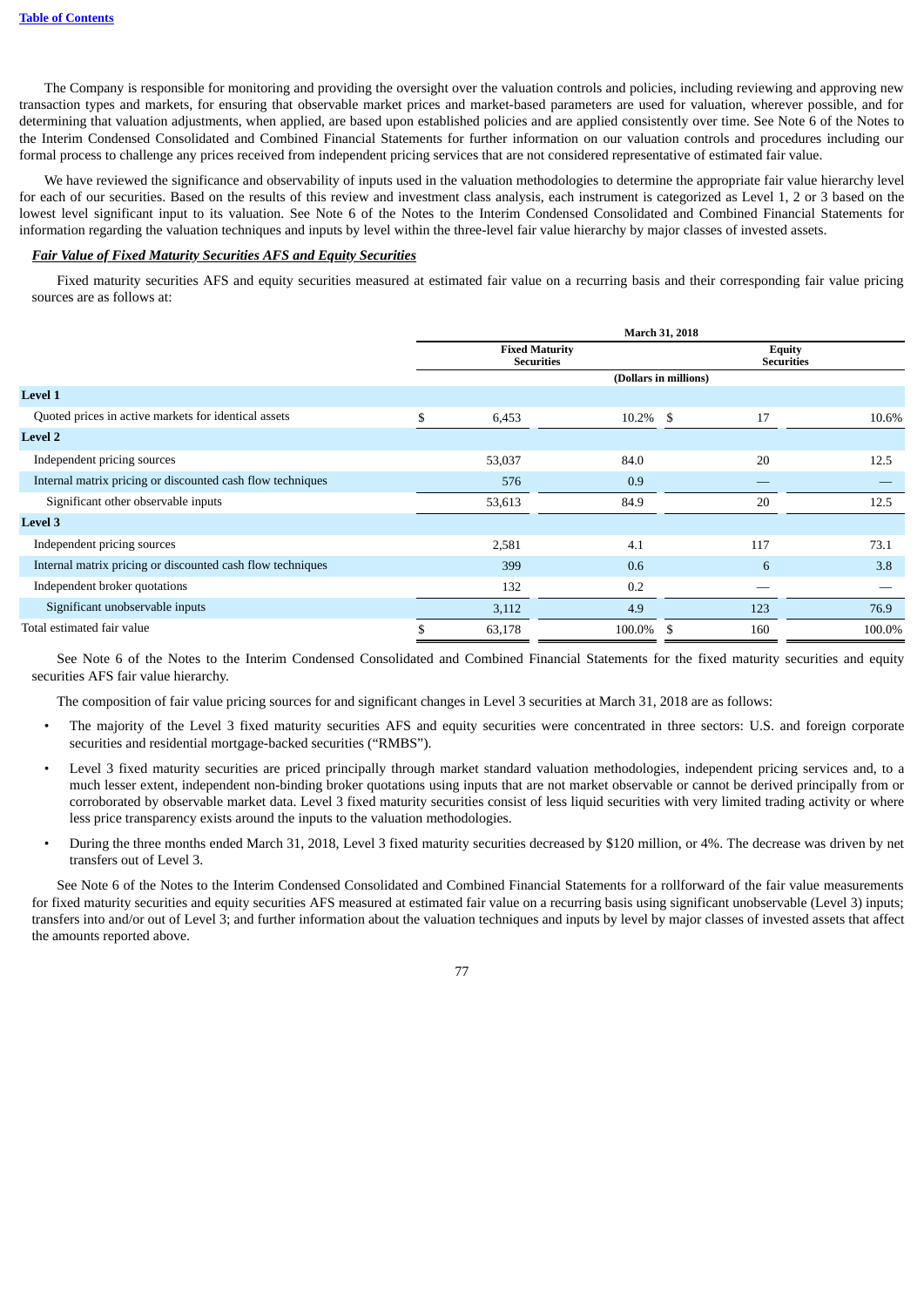The Company is responsible for monitoring and providing the oversight over the valuation controls and policies, including reviewing and approving new transaction types and markets, for ensuring that observable market prices and market-based parameters are used for valuation, wherever possible, and for determining that valuation adjustments, when applied, are based upon established policies and are applied consistently over time. See Note 6 of the Notes to the Interim Condensed Consolidated and Combined Financial Statements for further information on our valuation controls and procedures including our formal process to challenge any prices received from independent pricing services that are not considered representative of estimated fair value.

We have reviewed the significance and observability of inputs used in the valuation methodologies to determine the appropriate fair value hierarchy level for each of our securities. Based on the results of this review and investment class analysis, each instrument is categorized as Level 1, 2 or 3 based on the lowest level significant input to its valuation. See Note 6 of the Notes to the Interim Condensed Consolidated and Combined Financial Statements for information regarding the valuation techniques and inputs by level within the three-level fair value hierarchy by major classes of invested assets.

***Fair Value of Fixed Maturity Securities AFS and Equity Securities***

Fixed maturity securities AFS and equity securities measured at estimated fair value on a recurring basis and their corresponding fair value pricing sources are as follows at:

| | March 31, 2018 | | | |
|---|---|---|---|---|
| | Fixed Maturity Securities | | Equity Securities | |
| | (Dollars in millions) | | | |
| **Level 1** | | | | |
| Quoted prices in active markets for identical assets | $ 6,453 | 10.2% | $ 17 | 10.6% |
| **Level 2** | | | | |
| Independent pricing sources | 53,037 | 84.0 | 20 | 12.5 |
| Internal matrix pricing or discounted cash flow techniques | 576 | 0.9 | — | — |
| Significant other observable inputs | 53,613 | 84.9 | 20 | 12.5 |
| **Level 3** | | | | |
| Independent pricing sources | 2,581 | 4.1 | 117 | 73.1 |
| Internal matrix pricing or discounted cash flow techniques | 399 | 0.6 | 6 | 3.8 |
| Independent broker quotations | 132 | 0.2 | — | — |
| Significant unobservable inputs | 3,112 | 4.9 | 123 | 76.9 |
| Total estimated fair value | $ 63,178 | 100.0% | $ 160 | 100.0% |

See Note 6 of the Notes to the Interim Condensed Consolidated and Combined Financial Statements for the fixed maturity securities and equity securities AFS fair value hierarchy.

The composition of fair value pricing sources for and significant changes in Level 3 securities at March 31, 2018 are as follows:

- The majority of the Level 3 fixed maturity securities AFS and equity securities were concentrated in three sectors: U.S. and foreign corporate securities and residential mortgage-backed securities ("RMBS").
- Level 3 fixed maturity securities are priced principally through market standard valuation methodologies, independent pricing services and, to a much lesser extent, independent non-binding broker quotations using inputs that are not market observable or cannot be derived principally from or corroborated by observable market data. Level 3 fixed maturity securities consist of less liquid securities with very limited trading activity or where less price transparency exists around the inputs to the valuation methodologies.
- During the three months ended March 31, 2018, Level 3 fixed maturity securities decreased by $120 million, or 4%. The decrease was driven by net transfers out of Level 3.

See Note 6 of the Notes to the Interim Condensed Consolidated and Combined Financial Statements for a rollforward of the fair value measurements for fixed maturity securities and equity securities AFS measured at estimated fair value on a recurring basis using significant unobservable (Level 3) inputs; transfers into and/or out of Level 3; and further information about the valuation techniques and inputs by level by major classes of invested assets that affect the amounts reported above.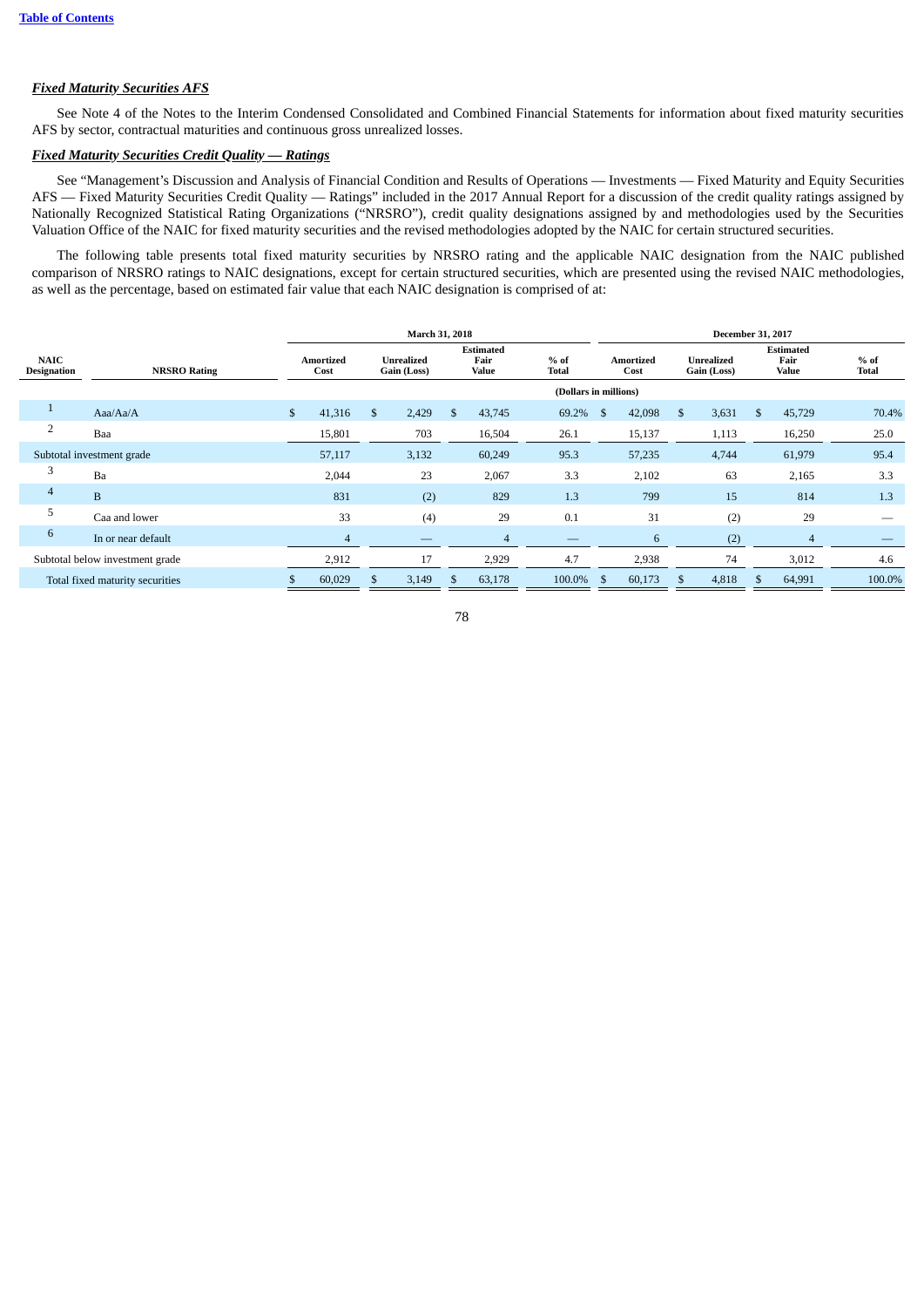***Fixed Maturity Securities AFS***

See Note 4 of the Notes to the Interim Condensed Consolidated and Combined Financial Statements for information about fixed maturity securities AFS by sector, contractual maturities and continuous gross unrealized losses.

***Fixed Maturity Securities Credit Quality — Ratings***

See "Management's Discussion and Analysis of Financial Condition and Results of Operations — Investments — Fixed Maturity and Equity Securities AFS — Fixed Maturity Securities Credit Quality — Ratings" included in the 2017 Annual Report for a discussion of the credit quality ratings assigned by Nationally Recognized Statistical Rating Organizations ("NRSRO"), credit quality designations assigned by and methodologies used by the Securities Valuation Office of the NAIC for fixed maturity securities and the revised methodologies adopted by the NAIC for certain structured securities.

The following table presents total fixed maturity securities by NRSRO rating and the applicable NAIC designation from the NAIC published comparison of NRSRO ratings to NAIC designations, except for certain structured securities, which are presented using the revised NAIC methodologies, as well as the percentage, based on estimated fair value that each NAIC designation is comprised of at:

| | | March 31, 2018 | | | | December 31, 2017 | | | |
|---|---|---|---|---|---|---|---|---|---|
| NAIC Designation | NRSRO Rating | Amortized Cost | Unrealized Gain (Loss) | Estimated Fair Value | % of Total | Amortized Cost | Unrealized Gain (Loss) | Estimated Fair Value | % of Total |
| | | (Dollars in millions) | | | | | | | |
| 1 | Aaa/Aa/A | $ 41,316 | $ 2,429 | $ 43,745 | 69.2% | $ 42,098 | $ 3,631 | $ 45,729 | 70.4% |
| 2 | Baa | 15,801 | 703 | 16,504 | 26.1 | 15,137 | 1,113 | 16,250 | 25.0 |
| Subtotal investment grade | | 57,117 | 3,132 | 60,249 | 95.3 | 57,235 | 4,744 | 61,979 | 95.4 |
| 3 | Ba | 2,044 | 23 | 2,067 | 3.3 | 2,102 | 63 | 2,165 | 3.3 |
| 4 | B | 831 | (2) | 829 | 1.3 | 799 | 15 | 814 | 1.3 |
| 5 | Caa and lower | 33 | (4) | 29 | 0.1 | 31 | (2) | 29 | — |
| 6 | In or near default | 4 | — | 4 | — | 6 | (2) | 4 | — |
| Subtotal below investment grade | | 2,912 | 17 | 2,929 | 4.7 | 2,938 | 74 | 3,012 | 4.6 |
| Total fixed maturity securities | | $ 60,029 | $ 3,149 | $ 63,178 | 100.0% | $ 60,173 | $ 4,818 | $ 64,991 | 100.0% |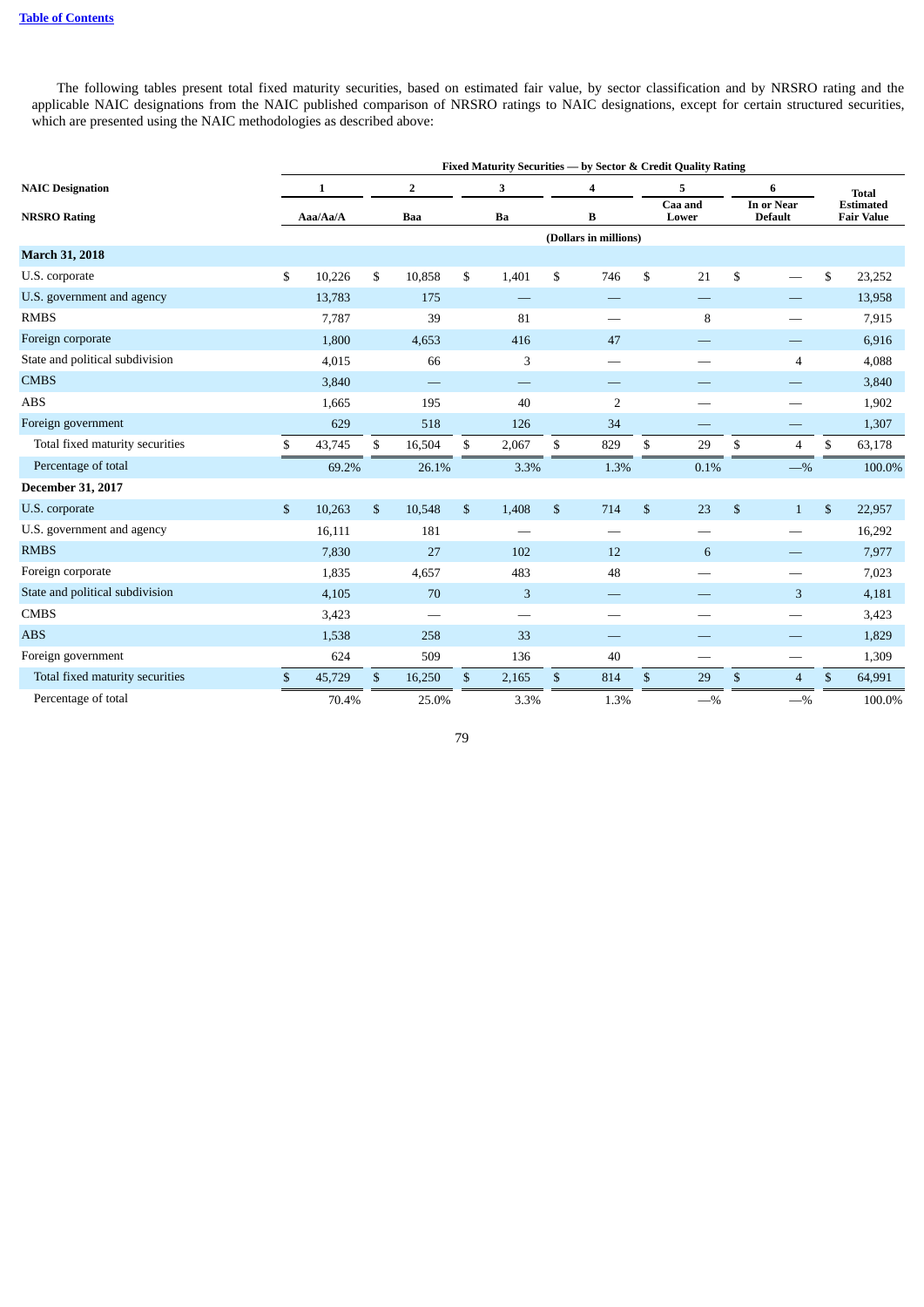The following tables present total fixed maturity securities, based on estimated fair value, by sector classification and by NRSRO rating and the applicable NAIC designations from the NAIC published comparison of NRSRO ratings to NAIC designations, except for certain structured securities, which are presented using the NAIC methodologies as described above:

| | Fixed Maturity Securities — by Sector & Credit Quality Rating | | | | | | |
|---|---|---|---|---|---|---|---|
| **NAIC Designation** | **1** | **2** | **3** | **4** | **5** | **6** | **Total Estimated Fair Value** |
| **NRSRO Rating** | **Aaa/Aa/A** | **Baa** | **Ba** | **B** | **Caa and Lower** | **In or Near Default** | |
| | (Dollars in millions) | | | | | | |
| **March 31, 2018** | | | | | | | |
| U.S. corporate | $ 10,226 | $ 10,858 | $ 1,401 | $ 746 | $ 21 | $ — | $ 23,252 |
| U.S. government and agency | 13,783 | 175 | — | — | — | — | 13,958 |
| RMBS | 7,787 | 39 | 81 | — | 8 | — | 7,915 |
| Foreign corporate | 1,800 | 4,653 | 416 | 47 | — | — | 6,916 |
| State and political subdivision | 4,015 | 66 | 3 | — | — | 4 | 4,088 |
| CMBS | 3,840 | — | — | — | — | — | 3,840 |
| ABS | 1,665 | 195 | 40 | 2 | — | — | 1,902 |
| Foreign government | 629 | 518 | 126 | 34 | — | — | 1,307 |
| Total fixed maturity securities | $ 43,745 | $ 16,504 | $ 2,067 | $ 829 | $ 29 | $ 4 | $ 63,178 |
| Percentage of total | 69.2% | 26.1% | 3.3% | 1.3% | 0.1% | —% | 100.0% |
| **December 31, 2017** | | | | | | | |
| U.S. corporate | $ 10,263 | $ 10,548 | $ 1,408 | $ 714 | $ 23 | $ 1 | $ 22,957 |
| U.S. government and agency | 16,111 | 181 | — | — | — | — | 16,292 |
| RMBS | 7,830 | 27 | 102 | 12 | 6 | — | 7,977 |
| Foreign corporate | 1,835 | 4,657 | 483 | 48 | — | — | 7,023 |
| State and political subdivision | 4,105 | 70 | 3 | — | — | 3 | 4,181 |
| CMBS | 3,423 | — | — | — | — | — | 3,423 |
| ABS | 1,538 | 258 | 33 | — | — | — | 1,829 |
| Foreign government | 624 | 509 | 136 | 40 | — | — | 1,309 |
| Total fixed maturity securities | $ 45,729 | $ 16,250 | $ 2,165 | $ 814 | $ 29 | $ 4 | $ 64,991 |
| Percentage of total | 70.4% | 25.0% | 3.3% | 1.3% | —% | —% | 100.0% |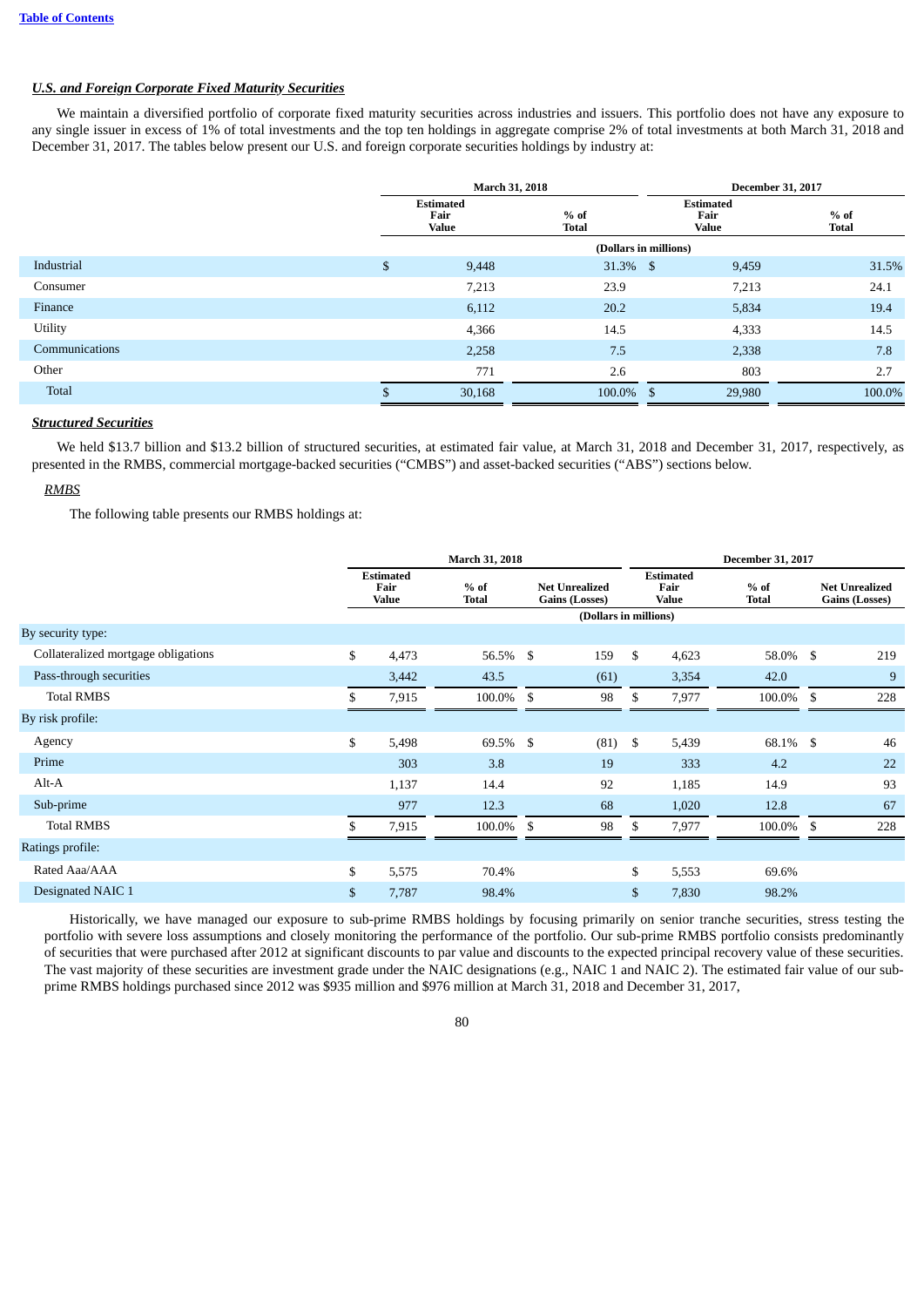***U.S. and Foreign Corporate Fixed Maturity Securities***

We maintain a diversified portfolio of corporate fixed maturity securities across industries and issuers. This portfolio does not have any exposure to any single issuer in excess of 1% of total investments and the top ten holdings in aggregate comprise 2% of total investments at both March 31, 2018 and December 31, 2017. The tables below present our U.S. and foreign corporate securities holdings by industry at:

| | March 31, 2018 | | December 31, 2017 | |
|---|---|---|---|---|
| | Estimated Fair Value | % of Total | Estimated Fair Value | % of Total |
| | (Dollars in millions) | | | |
| Industrial | $ 9,448 | 31.3% | $ 9,459 | 31.5% |
| Consumer | 7,213 | 23.9 | 7,213 | 24.1 |
| Finance | 6,112 | 20.2 | 5,834 | 19.4 |
| Utility | 4,366 | 14.5 | 4,333 | 14.5 |
| Communications | 2,258 | 7.5 | 2,338 | 7.8 |
| Other | 771 | 2.6 | 803 | 2.7 |
| Total | $ 30,168 | 100.0% | $ 29,980 | 100.0% |

***Structured Securities***

We held $13.7 billion and $13.2 billion of structured securities, at estimated fair value, at March 31, 2018 and December 31, 2017, respectively, as presented in the RMBS, commercial mortgage-backed securities ("CMBS") and asset-backed securities ("ABS") sections below.

*RMBS*

The following table presents our RMBS holdings at:

| | March 31, 2018 | | | December 31, 2017 | | |
|---|---|---|---|---|---|---|
| | Estimated Fair Value | % of Total | Net Unrealized Gains (Losses) | Estimated Fair Value | % of Total | Net Unrealized Gains (Losses) |
| | (Dollars in millions) | | | | | |
| By security type: | | | | | | |
| Collateralized mortgage obligations | $ 4,473 | 56.5% | $ 159 | $ 4,623 | 58.0% | $ 219 |
| Pass-through securities | 3,442 | 43.5 | (61) | 3,354 | 42.0 | 9 |
| Total RMBS | $ 7,915 | 100.0% | $ 98 | $ 7,977 | 100.0% | $ 228 |
| By risk profile: | | | | | | |
| Agency | $ 5,498 | 69.5% | $ (81) | $ 5,439 | 68.1% | $ 46 |
| Prime | 303 | 3.8 | 19 | 333 | 4.2 | 22 |
| Alt-A | 1,137 | 14.4 | 92 | 1,185 | 14.9 | 93 |
| Sub-prime | 977 | 12.3 | 68 | 1,020 | 12.8 | 67 |
| Total RMBS | $ 7,915 | 100.0% | $ 98 | $ 7,977 | 100.0% | $ 228 |
| Ratings profile: | | | | | | |
| Rated Aaa/AAA | $ 5,575 | 70.4% | | $ 5,553 | 69.6% | |
| Designated NAIC 1 | $ 7,787 | 98.4% | | $ 7,830 | 98.2% | |

Historically, we have managed our exposure to sub-prime RMBS holdings by focusing primarily on senior tranche securities, stress testing the portfolio with severe loss assumptions and closely monitoring the performance of the portfolio. Our sub-prime RMBS portfolio consists predominantly of securities that were purchased after 2012 at significant discounts to par value and discounts to the expected principal recovery value of these securities. The vast majority of these securities are investment grade under the NAIC designations (e.g., NAIC 1 and NAIC 2). The estimated fair value of our sub-prime RMBS holdings purchased since 2012 was $935 million and $976 million at March 31, 2018 and December 31, 2017,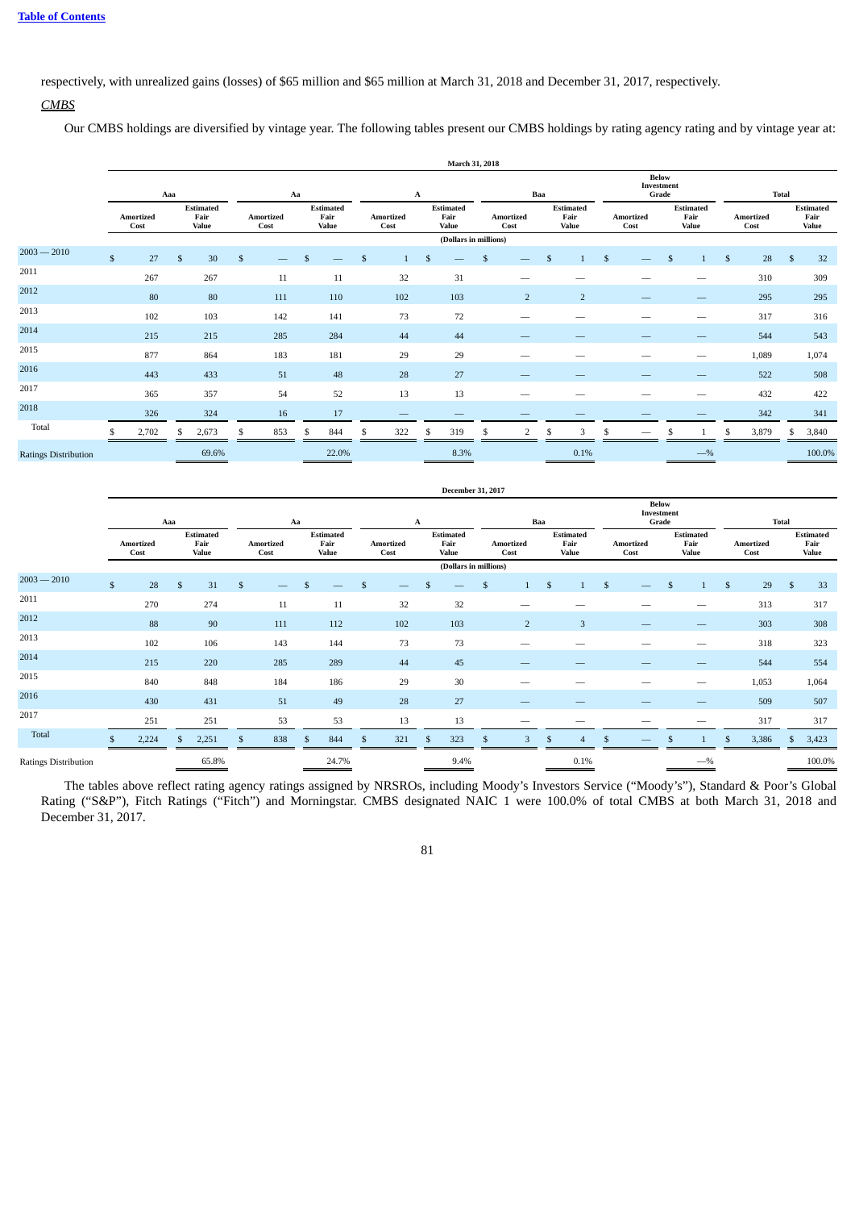respectively, with unrealized gains (losses) of $65 million and $65 million at March 31, 2018 and December 31, 2017, respectively.

*CMBS*

Our CMBS holdings are diversified by vintage year. The following tables present our CMBS holdings by rating agency rating and by vintage year at:

| | March 31, 2018 | | | | | | | | | | | |
|---|---|---|---|---|---|---|---|---|---|---|---|---|
| | Aaa | | Aa | | A | | Baa | | Below Investment Grade | | Total | |
| | Amortized Cost | Estimated Fair Value | Amortized Cost | Estimated Fair Value | Amortized Cost | Estimated Fair Value | Amortized Cost | Estimated Fair Value | Amortized Cost | Estimated Fair Value | Amortized Cost | Estimated Fair Value |
| | (Dollars in millions) | | | | | | | | | | | |
| 2003 — 2010 | $ 27 | $ 30 | $ — | $ — | $ 1 | $ — | $ — | $ 1 | $ — | $ 1 | $ 28 | $ 32 |
| 2011 | 267 | 267 | 11 | 11 | 32 | 31 | — | — | — | — | 310 | 309 |
| 2012 | 80 | 80 | 111 | 110 | 102 | 103 | 2 | 2 | — | — | 295 | 295 |
| 2013 | 102 | 103 | 142 | 141 | 73 | 72 | — | — | — | — | 317 | 316 |
| 2014 | 215 | 215 | 285 | 284 | 44 | 44 | — | — | — | — | 544 | 543 |
| 2015 | 877 | 864 | 183 | 181 | 29 | 29 | — | — | — | — | 1,089 | 1,074 |
| 2016 | 443 | 433 | 51 | 48 | 28 | 27 | — | — | — | — | 522 | 508 |
| 2017 | 365 | 357 | 54 | 52 | 13 | 13 | — | — | — | — | 432 | 422 |
| 2018 | 326 | 324 | 16 | 17 | — | — | — | — | — | — | 342 | 341 |
| Total | $ 2,702 | $ 2,673 | $ 853 | $ 844 | $ 322 | $ 319 | $ 2 | $ 3 | $ — | $ 1 | $ 3,879 | $ 3,840 |
| Ratings Distribution | | 69.6% | | 22.0% | | 8.3% | | 0.1% | | —% | | 100.0% |

| | December 31, 2017 | | | | | | | | | | | |
|---|---|---|---|---|---|---|---|---|---|---|---|---|
| | Aaa | | Aa | | A | | Baa | | Below Investment Grade | | Total | |
| | Amortized Cost | Estimated Fair Value | Amortized Cost | Estimated Fair Value | Amortized Cost | Estimated Fair Value | Amortized Cost | Estimated Fair Value | Amortized Cost | Estimated Fair Value | Amortized Cost | Estimated Fair Value |
| | (Dollars in millions) | | | | | | | | | | | |
| 2003 — 2010 | $ 28 | $ 31 | $ — | $ — | $ — | $ — | $ 1 | $ 1 | $ — | $ 1 | $ 29 | $ 33 |
| 2011 | 270 | 274 | 11 | 11 | 32 | 32 | — | — | — | — | 313 | 317 |
| 2012 | 88 | 90 | 111 | 112 | 102 | 103 | 2 | 3 | — | — | 303 | 308 |
| 2013 | 102 | 106 | 143 | 144 | 73 | 73 | — | — | — | — | 318 | 323 |
| 2014 | 215 | 220 | 285 | 289 | 44 | 45 | — | — | — | — | 544 | 554 |
| 2015 | 840 | 848 | 184 | 186 | 29 | 30 | — | — | — | — | 1,053 | 1,064 |
| 2016 | 430 | 431 | 51 | 49 | 28 | 27 | — | — | — | — | 509 | 507 |
| 2017 | 251 | 251 | 53 | 53 | 13 | 13 | — | — | — | — | 317 | 317 |
| Total | $ 2,224 | $ 2,251 | $ 838 | $ 844 | $ 321 | $ 323 | $ 3 | $ 4 | $ — | $ 1 | $ 3,386 | $ 3,423 |
| Ratings Distribution | | 65.8% | | 24.7% | | 9.4% | | 0.1% | | —% | | 100.0% |

The tables above reflect rating agency ratings assigned by NRSROs, including Moody's Investors Service ("Moody's"), Standard & Poor's Global Rating ("S&P"), Fitch Ratings ("Fitch") and Morningstar. CMBS designated NAIC 1 were 100.0% of total CMBS at both March 31, 2018 and December 31, 2017.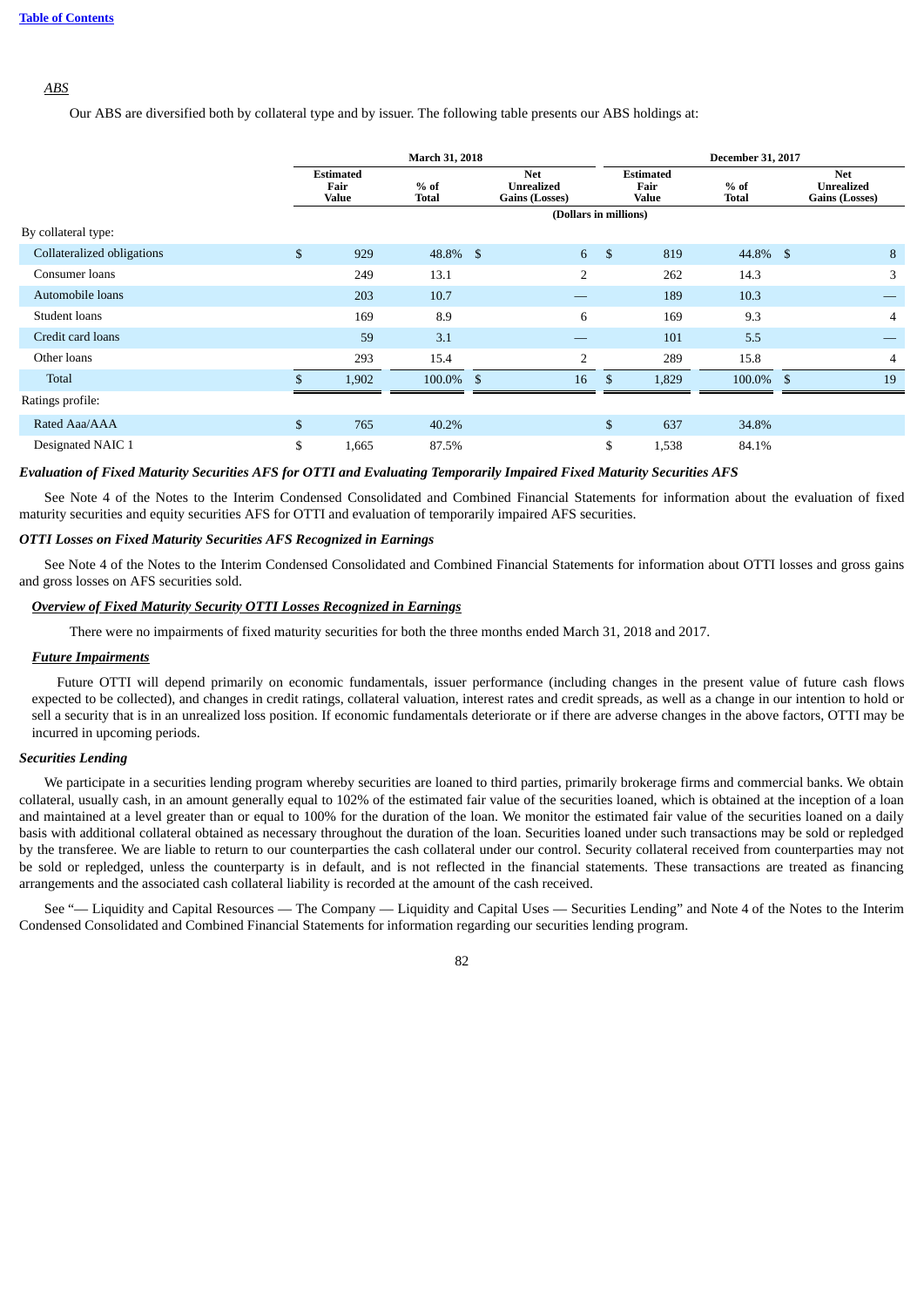*ABS*

Our ABS are diversified both by collateral type and by issuer. The following table presents our ABS holdings at:

| | March 31, 2018 | | | December 31, 2017 | | |
|---|---|---|---|---|---|---|
| | Estimated Fair Value | % of Total | Net Unrealized Gains (Losses) | Estimated Fair Value | % of Total | Net Unrealized Gains (Losses) |
| | (Dollars in millions) | | | | | |
| By collateral type: | | | | | | |
| Collateralized obligations | $ 929 | 48.8% | $ 6 | $ 819 | 44.8% | $ 8 |
| Consumer loans | 249 | 13.1 | 2 | 262 | 14.3 | 3 |
| Automobile loans | 203 | 10.7 | — | 189 | 10.3 | — |
| Student loans | 169 | 8.9 | 6 | 169 | 9.3 | 4 |
| Credit card loans | 59 | 3.1 | — | 101 | 5.5 | — |
| Other loans | 293 | 15.4 | 2 | 289 | 15.8 | 4 |
| Total | $ 1,902 | 100.0% | $ 16 | $ 1,829 | 100.0% | $ 19 |
| Ratings profile: | | | | | | |
| Rated Aaa/AAA | $ 765 | 40.2% | | $ 637 | 34.8% | |
| Designated NAIC 1 | $ 1,665 | 87.5% | | $ 1,538 | 84.1% | |

***Evaluation of Fixed Maturity Securities AFS for OTTI and Evaluating Temporarily Impaired Fixed Maturity Securities AFS***

See Note 4 of the Notes to the Interim Condensed Consolidated and Combined Financial Statements for information about the evaluation of fixed maturity securities and equity securities AFS for OTTI and evaluation of temporarily impaired AFS securities.

***OTTI Losses on Fixed Maturity Securities AFS Recognized in Earnings***

See Note 4 of the Notes to the Interim Condensed Consolidated and Combined Financial Statements for information about OTTI losses and gross gains and gross losses on AFS securities sold.

***Overview of Fixed Maturity Security OTTI Losses Recognized in Earnings***

There were no impairments of fixed maturity securities for both the three months ended March 31, 2018 and 2017.

***Future Impairments***

Future OTTI will depend primarily on economic fundamentals, issuer performance (including changes in the present value of future cash flows expected to be collected), and changes in credit ratings, collateral valuation, interest rates and credit spreads, as well as a change in our intention to hold or sell a security that is in an unrealized loss position. If economic fundamentals deteriorate or if there are adverse changes in the above factors, OTTI may be incurred in upcoming periods.

***Securities Lending***

We participate in a securities lending program whereby securities are loaned to third parties, primarily brokerage firms and commercial banks. We obtain collateral, usually cash, in an amount generally equal to 102% of the estimated fair value of the securities loaned, which is obtained at the inception of a loan and maintained at a level greater than or equal to 100% for the duration of the loan. We monitor the estimated fair value of the securities loaned on a daily basis with additional collateral obtained as necessary throughout the duration of the loan. Securities loaned under such transactions may be sold or repledged by the transferee. We are liable to return to our counterparties the cash collateral under our control. Security collateral received from counterparties may not be sold or repledged, unless the counterparty is in default, and is not reflected in the financial statements. These transactions are treated as financing arrangements and the associated cash collateral liability is recorded at the amount of the cash received.

See "— Liquidity and Capital Resources — The Company — Liquidity and Capital Uses — Securities Lending" and Note 4 of the Notes to the Interim Condensed Consolidated and Combined Financial Statements for information regarding our securities lending program.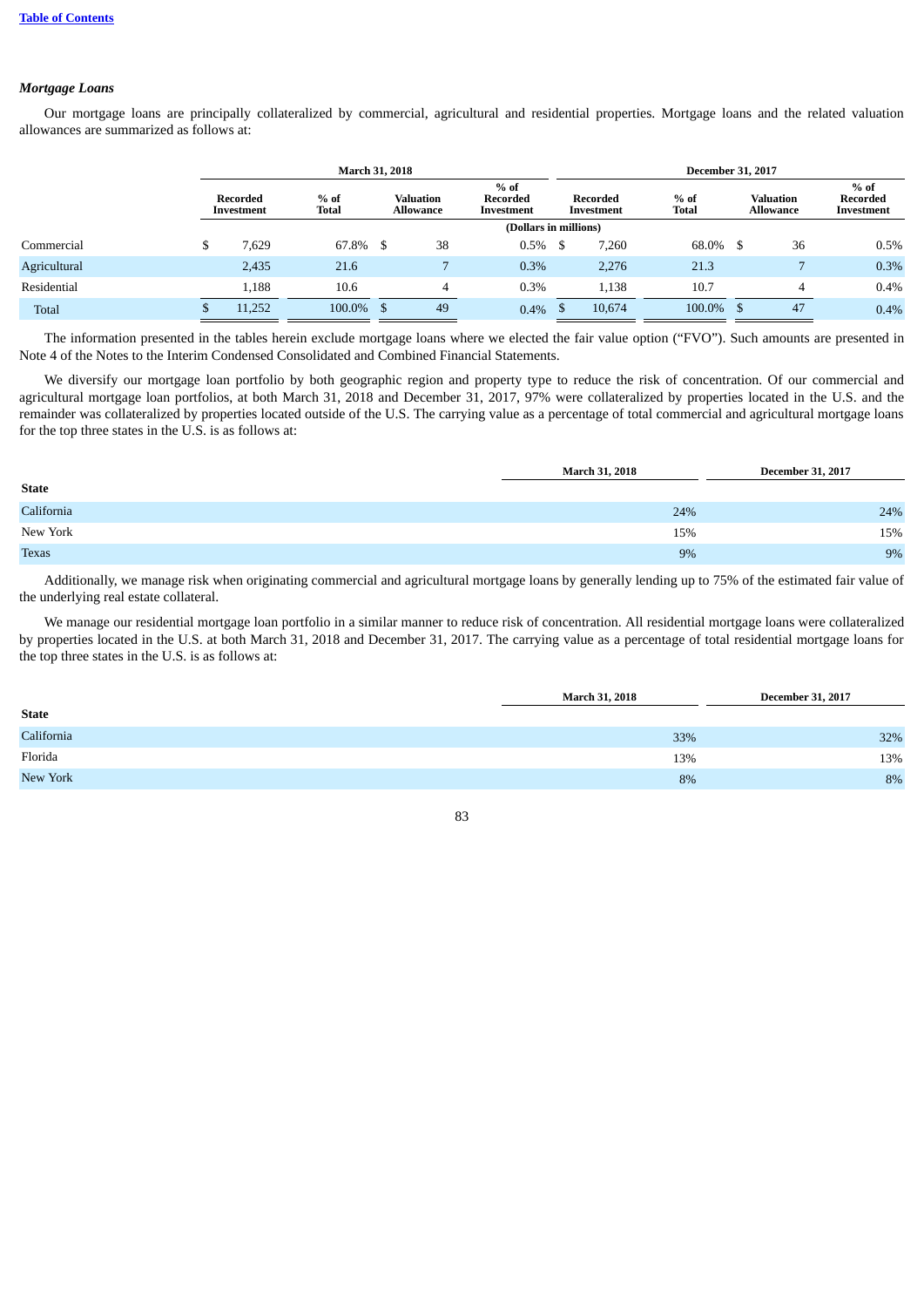*Mortgage Loans*

Our mortgage loans are principally collateralized by commercial, agricultural and residential properties. Mortgage loans and the related valuation allowances are summarized as follows at:

| | March 31, 2018 | | | | December 31, 2017 | | | |
|---|---|---|---|---|---|---|---|---|
| | Recorded Investment | % of Total | Valuation Allowance | % of Recorded Investment | Recorded Investment | % of Total | Valuation Allowance | % of Recorded Investment |
| | (Dollars in millions) | | | | | | | |
| Commercial | $ 7,629 | 67.8% | $ 38 | 0.5% | $ 7,260 | 68.0% | $ 36 | 0.5% |
| Agricultural | 2,435 | 21.6 | 7 | 0.3% | 2,276 | 21.3 | 7 | 0.3% |
| Residential | 1,188 | 10.6 | 4 | 0.3% | 1,138 | 10.7 | 4 | 0.4% |
| Total | $ 11,252 | 100.0% | $ 49 | 0.4% | $ 10,674 | 100.0% | $ 47 | 0.4% |

The information presented in the tables herein exclude mortgage loans where we elected the fair value option ("FVO"). Such amounts are presented in Note 4 of the Notes to the Interim Condensed Consolidated and Combined Financial Statements.

We diversify our mortgage loan portfolio by both geographic region and property type to reduce the risk of concentration. Of our commercial and agricultural mortgage loan portfolios, at both March 31, 2018 and December 31, 2017, 97% were collateralized by properties located in the U.S. and the remainder was collateralized by properties located outside of the U.S. The carrying value as a percentage of total commercial and agricultural mortgage loans for the top three states in the U.S. is as follows at:

| State | March 31, 2018 | December 31, 2017 |
|---|---|---|
| California | 24% | 24% |
| New York | 15% | 15% |
| Texas | 9% | 9% |

Additionally, we manage risk when originating commercial and agricultural mortgage loans by generally lending up to 75% of the estimated fair value of the underlying real estate collateral.

We manage our residential mortgage loan portfolio in a similar manner to reduce risk of concentration. All residential mortgage loans were collateralized by properties located in the U.S. at both March 31, 2018 and December 31, 2017. The carrying value as a percentage of total residential mortgage loans for the top three states in the U.S. is as follows at:

| State | March 31, 2018 | December 31, 2017 |
|---|---|---|
| California | 33% | 32% |
| Florida | 13% | 13% |
| New York | 8% | 8% |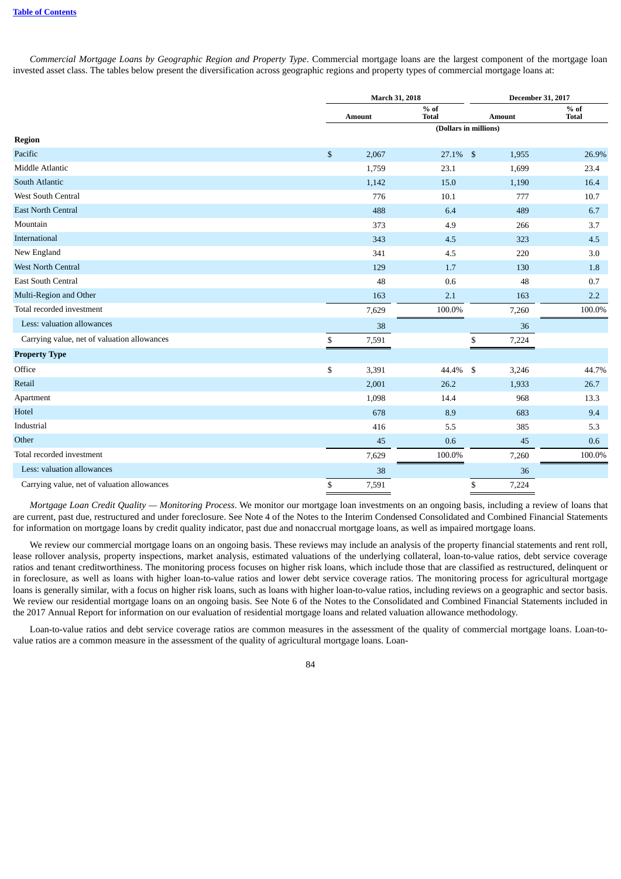*Commercial Mortgage Loans by Geographic Region and Property Type*. Commercial mortgage loans are the largest component of the mortgage loan invested asset class. The tables below present the diversification across geographic regions and property types of commercial mortgage loans at:

| | March 31, 2018 | | December 31, 2017 | |
|---|---|---|---|---|
| | Amount | % of Total | Amount | % of Total |
| | (Dollars in millions) | | | |
| **Region** | | | | |
| Pacific | $ 2,067 | 27.1% | $ 1,955 | 26.9% |
| Middle Atlantic | 1,759 | 23.1 | 1,699 | 23.4 |
| South Atlantic | 1,142 | 15.0 | 1,190 | 16.4 |
| West South Central | 776 | 10.1 | 777 | 10.7 |
| East North Central | 488 | 6.4 | 489 | 6.7 |
| Mountain | 373 | 4.9 | 266 | 3.7 |
| International | 343 | 4.5 | 323 | 4.5 |
| New England | 341 | 4.5 | 220 | 3.0 |
| West North Central | 129 | 1.7 | 130 | 1.8 |
| East South Central | 48 | 0.6 | 48 | 0.7 |
| Multi-Region and Other | 163 | 2.1 | 163 | 2.2 |
| Total recorded investment | 7,629 | 100.0% | 7,260 | 100.0% |
| Less: valuation allowances | 38 | | 36 | |
| Carrying value, net of valuation allowances | $ 7,591 | | $ 7,224 | |
| **Property Type** | | | | |
| Office | $ 3,391 | 44.4% | $ 3,246 | 44.7% |
| Retail | 2,001 | 26.2 | 1,933 | 26.7 |
| Apartment | 1,098 | 14.4 | 968 | 13.3 |
| Hotel | 678 | 8.9 | 683 | 9.4 |
| Industrial | 416 | 5.5 | 385 | 5.3 |
| Other | 45 | 0.6 | 45 | 0.6 |
| Total recorded investment | 7,629 | 100.0% | 7,260 | 100.0% |
| Less: valuation allowances | 38 | | 36 | |
| Carrying value, net of valuation allowances | $ 7,591 | | $ 7,224 | |

*Mortgage Loan Credit Quality — Monitoring Process*. We monitor our mortgage loan investments on an ongoing basis, including a review of loans that are current, past due, restructured and under foreclosure. See Note 4 of the Notes to the Interim Condensed Consolidated and Combined Financial Statements for information on mortgage loans by credit quality indicator, past due and nonaccrual mortgage loans, as well as impaired mortgage loans.

We review our commercial mortgage loans on an ongoing basis. These reviews may include an analysis of the property financial statements and rent roll, lease rollover analysis, property inspections, market analysis, estimated valuations of the underlying collateral, loan-to-value ratios, debt service coverage ratios and tenant creditworthiness. The monitoring process focuses on higher risk loans, which include those that are classified as restructured, delinquent or in foreclosure, as well as loans with higher loan-to-value ratios and lower debt service coverage ratios. The monitoring process for agricultural mortgage loans is generally similar, with a focus on higher risk loans, such as loans with higher loan-to-value ratios, including reviews on a geographic and sector basis. We review our residential mortgage loans on an ongoing basis. See Note 6 of the Notes to the Consolidated and Combined Financial Statements included in the 2017 Annual Report for information on our evaluation of residential mortgage loans and related valuation allowance methodology.

Loan-to-value ratios and debt service coverage ratios are common measures in the assessment of the quality of commercial mortgage loans. Loan-to-value ratios are a common measure in the assessment of the quality of agricultural mortgage loans. Loan-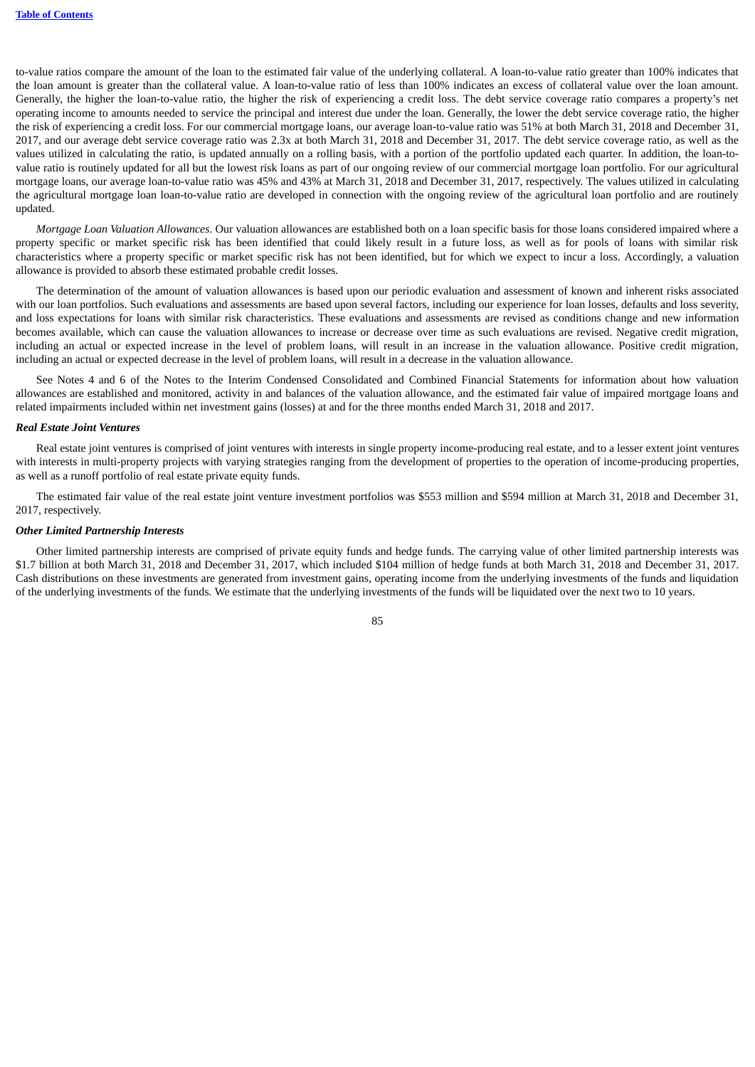to-value ratios compare the amount of the loan to the estimated fair value of the underlying collateral. A loan-to-value ratio greater than 100% indicates that the loan amount is greater than the collateral value. A loan-to-value ratio of less than 100% indicates an excess of collateral value over the loan amount. Generally, the higher the loan-to-value ratio, the higher the risk of experiencing a credit loss. The debt service coverage ratio compares a property's net operating income to amounts needed to service the principal and interest due under the loan. Generally, the lower the debt service coverage ratio, the higher the risk of experiencing a credit loss. For our commercial mortgage loans, our average loan-to-value ratio was 51% at both March 31, 2018 and December 31, 2017, and our average debt service coverage ratio was 2.3x at both March 31, 2018 and December 31, 2017. The debt service coverage ratio, as well as the values utilized in calculating the ratio, is updated annually on a rolling basis, with a portion of the portfolio updated each quarter. In addition, the loan-to-value ratio is routinely updated for all but the lowest risk loans as part of our ongoing review of our commercial mortgage loan portfolio. For our agricultural mortgage loans, our average loan-to-value ratio was 45% and 43% at March 31, 2018 and December 31, 2017, respectively. The values utilized in calculating the agricultural mortgage loan loan-to-value ratio are developed in connection with the ongoing review of the agricultural loan portfolio and are routinely updated.

*Mortgage Loan Valuation Allowances*. Our valuation allowances are established both on a loan specific basis for those loans considered impaired where a property specific or market specific risk has been identified that could likely result in a future loss, as well as for pools of loans with similar risk characteristics where a property specific or market specific risk has not been identified, but for which we expect to incur a loss. Accordingly, a valuation allowance is provided to absorb these estimated probable credit losses.

The determination of the amount of valuation allowances is based upon our periodic evaluation and assessment of known and inherent risks associated with our loan portfolios. Such evaluations and assessments are based upon several factors, including our experience for loan losses, defaults and loss severity, and loss expectations for loans with similar risk characteristics. These evaluations and assessments are revised as conditions change and new information becomes available, which can cause the valuation allowances to increase or decrease over time as such evaluations are revised. Negative credit migration, including an actual or expected increase in the level of problem loans, will result in an increase in the valuation allowance. Positive credit migration, including an actual or expected decrease in the level of problem loans, will result in a decrease in the valuation allowance.

See Notes 4 and 6 of the Notes to the Interim Condensed Consolidated and Combined Financial Statements for information about how valuation allowances are established and monitored, activity in and balances of the valuation allowance, and the estimated fair value of impaired mortgage loans and related impairments included within net investment gains (losses) at and for the three months ended March 31, 2018 and 2017.

***Real Estate Joint Ventures***

Real estate joint ventures is comprised of joint ventures with interests in single property income-producing real estate, and to a lesser extent joint ventures with interests in multi-property projects with varying strategies ranging from the development of properties to the operation of income-producing properties, as well as a runoff portfolio of real estate private equity funds.

The estimated fair value of the real estate joint venture investment portfolios was $553 million and $594 million at March 31, 2018 and December 31, 2017, respectively.

***Other Limited Partnership Interests***

Other limited partnership interests are comprised of private equity funds and hedge funds. The carrying value of other limited partnership interests was $1.7 billion at both March 31, 2018 and December 31, 2017, which included $104 million of hedge funds at both March 31, 2018 and December 31, 2017. Cash distributions on these investments are generated from investment gains, operating income from the underlying investments of the funds and liquidation of the underlying investments of the funds. We estimate that the underlying investments of the funds will be liquidated over the next two to 10 years.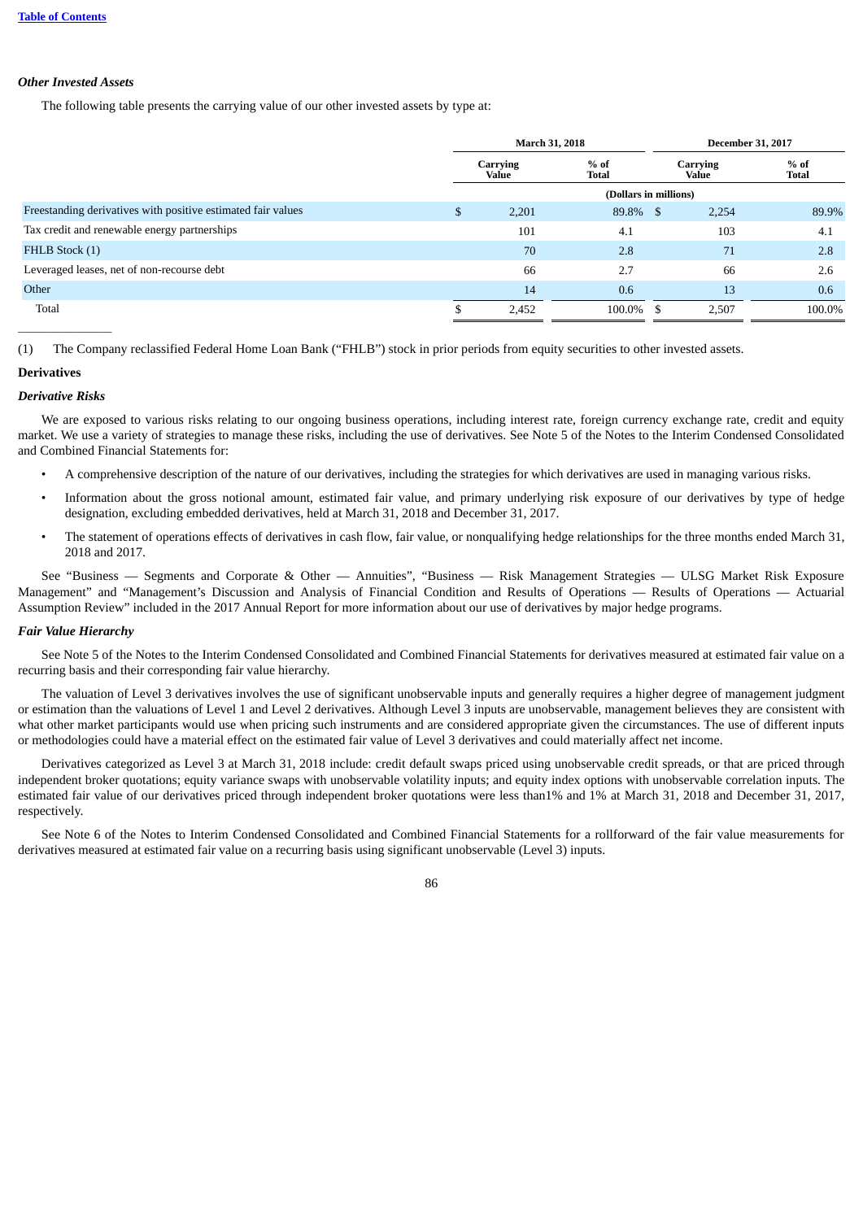*Other Invested Assets*

The following table presents the carrying value of our other invested assets by type at:

| | March 31, 2018 | | December 31, 2017 | |
|---|---|---|---|---|
| | Carrying Value | % of Total | Carrying Value | % of Total |
| | (Dollars in millions) | | | |
| Freestanding derivatives with positive estimated fair values | $ 2,201 | 89.8% | $ 2,254 | 89.9% |
| Tax credit and renewable energy partnerships | 101 | 4.1 | 103 | 4.1 |
| FHLB Stock (1) | 70 | 2.8 | 71 | 2.8 |
| Leveraged leases, net of non-recourse debt | 66 | 2.7 | 66 | 2.6 |
| Other | 14 | 0.6 | 13 | 0.6 |
| Total | $ 2,452 | 100.0% | $ 2,507 | 100.0% |

(1) The Company reclassified Federal Home Loan Bank ("FHLB") stock in prior periods from equity securities to other invested assets.

**Derivatives**

*Derivative Risks*

We are exposed to various risks relating to our ongoing business operations, including interest rate, foreign currency exchange rate, credit and equity market. We use a variety of strategies to manage these risks, including the use of derivatives. See Note 5 of the Notes to the Interim Condensed Consolidated and Combined Financial Statements for:

- A comprehensive description of the nature of our derivatives, including the strategies for which derivatives are used in managing various risks.
- Information about the gross notional amount, estimated fair value, and primary underlying risk exposure of our derivatives by type of hedge designation, excluding embedded derivatives, held at March 31, 2018 and December 31, 2017.
- The statement of operations effects of derivatives in cash flow, fair value, or nonqualifying hedge relationships for the three months ended March 31, 2018 and 2017.

See "Business — Segments and Corporate & Other — Annuities", "Business — Risk Management Strategies — ULSG Market Risk Exposure Management" and "Management's Discussion and Analysis of Financial Condition and Results of Operations — Results of Operations — Actuarial Assumption Review" included in the 2017 Annual Report for more information about our use of derivatives by major hedge programs.

*Fair Value Hierarchy*

See Note 5 of the Notes to the Interim Condensed Consolidated and Combined Financial Statements for derivatives measured at estimated fair value on a recurring basis and their corresponding fair value hierarchy.

The valuation of Level 3 derivatives involves the use of significant unobservable inputs and generally requires a higher degree of management judgment or estimation than the valuations of Level 1 and Level 2 derivatives. Although Level 3 inputs are unobservable, management believes they are consistent with what other market participants would use when pricing such instruments and are considered appropriate given the circumstances. The use of different inputs or methodologies could have a material effect on the estimated fair value of Level 3 derivatives and could materially affect net income.

Derivatives categorized as Level 3 at March 31, 2018 include: credit default swaps priced using unobservable credit spreads, or that are priced through independent broker quotations; equity variance swaps with unobservable volatility inputs; and equity index options with unobservable correlation inputs. The estimated fair value of our derivatives priced through independent broker quotations were less than1% and 1% at March 31, 2018 and December 31, 2017, respectively.

See Note 6 of the Notes to Interim Condensed Consolidated and Combined Financial Statements for a rollforward of the fair value measurements for derivatives measured at estimated fair value on a recurring basis using significant unobservable (Level 3) inputs.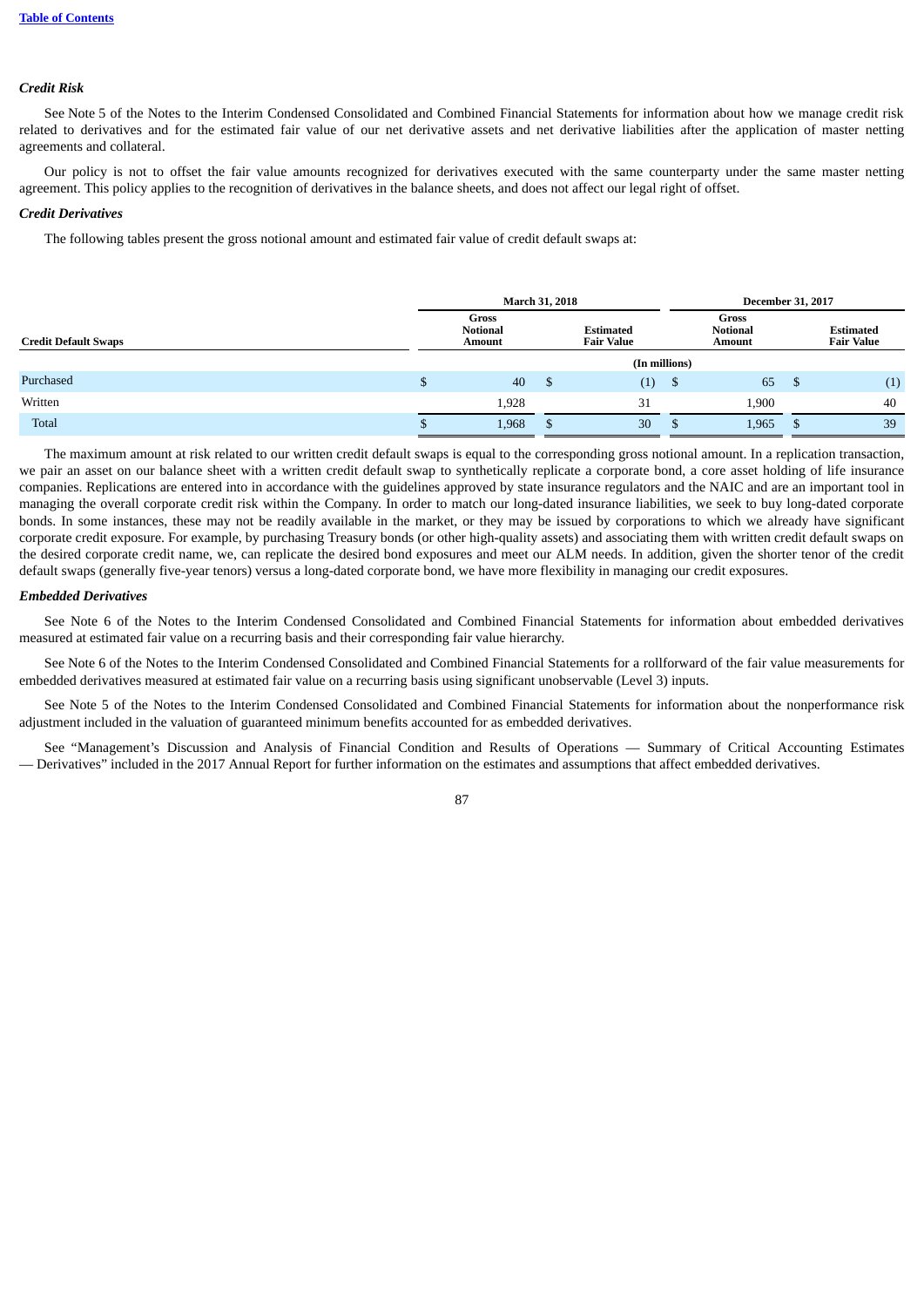[Table of Contents](#)

### *Credit Risk*

See Note 5 of the Notes to the Interim Condensed Consolidated and Combined Financial Statements for information about how we manage credit risk related to derivatives and for the estimated fair value of our net derivative assets and net derivative liabilities after the application of master netting agreements and collateral.

Our policy is not to offset the fair value amounts recognized for derivatives executed with the same counterparty under the same master netting agreement. This policy applies to the recognition of derivatives in the balance sheets, and does not affect our legal right of offset.

### *Credit Derivatives*

The following tables present the gross notional amount and estimated fair value of credit default swaps at:

| Credit Default Swaps | March 31, 2018 | | December 31, 2017 | |
|---|---|---|---|---|
| | Gross Notional Amount | Estimated Fair Value | Gross Notional Amount | Estimated Fair Value |
| | (In millions) | | | |
| Purchased | $ 40 | $ (1) | $ 65 | $ (1) |
| Written | 1,928 | 31 | 1,900 | 40 |
| Total | $ 1,968 | $ 30 | $ 1,965 | $ 39 |

The maximum amount at risk related to our written credit default swaps is equal to the corresponding gross notional amount. In a replication transaction, we pair an asset on our balance sheet with a written credit default swap to synthetically replicate a corporate bond, a core asset holding of life insurance companies. Replications are entered into in accordance with the guidelines approved by state insurance regulators and the NAIC and are an important tool in managing the overall corporate credit risk within the Company. In order to match our long-dated insurance liabilities, we seek to buy long-dated corporate bonds. In some instances, these may not be readily available in the market, or they may be issued by corporations to which we already have significant corporate credit exposure. For example, by purchasing Treasury bonds (or other high-quality assets) and associating them with written credit default swaps on the desired corporate credit name, we, can replicate the desired bond exposures and meet our ALM needs. In addition, given the shorter tenor of the credit default swaps (generally five-year tenors) versus a long-dated corporate bond, we have more flexibility in managing our credit exposures.

### *Embedded Derivatives*

See Note 6 of the Notes to the Interim Condensed Consolidated and Combined Financial Statements for information about embedded derivatives measured at estimated fair value on a recurring basis and their corresponding fair value hierarchy.

See Note 6 of the Notes to the Interim Condensed Consolidated and Combined Financial Statements for a rollforward of the fair value measurements for embedded derivatives measured at estimated fair value on a recurring basis using significant unobservable (Level 3) inputs.

See Note 5 of the Notes to the Interim Condensed Consolidated and Combined Financial Statements for information about the nonperformance risk adjustment included in the valuation of guaranteed minimum benefits accounted for as embedded derivatives.

See "Management's Discussion and Analysis of Financial Condition and Results of Operations — Summary of Critical Accounting Estimates — Derivatives" included in the 2017 Annual Report for further information on the estimates and assumptions that affect embedded derivatives.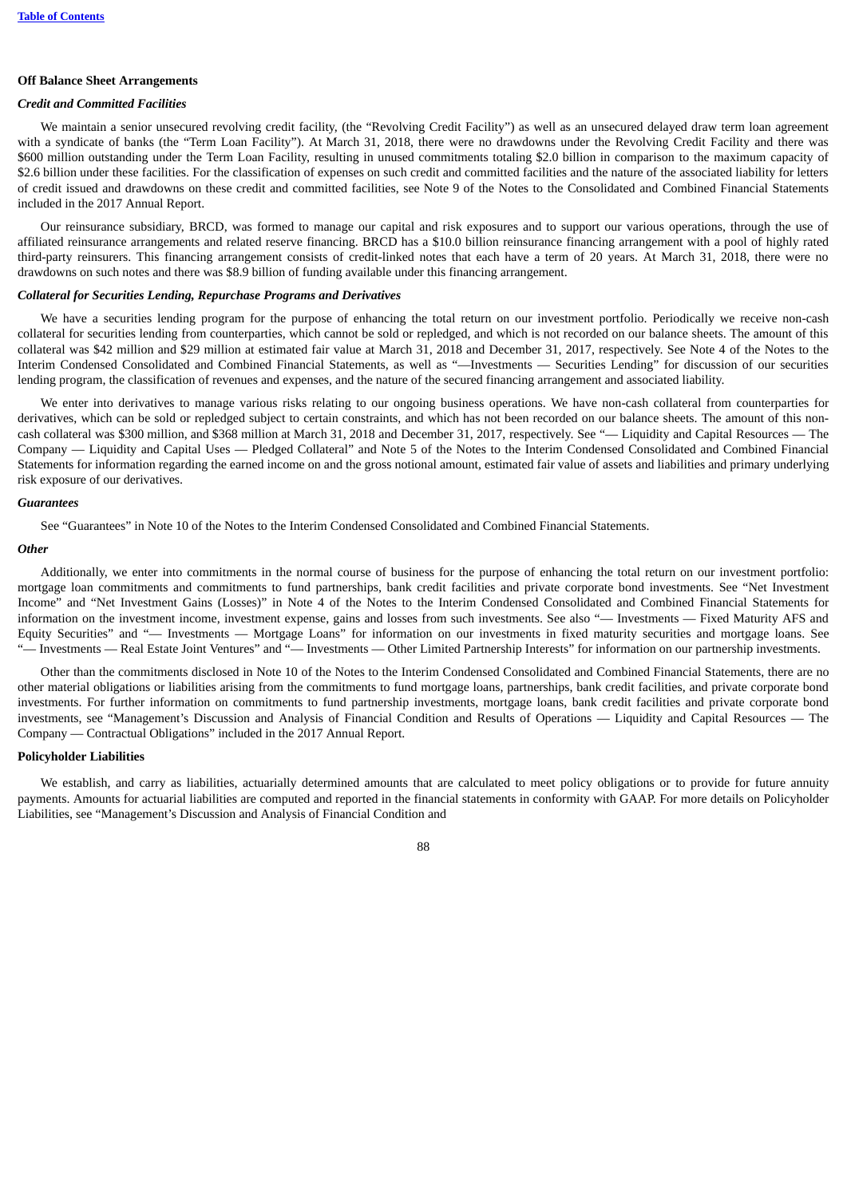## Off Balance Sheet Arrangements

### *Credit and Committed Facilities*

We maintain a senior unsecured revolving credit facility, (the "Revolving Credit Facility") as well as an unsecured delayed draw term loan agreement with a syndicate of banks (the "Term Loan Facility"). At March 31, 2018, there were no drawdowns under the Revolving Credit Facility and there was $600 million outstanding under the Term Loan Facility, resulting in unused commitments totaling $2.0 billion in comparison to the maximum capacity of $2.6 billion under these facilities. For the classification of expenses on such credit and committed facilities and the nature of the associated liability for letters of credit issued and drawdowns on these credit and committed facilities, see Note 9 of the Notes to the Consolidated and Combined Financial Statements included in the 2017 Annual Report.

Our reinsurance subsidiary, BRCD, was formed to manage our capital and risk exposures and to support our various operations, through the use of affiliated reinsurance arrangements and related reserve financing. BRCD has a $10.0 billion reinsurance financing arrangement with a pool of highly rated third-party reinsurers. This financing arrangement consists of credit-linked notes that each have a term of 20 years. At March 31, 2018, there were no drawdowns on such notes and there was $8.9 billion of funding available under this financing arrangement.

### *Collateral for Securities Lending, Repurchase Programs and Derivatives*

We have a securities lending program for the purpose of enhancing the total return on our investment portfolio. Periodically we receive non-cash collateral for securities lending from counterparties, which cannot be sold or repledged, and which is not recorded on our balance sheets. The amount of this collateral was $42 million and $29 million at estimated fair value at March 31, 2018 and December 31, 2017, respectively. See Note 4 of the Notes to the Interim Condensed Consolidated and Combined Financial Statements, as well as "—Investments — Securities Lending" for discussion of our securities lending program, the classification of revenues and expenses, and the nature of the secured financing arrangement and associated liability.

We enter into derivatives to manage various risks relating to our ongoing business operations. We have non-cash collateral from counterparties for derivatives, which can be sold or repledged subject to certain constraints, and which has not been recorded on our balance sheets. The amount of this non-cash collateral was $300 million, and $368 million at March 31, 2018 and December 31, 2017, respectively. See "— Liquidity and Capital Resources — The Company — Liquidity and Capital Uses — Pledged Collateral" and Note 5 of the Notes to the Interim Condensed Consolidated and Combined Financial Statements for information regarding the earned income on and the gross notional amount, estimated fair value of assets and liabilities and primary underlying risk exposure of our derivatives.

### *Guarantees*

See "Guarantees" in Note 10 of the Notes to the Interim Condensed Consolidated and Combined Financial Statements.

### *Other*

Additionally, we enter into commitments in the normal course of business for the purpose of enhancing the total return on our investment portfolio: mortgage loan commitments and commitments to fund partnerships, bank credit facilities and private corporate bond investments. See "Net Investment Income" and "Net Investment Gains (Losses)" in Note 4 of the Notes to the Interim Condensed Consolidated and Combined Financial Statements for information on the investment income, investment expense, gains and losses from such investments. See also "— Investments — Fixed Maturity AFS and Equity Securities" and "— Investments — Mortgage Loans" for information on our investments in fixed maturity securities and mortgage loans. See "— Investments — Real Estate Joint Ventures" and "— Investments — Other Limited Partnership Interests" for information on our partnership investments.

Other than the commitments disclosed in Note 10 of the Notes to the Interim Condensed Consolidated and Combined Financial Statements, there are no other material obligations or liabilities arising from the commitments to fund mortgage loans, partnerships, bank credit facilities, and private corporate bond investments. For further information on commitments to fund partnership investments, mortgage loans, bank credit facilities and private corporate bond investments, see "Management's Discussion and Analysis of Financial Condition and Results of Operations — Liquidity and Capital Resources — The Company — Contractual Obligations" included in the 2017 Annual Report.

## Policyholder Liabilities

We establish, and carry as liabilities, actuarially determined amounts that are calculated to meet policy obligations or to provide for future annuity payments. Amounts for actuarial liabilities are computed and reported in the financial statements in conformity with GAAP. For more details on Policyholder Liabilities, see "Management's Discussion and Analysis of Financial Condition and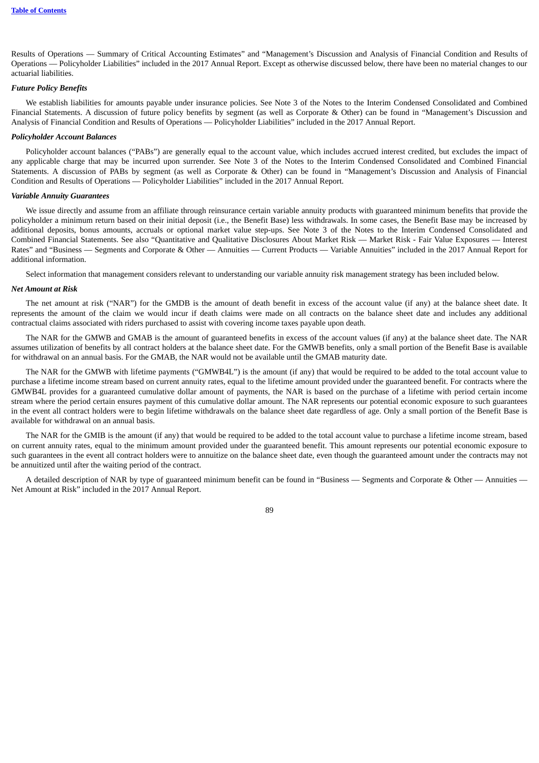Results of Operations — Summary of Critical Accounting Estimates" and "Management's Discussion and Analysis of Financial Condition and Results of Operations — Policyholder Liabilities" included in the 2017 Annual Report. Except as otherwise discussed below, there have been no material changes to our actuarial liabilities.

***Future Policy Benefits***

We establish liabilities for amounts payable under insurance policies. See Note 3 of the Notes to the Interim Condensed Consolidated and Combined Financial Statements. A discussion of future policy benefits by segment (as well as Corporate & Other) can be found in "Management's Discussion and Analysis of Financial Condition and Results of Operations — Policyholder Liabilities" included in the 2017 Annual Report.

***Policyholder Account Balances***

Policyholder account balances ("PABs") are generally equal to the account value, which includes accrued interest credited, but excludes the impact of any applicable charge that may be incurred upon surrender. See Note 3 of the Notes to the Interim Condensed Consolidated and Combined Financial Statements. A discussion of PABs by segment (as well as Corporate & Other) can be found in "Management's Discussion and Analysis of Financial Condition and Results of Operations — Policyholder Liabilities" included in the 2017 Annual Report.

***Variable Annuity Guarantees***

We issue directly and assume from an affiliate through reinsurance certain variable annuity products with guaranteed minimum benefits that provide the policyholder a minimum return based on their initial deposit (i.e., the Benefit Base) less withdrawals. In some cases, the Benefit Base may be increased by additional deposits, bonus amounts, accruals or optional market value step-ups. See Note 3 of the Notes to the Interim Condensed Consolidated and Combined Financial Statements. See also "Quantitative and Qualitative Disclosures About Market Risk — Market Risk - Fair Value Exposures — Interest Rates" and "Business — Segments and Corporate & Other — Annuities — Current Products — Variable Annuities" included in the 2017 Annual Report for additional information.

Select information that management considers relevant to understanding our variable annuity risk management strategy has been included below.

***Net Amount at Risk***

The net amount at risk ("NAR") for the GMDB is the amount of death benefit in excess of the account value (if any) at the balance sheet date. It represents the amount of the claim we would incur if death claims were made on all contracts on the balance sheet date and includes any additional contractual claims associated with riders purchased to assist with covering income taxes payable upon death.

The NAR for the GMWB and GMAB is the amount of guaranteed benefits in excess of the account values (if any) at the balance sheet date. The NAR assumes utilization of benefits by all contract holders at the balance sheet date. For the GMWB benefits, only a small portion of the Benefit Base is available for withdrawal on an annual basis. For the GMAB, the NAR would not be available until the GMAB maturity date.

The NAR for the GMWB with lifetime payments ("GMWB4L") is the amount (if any) that would be required to be added to the total account value to purchase a lifetime income stream based on current annuity rates, equal to the lifetime amount provided under the guaranteed benefit. For contracts where the GMWB4L provides for a guaranteed cumulative dollar amount of payments, the NAR is based on the purchase of a lifetime with period certain income stream where the period certain ensures payment of this cumulative dollar amount. The NAR represents our potential economic exposure to such guarantees in the event all contract holders were to begin lifetime withdrawals on the balance sheet date regardless of age. Only a small portion of the Benefit Base is available for withdrawal on an annual basis.

The NAR for the GMIB is the amount (if any) that would be required to be added to the total account value to purchase a lifetime income stream, based on current annuity rates, equal to the minimum amount provided under the guaranteed benefit. This amount represents our potential economic exposure to such guarantees in the event all contract holders were to annuitize on the balance sheet date, even though the guaranteed amount under the contracts may not be annuitized until after the waiting period of the contract.

A detailed description of NAR by type of guaranteed minimum benefit can be found in "Business — Segments and Corporate & Other — Annuities — Net Amount at Risk" included in the 2017 Annual Report.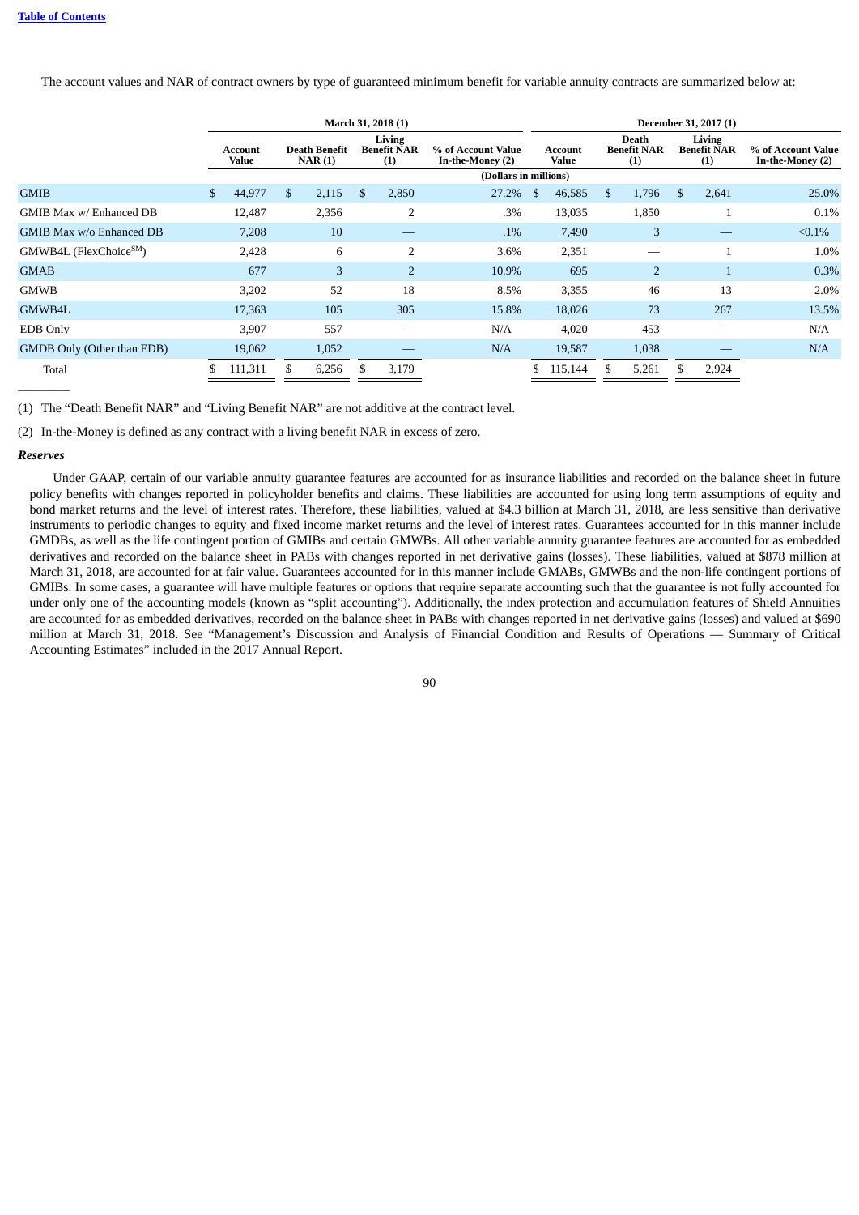The account values and NAR of contract owners by type of guaranteed minimum benefit for variable annuity contracts are summarized below at:

| | March 31, 2018 (1) | | | | December 31, 2017 (1) | | | |
|---|---|---|---|---|---|---|---|---|
| | Account Value | Death Benefit NAR (1) | Living Benefit NAR (1) | % of Account Value In-the-Money (2) | Account Value | Death Benefit NAR (1) | Living Benefit NAR (1) | % of Account Value In-the-Money (2) |
| | (Dollars in millions) | | | | | | | |
| GMIB | $ 44,977 | $ 2,115 | $ 2,850 | 27.2% | $ 46,585 | $ 1,796 | $ 2,641 | 25.0% |
| GMIB Max w/ Enhanced DB | 12,487 | 2,356 | 2 | .3% | 13,035 | 1,850 | 1 | 0.1% |
| GMIB Max w/o Enhanced DB | 7,208 | 10 | — | .1% | 7,490 | 3 | — | <0.1% |
| GMWB4L (FlexChoice[SM]) | 2,428 | 6 | 2 | 3.6% | 2,351 | — | 1 | 1.0% |
| GMAB | 677 | 3 | 2 | 10.9% | 695 | 2 | 1 | 0.3% |
| GMWB | 3,202 | 52 | 18 | 8.5% | 3,355 | 46 | 13 | 2.0% |
| GMWB4L | 17,363 | 105 | 305 | 15.8% | 18,026 | 73 | 267 | 13.5% |
| EDB Only | 3,907 | 557 | — | N/A | 4,020 | 453 | — | N/A |
| GMDB Only (Other than EDB) | 19,062 | 1,052 | — | N/A | 19,587 | 1,038 | — | N/A |
| Total | $ 111,311 | $ 6,256 | $ 3,179 | | $ 115,144 | $ 5,261 | $ 2,924 | |

(1) The "Death Benefit NAR" and "Living Benefit NAR" are not additive at the contract level.

(2) In-the-Money is defined as any contract with a living benefit NAR in excess of zero.

***Reserves***

Under GAAP, certain of our variable annuity guarantee features are accounted for as insurance liabilities and recorded on the balance sheet in future policy benefits with changes reported in policyholder benefits and claims. These liabilities are accounted for using long term assumptions of equity and bond market returns and the level of interest rates. Therefore, these liabilities, valued at $4.3 billion at March 31, 2018, are less sensitive than derivative instruments to periodic changes to equity and fixed income market returns and the level of interest rates. Guarantees accounted for in this manner include GMDBs, as well as the life contingent portion of GMIBs and certain GMWBs. All other variable annuity guarantee features are accounted for as embedded derivatives and recorded on the balance sheet in PABs with changes reported in net derivative gains (losses). These liabilities, valued at $878 million at March 31, 2018, are accounted for at fair value. Guarantees accounted for in this manner include GMABs, GMWBs and the non-life contingent portions of GMIBs. In some cases, a guarantee will have multiple features or options that require separate accounting such that the guarantee is not fully accounted for under only one of the accounting models (known as "split accounting"). Additionally, the index protection and accumulation features of Shield Annuities are accounted for as embedded derivatives, recorded on the balance sheet in PABs with changes reported in net derivative gains (losses) and valued at $690 million at March 31, 2018. See "Management's Discussion and Analysis of Financial Condition and Results of Operations — Summary of Critical Accounting Estimates" included in the 2017 Annual Report.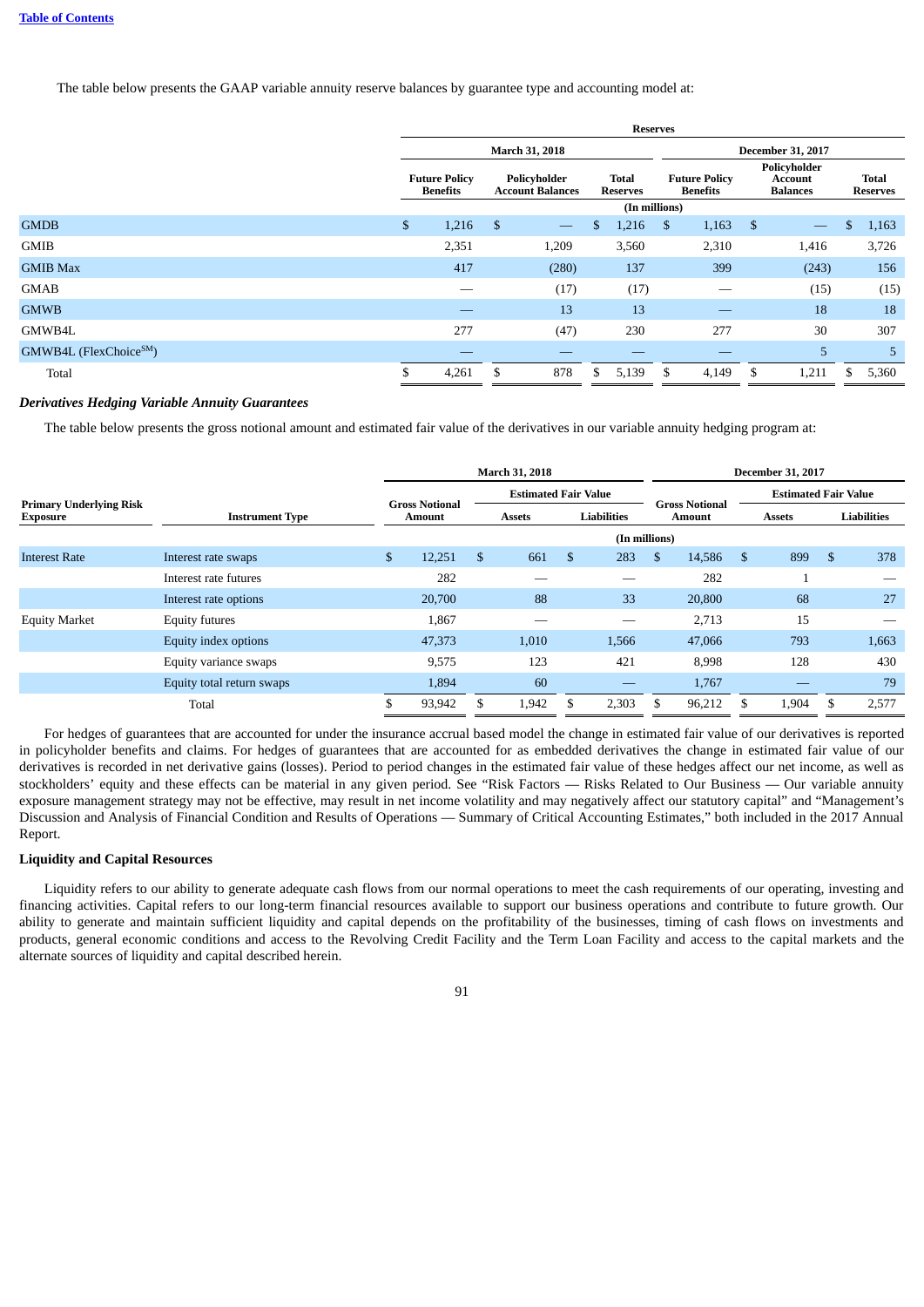The table below presents the GAAP variable annuity reserve balances by guarantee type and accounting model at:

| | Reserves | | | | | |
|---|---|---|---|---|---|---|
| | March 31, 2018 | | | December 31, 2017 | | |
| | Future Policy Benefits | Policyholder Account Balances | Total Reserves | Future Policy Benefits | Policyholder Account Balances | Total Reserves |
| | (In millions) | | | | | |
| GMDB | $ 1,216 | $ — | $ 1,216 | $ 1,163 | $ — | $ 1,163 |
| GMIB | 2,351 | 1,209 | 3,560 | 2,310 | 1,416 | 3,726 |
| GMIB Max | 417 | (280) | 137 | 399 | (243) | 156 |
| GMAB | — | (17) | (17) | — | (15) | (15) |
| GMWB | — | 13 | 13 | — | 18 | 18 |
| GMWB4L | 277 | (47) | 230 | 277 | 30 | 307 |
| GMWB4L (FlexChoice[SM]) | — | — | — | — | 5 | 5 |
| Total | $ 4,261 | $ 878 | $ 5,139 | $ 4,149 | $ 1,211 | $ 5,360 |

***Derivatives Hedging Variable Annuity Guarantees***

The table below presents the gross notional amount and estimated fair value of the derivatives in our variable annuity hedging program at:

| | | March 31, 2018 | | | December 31, 2017 | | |
|---|---|---|---|---|---|---|---|
| | | | Estimated Fair Value | | | Estimated Fair Value | |
| Primary Underlying Risk Exposure | Instrument Type | Gross Notional Amount | Assets | Liabilities | Gross Notional Amount | Assets | Liabilities |
| | | (In millions) | | | | | |
| Interest Rate | Interest rate swaps | $ 12,251 | $ 661 | $ 283 | $ 14,586 | $ 899 | $ 378 |
| | Interest rate futures | 282 | — | — | 282 | 1 | — |
| | Interest rate options | 20,700 | 88 | 33 | 20,800 | 68 | 27 |
| Equity Market | Equity futures | 1,867 | — | — | 2,713 | 15 | — |
| | Equity index options | 47,373 | 1,010 | 1,566 | 47,066 | 793 | 1,663 |
| | Equity variance swaps | 9,575 | 123 | 421 | 8,998 | 128 | 430 |
| | Equity total return swaps | 1,894 | 60 | — | 1,767 | — | 79 |
| | Total | $ 93,942 | $ 1,942 | $ 2,303 | $ 96,212 | $ 1,904 | $ 2,577 |

For hedges of guarantees that are accounted for under the insurance accrual based model the change in estimated fair value of our derivatives is reported in policyholder benefits and claims. For hedges of guarantees that are accounted for as embedded derivatives the change in estimated fair value of our derivatives is recorded in net derivative gains (losses). Period to period changes in the estimated fair value of these hedges affect our net income, as well as stockholders' equity and these effects can be material in any given period. See "Risk Factors — Risks Related to Our Business — Our variable annuity exposure management strategy may not be effective, may result in net income volatility and may negatively affect our statutory capital" and "Management's Discussion and Analysis of Financial Condition and Results of Operations — Summary of Critical Accounting Estimates," both included in the 2017 Annual Report.

**Liquidity and Capital Resources**

Liquidity refers to our ability to generate adequate cash flows from our normal operations to meet the cash requirements of our operating, investing and financing activities. Capital refers to our long-term financial resources available to support our business operations and contribute to future growth. Our ability to generate and maintain sufficient liquidity and capital depends on the profitability of the businesses, timing of cash flows on investments and products, general economic conditions and access to the Revolving Credit Facility and the Term Loan Facility and access to the capital markets and the alternate sources of liquidity and capital described herein.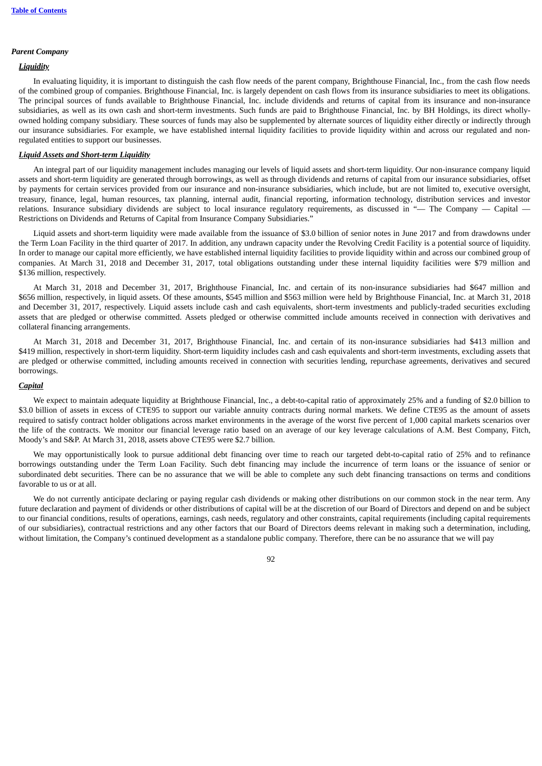*Parent Company*

***Liquidity***

In evaluating liquidity, it is important to distinguish the cash flow needs of the parent company, Brighthouse Financial, Inc., from the cash flow needs of the combined group of companies. Brighthouse Financial, Inc. is largely dependent on cash flows from its insurance subsidiaries to meet its obligations. The principal sources of funds available to Brighthouse Financial, Inc. include dividends and returns of capital from its insurance and non-insurance subsidiaries, as well as its own cash and short-term investments. Such funds are paid to Brighthouse Financial, Inc. by BH Holdings, its direct wholly-owned holding company subsidiary. These sources of funds may also be supplemented by alternate sources of liquidity either directly or indirectly through our insurance subsidiaries. For example, we have established internal liquidity facilities to provide liquidity within and across our regulated and non-regulated entities to support our businesses.

***Liquid Assets and Short-term Liquidity***

An integral part of our liquidity management includes managing our levels of liquid assets and short-term liquidity. Our non-insurance company liquid assets and short-term liquidity are generated through borrowings, as well as through dividends and returns of capital from our insurance subsidiaries, offset by payments for certain services provided from our insurance and non-insurance subsidiaries, which include, but are not limited to, executive oversight, treasury, finance, legal, human resources, tax planning, internal audit, financial reporting, information technology, distribution services and investor relations. Insurance subsidiary dividends are subject to local insurance regulatory requirements, as discussed in "— The Company — Capital — Restrictions on Dividends and Returns of Capital from Insurance Company Subsidiaries."

Liquid assets and short-term liquidity were made available from the issuance of $3.0 billion of senior notes in June 2017 and from drawdowns under the Term Loan Facility in the third quarter of 2017. In addition, any undrawn capacity under the Revolving Credit Facility is a potential source of liquidity. In order to manage our capital more efficiently, we have established internal liquidity facilities to provide liquidity within and across our combined group of companies. At March 31, 2018 and December 31, 2017, total obligations outstanding under these internal liquidity facilities were $79 million and $136 million, respectively.

At March 31, 2018 and December 31, 2017, Brighthouse Financial, Inc. and certain of its non-insurance subsidiaries had $647 million and $656 million, respectively, in liquid assets. Of these amounts, $545 million and $563 million were held by Brighthouse Financial, Inc. at March 31, 2018 and December 31, 2017, respectively. Liquid assets include cash and cash equivalents, short-term investments and publicly-traded securities excluding assets that are pledged or otherwise committed. Assets pledged or otherwise committed include amounts received in connection with derivatives and collateral financing arrangements.

At March 31, 2018 and December 31, 2017, Brighthouse Financial, Inc. and certain of its non-insurance subsidiaries had $413 million and $419 million, respectively in short-term liquidity. Short-term liquidity includes cash and cash equivalents and short-term investments, excluding assets that are pledged or otherwise committed, including amounts received in connection with securities lending, repurchase agreements, derivatives and secured borrowings.

***Capital***

We expect to maintain adequate liquidity at Brighthouse Financial, Inc., a debt-to-capital ratio of approximately 25% and a funding of $2.0 billion to $3.0 billion of assets in excess of CTE95 to support our variable annuity contracts during normal markets. We define CTE95 as the amount of assets required to satisfy contract holder obligations across market environments in the average of the worst five percent of 1,000 capital markets scenarios over the life of the contracts. We monitor our financial leverage ratio based on an average of our key leverage calculations of A.M. Best Company, Fitch, Moody's and S&P. At March 31, 2018, assets above CTE95 were $2.7 billion.

We may opportunistically look to pursue additional debt financing over time to reach our targeted debt-to-capital ratio of 25% and to refinance borrowings outstanding under the Term Loan Facility. Such debt financing may include the incurrence of term loans or the issuance of senior or subordinated debt securities. There can be no assurance that we will be able to complete any such debt financing transactions on terms and conditions favorable to us or at all.

We do not currently anticipate declaring or paying regular cash dividends or making other distributions on our common stock in the near term. Any future declaration and payment of dividends or other distributions of capital will be at the discretion of our Board of Directors and depend on and be subject to our financial conditions, results of operations, earnings, cash needs, regulatory and other constraints, capital requirements (including capital requirements of our subsidiaries), contractual restrictions and any other factors that our Board of Directors deems relevant in making such a determination, including, without limitation, the Company's continued development as a standalone public company. Therefore, there can be no assurance that we will pay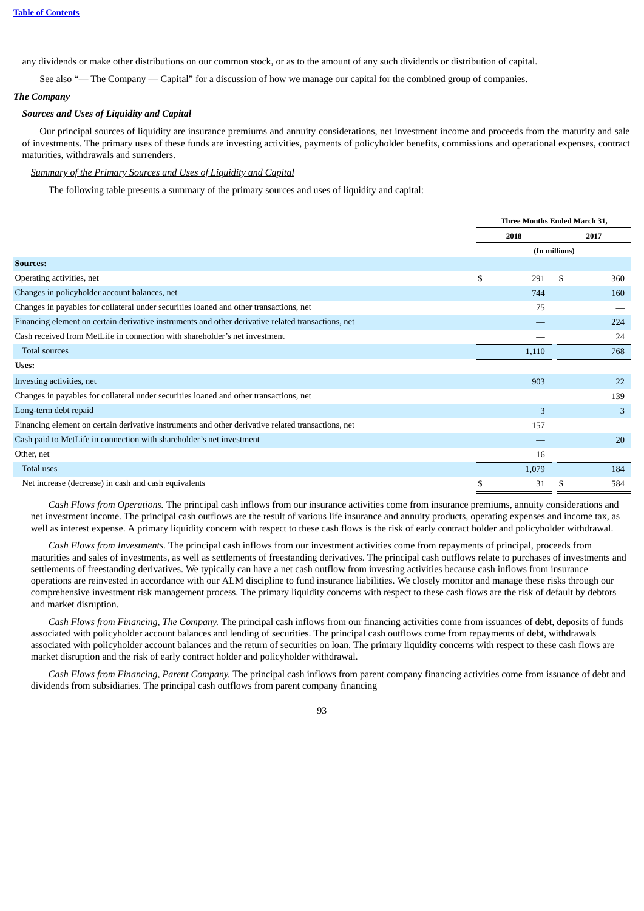any dividends or make other distributions on our common stock, or as to the amount of any such dividends or distribution of capital.

See also "— The Company — Capital" for a discussion of how we manage our capital for the combined group of companies.

***The Company***

***Sources and Uses of Liquidity and Capital***

Our principal sources of liquidity are insurance premiums and annuity considerations, net investment income and proceeds from the maturity and sale of investments. The primary uses of these funds are investing activities, payments of policyholder benefits, commissions and operational expenses, contract maturities, withdrawals and surrenders.

*Summary of the Primary Sources and Uses of Liquidity and Capital*

The following table presents a summary of the primary sources and uses of liquidity and capital:

| | Three Months Ended March 31, | |
|---|---|---|
| | 2018 | 2017 |
| | (In millions) | |
| **Sources:** | | |
| Operating activities, net | $ 291 | $ 360 |
| Changes in policyholder account balances, net | 744 | 160 |
| Changes in payables for collateral under securities loaned and other transactions, net | 75 | — |
| Financing element on certain derivative instruments and other derivative related transactions, net | — | 224 |
| Cash received from MetLife in connection with shareholder's net investment | — | 24 |
| Total sources | 1,110 | 768 |
| **Uses:** | | |
| Investing activities, net | 903 | 22 |
| Changes in payables for collateral under securities loaned and other transactions, net | — | 139 |
| Long-term debt repaid | 3 | 3 |
| Financing element on certain derivative instruments and other derivative related transactions, net | 157 | — |
| Cash paid to MetLife in connection with shareholder's net investment | — | 20 |
| Other, net | 16 | — |
| Total uses | 1,079 | 184 |
| Net increase (decrease) in cash and cash equivalents | $ 31 | $ 584 |

*Cash Flows from Operations.* The principal cash inflows from our insurance activities come from insurance premiums, annuity considerations and net investment income. The principal cash outflows are the result of various life insurance and annuity products, operating expenses and income tax, as well as interest expense. A primary liquidity concern with respect to these cash flows is the risk of early contract holder and policyholder withdrawal.

*Cash Flows from Investments.* The principal cash inflows from our investment activities come from repayments of principal, proceeds from maturities and sales of investments, as well as settlements of freestanding derivatives. The principal cash outflows relate to purchases of investments and settlements of freestanding derivatives. We typically can have a net cash outflow from investing activities because cash inflows from insurance operations are reinvested in accordance with our ALM discipline to fund insurance liabilities. We closely monitor and manage these risks through our comprehensive investment risk management process. The primary liquidity concerns with respect to these cash flows are the risk of default by debtors and market disruption.

*Cash Flows from Financing, The Company.* The principal cash inflows from our financing activities come from issuances of debt, deposits of funds associated with policyholder account balances and lending of securities. The principal cash outflows come from repayments of debt, withdrawals associated with policyholder account balances and the return of securities on loan. The primary liquidity concerns with respect to these cash flows are market disruption and the risk of early contract holder and policyholder withdrawal.

*Cash Flows from Financing, Parent Company.* The principal cash inflows from parent company financing activities come from issuance of debt and dividends from subsidiaries. The principal cash outflows from parent company financing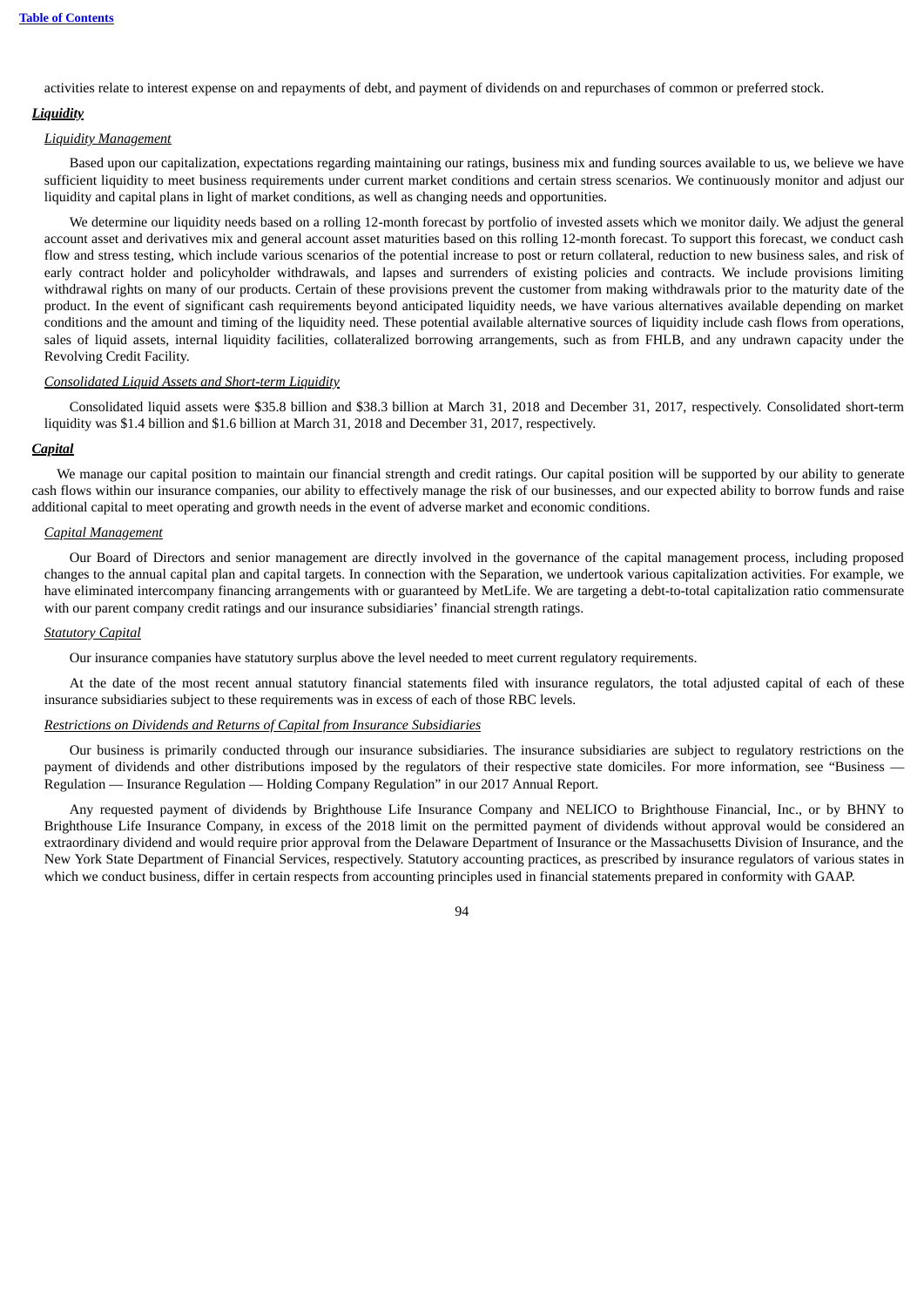activities relate to interest expense on and repayments of debt, and payment of dividends on and repurchases of common or preferred stock.

***Liquidity***

*Liquidity Management*

Based upon our capitalization, expectations regarding maintaining our ratings, business mix and funding sources available to us, we believe we have sufficient liquidity to meet business requirements under current market conditions and certain stress scenarios. We continuously monitor and adjust our liquidity and capital plans in light of market conditions, as well as changing needs and opportunities.

We determine our liquidity needs based on a rolling 12-month forecast by portfolio of invested assets which we monitor daily. We adjust the general account asset and derivatives mix and general account asset maturities based on this rolling 12-month forecast. To support this forecast, we conduct cash flow and stress testing, which include various scenarios of the potential increase to post or return collateral, reduction to new business sales, and risk of early contract holder and policyholder withdrawals, and lapses and surrenders of existing policies and contracts. We include provisions limiting withdrawal rights on many of our products. Certain of these provisions prevent the customer from making withdrawals prior to the maturity date of the product. In the event of significant cash requirements beyond anticipated liquidity needs, we have various alternatives available depending on market conditions and the amount and timing of the liquidity need. These potential available alternative sources of liquidity include cash flows from operations, sales of liquid assets, internal liquidity facilities, collateralized borrowing arrangements, such as from FHLB, and any undrawn capacity under the Revolving Credit Facility.

*Consolidated Liquid Assets and Short-term Liquidity*

Consolidated liquid assets were $35.8 billion and $38.3 billion at March 31, 2018 and December 31, 2017, respectively. Consolidated short-term liquidity was $1.4 billion and $1.6 billion at March 31, 2018 and December 31, 2017, respectively.

***Capital***

We manage our capital position to maintain our financial strength and credit ratings. Our capital position will be supported by our ability to generate cash flows within our insurance companies, our ability to effectively manage the risk of our businesses, and our expected ability to borrow funds and raise additional capital to meet operating and growth needs in the event of adverse market and economic conditions.

*Capital Management*

Our Board of Directors and senior management are directly involved in the governance of the capital management process, including proposed changes to the annual capital plan and capital targets. In connection with the Separation, we undertook various capitalization activities. For example, we have eliminated intercompany financing arrangements with or guaranteed by MetLife. We are targeting a debt-to-total capitalization ratio commensurate with our parent company credit ratings and our insurance subsidiaries' financial strength ratings.

*Statutory Capital*

Our insurance companies have statutory surplus above the level needed to meet current regulatory requirements.

At the date of the most recent annual statutory financial statements filed with insurance regulators, the total adjusted capital of each of these insurance subsidiaries subject to these requirements was in excess of each of those RBC levels.

*Restrictions on Dividends and Returns of Capital from Insurance Subsidiaries*

Our business is primarily conducted through our insurance subsidiaries. The insurance subsidiaries are subject to regulatory restrictions on the payment of dividends and other distributions imposed by the regulators of their respective state domiciles. For more information, see "Business — Regulation — Insurance Regulation — Holding Company Regulation" in our 2017 Annual Report.

Any requested payment of dividends by Brighthouse Life Insurance Company and NELICO to Brighthouse Financial, Inc., or by BHNY to Brighthouse Life Insurance Company, in excess of the 2018 limit on the permitted payment of dividends without approval would be considered an extraordinary dividend and would require prior approval from the Delaware Department of Insurance or the Massachusetts Division of Insurance, and the New York State Department of Financial Services, respectively. Statutory accounting practices, as prescribed by insurance regulators of various states in which we conduct business, differ in certain respects from accounting principles used in financial statements prepared in conformity with GAAP.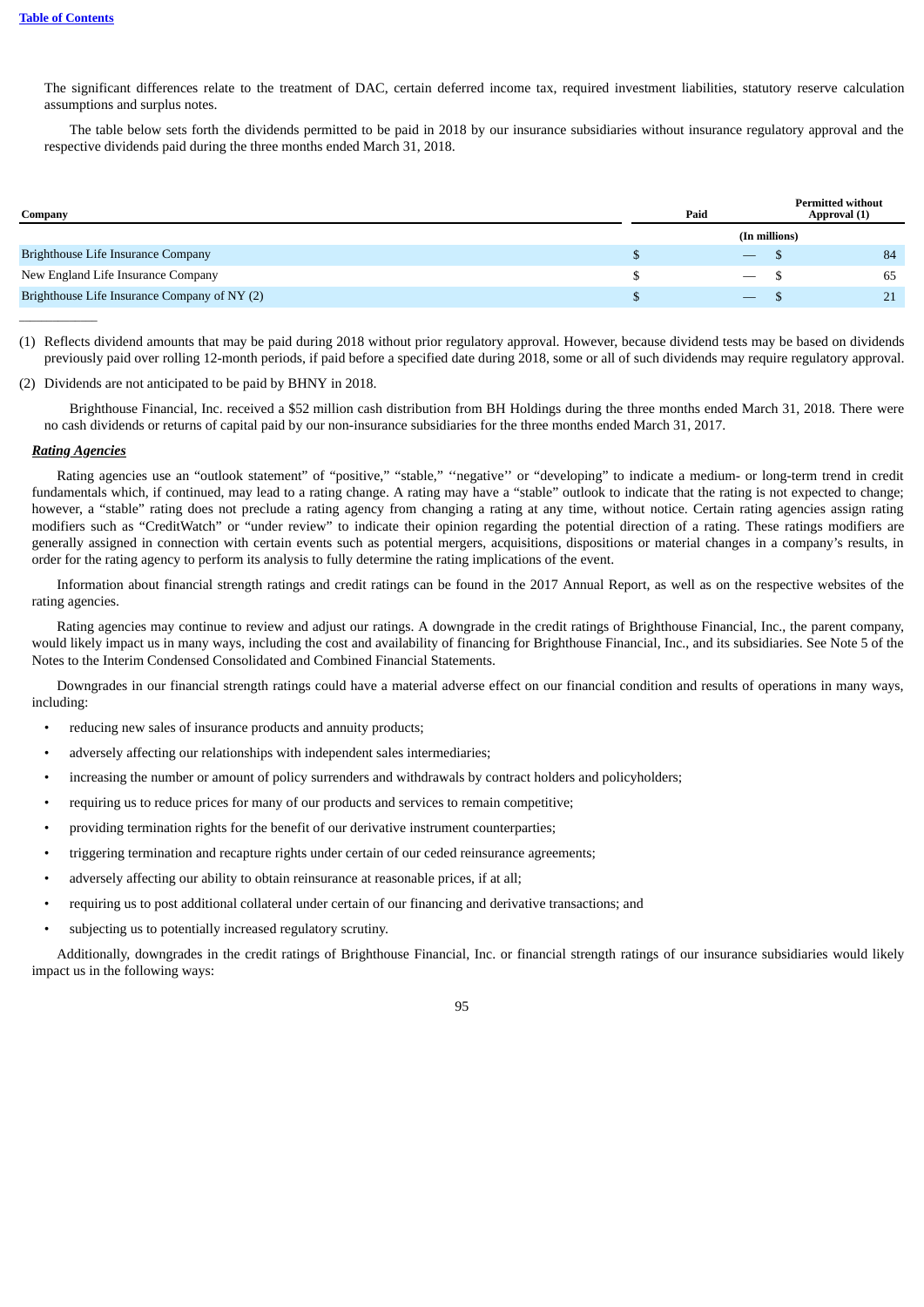The significant differences relate to the treatment of DAC, certain deferred income tax, required investment liabilities, statutory reserve calculation assumptions and surplus notes.

The table below sets forth the dividends permitted to be paid in 2018 by our insurance subsidiaries without insurance regulatory approval and the respective dividends paid during the three months ended March 31, 2018.

| Company | Paid | Permitted without Approval (1) |
|---|---|---|
| | (In millions) | |
| Brighthouse Life Insurance Company | $ — | $ 84 |
| New England Life Insurance Company | $ — | $ 65 |
| Brighthouse Life Insurance Company of NY (2) | $ — | $ 21 |

(1) Reflects dividend amounts that may be paid during 2018 without prior regulatory approval. However, because dividend tests may be based on dividends previously paid over rolling 12-month periods, if paid before a specified date during 2018, some or all of such dividends may require regulatory approval.

(2) Dividends are not anticipated to be paid by BHNY in 2018.

Brighthouse Financial, Inc. received a $52 million cash distribution from BH Holdings during the three months ended March 31, 2018. There were no cash dividends or returns of capital paid by our non-insurance subsidiaries for the three months ended March 31, 2017.

***Rating Agencies***

Rating agencies use an "outlook statement" of "positive," "stable," "negative" or "developing" to indicate a medium- or long-term trend in credit fundamentals which, if continued, may lead to a rating change. A rating may have a "stable" outlook to indicate that the rating is not expected to change; however, a "stable" rating does not preclude a rating agency from changing a rating at any time, without notice. Certain rating agencies assign rating modifiers such as "CreditWatch" or "under review" to indicate their opinion regarding the potential direction of a rating. These ratings modifiers are generally assigned in connection with certain events such as potential mergers, acquisitions, dispositions or material changes in a company's results, in order for the rating agency to perform its analysis to fully determine the rating implications of the event.

Information about financial strength ratings and credit ratings can be found in the 2017 Annual Report, as well as on the respective websites of the rating agencies.

Rating agencies may continue to review and adjust our ratings. A downgrade in the credit ratings of Brighthouse Financial, Inc., the parent company, would likely impact us in many ways, including the cost and availability of financing for Brighthouse Financial, Inc., and its subsidiaries. See Note 5 of the Notes to the Interim Condensed Consolidated and Combined Financial Statements.

Downgrades in our financial strength ratings could have a material adverse effect on our financial condition and results of operations in many ways, including:

- reducing new sales of insurance products and annuity products;
- adversely affecting our relationships with independent sales intermediaries;
- increasing the number or amount of policy surrenders and withdrawals by contract holders and policyholders;
- requiring us to reduce prices for many of our products and services to remain competitive;
- providing termination rights for the benefit of our derivative instrument counterparties;
- triggering termination and recapture rights under certain of our ceded reinsurance agreements;
- adversely affecting our ability to obtain reinsurance at reasonable prices, if at all;
- requiring us to post additional collateral under certain of our financing and derivative transactions; and
- subjecting us to potentially increased regulatory scrutiny.

Additionally, downgrades in the credit ratings of Brighthouse Financial, Inc. or financial strength ratings of our insurance subsidiaries would likely impact us in the following ways: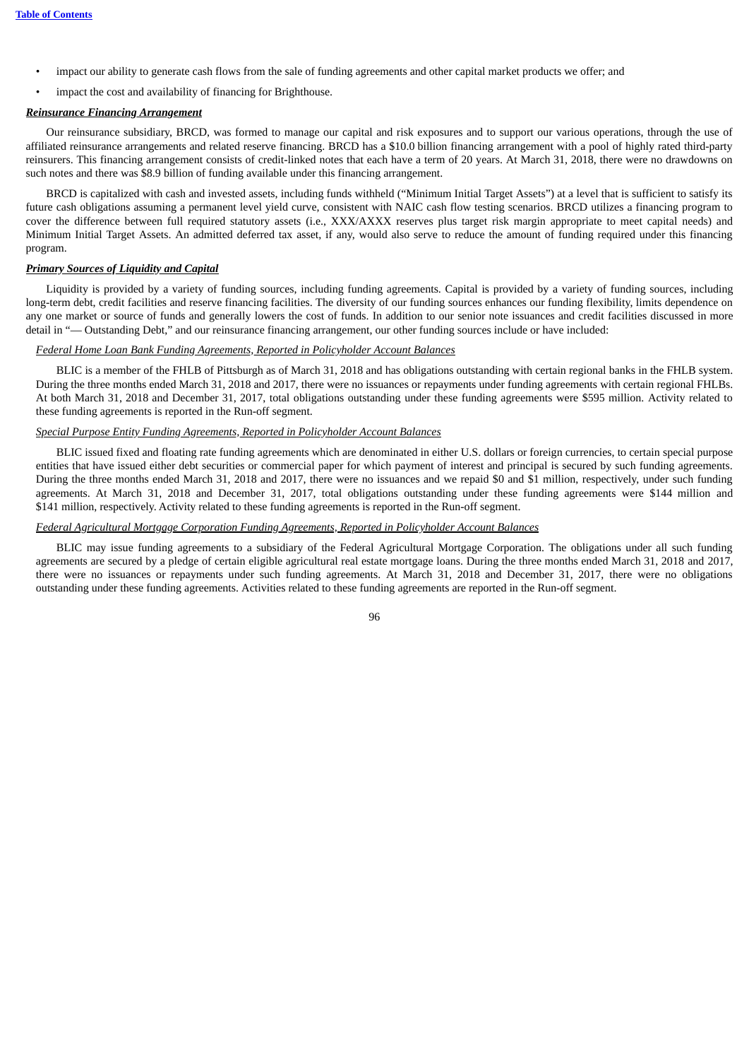- impact our ability to generate cash flows from the sale of funding agreements and other capital market products we offer; and
- impact the cost and availability of financing for Brighthouse.

***Reinsurance Financing Arrangement***

Our reinsurance subsidiary, BRCD, was formed to manage our capital and risk exposures and to support our various operations, through the use of affiliated reinsurance arrangements and related reserve financing. BRCD has a $10.0 billion financing arrangement with a pool of highly rated third-party reinsurers. This financing arrangement consists of credit-linked notes that each have a term of 20 years. At March 31, 2018, there were no drawdowns on such notes and there was $8.9 billion of funding available under this financing arrangement.

BRCD is capitalized with cash and invested assets, including funds withheld ("Minimum Initial Target Assets") at a level that is sufficient to satisfy its future cash obligations assuming a permanent level yield curve, consistent with NAIC cash flow testing scenarios. BRCD utilizes a financing program to cover the difference between full required statutory assets (i.e., XXX/AXXX reserves plus target risk margin appropriate to meet capital needs) and Minimum Initial Target Assets. An admitted deferred tax asset, if any, would also serve to reduce the amount of funding required under this financing program.

***Primary Sources of Liquidity and Capital***

Liquidity is provided by a variety of funding sources, including funding agreements. Capital is provided by a variety of funding sources, including long-term debt, credit facilities and reserve financing facilities. The diversity of our funding sources enhances our funding flexibility, limits dependence on any one market or source of funds and generally lowers the cost of funds. In addition to our senior note issuances and credit facilities discussed in more detail in "— Outstanding Debt," and our reinsurance financing arrangement, our other funding sources include or have included:

*Federal Home Loan Bank Funding Agreements, Reported in Policyholder Account Balances*

BLIC is a member of the FHLB of Pittsburgh as of March 31, 2018 and has obligations outstanding with certain regional banks in the FHLB system. During the three months ended March 31, 2018 and 2017, there were no issuances or repayments under funding agreements with certain regional FHLBs. At both March 31, 2018 and December 31, 2017, total obligations outstanding under these funding agreements were $595 million. Activity related to these funding agreements is reported in the Run-off segment.

*Special Purpose Entity Funding Agreements, Reported in Policyholder Account Balances*

BLIC issued fixed and floating rate funding agreements which are denominated in either U.S. dollars or foreign currencies, to certain special purpose entities that have issued either debt securities or commercial paper for which payment of interest and principal is secured by such funding agreements. During the three months ended March 31, 2018 and 2017, there were no issuances and we repaid $0 and $1 million, respectively, under such funding agreements. At March 31, 2018 and December 31, 2017, total obligations outstanding under these funding agreements were $144 million and $141 million, respectively. Activity related to these funding agreements is reported in the Run-off segment.

*Federal Agricultural Mortgage Corporation Funding Agreements, Reported in Policyholder Account Balances*

BLIC may issue funding agreements to a subsidiary of the Federal Agricultural Mortgage Corporation. The obligations under all such funding agreements are secured by a pledge of certain eligible agricultural real estate mortgage loans. During the three months ended March 31, 2018 and 2017, there were no issuances or repayments under such funding agreements. At March 31, 2018 and December 31, 2017, there were no obligations outstanding under these funding agreements. Activities related to these funding agreements are reported in the Run-off segment.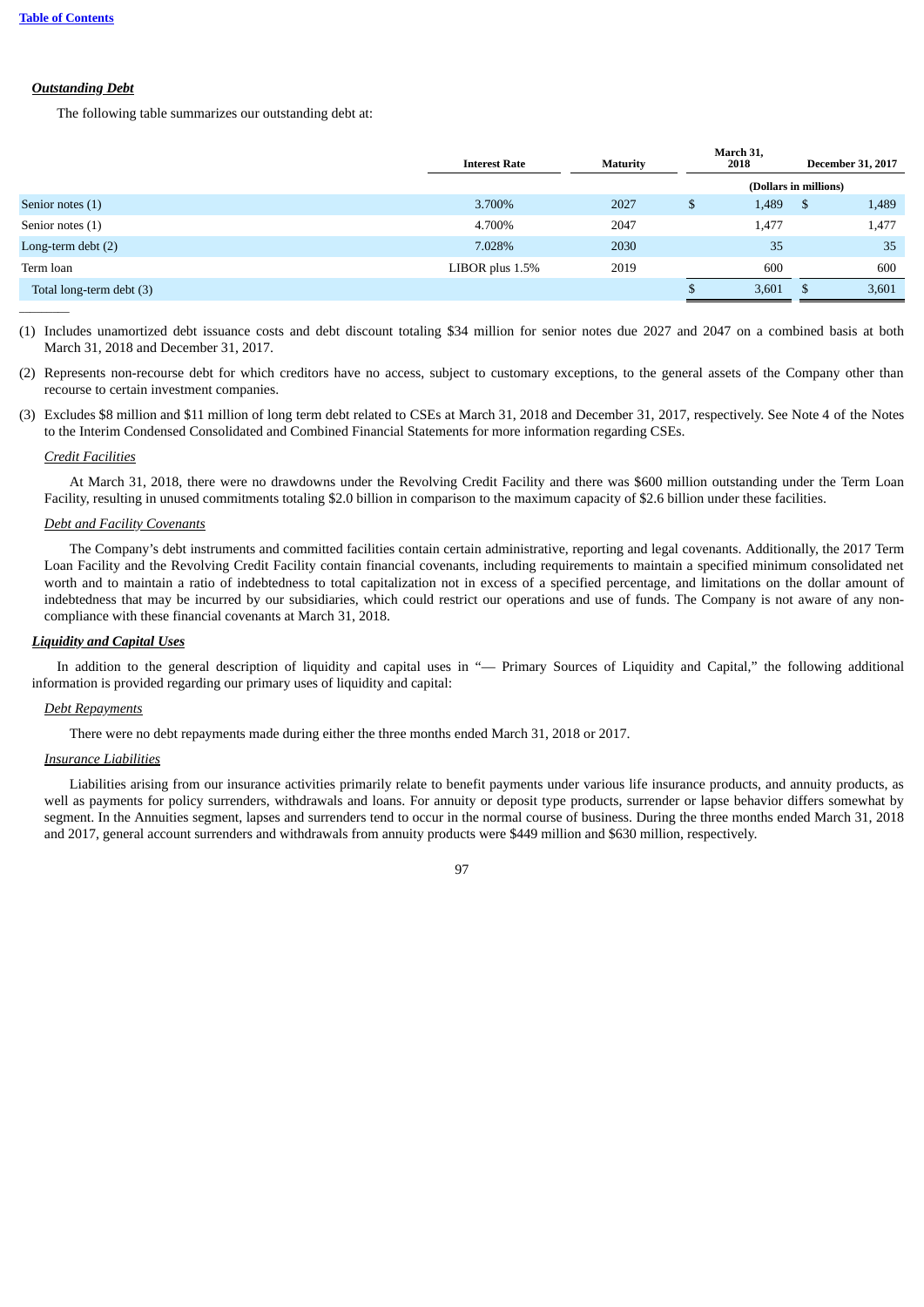***Outstanding Debt***

The following table summarizes our outstanding debt at:

| | Interest Rate | Maturity | March 31, 2018 | December 31, 2017 |
|---|---|---|---|---|
| | | | (Dollars in millions) | |
| Senior notes (1) | 3.700% | 2027 | $ 1,489 | $ 1,489 |
| Senior notes (1) | 4.700% | 2047 | 1,477 | 1,477 |
| Long-term debt (2) | 7.028% | 2030 | 35 | 35 |
| Term loan | LIBOR plus 1.5% | 2019 | 600 | 600 |
| Total long-term debt (3) | | | $ 3,601 | $ 3,601 |

(1) Includes unamortized debt issuance costs and debt discount totaling $34 million for senior notes due 2027 and 2047 on a combined basis at both March 31, 2018 and December 31, 2017.

(2) Represents non-recourse debt for which creditors have no access, subject to customary exceptions, to the general assets of the Company other than recourse to certain investment companies.

(3) Excludes $8 million and $11 million of long term debt related to CSEs at March 31, 2018 and December 31, 2017, respectively. See Note 4 of the Notes to the Interim Condensed Consolidated and Combined Financial Statements for more information regarding CSEs.

*Credit Facilities*

At March 31, 2018, there were no drawdowns under the Revolving Credit Facility and there was $600 million outstanding under the Term Loan Facility, resulting in unused commitments totaling $2.0 billion in comparison to the maximum capacity of $2.6 billion under these facilities.

*Debt and Facility Covenants*

The Company's debt instruments and committed facilities contain certain administrative, reporting and legal covenants. Additionally, the 2017 Term Loan Facility and the Revolving Credit Facility contain financial covenants, including requirements to maintain a specified minimum consolidated net worth and to maintain a ratio of indebtedness to total capitalization not in excess of a specified percentage, and limitations on the dollar amount of indebtedness that may be incurred by our subsidiaries, which could restrict our operations and use of funds. The Company is not aware of any non-compliance with these financial covenants at March 31, 2018.

***Liquidity and Capital Uses***

In addition to the general description of liquidity and capital uses in "— Primary Sources of Liquidity and Capital," the following additional information is provided regarding our primary uses of liquidity and capital:

*Debt Repayments*

There were no debt repayments made during either the three months ended March 31, 2018 or 2017.

*Insurance Liabilities*

Liabilities arising from our insurance activities primarily relate to benefit payments under various life insurance products, and annuity products, as well as payments for policy surrenders, withdrawals and loans. For annuity or deposit type products, surrender or lapse behavior differs somewhat by segment. In the Annuities segment, lapses and surrenders tend to occur in the normal course of business. During the three months ended March 31, 2018 and 2017, general account surrenders and withdrawals from annuity products were $449 million and $630 million, respectively.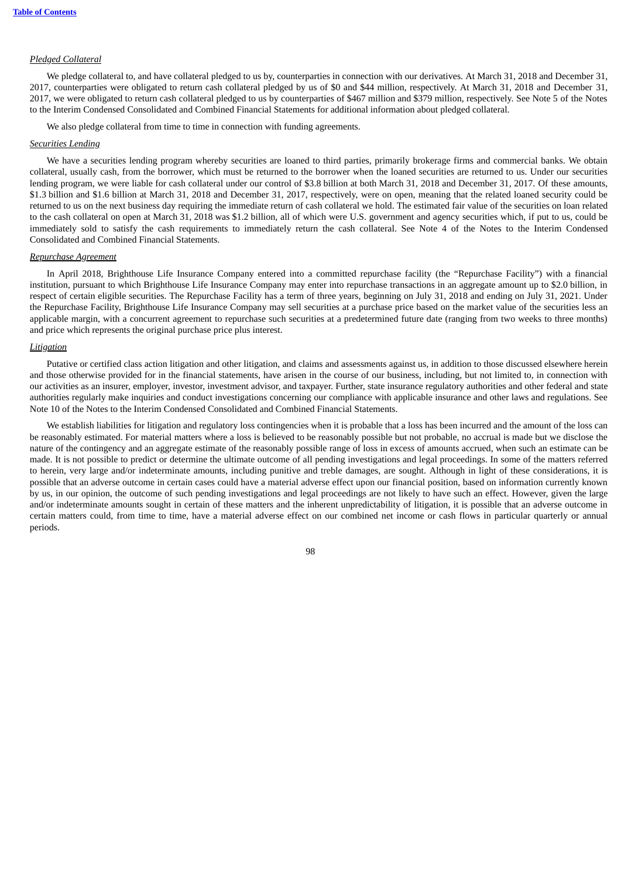*Pledged Collateral*

We pledge collateral to, and have collateral pledged to us by, counterparties in connection with our derivatives. At March 31, 2018 and December 31, 2017, counterparties were obligated to return cash collateral pledged by us of $0 and $44 million, respectively. At March 31, 2018 and December 31, 2017, we were obligated to return cash collateral pledged to us by counterparties of $467 million and $379 million, respectively. See Note 5 of the Notes to the Interim Condensed Consolidated and Combined Financial Statements for additional information about pledged collateral.

We also pledge collateral from time to time in connection with funding agreements.

*Securities Lending*

We have a securities lending program whereby securities are loaned to third parties, primarily brokerage firms and commercial banks. We obtain collateral, usually cash, from the borrower, which must be returned to the borrower when the loaned securities are returned to us. Under our securities lending program, we were liable for cash collateral under our control of $3.8 billion at both March 31, 2018 and December 31, 2017. Of these amounts, $1.3 billion and $1.6 billion at March 31, 2018 and December 31, 2017, respectively, were on open, meaning that the related loaned security could be returned to us on the next business day requiring the immediate return of cash collateral we hold. The estimated fair value of the securities on loan related to the cash collateral on open at March 31, 2018 was $1.2 billion, all of which were U.S. government and agency securities which, if put to us, could be immediately sold to satisfy the cash requirements to immediately return the cash collateral. See Note 4 of the Notes to the Interim Condensed Consolidated and Combined Financial Statements.

*Repurchase Agreement*

In April 2018, Brighthouse Life Insurance Company entered into a committed repurchase facility (the "Repurchase Facility") with a financial institution, pursuant to which Brighthouse Life Insurance Company may enter into repurchase transactions in an aggregate amount up to $2.0 billion, in respect of certain eligible securities. The Repurchase Facility has a term of three years, beginning on July 31, 2018 and ending on July 31, 2021. Under the Repurchase Facility, Brighthouse Life Insurance Company may sell securities at a purchase price based on the market value of the securities less an applicable margin, with a concurrent agreement to repurchase such securities at a predetermined future date (ranging from two weeks to three months) and price which represents the original purchase price plus interest.

*Litigation*

Putative or certified class action litigation and other litigation, and claims and assessments against us, in addition to those discussed elsewhere herein and those otherwise provided for in the financial statements, have arisen in the course of our business, including, but not limited to, in connection with our activities as an insurer, employer, investor, investment advisor, and taxpayer. Further, state insurance regulatory authorities and other federal and state authorities regularly make inquiries and conduct investigations concerning our compliance with applicable insurance and other laws and regulations. See Note 10 of the Notes to the Interim Condensed Consolidated and Combined Financial Statements.

We establish liabilities for litigation and regulatory loss contingencies when it is probable that a loss has been incurred and the amount of the loss can be reasonably estimated. For material matters where a loss is believed to be reasonably possible but not probable, no accrual is made but we disclose the nature of the contingency and an aggregate estimate of the reasonably possible range of loss in excess of amounts accrued, when such an estimate can be made. It is not possible to predict or determine the ultimate outcome of all pending investigations and legal proceedings. In some of the matters referred to herein, very large and/or indeterminate amounts, including punitive and treble damages, are sought. Although in light of these considerations, it is possible that an adverse outcome in certain cases could have a material adverse effect upon our financial position, based on information currently known by us, in our opinion, the outcome of such pending investigations and legal proceedings are not likely to have such an effect. However, given the large and/or indeterminate amounts sought in certain of these matters and the inherent unpredictability of litigation, it is possible that an adverse outcome in certain matters could, from time to time, have a material adverse effect on our combined net income or cash flows in particular quarterly or annual periods.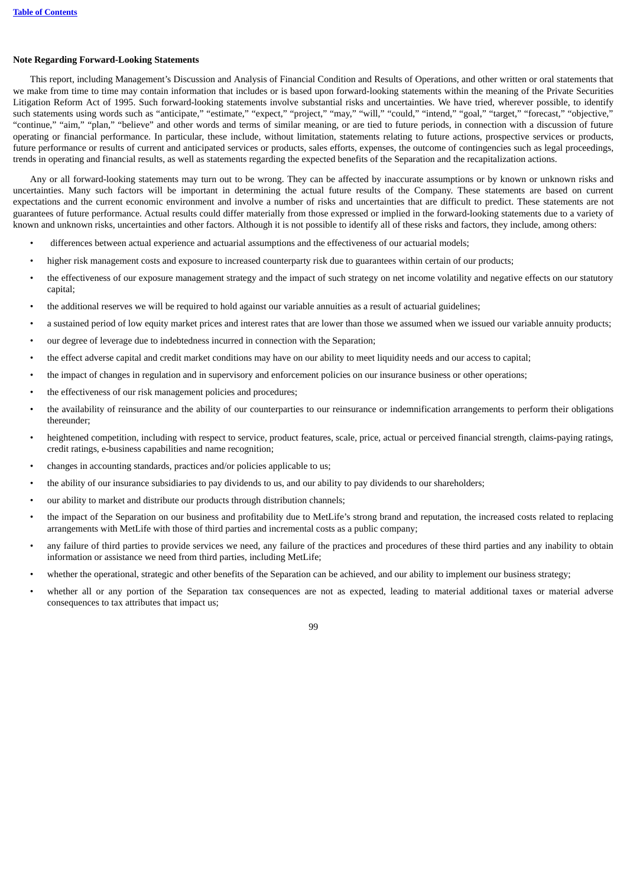**Note Regarding Forward-Looking Statements**

This report, including Management's Discussion and Analysis of Financial Condition and Results of Operations, and other written or oral statements that we make from time to time may contain information that includes or is based upon forward-looking statements within the meaning of the Private Securities Litigation Reform Act of 1995. Such forward-looking statements involve substantial risks and uncertainties. We have tried, wherever possible, to identify such statements using words such as "anticipate," "estimate," "expect," "project," "may," "will," "could," "intend," "goal," "target," "forecast," "objective," "continue," "aim," "plan," "believe" and other words and terms of similar meaning, or are tied to future periods, in connection with a discussion of future operating or financial performance. In particular, these include, without limitation, statements relating to future actions, prospective services or products, future performance or results of current and anticipated services or products, sales efforts, expenses, the outcome of contingencies such as legal proceedings, trends in operating and financial results, as well as statements regarding the expected benefits of the Separation and the recapitalization actions.

Any or all forward-looking statements may turn out to be wrong. They can be affected by inaccurate assumptions or by known or unknown risks and uncertainties. Many such factors will be important in determining the actual future results of the Company. These statements are based on current expectations and the current economic environment and involve a number of risks and uncertainties that are difficult to predict. These statements are not guarantees of future performance. Actual results could differ materially from those expressed or implied in the forward-looking statements due to a variety of known and unknown risks, uncertainties and other factors. Although it is not possible to identify all of these risks and factors, they include, among others:

- differences between actual experience and actuarial assumptions and the effectiveness of our actuarial models;
- higher risk management costs and exposure to increased counterparty risk due to guarantees within certain of our products;
- the effectiveness of our exposure management strategy and the impact of such strategy on net income volatility and negative effects on our statutory capital;
- the additional reserves we will be required to hold against our variable annuities as a result of actuarial guidelines;
- a sustained period of low equity market prices and interest rates that are lower than those we assumed when we issued our variable annuity products;
- our degree of leverage due to indebtedness incurred in connection with the Separation;
- the effect adverse capital and credit market conditions may have on our ability to meet liquidity needs and our access to capital;
- the impact of changes in regulation and in supervisory and enforcement policies on our insurance business or other operations;
- the effectiveness of our risk management policies and procedures;
- the availability of reinsurance and the ability of our counterparties to our reinsurance or indemnification arrangements to perform their obligations thereunder;
- heightened competition, including with respect to service, product features, scale, price, actual or perceived financial strength, claims-paying ratings, credit ratings, e-business capabilities and name recognition;
- changes in accounting standards, practices and/or policies applicable to us;
- the ability of our insurance subsidiaries to pay dividends to us, and our ability to pay dividends to our shareholders;
- our ability to market and distribute our products through distribution channels;
- the impact of the Separation on our business and profitability due to MetLife's strong brand and reputation, the increased costs related to replacing arrangements with MetLife with those of third parties and incremental costs as a public company;
- any failure of third parties to provide services we need, any failure of the practices and procedures of these third parties and any inability to obtain information or assistance we need from third parties, including MetLife;
- whether the operational, strategic and other benefits of the Separation can be achieved, and our ability to implement our business strategy;
- whether all or any portion of the Separation tax consequences are not as expected, leading to material additional taxes or material adverse consequences to tax attributes that impact us;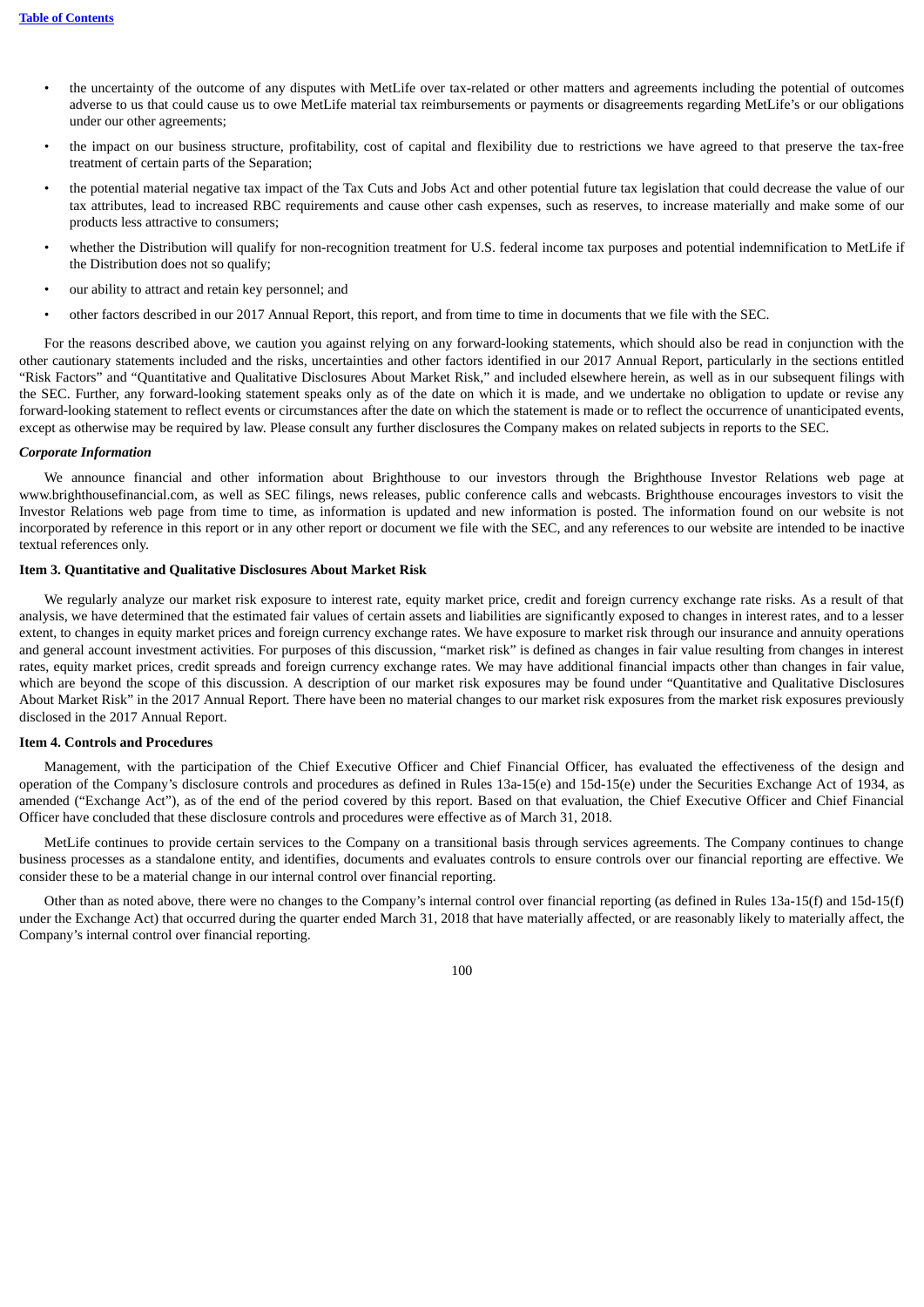- the uncertainty of the outcome of any disputes with MetLife over tax-related or other matters and agreements including the potential of outcomes adverse to us that could cause us to owe MetLife material tax reimbursements or payments or disagreements regarding MetLife's or our obligations under our other agreements;
- the impact on our business structure, profitability, cost of capital and flexibility due to restrictions we have agreed to that preserve the tax-free treatment of certain parts of the Separation;
- the potential material negative tax impact of the Tax Cuts and Jobs Act and other potential future tax legislation that could decrease the value of our tax attributes, lead to increased RBC requirements and cause other cash expenses, such as reserves, to increase materially and make some of our products less attractive to consumers;
- whether the Distribution will qualify for non-recognition treatment for U.S. federal income tax purposes and potential indemnification to MetLife if the Distribution does not so qualify;
- our ability to attract and retain key personnel; and
- other factors described in our 2017 Annual Report, this report, and from time to time in documents that we file with the SEC.

For the reasons described above, we caution you against relying on any forward-looking statements, which should also be read in conjunction with the other cautionary statements included and the risks, uncertainties and other factors identified in our 2017 Annual Report, particularly in the sections entitled "Risk Factors" and "Quantitative and Qualitative Disclosures About Market Risk," and included elsewhere herein, as well as in our subsequent filings with the SEC. Further, any forward-looking statement speaks only as of the date on which it is made, and we undertake no obligation to update or revise any forward-looking statement to reflect events or circumstances after the date on which the statement is made or to reflect the occurrence of unanticipated events, except as otherwise may be required by law. Please consult any further disclosures the Company makes on related subjects in reports to the SEC.

***Corporate Information***

We announce financial and other information about Brighthouse to our investors through the Brighthouse Investor Relations web page at www.brighthousefinancial.com, as well as SEC filings, news releases, public conference calls and webcasts. Brighthouse encourages investors to visit the Investor Relations web page from time to time, as information is updated and new information is posted. The information found on our website is not incorporated by reference in this report or in any other report or document we file with the SEC, and any references to our website are intended to be inactive textual references only.

## Item 3. Quantitative and Qualitative Disclosures About Market Risk

We regularly analyze our market risk exposure to interest rate, equity market price, credit and foreign currency exchange rate risks. As a result of that analysis, we have determined that the estimated fair values of certain assets and liabilities are significantly exposed to changes in interest rates, and to a lesser extent, to changes in equity market prices and foreign currency exchange rates. We have exposure to market risk through our insurance and annuity operations and general account investment activities. For purposes of this discussion, "market risk" is defined as changes in fair value resulting from changes in interest rates, equity market prices, credit spreads and foreign currency exchange rates. We may have additional financial impacts other than changes in fair value, which are beyond the scope of this discussion. A description of our market risk exposures may be found under "Quantitative and Qualitative Disclosures About Market Risk" in the 2017 Annual Report. There have been no material changes to our market risk exposures from the market risk exposures previously disclosed in the 2017 Annual Report.

## Item 4. Controls and Procedures

Management, with the participation of the Chief Executive Officer and Chief Financial Officer, has evaluated the effectiveness of the design and operation of the Company's disclosure controls and procedures as defined in Rules 13a-15(e) and 15d-15(e) under the Securities Exchange Act of 1934, as amended ("Exchange Act"), as of the end of the period covered by this report. Based on that evaluation, the Chief Executive Officer and Chief Financial Officer have concluded that these disclosure controls and procedures were effective as of March 31, 2018.

MetLife continues to provide certain services to the Company on a transitional basis through services agreements. The Company continues to change business processes as a standalone entity, and identifies, documents and evaluates controls to ensure controls over our financial reporting are effective. We consider these to be a material change in our internal control over financial reporting.

Other than as noted above, there were no changes to the Company's internal control over financial reporting (as defined in Rules 13a-15(f) and 15d-15(f) under the Exchange Act) that occurred during the quarter ended March 31, 2018 that have materially affected, or are reasonably likely to materially affect, the Company's internal control over financial reporting.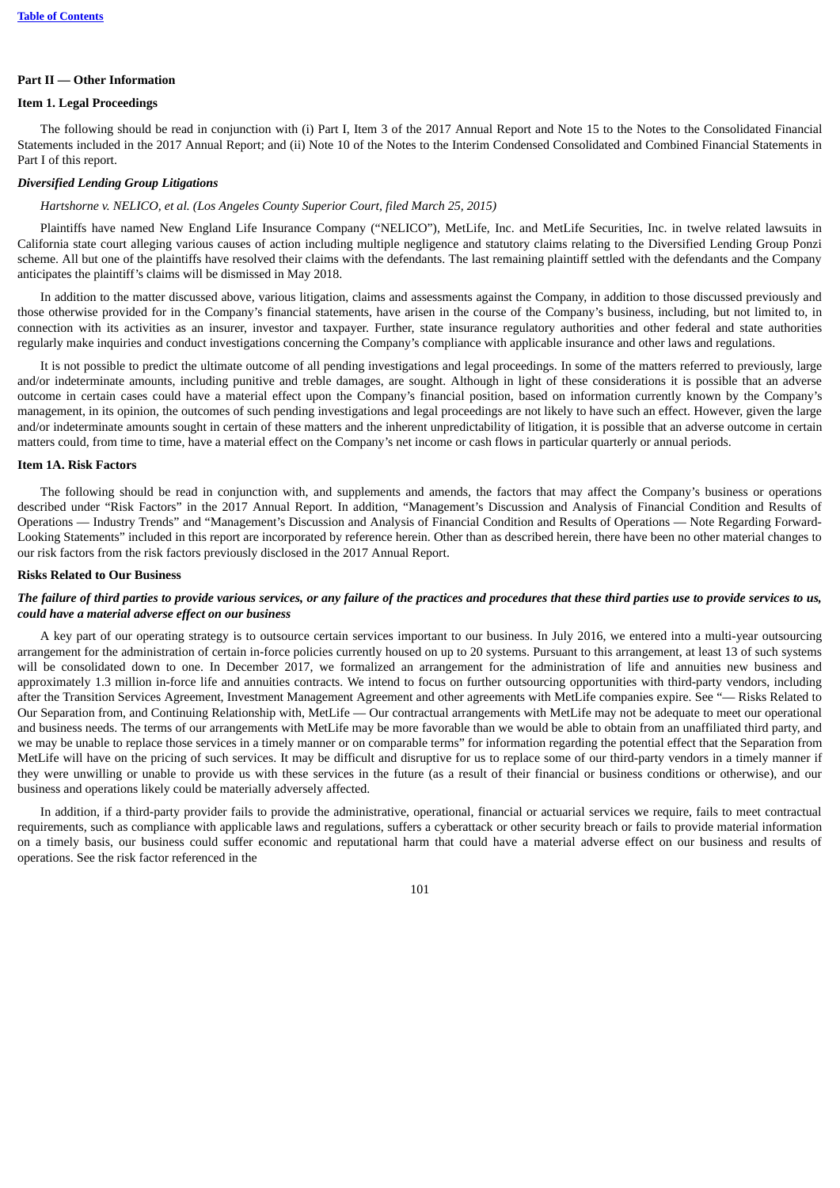## Part II — Other Information

### Item 1. Legal Proceedings

The following should be read in conjunction with (i) Part I, Item 3 of the 2017 Annual Report and Note 15 to the Notes to the Consolidated Financial Statements included in the 2017 Annual Report; and (ii) Note 10 of the Notes to the Interim Condensed Consolidated and Combined Financial Statements in Part I of this report.

***Diversified Lending Group Litigations***

*Hartshorne v. NELICO, et al. (Los Angeles County Superior Court, filed March 25, 2015)*

Plaintiffs have named New England Life Insurance Company ("NELICO"), MetLife, Inc. and MetLife Securities, Inc. in twelve related lawsuits in California state court alleging various causes of action including multiple negligence and statutory claims relating to the Diversified Lending Group Ponzi scheme. All but one of the plaintiffs have resolved their claims with the defendants. The last remaining plaintiff settled with the defendants and the Company anticipates the plaintiff's claims will be dismissed in May 2018.

In addition to the matter discussed above, various litigation, claims and assessments against the Company, in addition to those discussed previously and those otherwise provided for in the Company's financial statements, have arisen in the course of the Company's business, including, but not limited to, in connection with its activities as an insurer, investor and taxpayer. Further, state insurance regulatory authorities and other federal and state authorities regularly make inquiries and conduct investigations concerning the Company's compliance with applicable insurance and other laws and regulations.

It is not possible to predict the ultimate outcome of all pending investigations and legal proceedings. In some of the matters referred to previously, large and/or indeterminate amounts, including punitive and treble damages, are sought. Although in light of these considerations it is possible that an adverse outcome in certain cases could have a material effect upon the Company's financial position, based on information currently known by the Company's management, in its opinion, the outcomes of such pending investigations and legal proceedings are not likely to have such an effect. However, given the large and/or indeterminate amounts sought in certain of these matters and the inherent unpredictability of litigation, it is possible that an adverse outcome in certain matters could, from time to time, have a material effect on the Company's net income or cash flows in particular quarterly or annual periods.

### Item 1A. Risk Factors

The following should be read in conjunction with, and supplements and amends, the factors that may affect the Company's business or operations described under "Risk Factors" in the 2017 Annual Report. In addition, "Management's Discussion and Analysis of Financial Condition and Results of Operations — Industry Trends" and "Management's Discussion and Analysis of Financial Condition and Results of Operations — Note Regarding Forward-Looking Statements" included in this report are incorporated by reference herein. Other than as described herein, there have been no other material changes to our risk factors from the risk factors previously disclosed in the 2017 Annual Report.

#### Risks Related to Our Business

***The failure of third parties to provide various services, or any failure of the practices and procedures that these third parties use to provide services to us, could have a material adverse effect on our business***

A key part of our operating strategy is to outsource certain services important to our business. In July 2016, we entered into a multi-year outsourcing arrangement for the administration of certain in-force policies currently housed on up to 20 systems. Pursuant to this arrangement, at least 13 of such systems will be consolidated down to one. In December 2017, we formalized an arrangement for the administration of life and annuities new business and approximately 1.3 million in-force life and annuities contracts. We intend to focus on further outsourcing opportunities with third-party vendors, including after the Transition Services Agreement, Investment Management Agreement and other agreements with MetLife companies expire. See "— Risks Related to Our Separation from, and Continuing Relationship with, MetLife — Our contractual arrangements with MetLife may not be adequate to meet our operational and business needs. The terms of our arrangements with MetLife may be more favorable than we would be able to obtain from an unaffiliated third party, and we may be unable to replace those services in a timely manner or on comparable terms" for information regarding the potential effect that the Separation from MetLife will have on the pricing of such services. It may be difficult and disruptive for us to replace some of our third-party vendors in a timely manner if they were unwilling or unable to provide us with these services in the future (as a result of their financial or business conditions or otherwise), and our business and operations likely could be materially adversely affected.

In addition, if a third-party provider fails to provide the administrative, operational, financial or actuarial services we require, fails to meet contractual requirements, such as compliance with applicable laws and regulations, suffers a cyberattack or other security breach or fails to provide material information on a timely basis, our business could suffer economic and reputational harm that could have a material adverse effect on our business and results of operations. See the risk factor referenced in the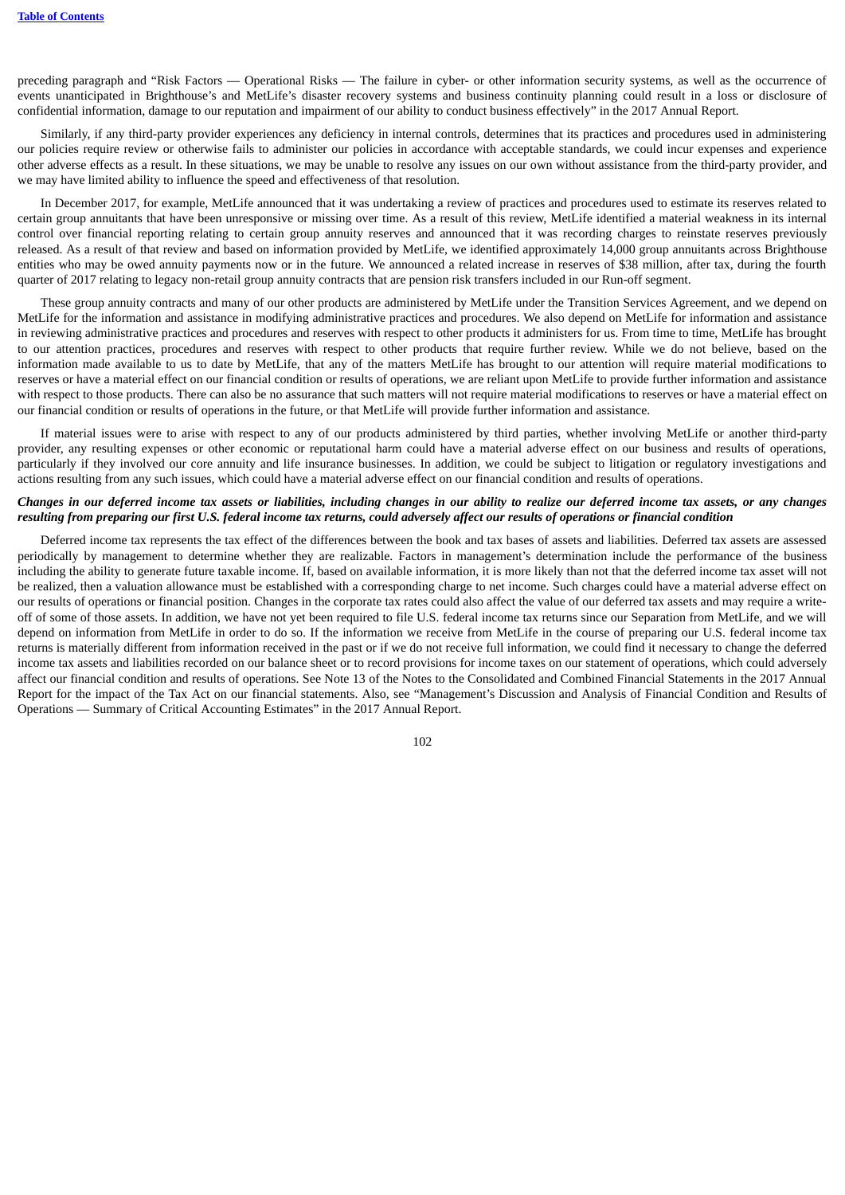preceding paragraph and "Risk Factors — Operational Risks — The failure in cyber- or other information security systems, as well as the occurrence of events unanticipated in Brighthouse's and MetLife's disaster recovery systems and business continuity planning could result in a loss or disclosure of confidential information, damage to our reputation and impairment of our ability to conduct business effectively" in the 2017 Annual Report.

Similarly, if any third-party provider experiences any deficiency in internal controls, determines that its practices and procedures used in administering our policies require review or otherwise fails to administer our policies in accordance with acceptable standards, we could incur expenses and experience other adverse effects as a result. In these situations, we may be unable to resolve any issues on our own without assistance from the third-party provider, and we may have limited ability to influence the speed and effectiveness of that resolution.

In December 2017, for example, MetLife announced that it was undertaking a review of practices and procedures used to estimate its reserves related to certain group annuitants that have been unresponsive or missing over time. As a result of this review, MetLife identified a material weakness in its internal control over financial reporting relating to certain group annuity reserves and announced that it was recording charges to reinstate reserves previously released. As a result of that review and based on information provided by MetLife, we identified approximately 14,000 group annuitants across Brighthouse entities who may be owed annuity payments now or in the future. We announced a related increase in reserves of $38 million, after tax, during the fourth quarter of 2017 relating to legacy non-retail group annuity contracts that are pension risk transfers included in our Run-off segment.

These group annuity contracts and many of our other products are administered by MetLife under the Transition Services Agreement, and we depend on MetLife for the information and assistance in modifying administrative practices and procedures. We also depend on MetLife for information and assistance in reviewing administrative practices and procedures and reserves with respect to other products it administers for us. From time to time, MetLife has brought to our attention practices, procedures and reserves with respect to other products that require further review. While we do not believe, based on the information made available to us to date by MetLife, that any of the matters MetLife has brought to our attention will require material modifications to reserves or have a material effect on our financial condition or results of operations, we are reliant upon MetLife to provide further information and assistance with respect to those products. There can also be no assurance that such matters will not require material modifications to reserves or have a material effect on our financial condition or results of operations in the future, or that MetLife will provide further information and assistance.

If material issues were to arise with respect to any of our products administered by third parties, whether involving MetLife or another third-party provider, any resulting expenses or other economic or reputational harm could have a material adverse effect on our business and results of operations, particularly if they involved our core annuity and life insurance businesses. In addition, we could be subject to litigation or regulatory investigations and actions resulting from any such issues, which could have a material adverse effect on our financial condition and results of operations.

***Changes in our deferred income tax assets or liabilities, including changes in our ability to realize our deferred income tax assets, or any changes resulting from preparing our first U.S. federal income tax returns, could adversely affect our results of operations or financial condition***

Deferred income tax represents the tax effect of the differences between the book and tax bases of assets and liabilities. Deferred tax assets are assessed periodically by management to determine whether they are realizable. Factors in management's determination include the performance of the business including the ability to generate future taxable income. If, based on available information, it is more likely than not that the deferred income tax asset will not be realized, then a valuation allowance must be established with a corresponding charge to net income. Such charges could have a material adverse effect on our results of operations or financial position. Changes in the corporate tax rates could also affect the value of our deferred tax assets and may require a write-off of some of those assets. In addition, we have not yet been required to file U.S. federal income tax returns since our Separation from MetLife, and we will depend on information from MetLife in order to do so. If the information we receive from MetLife in the course of preparing our U.S. federal income tax returns is materially different from information received in the past or if we do not receive full information, we could find it necessary to change the deferred income tax assets and liabilities recorded on our balance sheet or to record provisions for income taxes on our statement of operations, which could adversely affect our financial condition and results of operations. See Note 13 of the Notes to the Consolidated and Combined Financial Statements in the 2017 Annual Report for the impact of the Tax Act on our financial statements. Also, see "Management's Discussion and Analysis of Financial Condition and Results of Operations — Summary of Critical Accounting Estimates" in the 2017 Annual Report.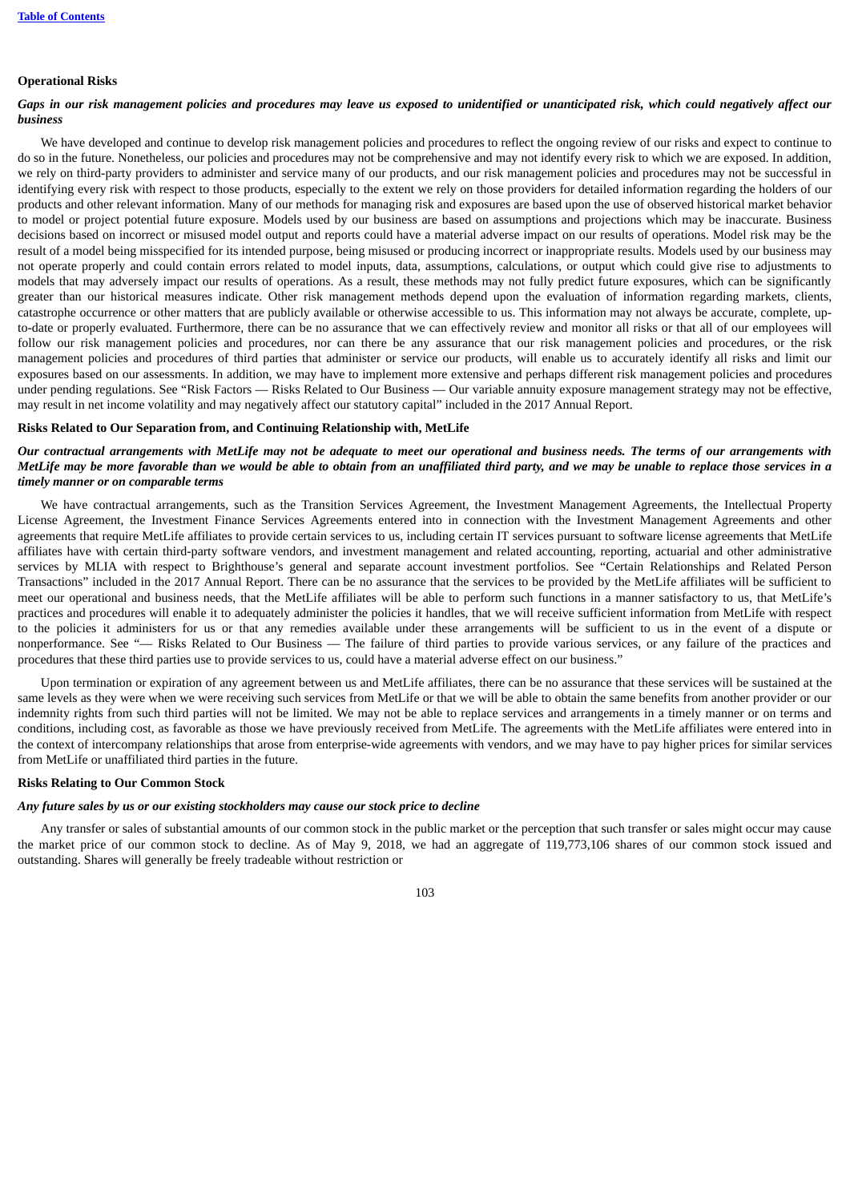### Operational Risks

***Gaps in our risk management policies and procedures may leave us exposed to unidentified or unanticipated risk, which could negatively affect our business***

We have developed and continue to develop risk management policies and procedures to reflect the ongoing review of our risks and expect to continue to do so in the future. Nonetheless, our policies and procedures may not be comprehensive and may not identify every risk to which we are exposed. In addition, we rely on third-party providers to administer and service many of our products, and our risk management policies and procedures may not be successful in identifying every risk with respect to those products, especially to the extent we rely on those providers for detailed information regarding the holders of our products and other relevant information. Many of our methods for managing risk and exposures are based upon the use of observed historical market behavior to model or project potential future exposure. Models used by our business are based on assumptions and projections which may be inaccurate. Business decisions based on incorrect or misused model output and reports could have a material adverse impact on our results of operations. Model risk may be the result of a model being misspecified for its intended purpose, being misused or producing incorrect or inappropriate results. Models used by our business may not operate properly and could contain errors related to model inputs, data, assumptions, calculations, or output which could give rise to adjustments to models that may adversely impact our results of operations. As a result, these methods may not fully predict future exposures, which can be significantly greater than our historical measures indicate. Other risk management methods depend upon the evaluation of information regarding markets, clients, catastrophe occurrence or other matters that are publicly available or otherwise accessible to us. This information may not always be accurate, complete, up-to-date or properly evaluated. Furthermore, there can be no assurance that we can effectively review and monitor all risks or that all of our employees will follow our risk management policies and procedures, nor can there be any assurance that our risk management policies and procedures, or the risk management policies and procedures of third parties that administer or service our products, will enable us to accurately identify all risks and limit our exposures based on our assessments. In addition, we may have to implement more extensive and perhaps different risk management policies and procedures under pending regulations. See "Risk Factors — Risks Related to Our Business — Our variable annuity exposure management strategy may not be effective, may result in net income volatility and may negatively affect our statutory capital" included in the 2017 Annual Report.

### Risks Related to Our Separation from, and Continuing Relationship with, MetLife

***Our contractual arrangements with MetLife may not be adequate to meet our operational and business needs. The terms of our arrangements with MetLife may be more favorable than we would be able to obtain from an unaffiliated third party, and we may be unable to replace those services in a timely manner or on comparable terms***

We have contractual arrangements, such as the Transition Services Agreement, the Investment Management Agreements, the Intellectual Property License Agreement, the Investment Finance Services Agreements entered into in connection with the Investment Management Agreements and other agreements that require MetLife affiliates to provide certain services to us, including certain IT services pursuant to software license agreements that MetLife affiliates have with certain third-party software vendors, and investment management and related accounting, reporting, actuarial and other administrative services by MLIA with respect to Brighthouse's general and separate account investment portfolios. See "Certain Relationships and Related Person Transactions" included in the 2017 Annual Report. There can be no assurance that the services to be provided by the MetLife affiliates will be sufficient to meet our operational and business needs, that the MetLife affiliates will be able to perform such functions in a manner satisfactory to us, that MetLife's practices and procedures will enable it to adequately administer the policies it handles, that we will receive sufficient information from MetLife with respect to the policies it administers for us or that any remedies available under these arrangements will be sufficient to us in the event of a dispute or nonperformance. See "— Risks Related to Our Business — The failure of third parties to provide various services, or any failure of the practices and procedures that these third parties use to provide services to us, could have a material adverse effect on our business."

Upon termination or expiration of any agreement between us and MetLife affiliates, there can be no assurance that these services will be sustained at the same levels as they were when we were receiving such services from MetLife or that we will be able to obtain the same benefits from another provider or our indemnity rights from such third parties will not be limited. We may not be able to replace services and arrangements in a timely manner or on terms and conditions, including cost, as favorable as those we have previously received from MetLife. The agreements with the MetLife affiliates were entered into in the context of intercompany relationships that arose from enterprise-wide agreements with vendors, and we may have to pay higher prices for similar services from MetLife or unaffiliated third parties in the future.

### Risks Relating to Our Common Stock

***Any future sales by us or our existing stockholders may cause our stock price to decline***

Any transfer or sales of substantial amounts of our common stock in the public market or the perception that such transfer or sales might occur may cause the market price of our common stock to decline. As of May 9, 2018, we had an aggregate of 119,773,106 shares of our common stock issued and outstanding. Shares will generally be freely tradeable without restriction or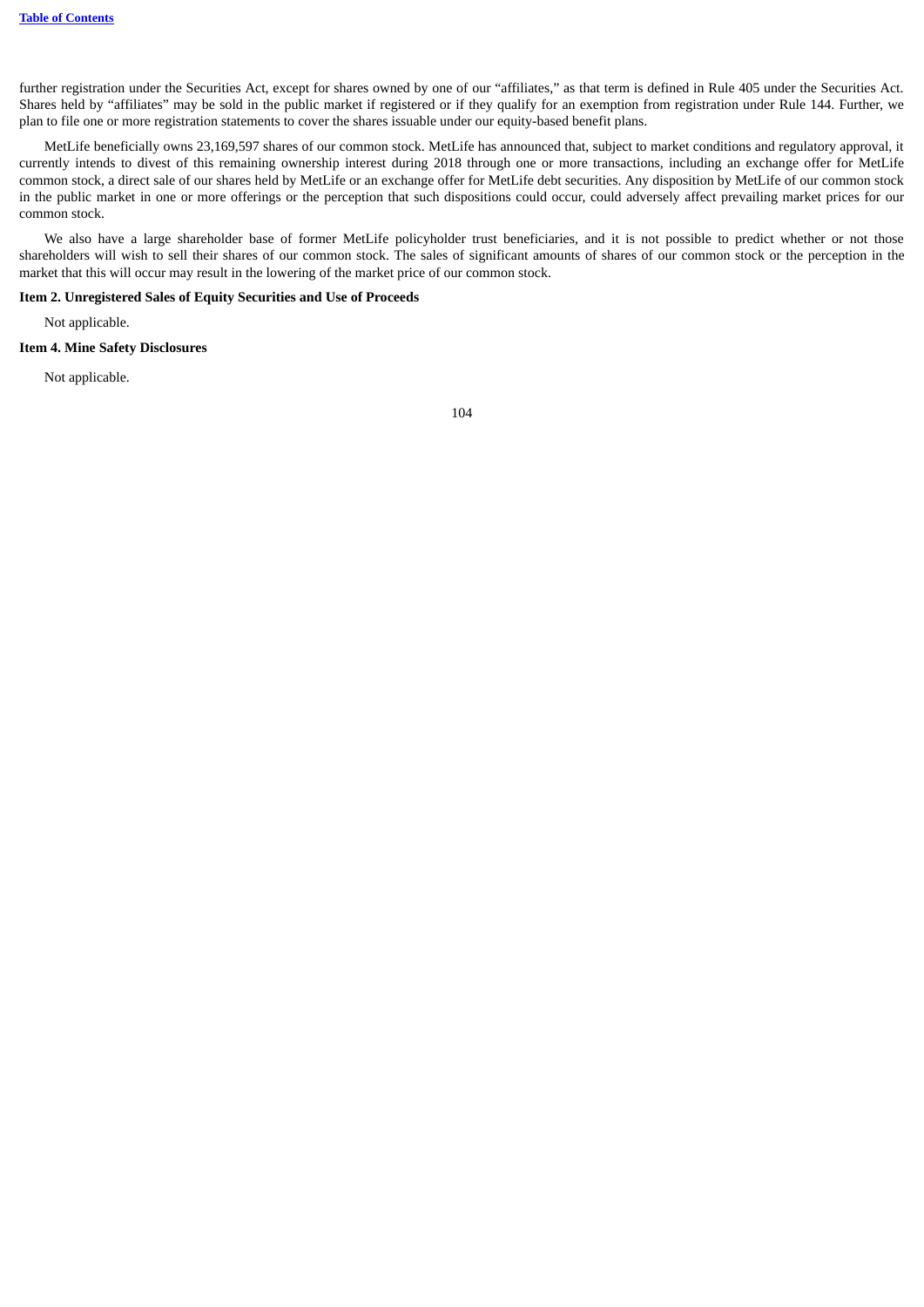further registration under the Securities Act, except for shares owned by one of our "affiliates," as that term is defined in Rule 405 under the Securities Act. Shares held by "affiliates" may be sold in the public market if registered or if they qualify for an exemption from registration under Rule 144. Further, we plan to file one or more registration statements to cover the shares issuable under our equity-based benefit plans.

MetLife beneficially owns 23,169,597 shares of our common stock. MetLife has announced that, subject to market conditions and regulatory approval, it currently intends to divest of this remaining ownership interest during 2018 through one or more transactions, including an exchange offer for MetLife common stock, a direct sale of our shares held by MetLife or an exchange offer for MetLife debt securities. Any disposition by MetLife of our common stock in the public market in one or more offerings or the perception that such dispositions could occur, could adversely affect prevailing market prices for our common stock.

We also have a large shareholder base of former MetLife policyholder trust beneficiaries, and it is not possible to predict whether or not those shareholders will wish to sell their shares of our common stock. The sales of significant amounts of shares of our common stock or the perception in the market that this will occur may result in the lowering of the market price of our common stock.

**Item 2. Unregistered Sales of Equity Securities and Use of Proceeds**

Not applicable.

**Item 4. Mine Safety Disclosures**

Not applicable.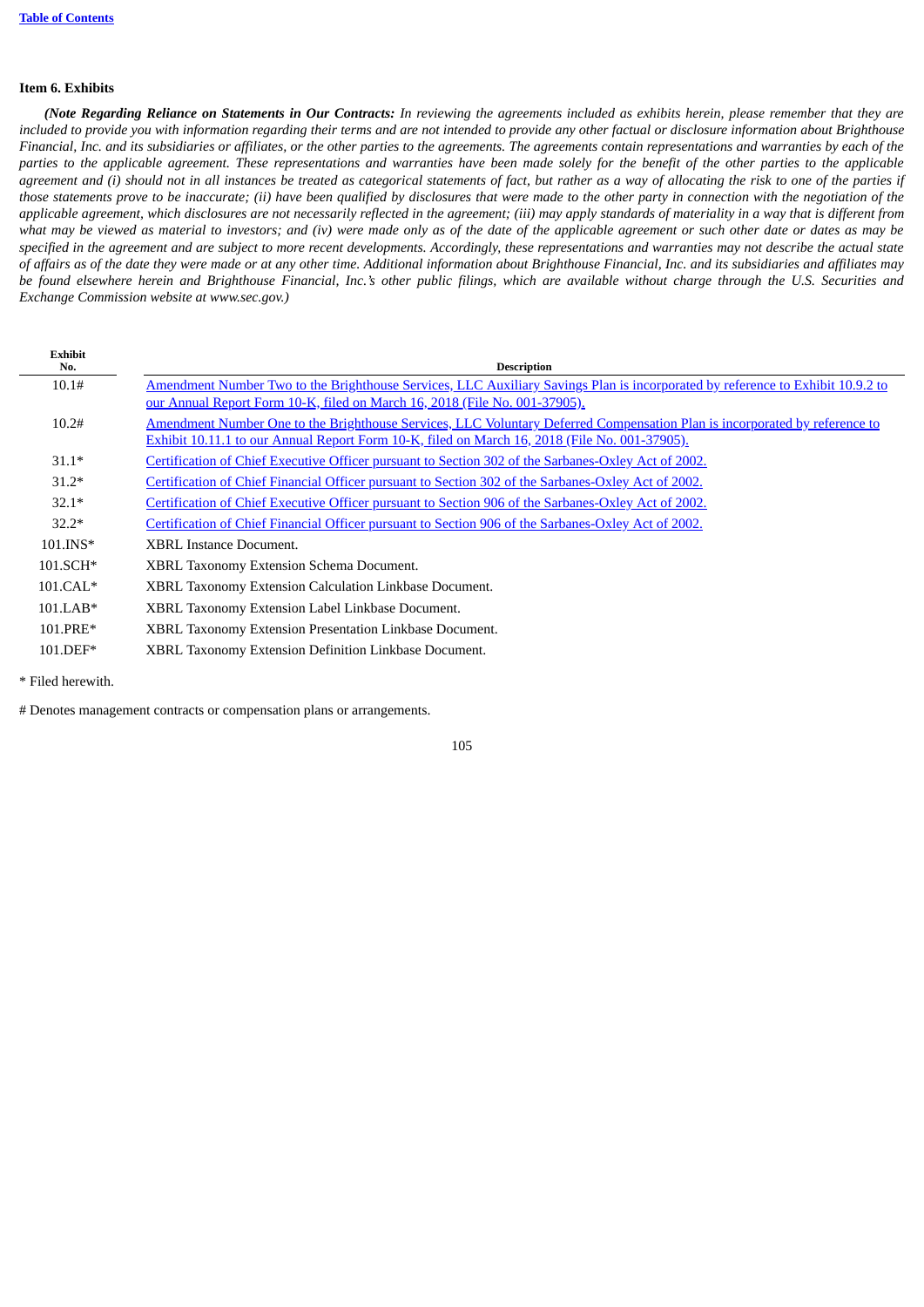## Item 6. Exhibits

*(**Note Regarding Reliance on Statements in Our Contracts:** In reviewing the agreements included as exhibits herein, please remember that they are included to provide you with information regarding their terms and are not intended to provide any other factual or disclosure information about Brighthouse Financial, Inc. and its subsidiaries or affiliates, or the other parties to the agreements. The agreements contain representations and warranties by each of the parties to the applicable agreement. These representations and warranties have been made solely for the benefit of the other parties to the applicable agreement and (i) should not in all instances be treated as categorical statements of fact, but rather as a way of allocating the risk to one of the parties if those statements prove to be inaccurate; (ii) have been qualified by disclosures that were made to the other party in connection with the negotiation of the applicable agreement, which disclosures are not necessarily reflected in the agreement; (iii) may apply standards of materiality in a way that is different from what may be viewed as material to investors; and (iv) were made only as of the date of the applicable agreement or such other date or dates as may be specified in the agreement and are subject to more recent developments. Accordingly, these representations and warranties may not describe the actual state of affairs as of the date they were made or at any other time. Additional information about Brighthouse Financial, Inc. and its subsidiaries and affiliates may be found elsewhere herein and Brighthouse Financial, Inc.'s other public filings, which are available without charge through the U.S. Securities and Exchange Commission website at www.sec.gov.)*

| Exhibit No. | Description |
|---|---|
| 10.1# | Amendment Number Two to the Brighthouse Services, LLC Auxiliary Savings Plan is incorporated by reference to Exhibit 10.9.2 to our Annual Report Form 10-K, filed on March 16, 2018 (File No. 001-37905). |
| 10.2# | Amendment Number One to the Brighthouse Services, LLC Voluntary Deferred Compensation Plan is incorporated by reference to Exhibit 10.11.1 to our Annual Report Form 10-K, filed on March 16, 2018 (File No. 001-37905). |
| 31.1* | Certification of Chief Executive Officer pursuant to Section 302 of the Sarbanes-Oxley Act of 2002. |
| 31.2* | Certification of Chief Financial Officer pursuant to Section 302 of the Sarbanes-Oxley Act of 2002. |
| 32.1* | Certification of Chief Executive Officer pursuant to Section 906 of the Sarbanes-Oxley Act of 2002. |
| 32.2* | Certification of Chief Financial Officer pursuant to Section 906 of the Sarbanes-Oxley Act of 2002. |
| 101.INS* | XBRL Instance Document. |
| 101.SCH* | XBRL Taxonomy Extension Schema Document. |
| 101.CAL* | XBRL Taxonomy Extension Calculation Linkbase Document. |
| 101.LAB* | XBRL Taxonomy Extension Label Linkbase Document. |
| 101.PRE* | XBRL Taxonomy Extension Presentation Linkbase Document. |
| 101.DEF* | XBRL Taxonomy Extension Definition Linkbase Document. |

\* Filed herewith.

# Denotes management contracts or compensation plans or arrangements.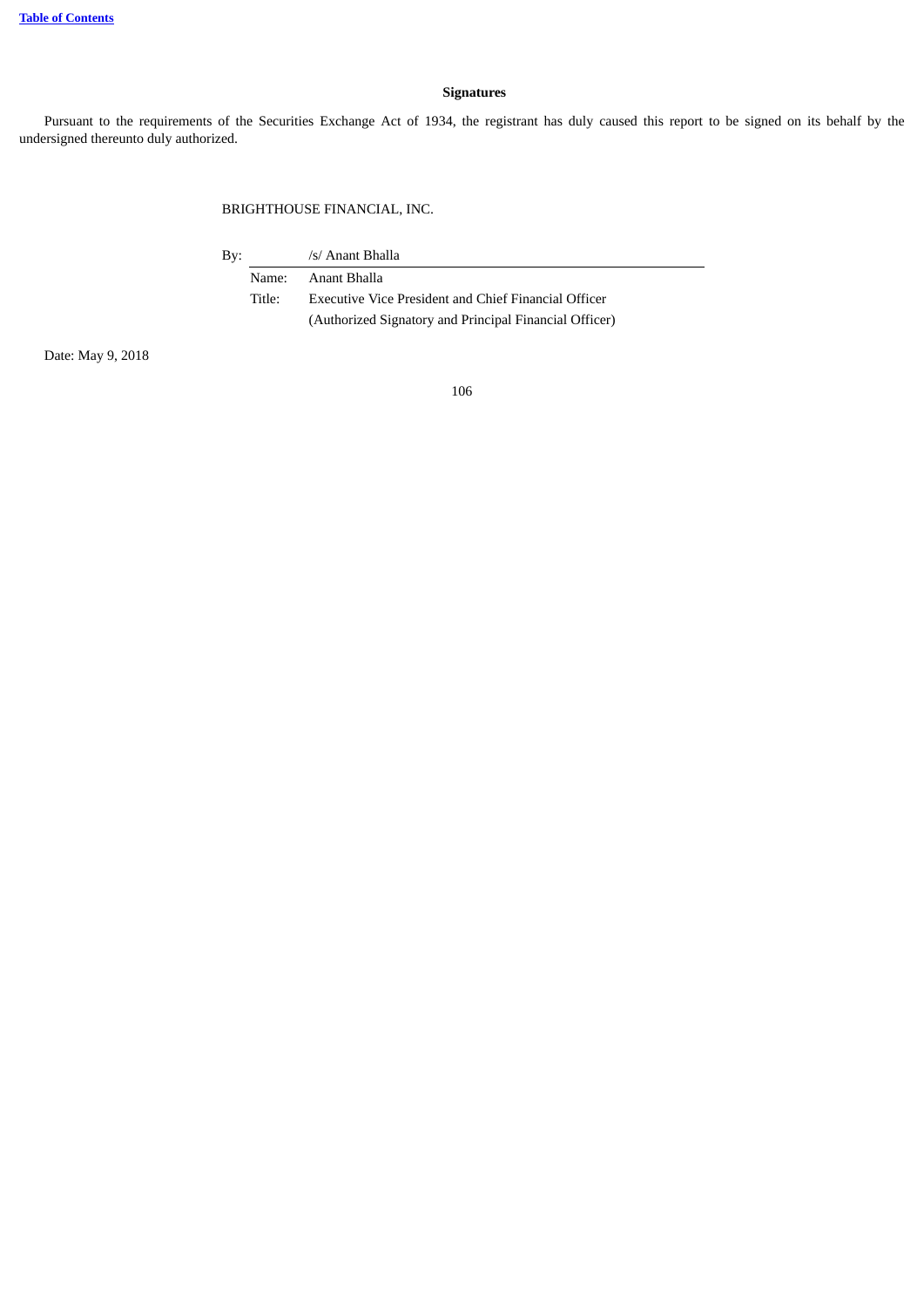## Signatures

Pursuant to the requirements of the Securities Exchange Act of 1934, the registrant has duly caused this report to be signed on its behalf by the undersigned thereunto duly authorized.

BRIGHTHOUSE FINANCIAL, INC.

By: /s/ Anant Bhalla

Name: Anant Bhalla

Title: Executive Vice President and Chief Financial Officer
(Authorized Signatory and Principal Financial Officer)

Date: May 9, 2018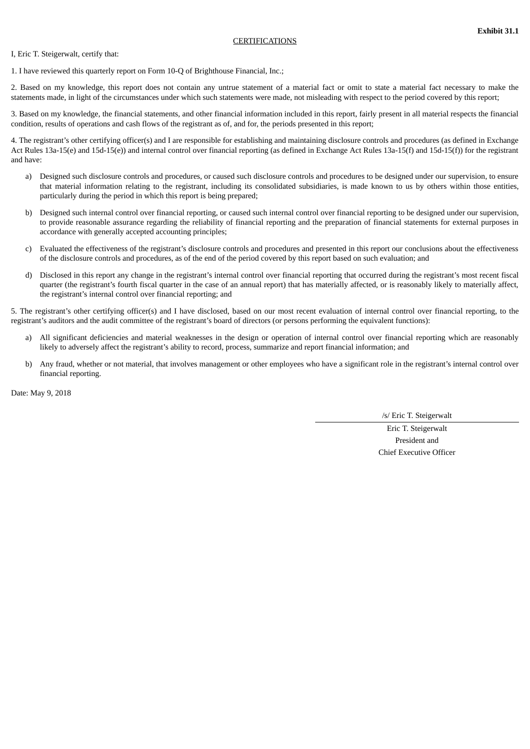**Exhibit 31.1**

CERTIFICATIONS

I, Eric T. Steigerwalt, certify that:

1. I have reviewed this quarterly report on Form 10-Q of Brighthouse Financial, Inc.;

2. Based on my knowledge, this report does not contain any untrue statement of a material fact or omit to state a material fact necessary to make the statements made, in light of the circumstances under which such statements were made, not misleading with respect to the period covered by this report;

3. Based on my knowledge, the financial statements, and other financial information included in this report, fairly present in all material respects the financial condition, results of operations and cash flows of the registrant as of, and for, the periods presented in this report;

4. The registrant's other certifying officer(s) and I are responsible for establishing and maintaining disclosure controls and procedures (as defined in Exchange Act Rules 13a-15(e) and 15d-15(e)) and internal control over financial reporting (as defined in Exchange Act Rules 13a-15(f) and 15d-15(f)) for the registrant and have:

a) Designed such disclosure controls and procedures, or caused such disclosure controls and procedures to be designed under our supervision, to ensure that material information relating to the registrant, including its consolidated subsidiaries, is made known to us by others within those entities, particularly during the period in which this report is being prepared;

b) Designed such internal control over financial reporting, or caused such internal control over financial reporting to be designed under our supervision, to provide reasonable assurance regarding the reliability of financial reporting and the preparation of financial statements for external purposes in accordance with generally accepted accounting principles;

c) Evaluated the effectiveness of the registrant's disclosure controls and procedures and presented in this report our conclusions about the effectiveness of the disclosure controls and procedures, as of the end of the period covered by this report based on such evaluation; and

d) Disclosed in this report any change in the registrant's internal control over financial reporting that occurred during the registrant's most recent fiscal quarter (the registrant's fourth fiscal quarter in the case of an annual report) that has materially affected, or is reasonably likely to materially affect, the registrant's internal control over financial reporting; and

5. The registrant's other certifying officer(s) and I have disclosed, based on our most recent evaluation of internal control over financial reporting, to the registrant's auditors and the audit committee of the registrant's board of directors (or persons performing the equivalent functions):

a) All significant deficiencies and material weaknesses in the design or operation of internal control over financial reporting which are reasonably likely to adversely affect the registrant's ability to record, process, summarize and report financial information; and

b) Any fraud, whether or not material, that involves management or other employees who have a significant role in the registrant's internal control over financial reporting.

Date: May 9, 2018

/s/ Eric T. Steigerwalt

Eric T. Steigerwalt
President and
Chief Executive Officer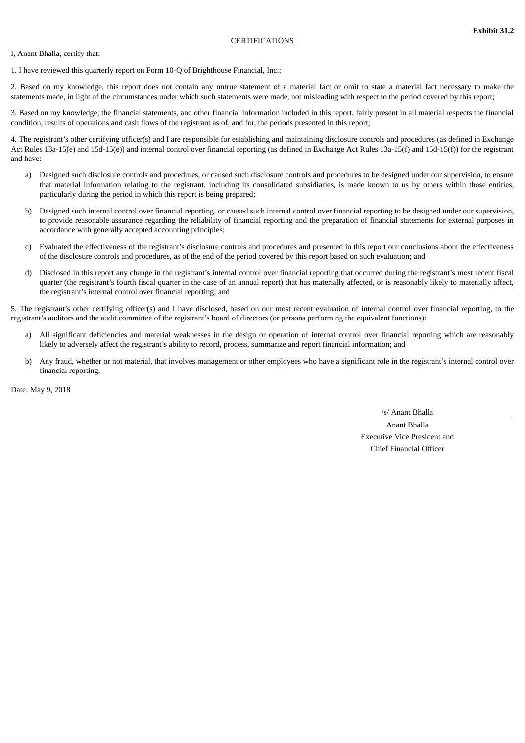**Exhibit 31.2**

CERTIFICATIONS

I, Anant Bhalla, certify that:

1. I have reviewed this quarterly report on Form 10-Q of Brighthouse Financial, Inc.;

2. Based on my knowledge, this report does not contain any untrue statement of a material fact or omit to state a material fact necessary to make the statements made, in light of the circumstances under which such statements were made, not misleading with respect to the period covered by this report;

3. Based on my knowledge, the financial statements, and other financial information included in this report, fairly present in all material respects the financial condition, results of operations and cash flows of the registrant as of, and for, the periods presented in this report;

4. The registrant's other certifying officer(s) and I are responsible for establishing and maintaining disclosure controls and procedures (as defined in Exchange Act Rules 13a-15(e) and 15d-15(e)) and internal control over financial reporting (as defined in Exchange Act Rules 13a-15(f) and 15d-15(f)) for the registrant and have:

a) Designed such disclosure controls and procedures, or caused such disclosure controls and procedures to be designed under our supervision, to ensure that material information relating to the registrant, including its consolidated subsidiaries, is made known to us by others within those entities, particularly during the period in which this report is being prepared;

b) Designed such internal control over financial reporting, or caused such internal control over financial reporting to be designed under our supervision, to provide reasonable assurance regarding the reliability of financial reporting and the preparation of financial statements for external purposes in accordance with generally accepted accounting principles;

c) Evaluated the effectiveness of the registrant's disclosure controls and procedures and presented in this report our conclusions about the effectiveness of the disclosure controls and procedures, as of the end of the period covered by this report based on such evaluation; and

d) Disclosed in this report any change in the registrant's internal control over financial reporting that occurred during the registrant's most recent fiscal quarter (the registrant's fourth fiscal quarter in the case of an annual report) that has materially affected, or is reasonably likely to materially affect, the registrant's internal control over financial reporting; and

5. The registrant's other certifying officer(s) and I have disclosed, based on our most recent evaluation of internal control over financial reporting, to the registrant's auditors and the audit committee of the registrant's board of directors (or persons performing the equivalent functions):

a) All significant deficiencies and material weaknesses in the design or operation of internal control over financial reporting which are reasonably likely to adversely affect the registrant's ability to record, process, summarize and report financial information; and

b) Any fraud, whether or not material, that involves management or other employees who have a significant role in the registrant's internal control over financial reporting.

Date: May 9, 2018

/s/ Anant Bhalla

Anant Bhalla
Executive Vice President and
Chief Financial Officer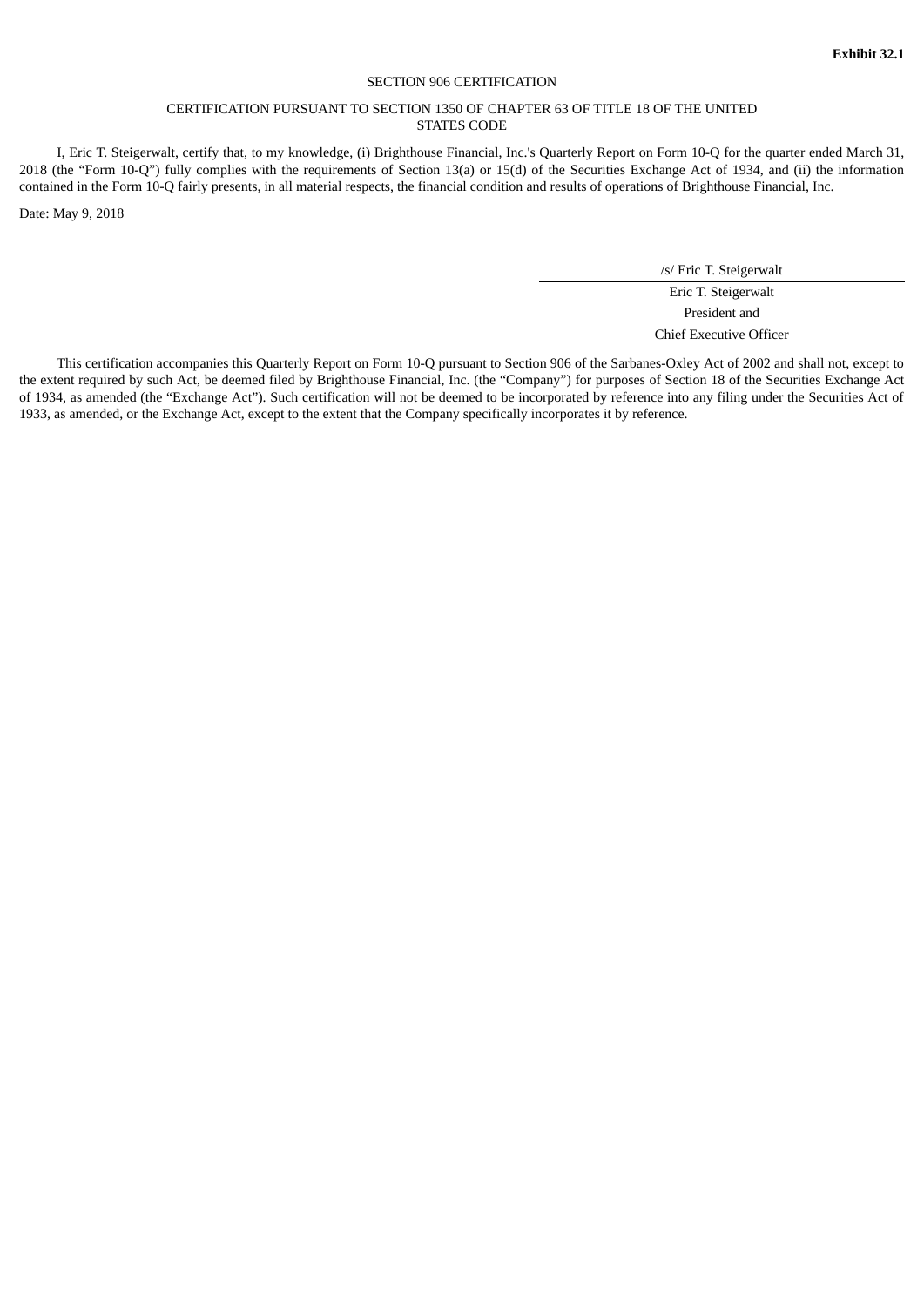**Exhibit 32.1**

SECTION 906 CERTIFICATION

CERTIFICATION PURSUANT TO SECTION 1350 OF CHAPTER 63 OF TITLE 18 OF THE UNITED STATES CODE

I, Eric T. Steigerwalt, certify that, to my knowledge, (i) Brighthouse Financial, Inc.'s Quarterly Report on Form 10-Q for the quarter ended March 31, 2018 (the "Form 10-Q") fully complies with the requirements of Section 13(a) or 15(d) of the Securities Exchange Act of 1934, and (ii) the information contained in the Form 10-Q fairly presents, in all material respects, the financial condition and results of operations of Brighthouse Financial, Inc.

Date: May 9, 2018

/s/ Eric T. Steigerwalt

Eric T. Steigerwalt
President and
Chief Executive Officer

This certification accompanies this Quarterly Report on Form 10-Q pursuant to Section 906 of the Sarbanes-Oxley Act of 2002 and shall not, except to the extent required by such Act, be deemed filed by Brighthouse Financial, Inc. (the "Company") for purposes of Section 18 of the Securities Exchange Act of 1934, as amended (the "Exchange Act"). Such certification will not be deemed to be incorporated by reference into any filing under the Securities Act of 1933, as amended, or the Exchange Act, except to the extent that the Company specifically incorporates it by reference.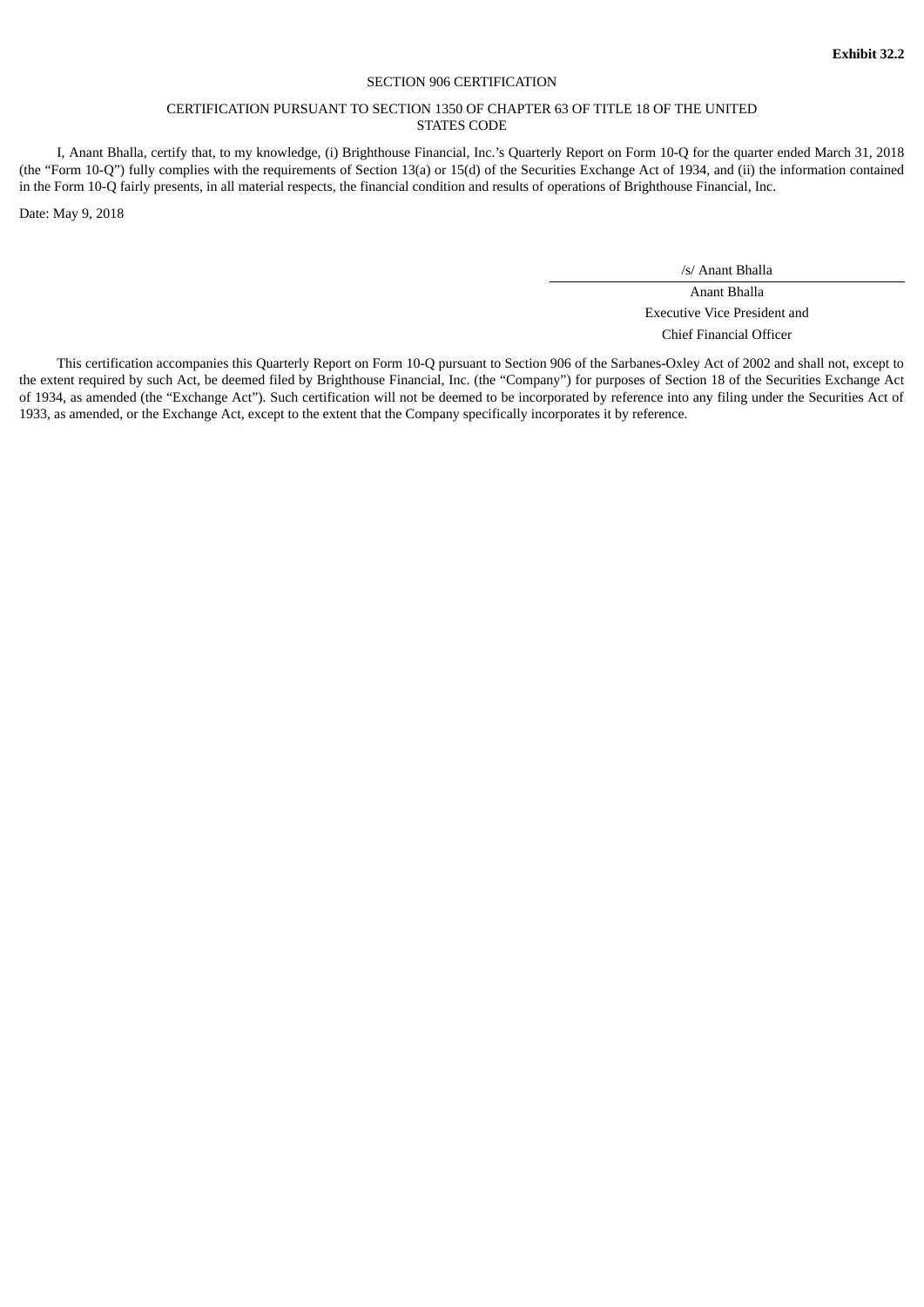**Exhibit 32.2**

SECTION 906 CERTIFICATION

CERTIFICATION PURSUANT TO SECTION 1350 OF CHAPTER 63 OF TITLE 18 OF THE UNITED STATES CODE

I, Anant Bhalla, certify that, to my knowledge, (i) Brighthouse Financial, Inc.'s Quarterly Report on Form 10-Q for the quarter ended March 31, 2018 (the "Form 10-Q") fully complies with the requirements of Section 13(a) or 15(d) of the Securities Exchange Act of 1934, and (ii) the information contained in the Form 10-Q fairly presents, in all material respects, the financial condition and results of operations of Brighthouse Financial, Inc.

Date: May 9, 2018

/s/ Anant Bhalla

Anant Bhalla
Executive Vice President and
Chief Financial Officer

This certification accompanies this Quarterly Report on Form 10-Q pursuant to Section 906 of the Sarbanes-Oxley Act of 2002 and shall not, except to the extent required by such Act, be deemed filed by Brighthouse Financial, Inc. (the "Company") for purposes of Section 18 of the Securities Exchange Act of 1934, as amended (the "Exchange Act"). Such certification will not be deemed to be incorporated by reference into any filing under the Securities Act of 1933, as amended, or the Exchange Act, except to the extent that the Company specifically incorporates it by reference.